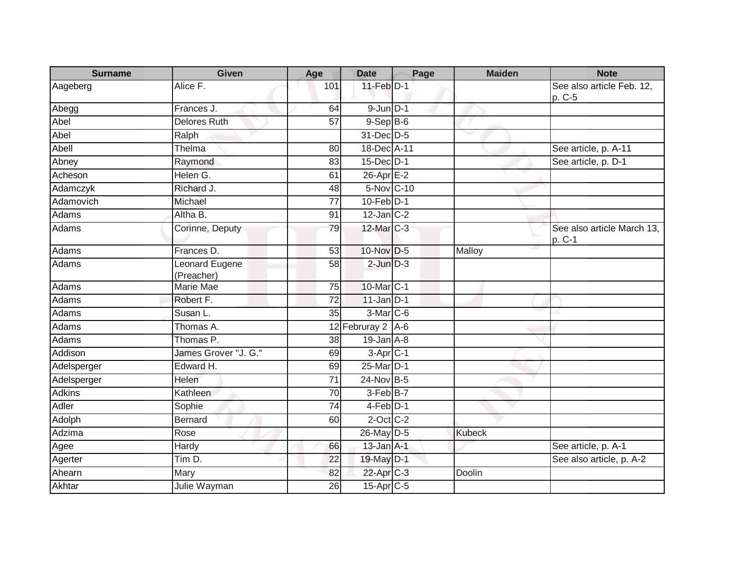| Surname | Given | Age | Date | Page | Maiden | Note |
|---|---|---|---|---|---|---|
| Aageberg | Alice F. | 101 | 11-Feb | D-1 | | See also article Feb. 12, p. C-5 |
| Abegg | Frances J. | 64 | 9-Jun | D-1 | | |
| Abel | Delores Ruth | 57 | 9-Sep | B-6 | | |
| Abel | Ralph | | 31-Dec | D-5 | | |
| Abell | Thelma | 80 | 18-Dec | A-11 | | See article, p. A-11 |
| Abney | Raymond | 83 | 15-Dec | D-1 | | See article, p. D-1 |
| Acheson | Helen G. | 61 | 26-Apr | E-2 | | |
| Adamczyk | Richard J. | 48 | 5-Nov | C-10 | | |
| Adamovich | Michael | 77 | 10-Feb | D-1 | | |
| Adams | Altha B. | 91 | 12-Jan | C-2 | | |
| Adams | Corinne, Deputy | 79 | 12-Mar | C-3 | | See also article March 13, p. C-1 |
| Adams | Frances D. | 53 | 10-Nov | D-5 | Malloy | |
| Adams | Leonard Eugene (Preacher) | 58 | 2-Jun | D-3 | | |
| Adams | Marie Mae | 75 | 10-Mar | C-1 | | |
| Adams | Robert F. | 72 | 11-Jan | D-1 | | |
| Adams | Susan L. | 35 | 3-Mar | C-6 | | |
| Adams | Thomas A. | 12 | Februray 2 | A-6 | | |
| Adams | Thomas P. | 38 | 19-Jan | A-8 | | |
| Addison | James Grover "J. G." | 69 | 3-Apr | C-1 | | |
| Adelsperger | Edward H. | 69 | 25-Mar | D-1 | | |
| Adelsperger | Helen | 71 | 24-Nov | B-5 | | |
| Adkins | Kathleen | 70 | 3-Feb | B-7 | | |
| Adler | Sophie | 74 | 4-Feb | D-1 | | |
| Adolph | Bernard | 60 | 2-Oct | C-2 | | |
| Adzima | Rose | | 26-May | D-5 | Kubeck | |
| Agee | Hardy | 66 | 13-Jan | A-1 | | See article, p. A-1 |
| Agerter | Tim D. | 22 | 19-May | D-1 | | See also article, p. A-2 |
| Ahearn | Mary | 82 | 22-Apr | C-3 | Doolin | |
| Akhtar | Julie Wayman | 26 | 15-Apr | C-5 | | |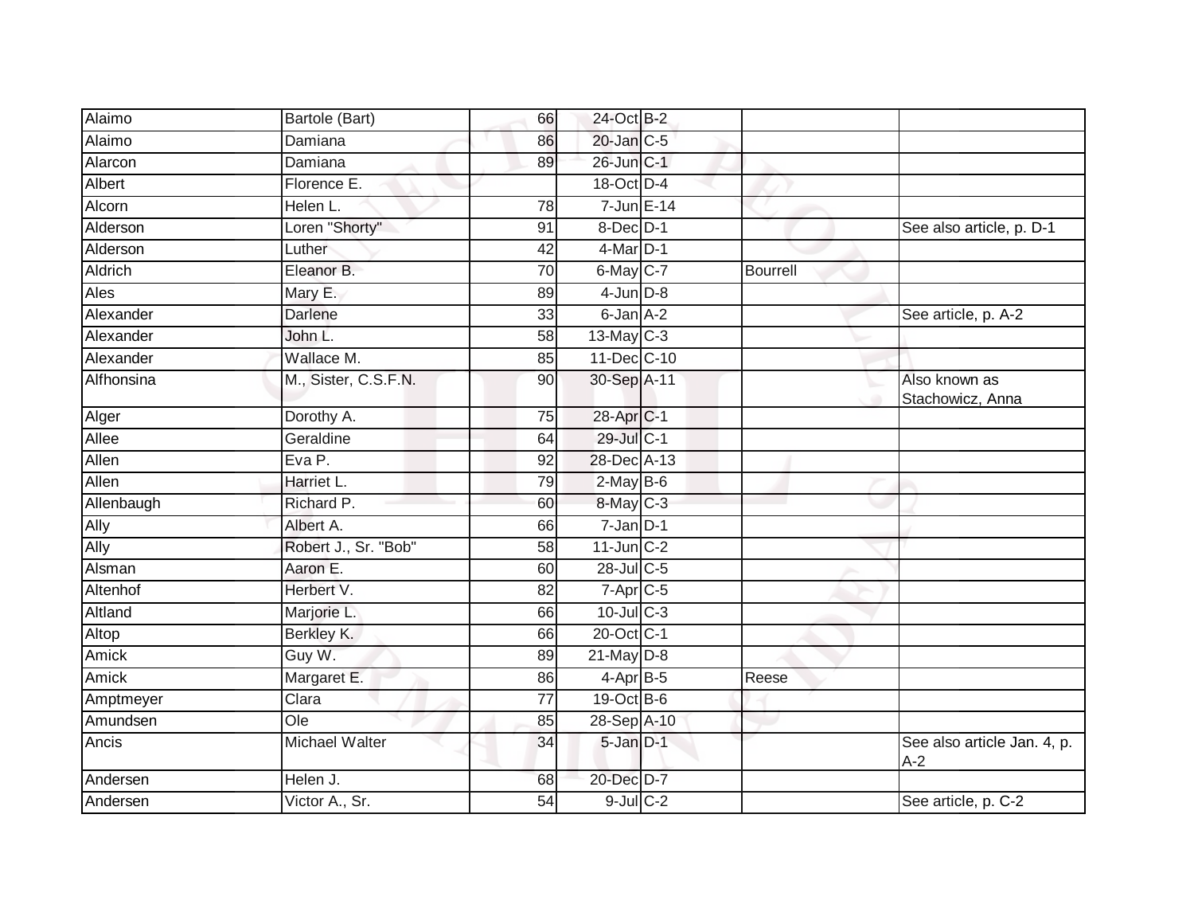| | | | | | | |
|---|---|---|---|---|---|---|
| Alaimo | Bartole (Bart) | 66 | 24-Oct | B-2 | | |
| Alaimo | Damiana | 86 | 20-Jan | C-5 | | |
| Alarcon | Damiana | 89 | 26-Jun | C-1 | | |
| Albert | Florence E. | | 18-Oct | D-4 | | |
| Alcorn | Helen L. | 78 | 7-Jun | E-14 | | |
| Alderson | Loren "Shorty" | 91 | 8-Dec | D-1 | | See also article, p. D-1 |
| Alderson | Luther | 42 | 4-Mar | D-1 | | |
| Aldrich | Eleanor B. | 70 | 6-May | C-7 | Bourrell | |
| Ales | Mary E. | 89 | 4-Jun | D-8 | | |
| Alexander | Darlene | 33 | 6-Jan | A-2 | | See article, p. A-2 |
| Alexander | John L. | 58 | 13-May | C-3 | | |
| Alexander | Wallace M. | 85 | 11-Dec | C-10 | | |
| Alfhonsina | M., Sister, C.S.F.N. | 90 | 30-Sep | A-11 | | Also known as Stachowicz, Anna |
| Alger | Dorothy A. | 75 | 28-Apr | C-1 | | |
| Allee | Geraldine | 64 | 29-Jul | C-1 | | |
| Allen | Eva P. | 92 | 28-Dec | A-13 | | |
| Allen | Harriet L. | 79 | 2-May | B-6 | | |
| Allenbaugh | Richard P. | 60 | 8-May | C-3 | | |
| Ally | Albert A. | 66 | 7-Jan | D-1 | | |
| Ally | Robert J., Sr. "Bob" | 58 | 11-Jun | C-2 | | |
| Alsman | Aaron E. | 60 | 28-Jul | C-5 | | |
| Altenhof | Herbert V. | 82 | 7-Apr | C-5 | | |
| Altland | Marjorie L. | 66 | 10-Jul | C-3 | | |
| Altop | Berkley K. | 66 | 20-Oct | C-1 | | |
| Amick | Guy W. | 89 | 21-May | D-8 | | |
| Amick | Margaret E. | 86 | 4-Apr | B-5 | Reese | |
| Amptmeyer | Clara | 77 | 19-Oct | B-6 | | |
| Amundsen | Ole | 85 | 28-Sep | A-10 | | |
| Ancis | Michael Walter | 34 | 5-Jan | D-1 | | See also article Jan. 4, p. A-2 |
| Andersen | Helen J. | 68 | 20-Dec | D-7 | | |
| Andersen | Victor A., Sr. | 54 | 9-Jul | C-2 | | See article, p. C-2 |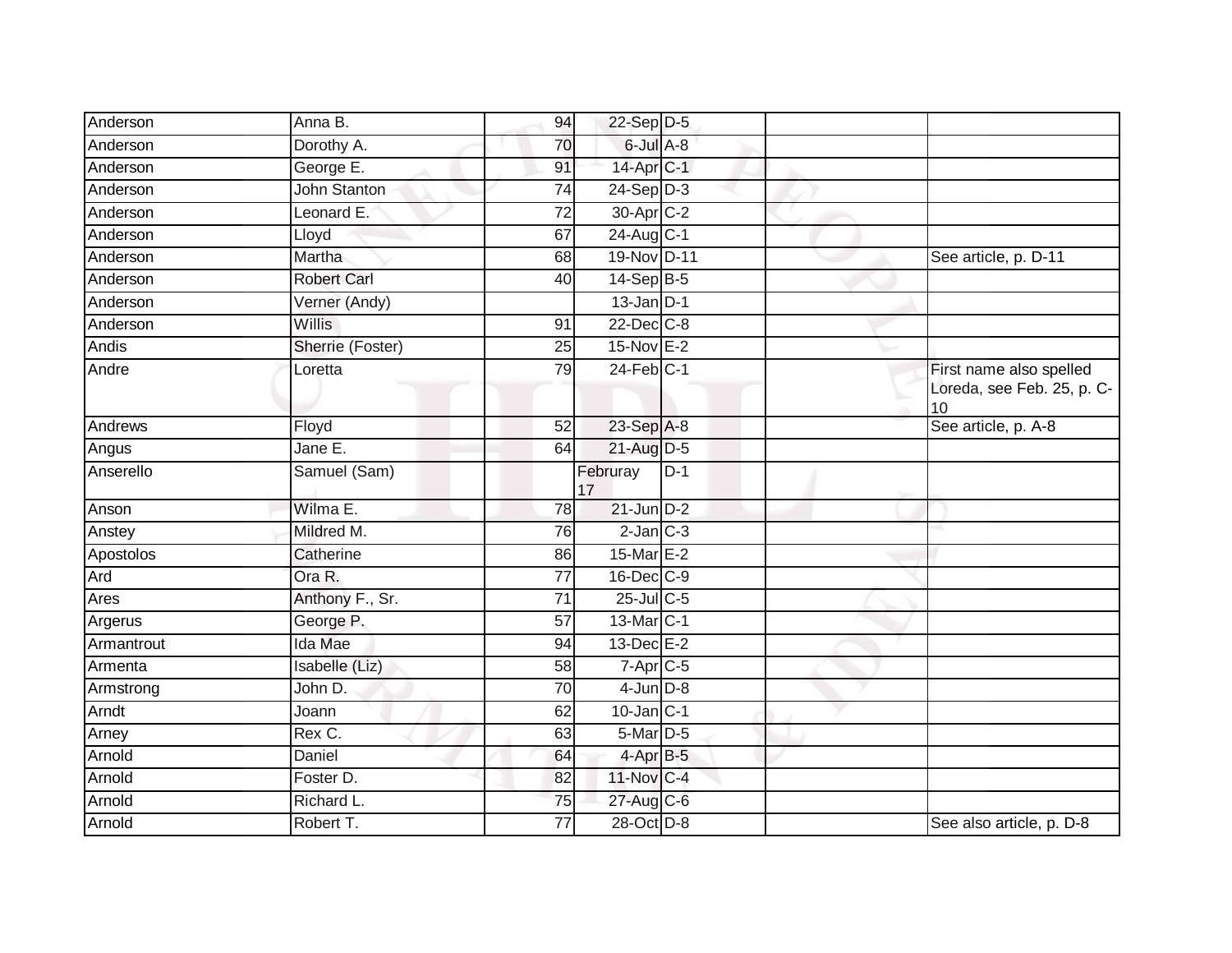| | | | | | | |
|---|---|---|---|---|---|---|
| Anderson | Anna B. | 94 | 22-Sep | D-5 | | |
| Anderson | Dorothy A. | 70 | 6-Jul | A-8 | | |
| Anderson | George E. | 91 | 14-Apr | C-1 | | |
| Anderson | John Stanton | 74 | 24-Sep | D-3 | | |
| Anderson | Leonard E. | 72 | 30-Apr | C-2 | | |
| Anderson | Lloyd | 67 | 24-Aug | C-1 | | |
| Anderson | Martha | 68 | 19-Nov | D-11 | | See article, p. D-11 |
| Anderson | Robert Carl | 40 | 14-Sep | B-5 | | |
| Anderson | Verner (Andy) | | 13-Jan | D-1 | | |
| Anderson | Willis | 91 | 22-Dec | C-8 | | |
| Andis | Sherrie (Foster) | 25 | 15-Nov | E-2 | | |
| Andre | Loretta | 79 | 24-Feb | C-1 | | First name also spelled Loreda, see Feb. 25, p. C-10 |
| Andrews | Floyd | 52 | 23-Sep | A-8 | | See article, p. A-8 |
| Angus | Jane E. | 64 | 21-Aug | D-5 | | |
| Anserello | Samuel (Sam) | | Februray 17 | D-1 | | |
| Anson | Wilma E. | 78 | 21-Jun | D-2 | | |
| Anstey | Mildred M. | 76 | 2-Jan | C-3 | | |
| Apostolos | Catherine | 86 | 15-Mar | E-2 | | |
| Ard | Ora R. | 77 | 16-Dec | C-9 | | |
| Ares | Anthony F., Sr. | 71 | 25-Jul | C-5 | | |
| Argerus | George P. | 57 | 13-Mar | C-1 | | |
| Armantrout | Ida Mae | 94 | 13-Dec | E-2 | | |
| Armenta | Isabelle (Liz) | 58 | 7-Apr | C-5 | | |
| Armstrong | John D. | 70 | 4-Jun | D-8 | | |
| Arndt | Joann | 62 | 10-Jan | C-1 | | |
| Arney | Rex C. | 63 | 5-Mar | D-5 | | |
| Arnold | Daniel | 64 | 4-Apr | B-5 | | |
| Arnold | Foster D. | 82 | 11-Nov | C-4 | | |
| Arnold | Richard L. | 75 | 27-Aug | C-6 | | |
| Arnold | Robert T. | 77 | 28-Oct | D-8 | | See also article, p. D-8 |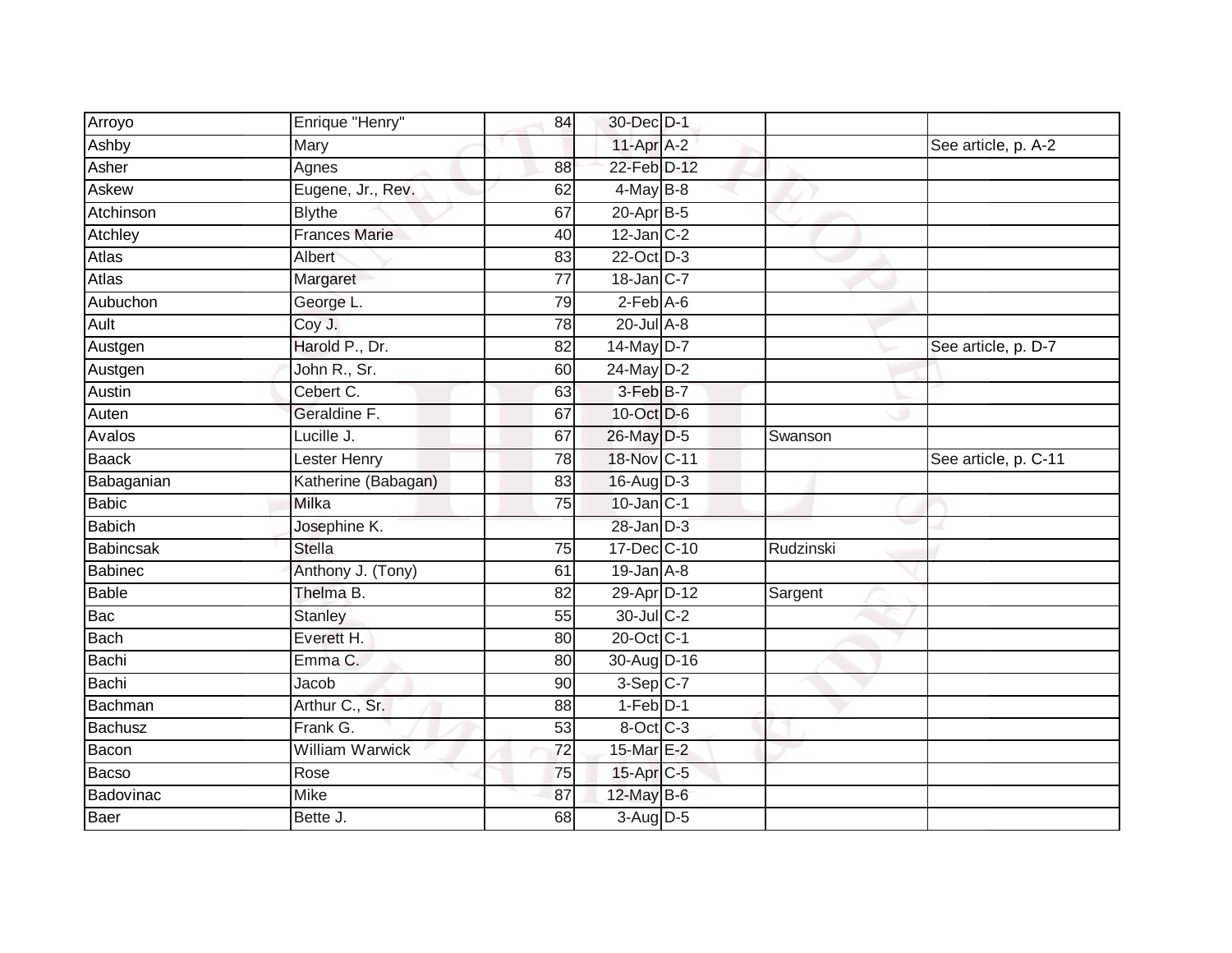| | | | | | | |
|---|---|---|---|---|---|---|
| Arroyo | Enrique "Henry" | 84 | 30-Dec | D-1 | | |
| Ashby | Mary | | 11-Apr | A-2 | | See article, p. A-2 |
| Asher | Agnes | 88 | 22-Feb | D-12 | | |
| Askew | Eugene, Jr., Rev. | 62 | 4-May | B-8 | | |
| Atchinson | Blythe | 67 | 20-Apr | B-5 | | |
| Atchley | Frances Marie | 40 | 12-Jan | C-2 | | |
| Atlas | Albert | 83 | 22-Oct | D-3 | | |
| Atlas | Margaret | 77 | 18-Jan | C-7 | | |
| Aubuchon | George L. | 79 | 2-Feb | A-6 | | |
| Ault | Coy J. | 78 | 20-Jul | A-8 | | |
| Austgen | Harold P., Dr. | 82 | 14-May | D-7 | | See article, p. D-7 |
| Austgen | John R., Sr. | 60 | 24-May | D-2 | | |
| Austin | Cebert C. | 63 | 3-Feb | B-7 | | |
| Auten | Geraldine F. | 67 | 10-Oct | D-6 | | |
| Avalos | Lucille J. | 67 | 26-May | D-5 | Swanson | |
| Baack | Lester Henry | 78 | 18-Nov | C-11 | | See article, p. C-11 |
| Babaganian | Katherine (Babagan) | 83 | 16-Aug | D-3 | | |
| Babic | Milka | 75 | 10-Jan | C-1 | | |
| Babich | Josephine K. | | 28-Jan | D-3 | | |
| Babincsak | Stella | 75 | 17-Dec | C-10 | Rudzinski | |
| Babinec | Anthony J. (Tony) | 61 | 19-Jan | A-8 | | |
| Bable | Thelma B. | 82 | 29-Apr | D-12 | Sargent | |
| Bac | Stanley | 55 | 30-Jul | C-2 | | |
| Bach | Everett H. | 80 | 20-Oct | C-1 | | |
| Bachi | Emma C. | 80 | 30-Aug | D-16 | | |
| Bachi | Jacob | 90 | 3-Sep | C-7 | | |
| Bachman | Arthur C., Sr. | 88 | 1-Feb | D-1 | | |
| Bachusz | Frank G. | 53 | 8-Oct | C-3 | | |
| Bacon | William Warwick | 72 | 15-Mar | E-2 | | |
| Bacso | Rose | 75 | 15-Apr | C-5 | | |
| Badovinac | Mike | 87 | 12-May | B-6 | | |
| Baer | Bette J. | 68 | 3-Aug | D-5 | | |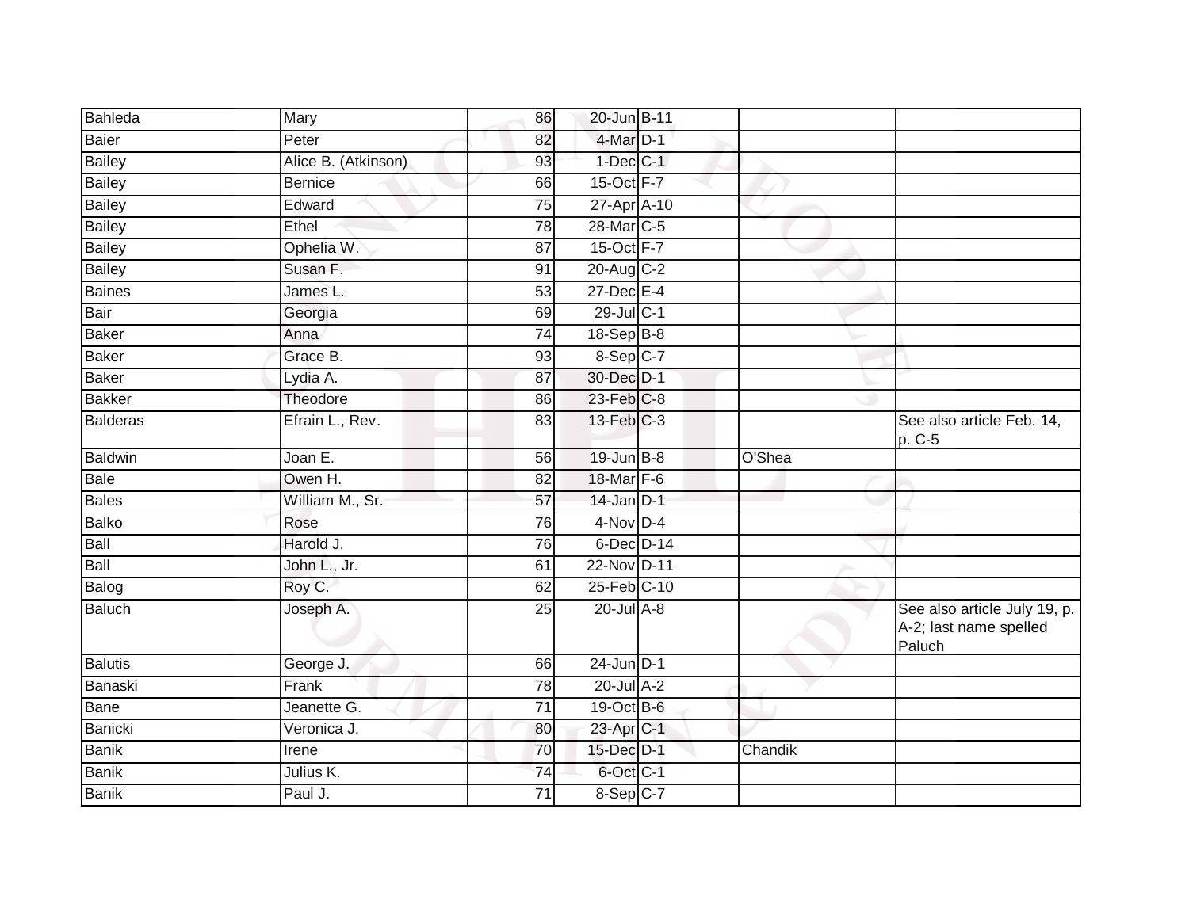| | | | | | | |
|---|---|---|---|---|---|---|
| Bahleda | Mary | 86 | 20-Jun | B-11 | | |
| Baier | Peter | 82 | 4-Mar | D-1 | | |
| Bailey | Alice B. (Atkinson) | 93 | 1-Dec | C-1 | | |
| Bailey | Bernice | 66 | 15-Oct | F-7 | | |
| Bailey | Edward | 75 | 27-Apr | A-10 | | |
| Bailey | Ethel | 78 | 28-Mar | C-5 | | |
| Bailey | Ophelia W. | 87 | 15-Oct | F-7 | | |
| Bailey | Susan F. | 91 | 20-Aug | C-2 | | |
| Baines | James L. | 53 | 27-Dec | E-4 | | |
| Bair | Georgia | 69 | 29-Jul | C-1 | | |
| Baker | Anna | 74 | 18-Sep | B-8 | | |
| Baker | Grace B. | 93 | 8-Sep | C-7 | | |
| Baker | Lydia A. | 87 | 30-Dec | D-1 | | |
| Bakker | Theodore | 86 | 23-Feb | C-8 | | |
| Balderas | Efrain L., Rev. | 83 | 13-Feb | C-3 | | See also article Feb. 14, p. C-5 |
| Baldwin | Joan E. | 56 | 19-Jun | B-8 | O'Shea | |
| Bale | Owen H. | 82 | 18-Mar | F-6 | | |
| Bales | William M., Sr. | 57 | 14-Jan | D-1 | | |
| Balko | Rose | 76 | 4-Nov | D-4 | | |
| Ball | Harold J. | 76 | 6-Dec | D-14 | | |
| Ball | John L., Jr. | 61 | 22-Nov | D-11 | | |
| Balog | Roy C. | 62 | 25-Feb | C-10 | | |
| Baluch | Joseph A. | 25 | 20-Jul | A-8 | | See also article July 19, p. A-2; last name spelled Paluch |
| Balutis | George J. | 66 | 24-Jun | D-1 | | |
| Banaski | Frank | 78 | 20-Jul | A-2 | | |
| Bane | Jeanette G. | 71 | 19-Oct | B-6 | | |
| Banicki | Veronica J. | 80 | 23-Apr | C-1 | | |
| Banik | Irene | 70 | 15-Dec | D-1 | Chandik | |
| Banik | Julius K. | 74 | 6-Oct | C-1 | | |
| Banik | Paul J. | 71 | 8-Sep | C-7 | | |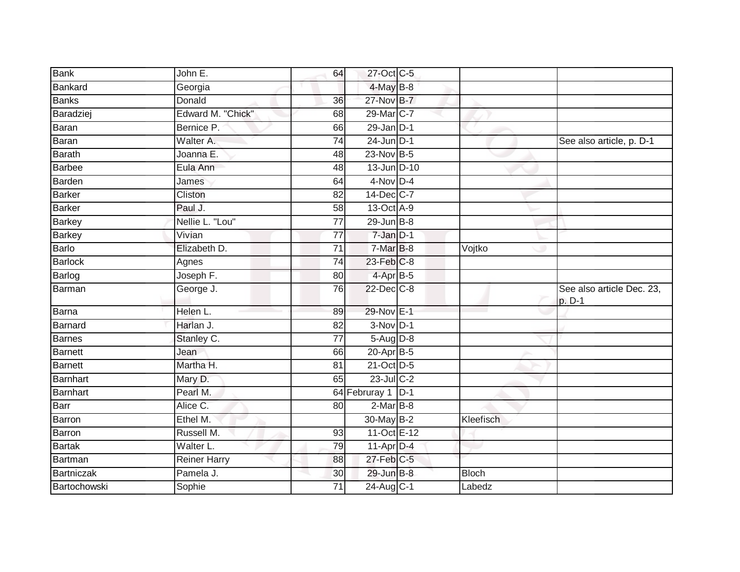| | | | | | | |
|---|---|---|---|---|---|---|
| Bank | John E. | 64 | 27-Oct | C-5 | | |
| Bankard | Georgia | | 4-May | B-8 | | |
| Banks | Donald | 36 | 27-Nov | B-7 | | |
| Baradziej | Edward M. "Chick" | 68 | 29-Mar | C-7 | | |
| Baran | Bernice P. | 66 | 29-Jan | D-1 | | |
| Baran | Walter A. | 74 | 24-Jun | D-1 | | See also article, p. D-1 |
| Barath | Joanna E. | 48 | 23-Nov | B-5 | | |
| Barbee | Eula Ann | 48 | 13-Jun | D-10 | | |
| Barden | James | 64 | 4-Nov | D-4 | | |
| Barker | Cliston | 82 | 14-Dec | C-7 | | |
| Barker | Paul J. | 58 | 13-Oct | A-9 | | |
| Barkey | Nellie L. "Lou" | 77 | 29-Jun | B-8 | | |
| Barkey | Vivian | 77 | 7-Jan | D-1 | | |
| Barlo | Elizabeth D. | 71 | 7-Mar | B-8 | Vojtko | |
| Barlock | Agnes | 74 | 23-Feb | C-8 | | |
| Barlog | Joseph F. | 80 | 4-Apr | B-5 | | |
| Barman | George J. | 76 | 22-Dec | C-8 | | See also article Dec. 23, p. D-1 |
| Barna | Helen L. | 89 | 29-Nov | E-1 | | |
| Barnard | Harlan J. | 82 | 3-Nov | D-1 | | |
| Barnes | Stanley C. | 77 | 5-Aug | D-8 | | |
| Barnett | Jean | 66 | 20-Apr | B-5 | | |
| Barnett | Martha H. | 81 | 21-Oct | D-5 | | |
| Barnhart | Mary D. | 65 | 23-Jul | C-2 | | |
| Barnhart | Pearl M. | 64 | Februray 1 | D-1 | | |
| Barr | Alice C. | 80 | 2-Mar | B-8 | | |
| Barron | Ethel M. | | 30-May | B-2 | Kleefisch | |
| Barron | Russell M. | 93 | 11-Oct | E-12 | | |
| Bartak | Walter L. | 79 | 11-Apr | D-4 | | |
| Bartman | Reiner Harry | 88 | 27-Feb | C-5 | | |
| Bartniczak | Pamela J. | 30 | 29-Jun | B-8 | Bloch | |
| Bartochowski | Sophie | 71 | 24-Aug | C-1 | Labedz | |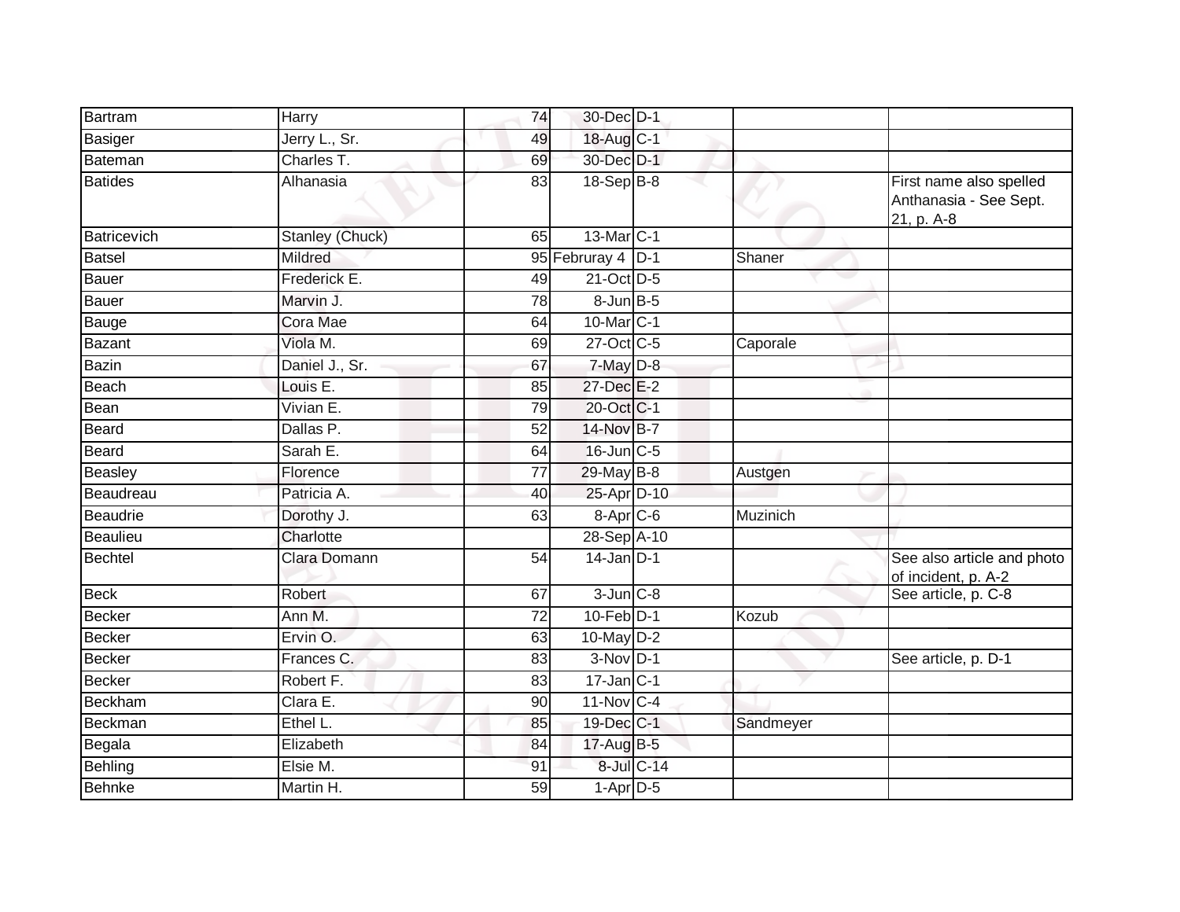| | | | | | | |
|---|---|---|---|---|---|---|
| Bartram | Harry | 74 | 30-Dec | D-1 | | |
| Basiger | Jerry L., Sr. | 49 | 18-Aug | C-1 | | |
| Bateman | Charles T. | 69 | 30-Dec | D-1 | | |
| Batides | Alhanasia | 83 | 18-Sep | B-8 | | First name also spelled Anthanasia - See Sept. 21, p. A-8 |
| Batricevich | Stanley (Chuck) | 65 | 13-Mar | C-1 | | |
| Batsel | Mildred | 95 | Februray 4 | D-1 | Shaner | |
| Bauer | Frederick E. | 49 | 21-Oct | D-5 | | |
| Bauer | Marvin J. | 78 | 8-Jun | B-5 | | |
| Bauge | Cora Mae | 64 | 10-Mar | C-1 | | |
| Bazant | Viola M. | 69 | 27-Oct | C-5 | Caporale | |
| Bazin | Daniel J., Sr. | 67 | 7-May | D-8 | | |
| Beach | Louis E. | 85 | 27-Dec | E-2 | | |
| Bean | Vivian E. | 79 | 20-Oct | C-1 | | |
| Beard | Dallas P. | 52 | 14-Nov | B-7 | | |
| Beard | Sarah E. | 64 | 16-Jun | C-5 | | |
| Beasley | Florence | 77 | 29-May | B-8 | Austgen | |
| Beaudreau | Patricia A. | 40 | 25-Apr | D-10 | | |
| Beaudrie | Dorothy J. | 63 | 8-Apr | C-6 | Muzinich | |
| Beaulieu | Charlotte | | 28-Sep | A-10 | | |
| Bechtel | Clara Domann | 54 | 14-Jan | D-1 | | See also article and photo of incident, p. A-2 |
| Beck | Robert | 67 | 3-Jun | C-8 | | See article, p. C-8 |
| Becker | Ann M. | 72 | 10-Feb | D-1 | Kozub | |
| Becker | Ervin O. | 63 | 10-May | D-2 | | |
| Becker | Frances C. | 83 | 3-Nov | D-1 | | See article, p. D-1 |
| Becker | Robert F. | 83 | 17-Jan | C-1 | | |
| Beckham | Clara E. | 90 | 11-Nov | C-4 | | |
| Beckman | Ethel L. | 85 | 19-Dec | C-1 | Sandmeyer | |
| Begala | Elizabeth | 84 | 17-Aug | B-5 | | |
| Behling | Elsie M. | 91 | 8-Jul | C-14 | | |
| Behnke | Martin H. | 59 | 1-Apr | D-5 | | |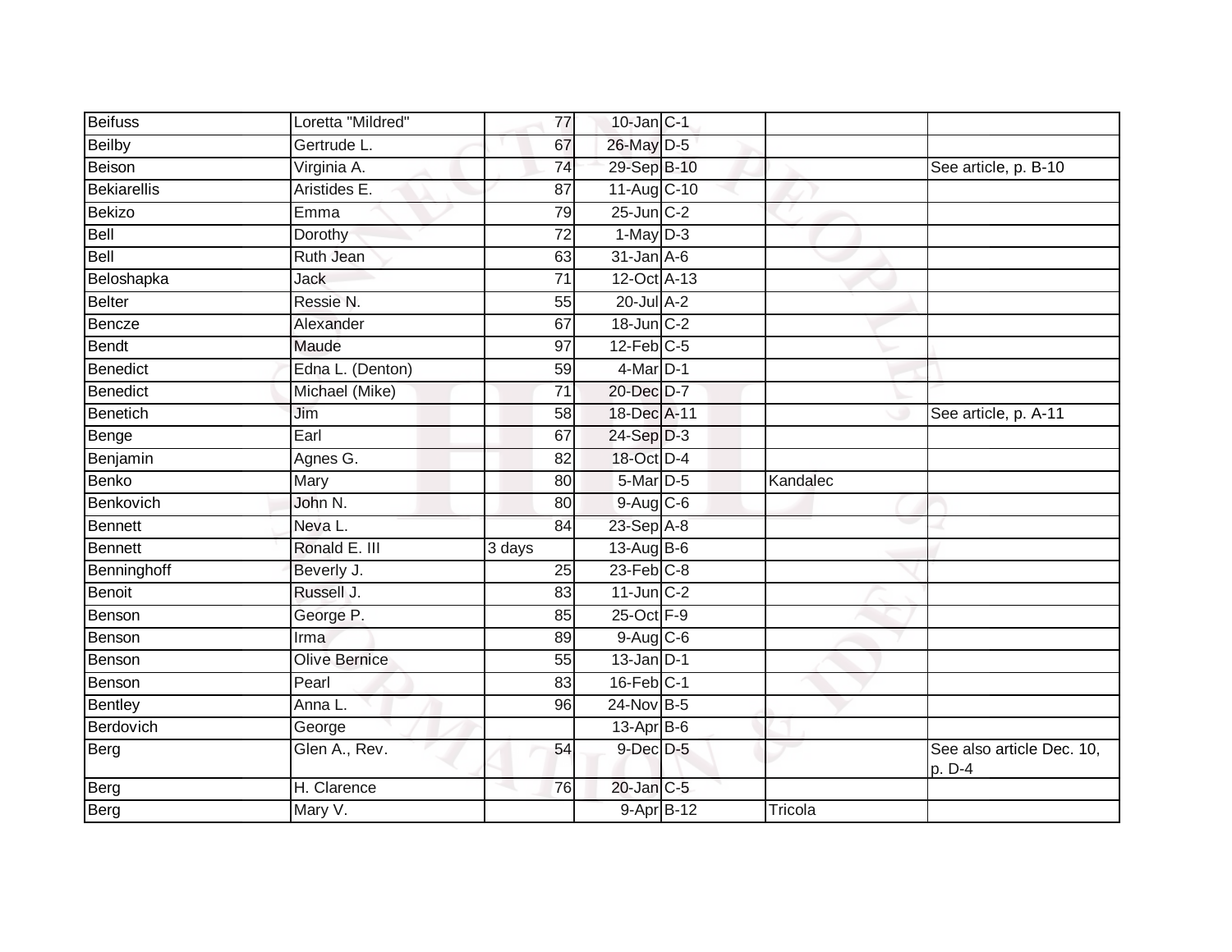| Beifuss | Loretta "Mildred" | 77 | 10-Jan | C-1 | | |
|---|---|---|---|---|---|---|
| Beilby | Gertrude L. | 67 | 26-May | D-5 | | |
| Beison | Virginia A. | 74 | 29-Sep | B-10 | | See article, p. B-10 |
| Bekiarellis | Aristides E. | 87 | 11-Aug | C-10 | | |
| Bekizo | Emma | 79 | 25-Jun | C-2 | | |
| Bell | Dorothy | 72 | 1-May | D-3 | | |
| Bell | Ruth Jean | 63 | 31-Jan | A-6 | | |
| Beloshapka | Jack | 71 | 12-Oct | A-13 | | |
| Belter | Ressie N. | 55 | 20-Jul | A-2 | | |
| Bencze | Alexander | 67 | 18-Jun | C-2 | | |
| Bendt | Maude | 97 | 12-Feb | C-5 | | |
| Benedict | Edna L. (Denton) | 59 | 4-Mar | D-1 | | |
| Benedict | Michael (Mike) | 71 | 20-Dec | D-7 | | |
| Benetich | Jim | 58 | 18-Dec | A-11 | | See article, p. A-11 |
| Benge | Earl | 67 | 24-Sep | D-3 | | |
| Benjamin | Agnes G. | 82 | 18-Oct | D-4 | | |
| Benko | Mary | 80 | 5-Mar | D-5 | Kandalec | |
| Benkovich | John N. | 80 | 9-Aug | C-6 | | |
| Bennett | Neva L. | 84 | 23-Sep | A-8 | | |
| Bennett | Ronald E. III | 3 days | 13-Aug | B-6 | | |
| Benninghoff | Beverly J. | 25 | 23-Feb | C-8 | | |
| Benoit | Russell J. | 83 | 11-Jun | C-2 | | |
| Benson | George P. | 85 | 25-Oct | F-9 | | |
| Benson | Irma | 89 | 9-Aug | C-6 | | |
| Benson | Olive Bernice | 55 | 13-Jan | D-1 | | |
| Benson | Pearl | 83 | 16-Feb | C-1 | | |
| Bentley | Anna L. | 96 | 24-Nov | B-5 | | |
| Berdovich | George | | 13-Apr | B-6 | | |
| Berg | Glen A., Rev. | 54 | 9-Dec | D-5 | | See also article Dec. 10, p. D-4 |
| Berg | H. Clarence | 76 | 20-Jan | C-5 | | |
| Berg | Mary V. | | 9-Apr | B-12 | Tricola | |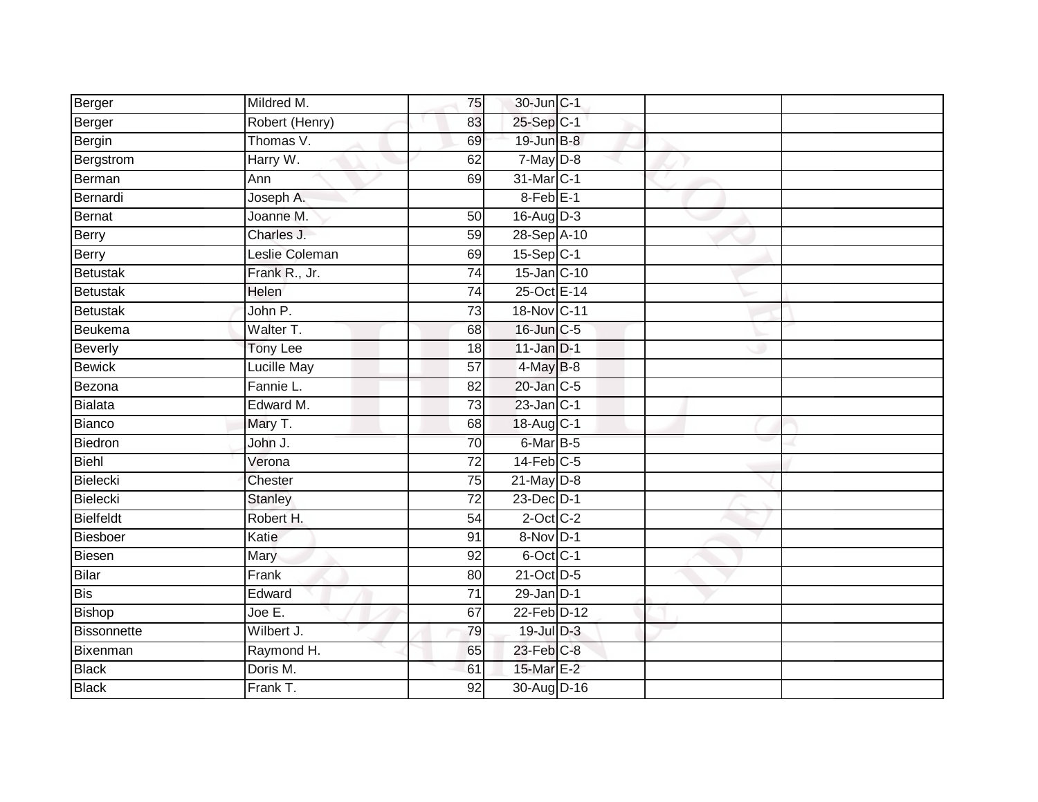| | | | | | | |
|---|---|---|---|---|---|---|
| Berger | Mildred M. | 75 | 30-Jun | C-1 | | |
| Berger | Robert (Henry) | 83 | 25-Sep | C-1 | | |
| Bergin | Thomas V. | 69 | 19-Jun | B-8 | | |
| Bergstrom | Harry W. | 62 | 7-May | D-8 | | |
| Berman | Ann | 69 | 31-Mar | C-1 | | |
| Bernardi | Joseph A. | | 8-Feb | E-1 | | |
| Bernat | Joanne M. | 50 | 16-Aug | D-3 | | |
| Berry | Charles J. | 59 | 28-Sep | A-10 | | |
| Berry | Leslie Coleman | 69 | 15-Sep | C-1 | | |
| Betustak | Frank R., Jr. | 74 | 15-Jan | C-10 | | |
| Betustak | Helen | 74 | 25-Oct | E-14 | | |
| Betustak | John P. | 73 | 18-Nov | C-11 | | |
| Beukema | Walter T. | 68 | 16-Jun | C-5 | | |
| Beverly | Tony Lee | 18 | 11-Jan | D-1 | | |
| Bewick | Lucille May | 57 | 4-May | B-8 | | |
| Bezona | Fannie L. | 82 | 20-Jan | C-5 | | |
| Bialata | Edward M. | 73 | 23-Jan | C-1 | | |
| Bianco | Mary T. | 68 | 18-Aug | C-1 | | |
| Biedron | John J. | 70 | 6-Mar | B-5 | | |
| Biehl | Verona | 72 | 14-Feb | C-5 | | |
| Bielecki | Chester | 75 | 21-May | D-8 | | |
| Bielecki | Stanley | 72 | 23-Dec | D-1 | | |
| Bielfeldt | Robert H. | 54 | 2-Oct | C-2 | | |
| Biesboer | Katie | 91 | 8-Nov | D-1 | | |
| Biesen | Mary | 92 | 6-Oct | C-1 | | |
| Bilar | Frank | 80 | 21-Oct | D-5 | | |
| Bis | Edward | 71 | 29-Jan | D-1 | | |
| Bishop | Joe E. | 67 | 22-Feb | D-12 | | |
| Bissonnette | Wilbert J. | 79 | 19-Jul | D-3 | | |
| Bixenman | Raymond H. | 65 | 23-Feb | C-8 | | |
| Black | Doris M. | 61 | 15-Mar | E-2 | | |
| Black | Frank T. | 92 | 30-Aug | D-16 | | |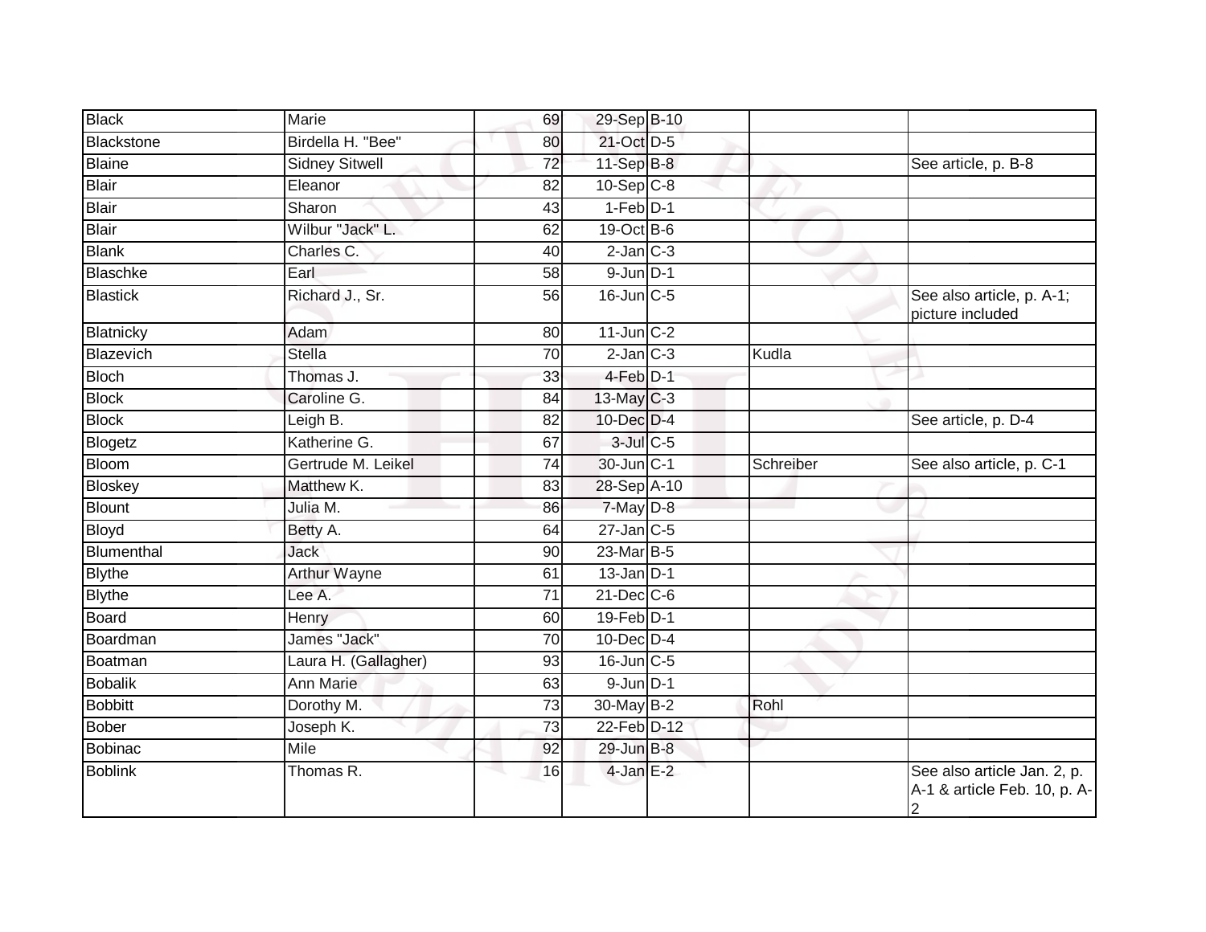| | | | | | | |
|---|---|---|---|---|---|---|
| Black | Marie | 69 | 29-Sep | B-10 | | |
| Blackstone | Birdella H. "Bee" | 80 | 21-Oct | D-5 | | |
| Blaine | Sidney Sitwell | 72 | 11-Sep | B-8 | | See article, p. B-8 |
| Blair | Eleanor | 82 | 10-Sep | C-8 | | |
| Blair | Sharon | 43 | 1-Feb | D-1 | | |
| Blair | Wilbur "Jack" L. | 62 | 19-Oct | B-6 | | |
| Blank | Charles C. | 40 | 2-Jan | C-3 | | |
| Blaschke | Earl | 58 | 9-Jun | D-1 | | |
| Blastick | Richard J., Sr. | 56 | 16-Jun | C-5 | | See also article, p. A-1; picture included |
| Blatnicky | Adam | 80 | 11-Jun | C-2 | | |
| Blazevich | Stella | 70 | 2-Jan | C-3 | Kudla | |
| Bloch | Thomas J. | 33 | 4-Feb | D-1 | | |
| Block | Caroline G. | 84 | 13-May | C-3 | | |
| Block | Leigh B. | 82 | 10-Dec | D-4 | | See article, p. D-4 |
| Blogetz | Katherine G. | 67 | 3-Jul | C-5 | | |
| Bloom | Gertrude M. Leikel | 74 | 30-Jun | C-1 | Schreiber | See also article, p. C-1 |
| Bloskey | Matthew K. | 83 | 28-Sep | A-10 | | |
| Blount | Julia M. | 86 | 7-May | D-8 | | |
| Bloyd | Betty A. | 64 | 27-Jan | C-5 | | |
| Blumenthal | Jack | 90 | 23-Mar | B-5 | | |
| Blythe | Arthur Wayne | 61 | 13-Jan | D-1 | | |
| Blythe | Lee A. | 71 | 21-Dec | C-6 | | |
| Board | Henry | 60 | 19-Feb | D-1 | | |
| Boardman | James "Jack" | 70 | 10-Dec | D-4 | | |
| Boatman | Laura H. (Gallagher) | 93 | 16-Jun | C-5 | | |
| Bobalik | Ann Marie | 63 | 9-Jun | D-1 | | |
| Bobbitt | Dorothy M. | 73 | 30-May | B-2 | Rohl | |
| Bober | Joseph K. | 73 | 22-Feb | D-12 | | |
| Bobinac | Mile | 92 | 29-Jun | B-8 | | |
| Boblink | Thomas R. | 16 | 4-Jan | E-2 | | See also article Jan. 2, p. A-1 & article Feb. 10, p. A-2 |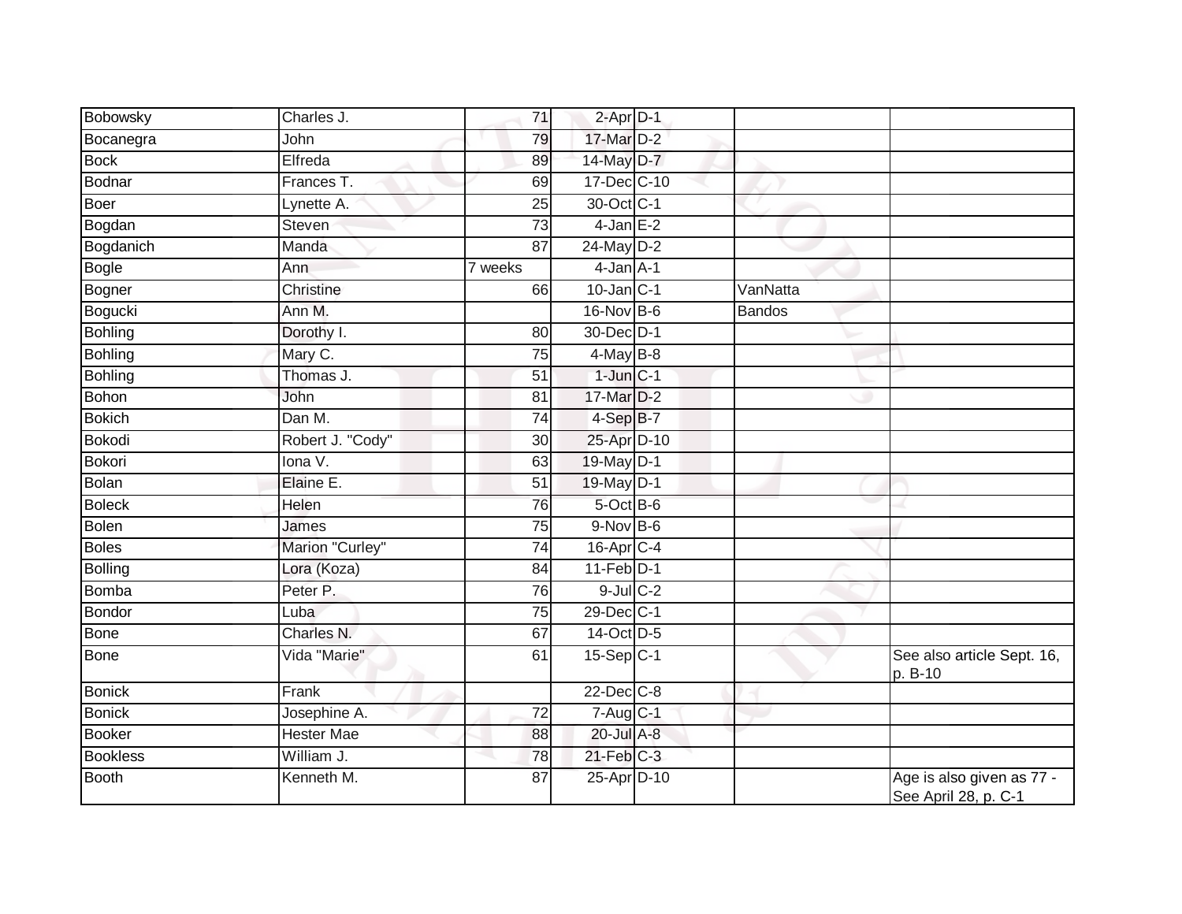| Bobowsky | Charles J. | 71 | 2-Apr | D-1 | | |
|---|---|---|---|---|---|---|
| Bocanegra | John | 79 | 17-Mar | D-2 | | |
| Bock | Elfreda | 89 | 14-May | D-7 | | |
| Bodnar | Frances T. | 69 | 17-Dec | C-10 | | |
| Boer | Lynette A. | 25 | 30-Oct | C-1 | | |
| Bogdan | Steven | 73 | 4-Jan | E-2 | | |
| Bogdanich | Manda | 87 | 24-May | D-2 | | |
| Bogle | Ann | 7 weeks | 4-Jan | A-1 | | |
| Bogner | Christine | 66 | 10-Jan | C-1 | VanNatta | |
| Bogucki | Ann M. | | 16-Nov | B-6 | Bandos | |
| Bohling | Dorothy I. | 80 | 30-Dec | D-1 | | |
| Bohling | Mary C. | 75 | 4-May | B-8 | | |
| Bohling | Thomas J. | 51 | 1-Jun | C-1 | | |
| Bohon | John | 81 | 17-Mar | D-2 | | |
| Bokich | Dan M. | 74 | 4-Sep | B-7 | | |
| Bokodi | Robert J. "Cody" | 30 | 25-Apr | D-10 | | |
| Bokori | Iona V. | 63 | 19-May | D-1 | | |
| Bolan | Elaine E. | 51 | 19-May | D-1 | | |
| Boleck | Helen | 76 | 5-Oct | B-6 | | |
| Bolen | James | 75 | 9-Nov | B-6 | | |
| Boles | Marion "Curley" | 74 | 16-Apr | C-4 | | |
| Bolling | Lora (Koza) | 84 | 11-Feb | D-1 | | |
| Bomba | Peter P. | 76 | 9-Jul | C-2 | | |
| Bondor | Luba | 75 | 29-Dec | C-1 | | |
| Bone | Charles N. | 67 | 14-Oct | D-5 | | |
| Bone | Vida "Marie" | 61 | 15-Sep | C-1 | | See also article Sept. 16, p. B-10 |
| Bonick | Frank | | 22-Dec | C-8 | | |
| Bonick | Josephine A. | 72 | 7-Aug | C-1 | | |
| Booker | Hester Mae | 88 | 20-Jul | A-8 | | |
| Bookless | William J. | 78 | 21-Feb | C-3 | | |
| Booth | Kenneth M. | 87 | 25-Apr | D-10 | | Age is also given as 77 - See April 28, p. C-1 |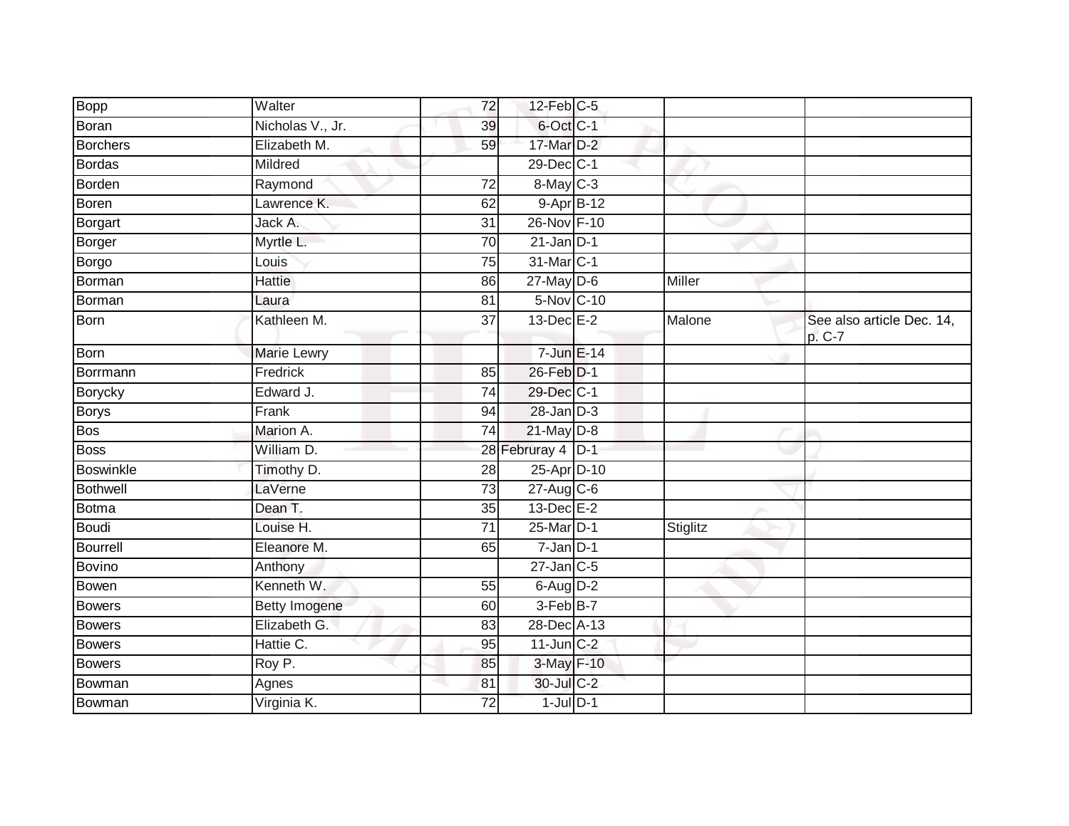| | | | | | | |
|---|---|---|---|---|---|---|
| Bopp | Walter | 72 | 12-Feb | C-5 | | |
| Boran | Nicholas V., Jr. | 39 | 6-Oct | C-1 | | |
| Borchers | Elizabeth M. | 59 | 17-Mar | D-2 | | |
| Bordas | Mildred | | 29-Dec | C-1 | | |
| Borden | Raymond | 72 | 8-May | C-3 | | |
| Boren | Lawrence K. | 62 | 9-Apr | B-12 | | |
| Borgart | Jack A. | 31 | 26-Nov | F-10 | | |
| Borger | Myrtle L. | 70 | 21-Jan | D-1 | | |
| Borgo | Louis | 75 | 31-Mar | C-1 | | |
| Borman | Hattie | 86 | 27-May | D-6 | Miller | |
| Borman | Laura | 81 | 5-Nov | C-10 | | |
| Born | Kathleen M. | 37 | 13-Dec | E-2 | Malone | See also article Dec. 14, p. C-7 |
| Born | Marie Lewry | | 7-Jun | E-14 | | |
| Borrmann | Fredrick | 85 | 26-Feb | D-1 | | |
| Borycky | Edward J. | 74 | 29-Dec | C-1 | | |
| Borys | Frank | 94 | 28-Jan | D-3 | | |
| Bos | Marion A. | 74 | 21-May | D-8 | | |
| Boss | William D. | 28 | Februray 4 | D-1 | | |
| Boswinkle | Timothy D. | 28 | 25-Apr | D-10 | | |
| Bothwell | LaVerne | 73 | 27-Aug | C-6 | | |
| Botma | Dean T. | 35 | 13-Dec | E-2 | | |
| Boudi | Louise H. | 71 | 25-Mar | D-1 | Stiglitz | |
| Bourrell | Eleanore M. | 65 | 7-Jan | D-1 | | |
| Bovino | Anthony | | 27-Jan | C-5 | | |
| Bowen | Kenneth W. | 55 | 6-Aug | D-2 | | |
| Bowers | Betty Imogene | 60 | 3-Feb | B-7 | | |
| Bowers | Elizabeth G. | 83 | 28-Dec | A-13 | | |
| Bowers | Hattie C. | 95 | 11-Jun | C-2 | | |
| Bowers | Roy P. | 85 | 3-May | F-10 | | |
| Bowman | Agnes | 81 | 30-Jul | C-2 | | |
| Bowman | Virginia K. | 72 | 1-Jul | D-1 | | |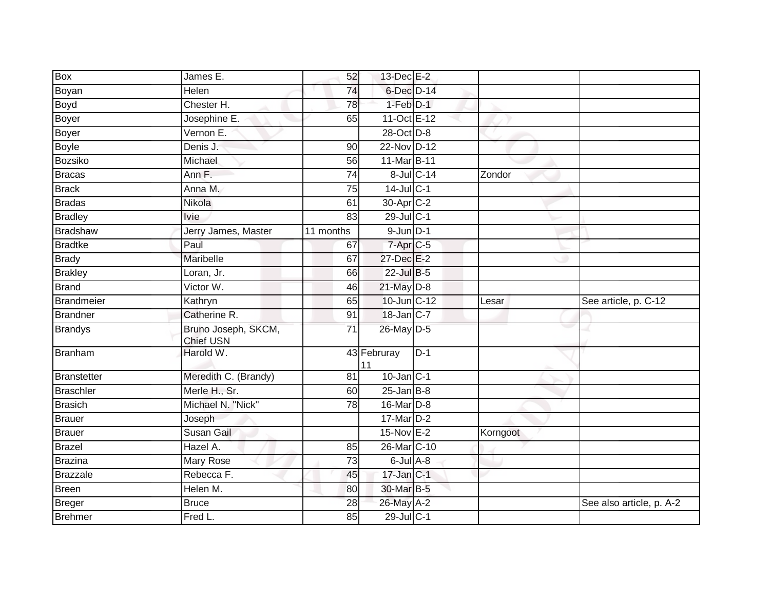| Box | James E. | 52 | 13-Dec | E-2 | | |
|---|---|---|---|---|---|---|
| Boyan | Helen | 74 | 6-Dec | D-14 | | |
| Boyd | Chester H. | 78 | 1-Feb | D-1 | | |
| Boyer | Josephine E. | 65 | 11-Oct | E-12 | | |
| Boyer | Vernon E. | | 28-Oct | D-8 | | |
| Boyle | Denis J. | 90 | 22-Nov | D-12 | | |
| Bozsiko | Michael | 56 | 11-Mar | B-11 | | |
| Bracas | Ann F. | 74 | 8-Jul | C-14 | Zondor | |
| Brack | Anna M. | 75 | 14-Jul | C-1 | | |
| Bradas | Nikola | 61 | 30-Apr | C-2 | | |
| Bradley | Ivie | 83 | 29-Jul | C-1 | | |
| Bradshaw | Jerry James, Master | 11 months | 9-Jun | D-1 | | |
| Bradtke | Paul | 67 | 7-Apr | C-5 | | |
| Brady | Maribelle | 67 | 27-Dec | E-2 | | |
| Brakley | Loran, Jr. | 66 | 22-Jul | B-5 | | |
| Brand | Victor W. | 46 | 21-May | D-8 | | |
| Brandmeier | Kathryn | 65 | 10-Jun | C-12 | Lesar | See article, p. C-12 |
| Brandner | Catherine R. | 91 | 18-Jan | C-7 | | |
| Brandys | Bruno Joseph, SKCM, Chief USN | 71 | 26-May | D-5 | | |
| Branham | Harold W. | 43 | Februray 11 | D-1 | | |
| Branstetter | Meredith C. (Brandy) | 81 | 10-Jan | C-1 | | |
| Braschler | Merle H., Sr. | 60 | 25-Jan | B-8 | | |
| Brasich | Michael N. "Nick" | 78 | 16-Mar | D-8 | | |
| Brauer | Joseph | | 17-Mar | D-2 | | |
| Brauer | Susan Gail | | 15-Nov | E-2 | Korngoot | |
| Brazel | Hazel A. | 85 | 26-Mar | C-10 | | |
| Brazina | Mary Rose | 73 | 6-Jul | A-8 | | |
| Brazzale | Rebecca F. | 45 | 17-Jan | C-1 | | |
| Breen | Helen M. | 80 | 30-Mar | B-5 | | |
| Breger | Bruce | 28 | 26-May | A-2 | | See also article, p. A-2 |
| Brehmer | Fred L. | 85 | 29-Jul | C-1 | | |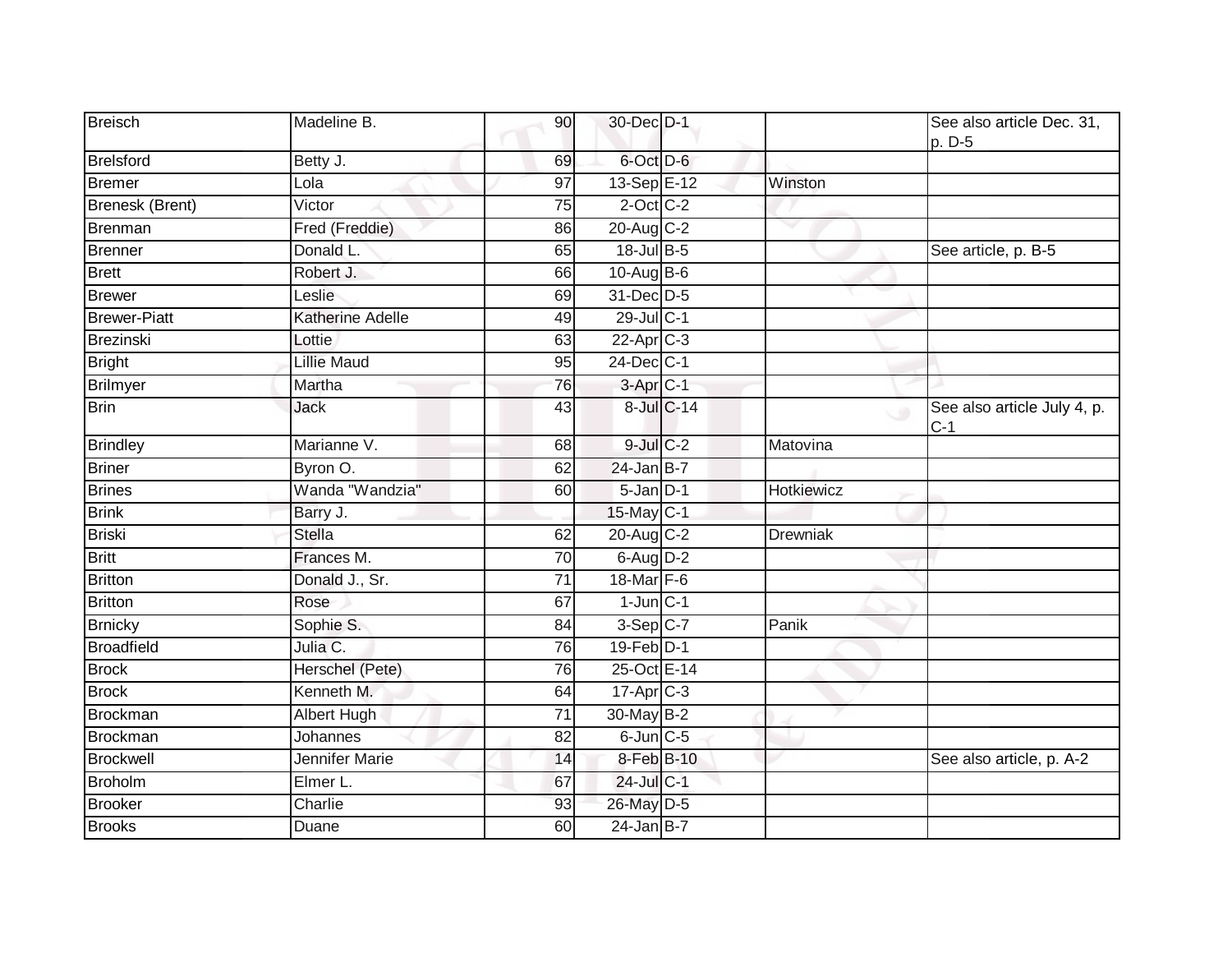| Breisch | Madeline B. | 90 | 30-Dec | D-1 | | See also article Dec. 31, p. D-5 |
|---|---|---|---|---|---|---|
| Brelsford | Betty J. | 69 | 6-Oct | D-6 | | |
| Bremer | Lola | 97 | 13-Sep | E-12 | Winston | |
| Brenesk (Brent) | Victor | 75 | 2-Oct | C-2 | | |
| Brenman | Fred (Freddie) | 86 | 20-Aug | C-2 | | |
| Brenner | Donald L. | 65 | 18-Jul | B-5 | | See article, p. B-5 |
| Brett | Robert J. | 66 | 10-Aug | B-6 | | |
| Brewer | Leslie | 69 | 31-Dec | D-5 | | |
| Brewer-Piatt | Katherine Adelle | 49 | 29-Jul | C-1 | | |
| Brezinski | Lottie | 63 | 22-Apr | C-3 | | |
| Bright | Lillie Maud | 95 | 24-Dec | C-1 | | |
| Brilmyer | Martha | 76 | 3-Apr | C-1 | | |
| Brin | Jack | 43 | 8-Jul | C-14 | | See also article July 4, p. C-1 |
| Brindley | Marianne V. | 68 | 9-Jul | C-2 | Matovina | |
| Briner | Byron O. | 62 | 24-Jan | B-7 | | |
| Brines | Wanda "Wandzia" | 60 | 5-Jan | D-1 | Hotkiewicz | |
| Brink | Barry J. | | 15-May | C-1 | | |
| Briski | Stella | 62 | 20-Aug | C-2 | Drewniak | |
| Britt | Frances M. | 70 | 6-Aug | D-2 | | |
| Britton | Donald J., Sr. | 71 | 18-Mar | F-6 | | |
| Britton | Rose | 67 | 1-Jun | C-1 | | |
| Brnicky | Sophie S. | 84 | 3-Sep | C-7 | Panik | |
| Broadfield | Julia C. | 76 | 19-Feb | D-1 | | |
| Brock | Herschel (Pete) | 76 | 25-Oct | E-14 | | |
| Brock | Kenneth M. | 64 | 17-Apr | C-3 | | |
| Brockman | Albert Hugh | 71 | 30-May | B-2 | | |
| Brockman | Johannes | 82 | 6-Jun | C-5 | | |
| Brockwell | Jennifer Marie | 14 | 8-Feb | B-10 | | See also article, p. A-2 |
| Broholm | Elmer L. | 67 | 24-Jul | C-1 | | |
| Brooker | Charlie | 93 | 26-May | D-5 | | |
| Brooks | Duane | 60 | 24-Jan | B-7 | | |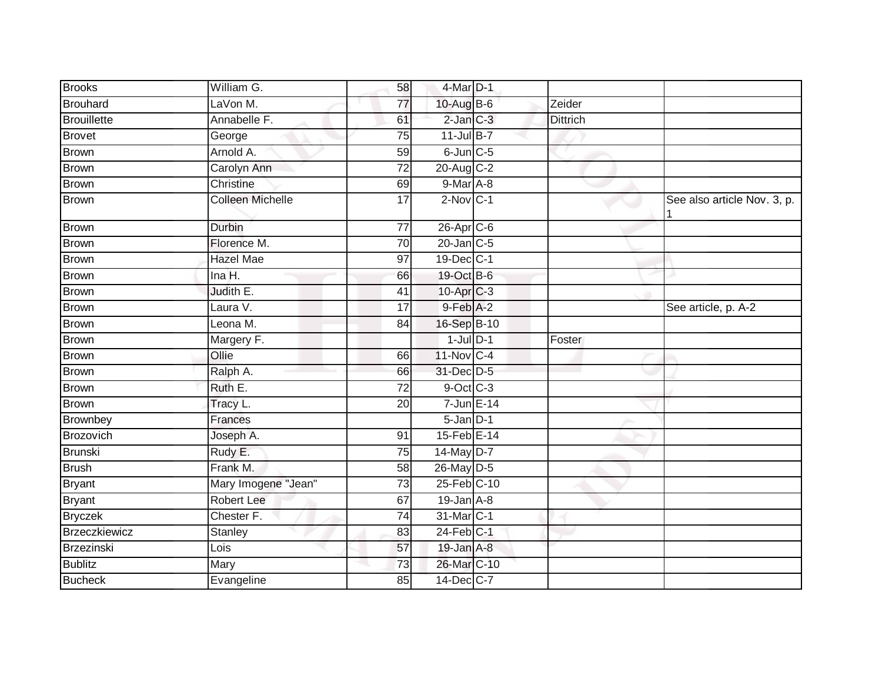| Brooks | William G. | 58 | 4-Mar | D-1 | | |
|---|---|---|---|---|---|---|
| Brouhard | LaVon M. | 77 | 10-Aug | B-6 | Zeider | |
| Brouillette | Annabelle F. | 61 | 2-Jan | C-3 | Dittrich | |
| Brovet | George | 75 | 11-Jul | B-7 | | |
| Brown | Arnold A. | 59 | 6-Jun | C-5 | | |
| Brown | Carolyn Ann | 72 | 20-Aug | C-2 | | |
| Brown | Christine | 69 | 9-Mar | A-8 | | |
| Brown | Colleen Michelle | 17 | 2-Nov | C-1 | | See also article Nov. 3, p. 1 |
| Brown | Durbin | 77 | 26-Apr | C-6 | | |
| Brown | Florence M. | 70 | 20-Jan | C-5 | | |
| Brown | Hazel Mae | 97 | 19-Dec | C-1 | | |
| Brown | Ina H. | 66 | 19-Oct | B-6 | | |
| Brown | Judith E. | 41 | 10-Apr | C-3 | | |
| Brown | Laura V. | 17 | 9-Feb | A-2 | | See article, p. A-2 |
| Brown | Leona M. | 84 | 16-Sep | B-10 | | |
| Brown | Margery F. | | 1-Jul | D-1 | Foster | |
| Brown | Ollie | 66 | 11-Nov | C-4 | | |
| Brown | Ralph A. | 66 | 31-Dec | D-5 | | |
| Brown | Ruth E. | 72 | 9-Oct | C-3 | | |
| Brown | Tracy L. | 20 | 7-Jun | E-14 | | |
| Brownbey | Frances | | 5-Jan | D-1 | | |
| Brozovich | Joseph A. | 91 | 15-Feb | E-14 | | |
| Brunski | Rudy E. | 75 | 14-May | D-7 | | |
| Brush | Frank M. | 58 | 26-May | D-5 | | |
| Bryant | Mary Imogene "Jean" | 73 | 25-Feb | C-10 | | |
| Bryant | Robert Lee | 67 | 19-Jan | A-8 | | |
| Bryczek | Chester F. | 74 | 31-Mar | C-1 | | |
| Brzeczkiewicz | Stanley | 83 | 24-Feb | C-1 | | |
| Brzezinski | Lois | 57 | 19-Jan | A-8 | | |
| Bublitz | Mary | 73 | 26-Mar | C-10 | | |
| Bucheck | Evangeline | 85 | 14-Dec | C-7 | | |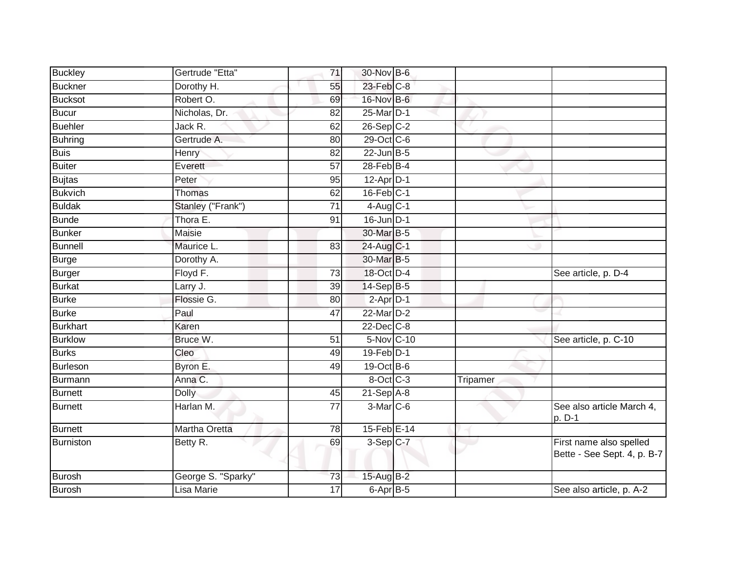| Buckley | Gertrude "Etta" | 71 | 30-Nov | B-6 | | |
|---|---|---|---|---|---|---|
| Buckner | Dorothy H. | 55 | 23-Feb | C-8 | | |
| Bucksot | Robert O. | 69 | 16-Nov | B-6 | | |
| Bucur | Nicholas, Dr. | 82 | 25-Mar | D-1 | | |
| Buehler | Jack R. | 62 | 26-Sep | C-2 | | |
| Buhring | Gertrude A. | 80 | 29-Oct | C-6 | | |
| Buis | Henry | 82 | 22-Jun | B-5 | | |
| Buiter | Everett | 57 | 28-Feb | B-4 | | |
| Bujtas | Peter | 95 | 12-Apr | D-1 | | |
| Bukvich | Thomas | 62 | 16-Feb | C-1 | | |
| Buldak | Stanley ("Frank") | 71 | 4-Aug | C-1 | | |
| Bunde | Thora E. | 91 | 16-Jun | D-1 | | |
| Bunker | Maisie | | 30-Mar | B-5 | | |
| Bunnell | Maurice L. | 83 | 24-Aug | C-1 | | |
| Burge | Dorothy A. | | 30-Mar | B-5 | | |
| Burger | Floyd F. | 73 | 18-Oct | D-4 | | See article, p. D-4 |
| Burkat | Larry J. | 39 | 14-Sep | B-5 | | |
| Burke | Flossie G. | 80 | 2-Apr | D-1 | | |
| Burke | Paul | 47 | 22-Mar | D-2 | | |
| Burkhart | Karen | | 22-Dec | C-8 | | |
| Burklow | Bruce W. | 51 | 5-Nov | C-10 | | See article, p. C-10 |
| Burks | Cleo | 49 | 19-Feb | D-1 | | |
| Burleson | Byron E. | 49 | 19-Oct | B-6 | | |
| Burmann | Anna C. | | 8-Oct | C-3 | Tripamer | |
| Burnett | Dolly | 45 | 21-Sep | A-8 | | |
| Burnett | Harlan M. | 77 | 3-Mar | C-6 | | See also article March 4, p. D-1 |
| Burnett | Martha Oretta | 78 | 15-Feb | E-14 | | |
| Burniston | Betty R. | 69 | 3-Sep | C-7 | | First name also spelled Bette - See Sept. 4, p. B-7 |
| Burosh | George S. "Sparky" | 73 | 15-Aug | B-2 | | |
| Burosh | Lisa Marie | 17 | 6-Apr | B-5 | | See also article, p. A-2 |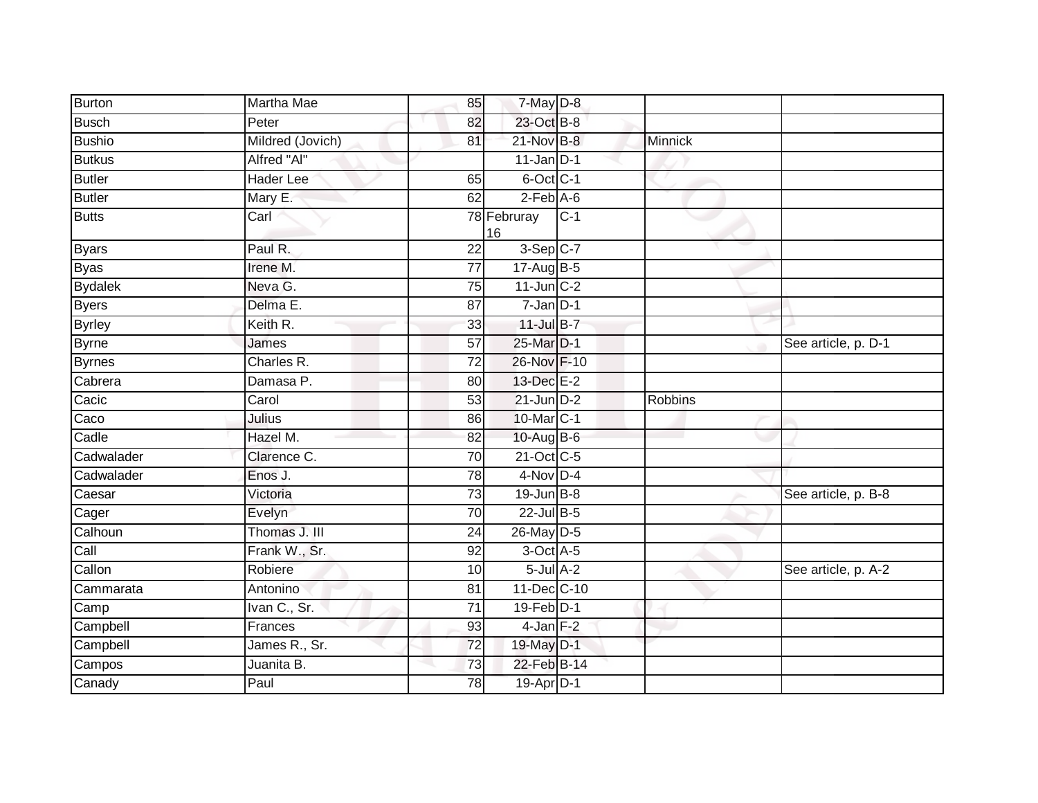| | | | | | | |
|---|---|---|---|---|---|---|
| Burton | Martha Mae | 85 | 7-May | D-8 | | |
| Busch | Peter | 82 | 23-Oct | B-8 | | |
| Bushio | Mildred (Jovich) | 81 | 21-Nov | B-8 | Minnick | |
| Butkus | Alfred "Al" | | 11-Jan | D-1 | | |
| Butler | Hader Lee | 65 | 6-Oct | C-1 | | |
| Butler | Mary E. | 62 | 2-Feb | A-6 | | |
| Butts | Carl | 78 | Februray 16 | C-1 | | |
| Byars | Paul R. | 22 | 3-Sep | C-7 | | |
| Byas | Irene M. | 77 | 17-Aug | B-5 | | |
| Bydalek | Neva G. | 75 | 11-Jun | C-2 | | |
| Byers | Delma E. | 87 | 7-Jan | D-1 | | |
| Byrley | Keith R. | 33 | 11-Jul | B-7 | | |
| Byrne | James | 57 | 25-Mar | D-1 | | See article, p. D-1 |
| Byrnes | Charles R. | 72 | 26-Nov | F-10 | | |
| Cabrera | Damasa P. | 80 | 13-Dec | E-2 | | |
| Cacic | Carol | 53 | 21-Jun | D-2 | Robbins | |
| Caco | Julius | 86 | 10-Mar | C-1 | | |
| Cadle | Hazel M. | 82 | 10-Aug | B-6 | | |
| Cadwalader | Clarence C. | 70 | 21-Oct | C-5 | | |
| Cadwalader | Enos J. | 78 | 4-Nov | D-4 | | |
| Caesar | Victoria | 73 | 19-Jun | B-8 | | See article, p. B-8 |
| Cager | Evelyn | 70 | 22-Jul | B-5 | | |
| Calhoun | Thomas J. III | 24 | 26-May | D-5 | | |
| Call | Frank W., Sr. | 92 | 3-Oct | A-5 | | |
| Callon | Robiere | 10 | 5-Jul | A-2 | | See article, p. A-2 |
| Cammarata | Antonino | 81 | 11-Dec | C-10 | | |
| Camp | Ivan C., Sr. | 71 | 19-Feb | D-1 | | |
| Campbell | Frances | 93 | 4-Jan | F-2 | | |
| Campbell | James R., Sr. | 72 | 19-May | D-1 | | |
| Campos | Juanita B. | 73 | 22-Feb | B-14 | | |
| Canady | Paul | 78 | 19-Apr | D-1 | | |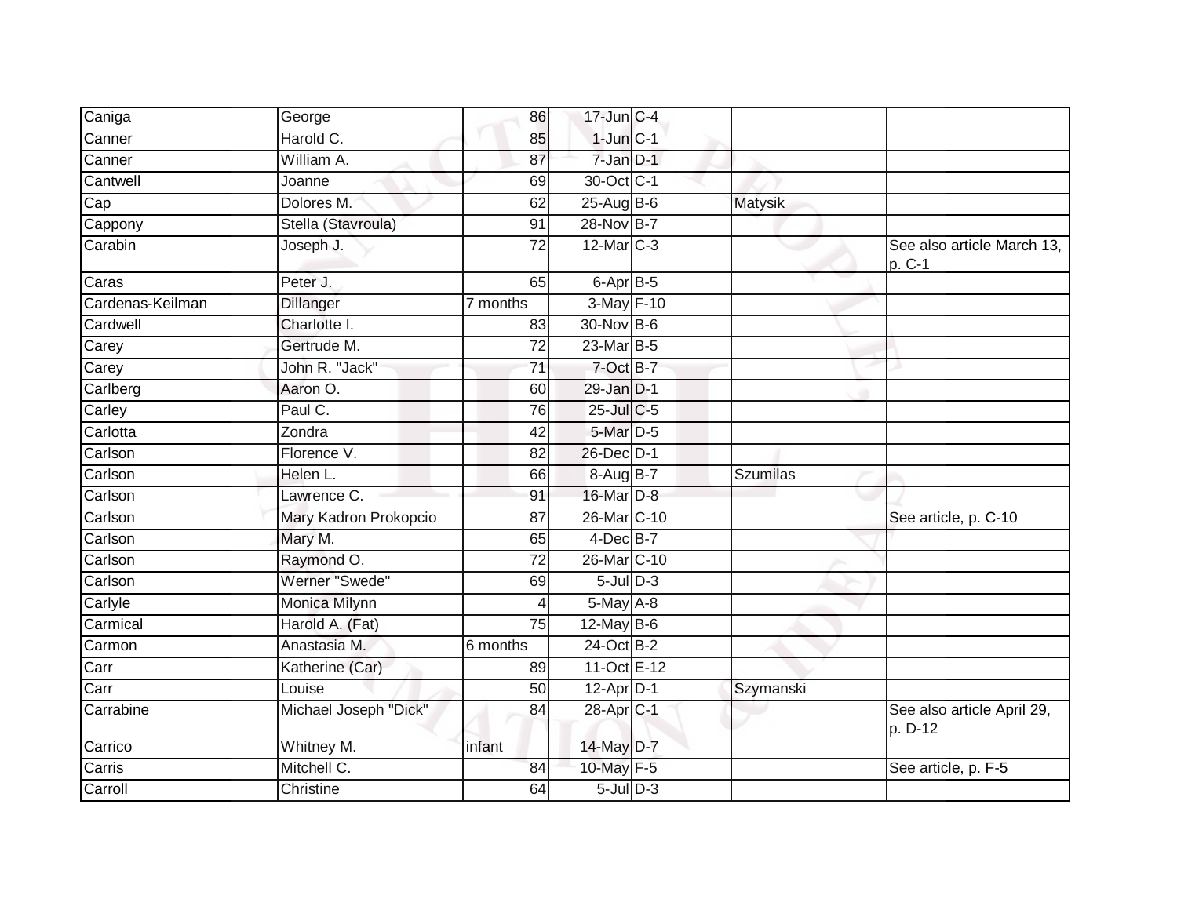| | | | | | | |
|---|---|---|---|---|---|---|
| Caniga | George | 86 | 17-Jun | C-4 | | |
| Canner | Harold C. | 85 | 1-Jun | C-1 | | |
| Canner | William A. | 87 | 7-Jan | D-1 | | |
| Cantwell | Joanne | 69 | 30-Oct | C-1 | | |
| Cap | Dolores M. | 62 | 25-Aug | B-6 | Matysik | |
| Cappony | Stella (Stavroula) | 91 | 28-Nov | B-7 | | |
| Carabin | Joseph J. | 72 | 12-Mar | C-3 | | See also article March 13, p. C-1 |
| Caras | Peter J. | 65 | 6-Apr | B-5 | | |
| Cardenas-Keilman | Dillanger | 7 months | 3-May | F-10 | | |
| Cardwell | Charlotte I. | 83 | 30-Nov | B-6 | | |
| Carey | Gertrude M. | 72 | 23-Mar | B-5 | | |
| Carey | John R. "Jack" | 71 | 7-Oct | B-7 | | |
| Carlberg | Aaron O. | 60 | 29-Jan | D-1 | | |
| Carley | Paul C. | 76 | 25-Jul | C-5 | | |
| Carlotta | Zondra | 42 | 5-Mar | D-5 | | |
| Carlson | Florence V. | 82 | 26-Dec | D-1 | | |
| Carlson | Helen L. | 66 | 8-Aug | B-7 | Szumilas | |
| Carlson | Lawrence C. | 91 | 16-Mar | D-8 | | |
| Carlson | Mary Kadron Prokopcio | 87 | 26-Mar | C-10 | | See article, p. C-10 |
| Carlson | Mary M. | 65 | 4-Dec | B-7 | | |
| Carlson | Raymond O. | 72 | 26-Mar | C-10 | | |
| Carlson | Werner "Swede" | 69 | 5-Jul | D-3 | | |
| Carlyle | Monica Milynn | 4 | 5-May | A-8 | | |
| Carmical | Harold A. (Fat) | 75 | 12-May | B-6 | | |
| Carmon | Anastasia M. | 6 months | 24-Oct | B-2 | | |
| Carr | Katherine (Car) | 89 | 11-Oct | E-12 | | |
| Carr | Louise | 50 | 12-Apr | D-1 | Szymanski | |
| Carrabine | Michael Joseph "Dick" | 84 | 28-Apr | C-1 | | See also article April 29, p. D-12 |
| Carrico | Whitney M. | infant | 14-May | D-7 | | |
| Carris | Mitchell C. | 84 | 10-May | F-5 | | See article, p. F-5 |
| Carroll | Christine | 64 | 5-Jul | D-3 | | |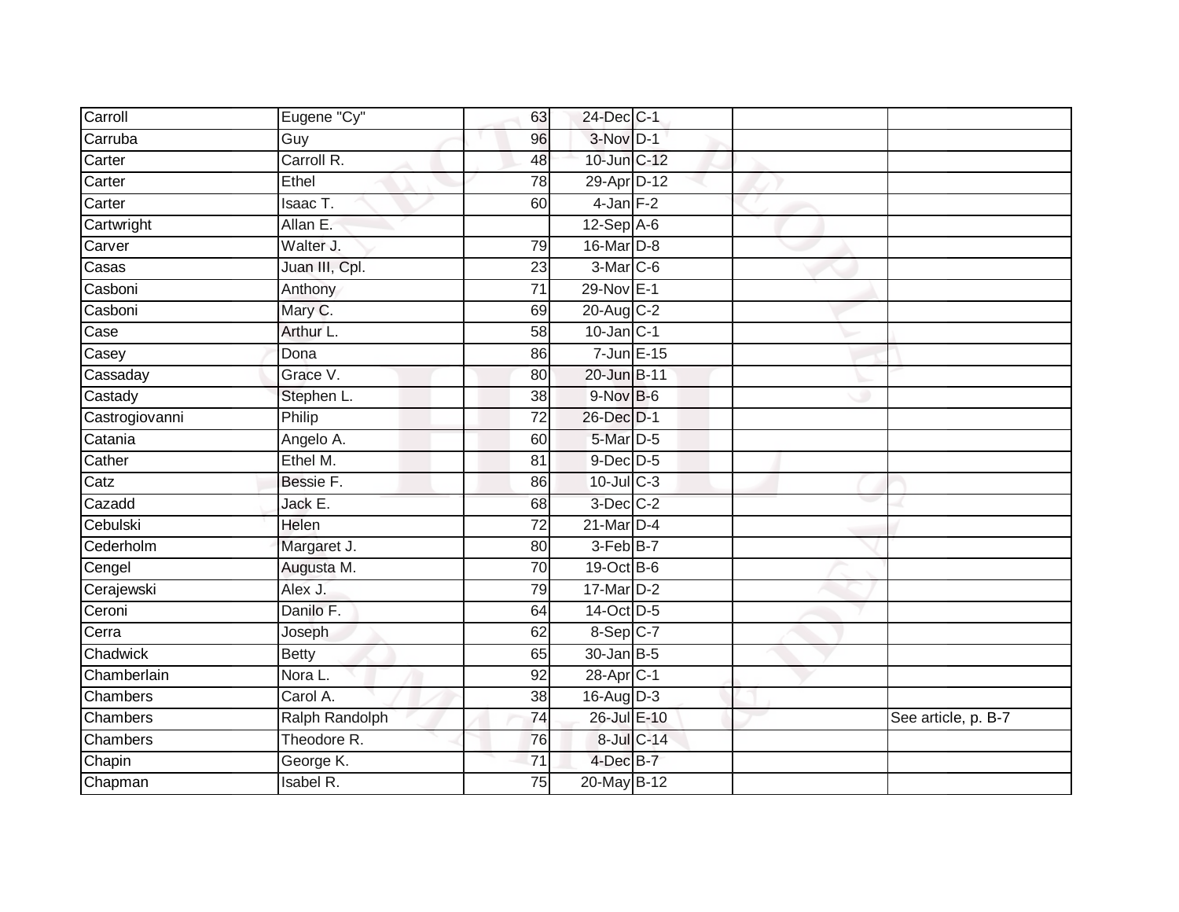| Carroll | Eugene "Cy" | 63 | 24-Dec | C-1 | | |
|---|---|---|---|---|---|---|
| Carruba | Guy | 96 | 3-Nov | D-1 | | |
| Carter | Carroll R. | 48 | 10-Jun | C-12 | | |
| Carter | Ethel | 78 | 29-Apr | D-12 | | |
| Carter | Isaac T. | 60 | 4-Jan | F-2 | | |
| Cartwright | Allan E. | | 12-Sep | A-6 | | |
| Carver | Walter J. | 79 | 16-Mar | D-8 | | |
| Casas | Juan III, Cpl. | 23 | 3-Mar | C-6 | | |
| Casboni | Anthony | 71 | 29-Nov | E-1 | | |
| Casboni | Mary C. | 69 | 20-Aug | C-2 | | |
| Case | Arthur L. | 58 | 10-Jan | C-1 | | |
| Casey | Dona | 86 | 7-Jun | E-15 | | |
| Cassaday | Grace V. | 80 | 20-Jun | B-11 | | |
| Castady | Stephen L. | 38 | 9-Nov | B-6 | | |
| Castrogiovanni | Philip | 72 | 26-Dec | D-1 | | |
| Catania | Angelo A. | 60 | 5-Mar | D-5 | | |
| Cather | Ethel M. | 81 | 9-Dec | D-5 | | |
| Catz | Bessie F. | 86 | 10-Jul | C-3 | | |
| Cazadd | Jack E. | 68 | 3-Dec | C-2 | | |
| Cebulski | Helen | 72 | 21-Mar | D-4 | | |
| Cederholm | Margaret J. | 80 | 3-Feb | B-7 | | |
| Cengel | Augusta M. | 70 | 19-Oct | B-6 | | |
| Cerajewski | Alex J. | 79 | 17-Mar | D-2 | | |
| Ceroni | Danilo F. | 64 | 14-Oct | D-5 | | |
| Cerra | Joseph | 62 | 8-Sep | C-7 | | |
| Chadwick | Betty | 65 | 30-Jan | B-5 | | |
| Chamberlain | Nora L. | 92 | 28-Apr | C-1 | | |
| Chambers | Carol A. | 38 | 16-Aug | D-3 | | |
| Chambers | Ralph Randolph | 74 | 26-Jul | E-10 | | See article, p. B-7 |
| Chambers | Theodore R. | 76 | 8-Jul | C-14 | | |
| Chapin | George K. | 71 | 4-Dec | B-7 | | |
| Chapman | Isabel R. | 75 | 20-May | B-12 | | |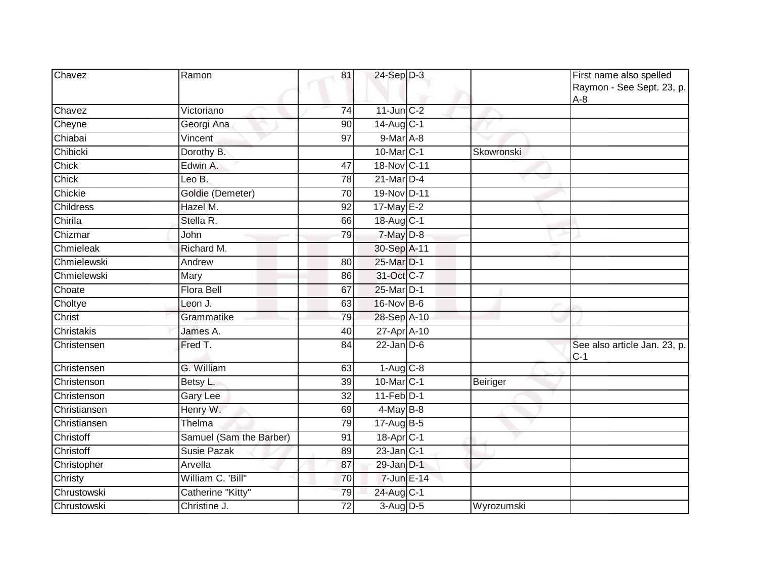| Chavez | Ramon | 81 | 24-Sep | D-3 | | First name also spelled Raymon - See Sept. 23, p. A-8 |
|---|---|---|---|---|---|---|
| Chavez | Victoriano | 74 | 11-Jun | C-2 | | |
| Cheyne | Georgi Ana | 90 | 14-Aug | C-1 | | |
| Chiabai | Vincent | 97 | 9-Mar | A-8 | | |
| Chibicki | Dorothy B. | | 10-Mar | C-1 | Skowronski | |
| Chick | Edwin A. | 47 | 18-Nov | C-11 | | |
| Chick | Leo B. | 78 | 21-Mar | D-4 | | |
| Chickie | Goldie (Demeter) | 70 | 19-Nov | D-11 | | |
| Childress | Hazel M. | 92 | 17-May | E-2 | | |
| Chirila | Stella R. | 66 | 18-Aug | C-1 | | |
| Chizmar | John | 79 | 7-May | D-8 | | |
| Chmieleak | Richard M. | | 30-Sep | A-11 | | |
| Chmielewski | Andrew | 80 | 25-Mar | D-1 | | |
| Chmielewski | Mary | 86 | 31-Oct | C-7 | | |
| Choate | Flora Bell | 67 | 25-Mar | D-1 | | |
| Choltye | Leon J. | 63 | 16-Nov | B-6 | | |
| Christ | Grammatike | 79 | 28-Sep | A-10 | | |
| Christakis | James A. | 40 | 27-Apr | A-10 | | |
| Christensen | Fred T. | 84 | 22-Jan | D-6 | | See also article Jan. 23, p. C-1 |
| Christensen | G. William | 63 | 1-Aug | C-8 | | |
| Christenson | Betsy L. | 39 | 10-Mar | C-1 | Beiriger | |
| Christenson | Gary Lee | 32 | 11-Feb | D-1 | | |
| Christiansen | Henry W. | 69 | 4-May | B-8 | | |
| Christiansen | Thelma | 79 | 17-Aug | B-5 | | |
| Christoff | Samuel (Sam the Barber) | 91 | 18-Apr | C-1 | | |
| Christoff | Susie Pazak | 89 | 23-Jan | C-1 | | |
| Christopher | Arvella | 87 | 29-Jan | D-1 | | |
| Christy | William C. 'Bill" | 70 | 7-Jun | E-14 | | |
| Chrustowski | Catherine "Kitty" | 79 | 24-Aug | C-1 | | |
| Chrustowski | Christine J. | 72 | 3-Aug | D-5 | Wyrozumski | |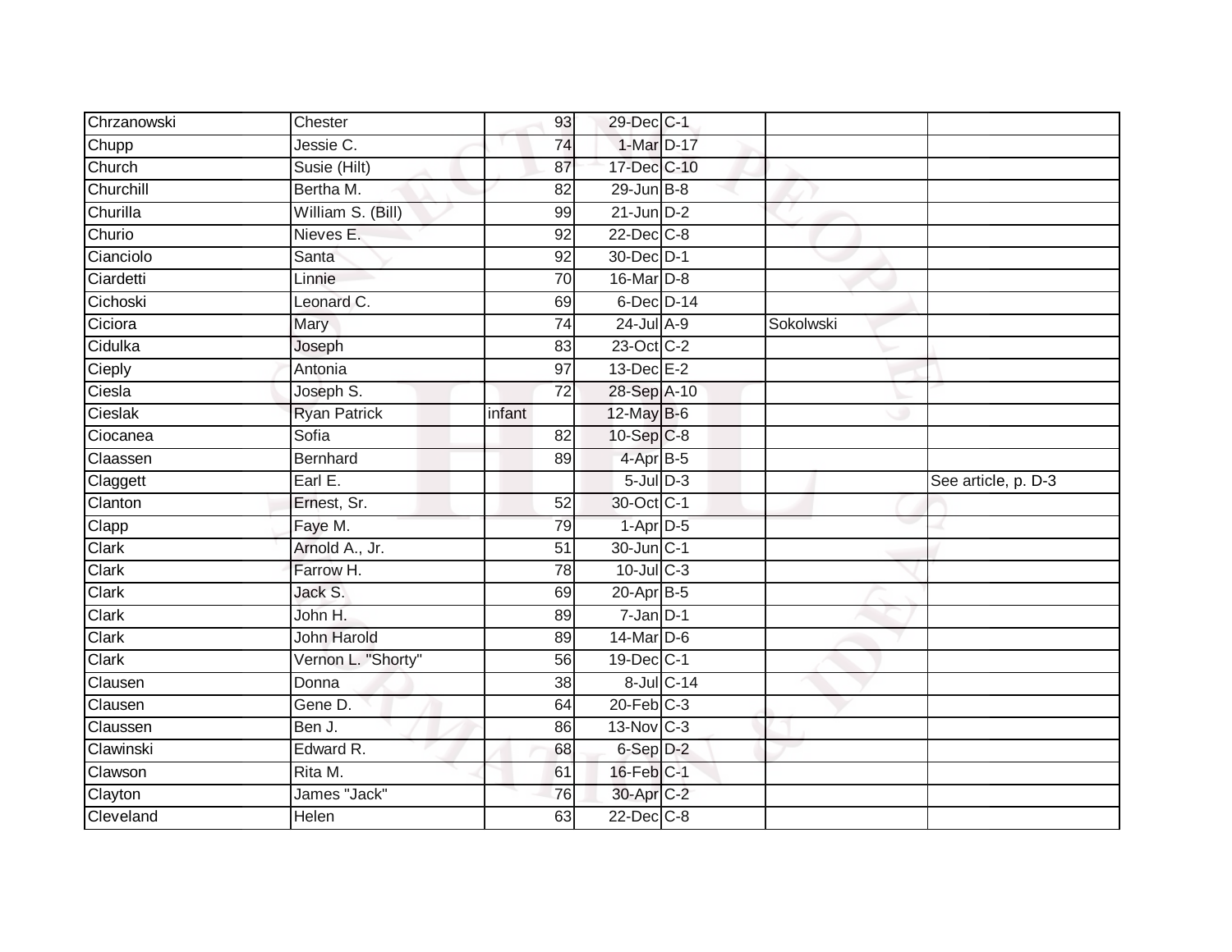| | | | | | | |
|---|---|---|---|---|---|---|
| Chrzanowski | Chester | 93 | 29-Dec | C-1 | | |
| Chupp | Jessie C. | 74 | 1-Mar | D-17 | | |
| Church | Susie (Hilt) | 87 | 17-Dec | C-10 | | |
| Churchill | Bertha M. | 82 | 29-Jun | B-8 | | |
| Churilla | William S. (Bill) | 99 | 21-Jun | D-2 | | |
| Churio | Nieves E. | 92 | 22-Dec | C-8 | | |
| Cianciolo | Santa | 92 | 30-Dec | D-1 | | |
| Ciardetti | Linnie | 70 | 16-Mar | D-8 | | |
| Cichoski | Leonard C. | 69 | 6-Dec | D-14 | | |
| Ciciora | Mary | 74 | 24-Jul | A-9 | Sokolwski | |
| Cidulka | Joseph | 83 | 23-Oct | C-2 | | |
| Cieply | Antonia | 97 | 13-Dec | E-2 | | |
| Ciesla | Joseph S. | 72 | 28-Sep | A-10 | | |
| Cieslak | Ryan Patrick | infant | 12-May | B-6 | | |
| Ciocanea | Sofia | 82 | 10-Sep | C-8 | | |
| Claassen | Bernhard | 89 | 4-Apr | B-5 | | |
| Claggett | Earl E. | | 5-Jul | D-3 | | See article, p. D-3 |
| Clanton | Ernest, Sr. | 52 | 30-Oct | C-1 | | |
| Clapp | Faye M. | 79 | 1-Apr | D-5 | | |
| Clark | Arnold A., Jr. | 51 | 30-Jun | C-1 | | |
| Clark | Farrow H. | 78 | 10-Jul | C-3 | | |
| Clark | Jack S. | 69 | 20-Apr | B-5 | | |
| Clark | John H. | 89 | 7-Jan | D-1 | | |
| Clark | John Harold | 89 | 14-Mar | D-6 | | |
| Clark | Vernon L. "Shorty" | 56 | 19-Dec | C-1 | | |
| Clausen | Donna | 38 | 8-Jul | C-14 | | |
| Clausen | Gene D. | 64 | 20-Feb | C-3 | | |
| Claussen | Ben J. | 86 | 13-Nov | C-3 | | |
| Clawinski | Edward R. | 68 | 6-Sep | D-2 | | |
| Clawson | Rita M. | 61 | 16-Feb | C-1 | | |
| Clayton | James "Jack" | 76 | 30-Apr | C-2 | | |
| Cleveland | Helen | 63 | 22-Dec | C-8 | | |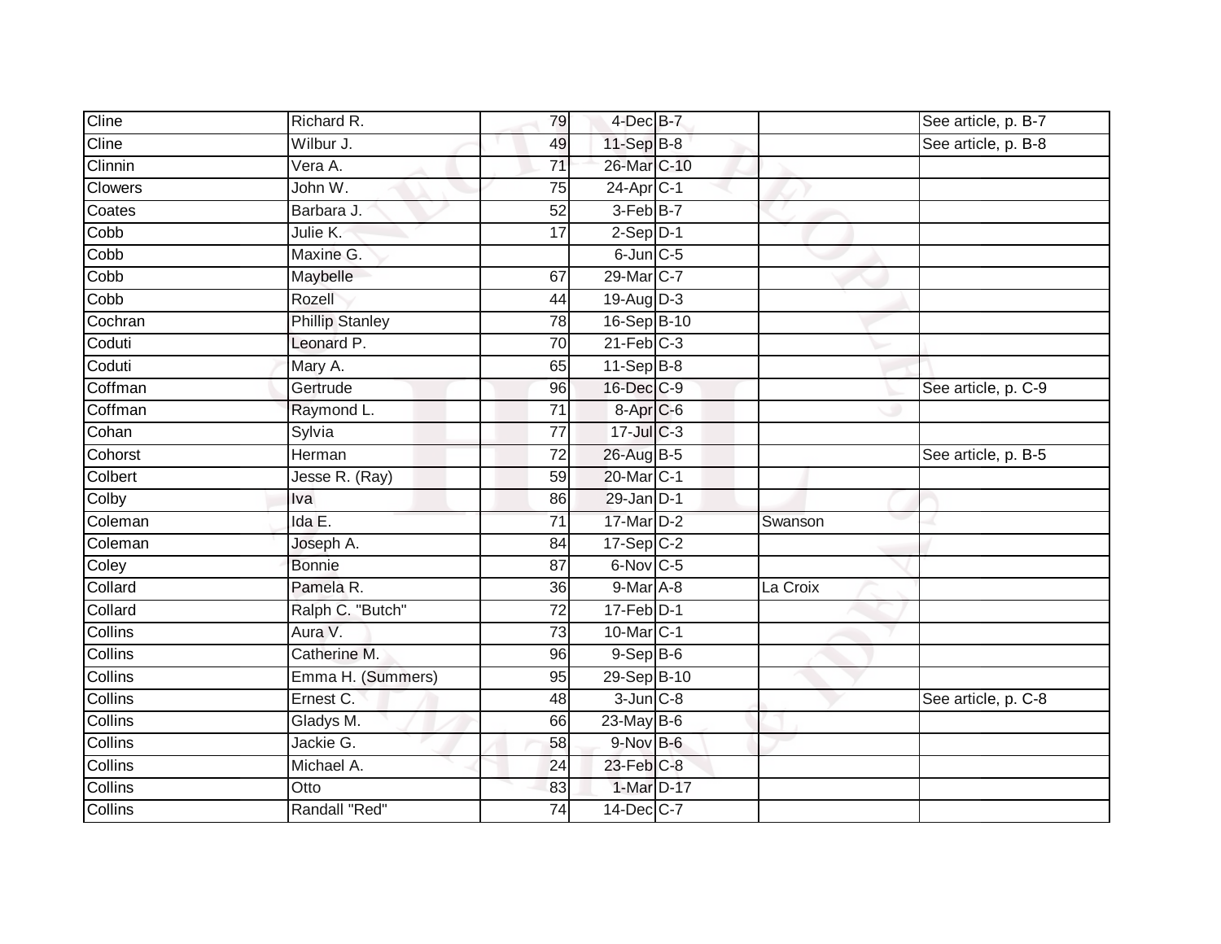| | | | | | | |
|---|---|---|---|---|---|---|
| Cline | Richard R. | 79 | 4-Dec | B-7 | | See article, p. B-7 |
| Cline | Wilbur J. | 49 | 11-Sep | B-8 | | See article, p. B-8 |
| Clinnin | Vera A. | 71 | 26-Mar | C-10 | | |
| Clowers | John W. | 75 | 24-Apr | C-1 | | |
| Coates | Barbara J. | 52 | 3-Feb | B-7 | | |
| Cobb | Julie K. | 17 | 2-Sep | D-1 | | |
| Cobb | Maxine G. | | 6-Jun | C-5 | | |
| Cobb | Maybelle | 67 | 29-Mar | C-7 | | |
| Cobb | Rozell | 44 | 19-Aug | D-3 | | |
| Cochran | Phillip Stanley | 78 | 16-Sep | B-10 | | |
| Coduti | Leonard P. | 70 | 21-Feb | C-3 | | |
| Coduti | Mary A. | 65 | 11-Sep | B-8 | | |
| Coffman | Gertrude | 96 | 16-Dec | C-9 | | See article, p. C-9 |
| Coffman | Raymond L. | 71 | 8-Apr | C-6 | | |
| Cohan | Sylvia | 77 | 17-Jul | C-3 | | |
| Cohorst | Herman | 72 | 26-Aug | B-5 | | See article, p. B-5 |
| Colbert | Jesse R. (Ray) | 59 | 20-Mar | C-1 | | |
| Colby | Iva | 86 | 29-Jan | D-1 | | |
| Coleman | Ida E. | 71 | 17-Mar | D-2 | Swanson | |
| Coleman | Joseph A. | 84 | 17-Sep | C-2 | | |
| Coley | Bonnie | 87 | 6-Nov | C-5 | | |
| Collard | Pamela R. | 36 | 9-Mar | A-8 | La Croix | |
| Collard | Ralph C. "Butch" | 72 | 17-Feb | D-1 | | |
| Collins | Aura V. | 73 | 10-Mar | C-1 | | |
| Collins | Catherine M. | 96 | 9-Sep | B-6 | | |
| Collins | Emma H. (Summers) | 95 | 29-Sep | B-10 | | |
| Collins | Ernest C. | 48 | 3-Jun | C-8 | | See article, p. C-8 |
| Collins | Gladys M. | 66 | 23-May | B-6 | | |
| Collins | Jackie G. | 58 | 9-Nov | B-6 | | |
| Collins | Michael A. | 24 | 23-Feb | C-8 | | |
| Collins | Otto | 83 | 1-Mar | D-17 | | |
| Collins | Randall "Red" | 74 | 14-Dec | C-7 | | |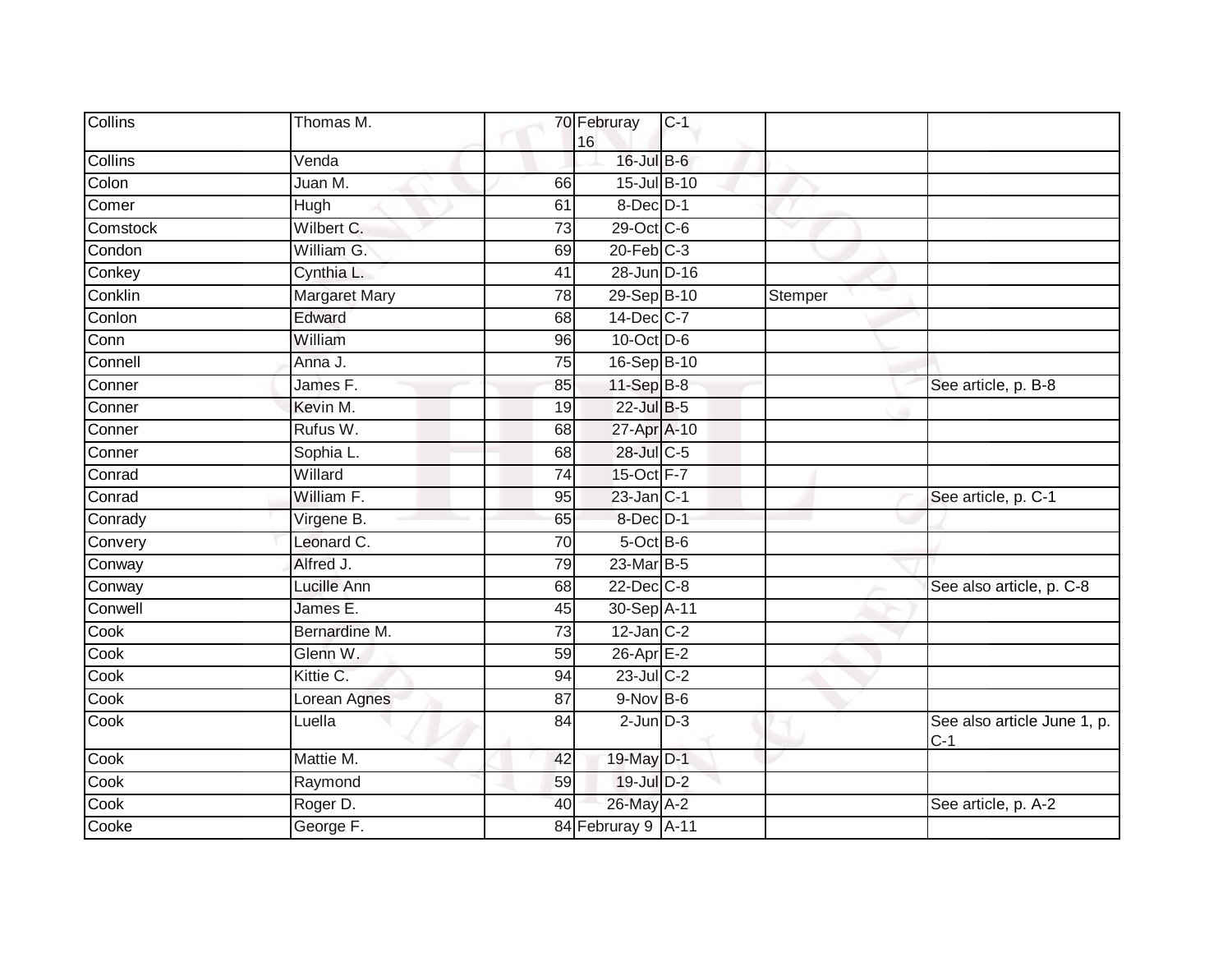| | | | | | | |
|---|---|---|---|---|---|---|
| Collins | Thomas M. | 70 | Februray 16 | C-1 | | |
| Collins | Venda | | 16-Jul | B-6 | | |
| Colon | Juan M. | 66 | 15-Jul | B-10 | | |
| Comer | Hugh | 61 | 8-Dec | D-1 | | |
| Comstock | Wilbert C. | 73 | 29-Oct | C-6 | | |
| Condon | William G. | 69 | 20-Feb | C-3 | | |
| Conkey | Cynthia L. | 41 | 28-Jun | D-16 | | |
| Conklin | Margaret Mary | 78 | 29-Sep | B-10 | Stemper | |
| Conlon | Edward | 68 | 14-Dec | C-7 | | |
| Conn | William | 96 | 10-Oct | D-6 | | |
| Connell | Anna J. | 75 | 16-Sep | B-10 | | |
| Conner | James F. | 85 | 11-Sep | B-8 | | See article, p. B-8 |
| Conner | Kevin M. | 19 | 22-Jul | B-5 | | |
| Conner | Rufus W. | 68 | 27-Apr | A-10 | | |
| Conner | Sophia L. | 68 | 28-Jul | C-5 | | |
| Conrad | Willard | 74 | 15-Oct | F-7 | | |
| Conrad | William F. | 95 | 23-Jan | C-1 | | See article, p. C-1 |
| Conrady | Virgene B. | 65 | 8-Dec | D-1 | | |
| Convery | Leonard C. | 70 | 5-Oct | B-6 | | |
| Conway | Alfred J. | 79 | 23-Mar | B-5 | | |
| Conway | Lucille Ann | 68 | 22-Dec | C-8 | | See also article, p. C-8 |
| Conwell | James E. | 45 | 30-Sep | A-11 | | |
| Cook | Bernardine M. | 73 | 12-Jan | C-2 | | |
| Cook | Glenn W. | 59 | 26-Apr | E-2 | | |
| Cook | Kittie C. | 94 | 23-Jul | C-2 | | |
| Cook | Lorean Agnes | 87 | 9-Nov | B-6 | | |
| Cook | Luella | 84 | 2-Jun | D-3 | | See also article June 1, p. C-1 |
| Cook | Mattie M. | 42 | 19-May | D-1 | | |
| Cook | Raymond | 59 | 19-Jul | D-2 | | |
| Cook | Roger D. | 40 | 26-May | A-2 | | See article, p. A-2 |
| Cooke | George F. | 84 | Februray 9 | A-11 | | |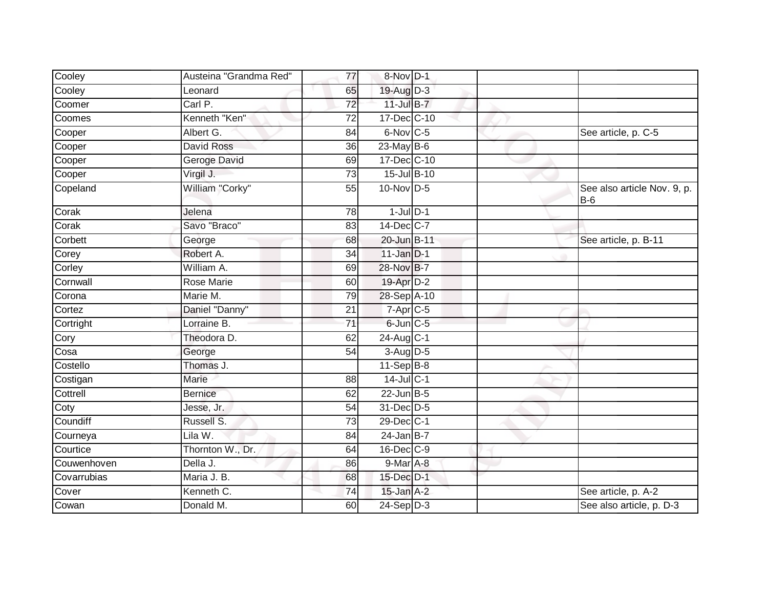| | | | | | | |
|---|---|---|---|---|---|---|
| Cooley | Austeina "Grandma Red" | 77 | 8-Nov | D-1 | | |
| Cooley | Leonard | 65 | 19-Aug | D-3 | | |
| Coomer | Carl P. | 72 | 11-Jul | B-7 | | |
| Coomes | Kenneth "Ken" | 72 | 17-Dec | C-10 | | |
| Cooper | Albert G. | 84 | 6-Nov | C-5 | | See article, p. C-5 |
| Cooper | David Ross | 36 | 23-May | B-6 | | |
| Cooper | Geroge David | 69 | 17-Dec | C-10 | | |
| Cooper | Virgil J. | 73 | 15-Jul | B-10 | | |
| Copeland | William "Corky" | 55 | 10-Nov | D-5 | | See also article Nov. 9, p. B-6 |
| Corak | Jelena | 78 | 1-Jul | D-1 | | |
| Corak | Savo "Braco" | 83 | 14-Dec | C-7 | | |
| Corbett | George | 68 | 20-Jun | B-11 | | See article, p. B-11 |
| Corey | Robert A. | 34 | 11-Jan | D-1 | | |
| Corley | William A. | 69 | 28-Nov | B-7 | | |
| Cornwall | Rose Marie | 60 | 19-Apr | D-2 | | |
| Corona | Marie M. | 79 | 28-Sep | A-10 | | |
| Cortez | Daniel "Danny" | 21 | 7-Apr | C-5 | | |
| Cortright | Lorraine B. | 71 | 6-Jun | C-5 | | |
| Cory | Theodora D. | 62 | 24-Aug | C-1 | | |
| Cosa | George | 54 | 3-Aug | D-5 | | |
| Costello | Thomas J. | | 11-Sep | B-8 | | |
| Costigan | Marie | 88 | 14-Jul | C-1 | | |
| Cottrell | Bernice | 62 | 22-Jun | B-5 | | |
| Coty | Jesse, Jr. | 54 | 31-Dec | D-5 | | |
| Coundiff | Russell S. | 73 | 29-Dec | C-1 | | |
| Courneya | Lila W. | 84 | 24-Jan | B-7 | | |
| Courtice | Thornton W., Dr. | 64 | 16-Dec | C-9 | | |
| Couwenhoven | Della J. | 86 | 9-Mar | A-8 | | |
| Covarrubias | Maria J. B. | 68 | 15-Dec | D-1 | | |
| Cover | Kenneth C. | 74 | 15-Jan | A-2 | | See article, p. A-2 |
| Cowan | Donald M. | 60 | 24-Sep | D-3 | | See also article, p. D-3 |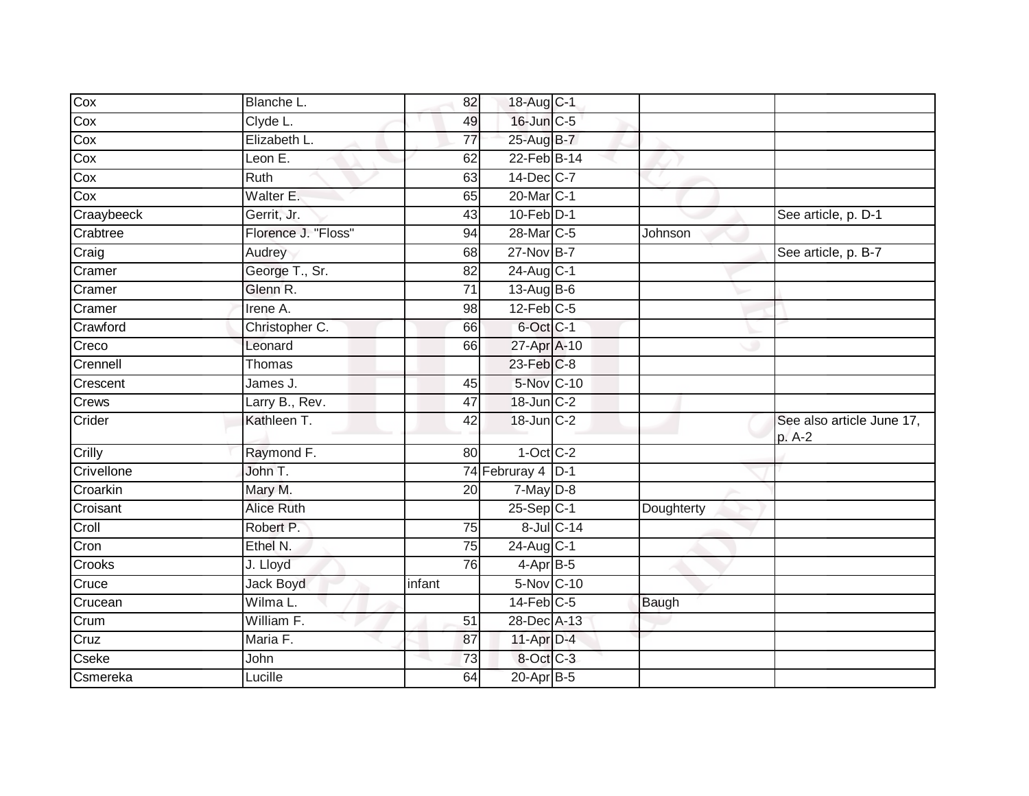| | | | | | | |
|---|---|---|---|---|---|---|
| Cox | Blanche L. | 82 | 18-Aug | C-1 | | |
| Cox | Clyde L. | 49 | 16-Jun | C-5 | | |
| Cox | Elizabeth L. | 77 | 25-Aug | B-7 | | |
| Cox | Leon E. | 62 | 22-Feb | B-14 | | |
| Cox | Ruth | 63 | 14-Dec | C-7 | | |
| Cox | Walter E. | 65 | 20-Mar | C-1 | | |
| Craaybeeck | Gerrit, Jr. | 43 | 10-Feb | D-1 | | See article, p. D-1 |
| Crabtree | Florence J. "Floss" | 94 | 28-Mar | C-5 | Johnson | |
| Craig | Audrey | 68 | 27-Nov | B-7 | | See article, p. B-7 |
| Cramer | George T., Sr. | 82 | 24-Aug | C-1 | | |
| Cramer | Glenn R. | 71 | 13-Aug | B-6 | | |
| Cramer | Irene A. | 98 | 12-Feb | C-5 | | |
| Crawford | Christopher C. | 66 | 6-Oct | C-1 | | |
| Creco | Leonard | 66 | 27-Apr | A-10 | | |
| Crennell | Thomas | | 23-Feb | C-8 | | |
| Crescent | James J. | 45 | 5-Nov | C-10 | | |
| Crews | Larry B., Rev. | 47 | 18-Jun | C-2 | | |
| Crider | Kathleen T. | 42 | 18-Jun | C-2 | | See also article June 17, p. A-2 |
| Crilly | Raymond F. | 80 | 1-Oct | C-2 | | |
| Crivellone | John T. | 74 | Februray 4 | D-1 | | |
| Croarkin | Mary M. | 20 | 7-May | D-8 | | |
| Croisant | Alice Ruth | | 25-Sep | C-1 | Doughterty | |
| Croll | Robert P. | 75 | 8-Jul | C-14 | | |
| Cron | Ethel N. | 75 | 24-Aug | C-1 | | |
| Crooks | J. Lloyd | 76 | 4-Apr | B-5 | | |
| Cruce | Jack Boyd | infant | 5-Nov | C-10 | | |
| Crucean | Wilma L. | | 14-Feb | C-5 | Baugh | |
| Crum | William F. | 51 | 28-Dec | A-13 | | |
| Cruz | Maria F. | 87 | 11-Apr | D-4 | | |
| Cseke | John | 73 | 8-Oct | C-3 | | |
| Csmereka | Lucille | 64 | 20-Apr | B-5 | | |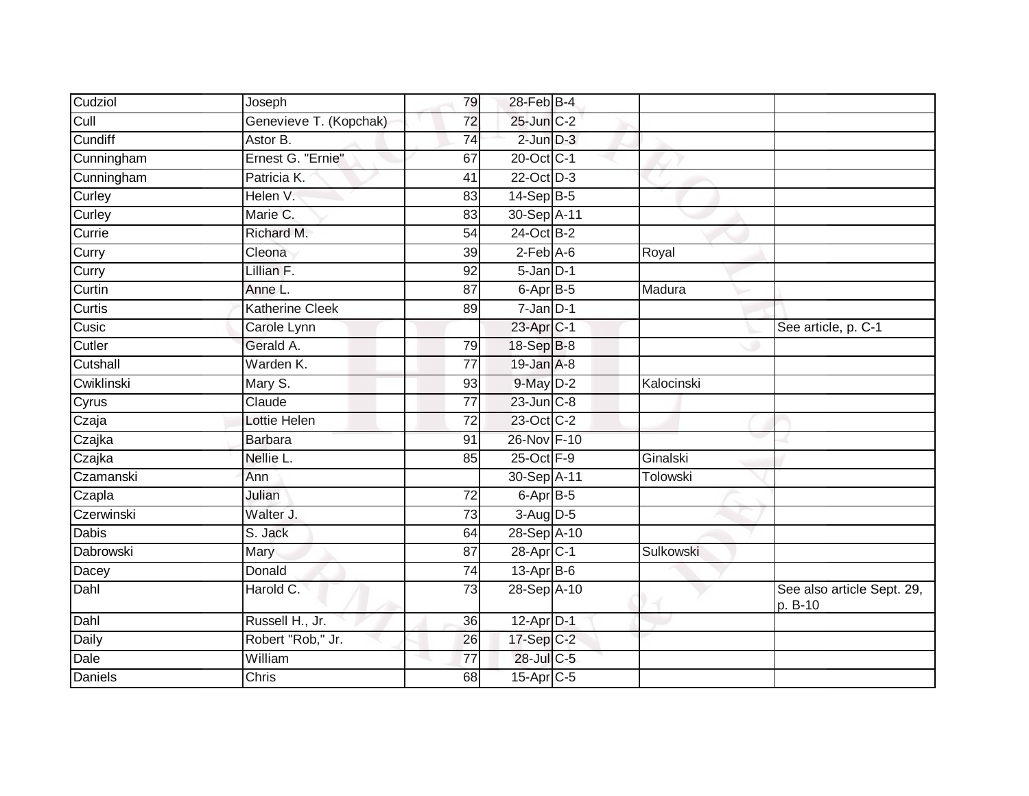| Cudziol | Joseph | 79 | 28-Feb | B-4 | | |
|---|---|---|---|---|---|---|
| Cull | Genevieve T. (Kopchak) | 72 | 25-Jun | C-2 | | |
| Cundiff | Astor B. | 74 | 2-Jun | D-3 | | |
| Cunningham | Ernest G. "Ernie" | 67 | 20-Oct | C-1 | | |
| Cunningham | Patricia K. | 41 | 22-Oct | D-3 | | |
| Curley | Helen V. | 83 | 14-Sep | B-5 | | |
| Curley | Marie C. | 83 | 30-Sep | A-11 | | |
| Currie | Richard M. | 54 | 24-Oct | B-2 | | |
| Curry | Cleona | 39 | 2-Feb | A-6 | Royal | |
| Curry | Lillian F. | 92 | 5-Jan | D-1 | | |
| Curtin | Anne L. | 87 | 6-Apr | B-5 | Madura | |
| Curtis | Katherine Cleek | 89 | 7-Jan | D-1 | | |
| Cusic | Carole Lynn | | 23-Apr | C-1 | | See article, p. C-1 |
| Cutler | Gerald A. | 79 | 18-Sep | B-8 | | |
| Cutshall | Warden K. | 77 | 19-Jan | A-8 | | |
| Cwiklinski | Mary S. | 93 | 9-May | D-2 | Kalocinski | |
| Cyrus | Claude | 77 | 23-Jun | C-8 | | |
| Czaja | Lottie Helen | 72 | 23-Oct | C-2 | | |
| Czajka | Barbara | 91 | 26-Nov | F-10 | | |
| Czajka | Nellie L. | 85 | 25-Oct | F-9 | Ginalski | |
| Czamanski | Ann | | 30-Sep | A-11 | Tolowski | |
| Czapla | Julian | 72 | 6-Apr | B-5 | | |
| Czerwinski | Walter J. | 73 | 3-Aug | D-5 | | |
| Dabis | S. Jack | 64 | 28-Sep | A-10 | | |
| Dabrowski | Mary | 87 | 28-Apr | C-1 | Sulkowski | |
| Dacey | Donald | 74 | 13-Apr | B-6 | | |
| Dahl | Harold C. | 73 | 28-Sep | A-10 | | See also article Sept. 29, p. B-10 |
| Dahl | Russell H., Jr. | 36 | 12-Apr | D-1 | | |
| Daily | Robert "Rob," Jr. | 26 | 17-Sep | C-2 | | |
| Dale | William | 77 | 28-Jul | C-5 | | |
| Daniels | Chris | 68 | 15-Apr | C-5 | | |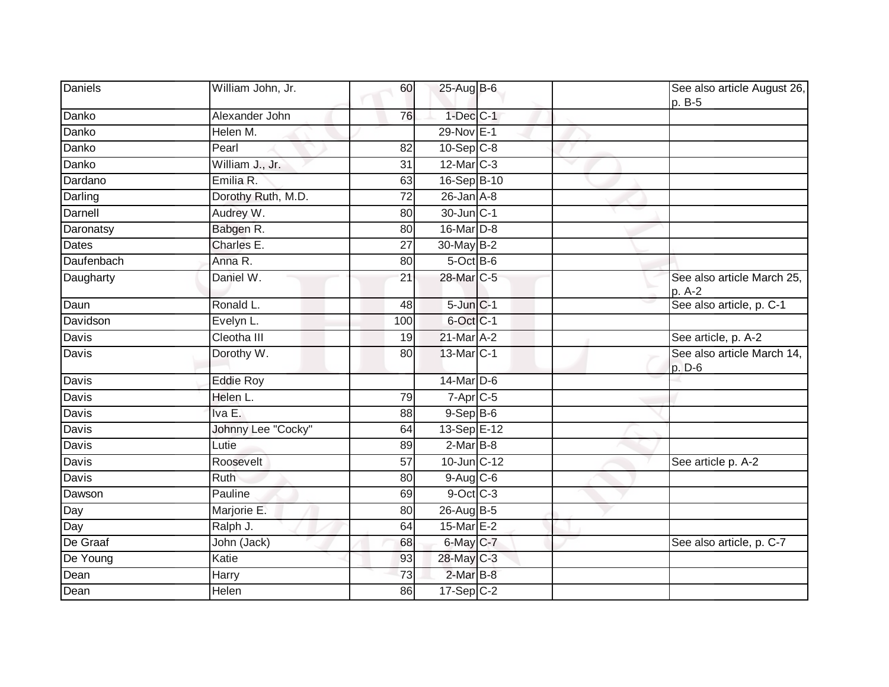| | | | | | | |
|---|---|---|---|---|---|---|
| Daniels | William John, Jr. | 60 | 25-Aug | B-6 | | See also article August 26, p. B-5 |
| Danko | Alexander John | 76 | 1-Dec | C-1 | | |
| Danko | Helen M. | | 29-Nov | E-1 | | |
| Danko | Pearl | 82 | 10-Sep | C-8 | | |
| Danko | William J., Jr. | 31 | 12-Mar | C-3 | | |
| Dardano | Emilia R. | 63 | 16-Sep | B-10 | | |
| Darling | Dorothy Ruth, M.D. | 72 | 26-Jan | A-8 | | |
| Darnell | Audrey W. | 80 | 30-Jun | C-1 | | |
| Daronatsy | Babgen R. | 80 | 16-Mar | D-8 | | |
| Dates | Charles E. | 27 | 30-May | B-2 | | |
| Daufenbach | Anna R. | 80 | 5-Oct | B-6 | | |
| Daugharty | Daniel W. | 21 | 28-Mar | C-5 | | See also article March 25, p. A-2 |
| Daun | Ronald L. | 48 | 5-Jun | C-1 | | See also article, p. C-1 |
| Davidson | Evelyn L. | 100 | 6-Oct | C-1 | | |
| Davis | Cleotha III | 19 | 21-Mar | A-2 | | See article, p. A-2 |
| Davis | Dorothy W. | 80 | 13-Mar | C-1 | | See also article March 14, p. D-6 |
| Davis | Eddie Roy | | 14-Mar | D-6 | | |
| Davis | Helen L. | 79 | 7-Apr | C-5 | | |
| Davis | Iva E. | 88 | 9-Sep | B-6 | | |
| Davis | Johnny Lee "Cocky" | 64 | 13-Sep | E-12 | | |
| Davis | Lutie | 89 | 2-Mar | B-8 | | |
| Davis | Roosevelt | 57 | 10-Jun | C-12 | | See article p. A-2 |
| Davis | Ruth | 80 | 9-Aug | C-6 | | |
| Dawson | Pauline | 69 | 9-Oct | C-3 | | |
| Day | Marjorie E. | 80 | 26-Aug | B-5 | | |
| Day | Ralph J. | 64 | 15-Mar | E-2 | | |
| De Graaf | John (Jack) | 68 | 6-May | C-7 | | See also article, p. C-7 |
| De Young | Katie | 93 | 28-May | C-3 | | |
| Dean | Harry | 73 | 2-Mar | B-8 | | |
| Dean | Helen | 86 | 17-Sep | C-2 | | |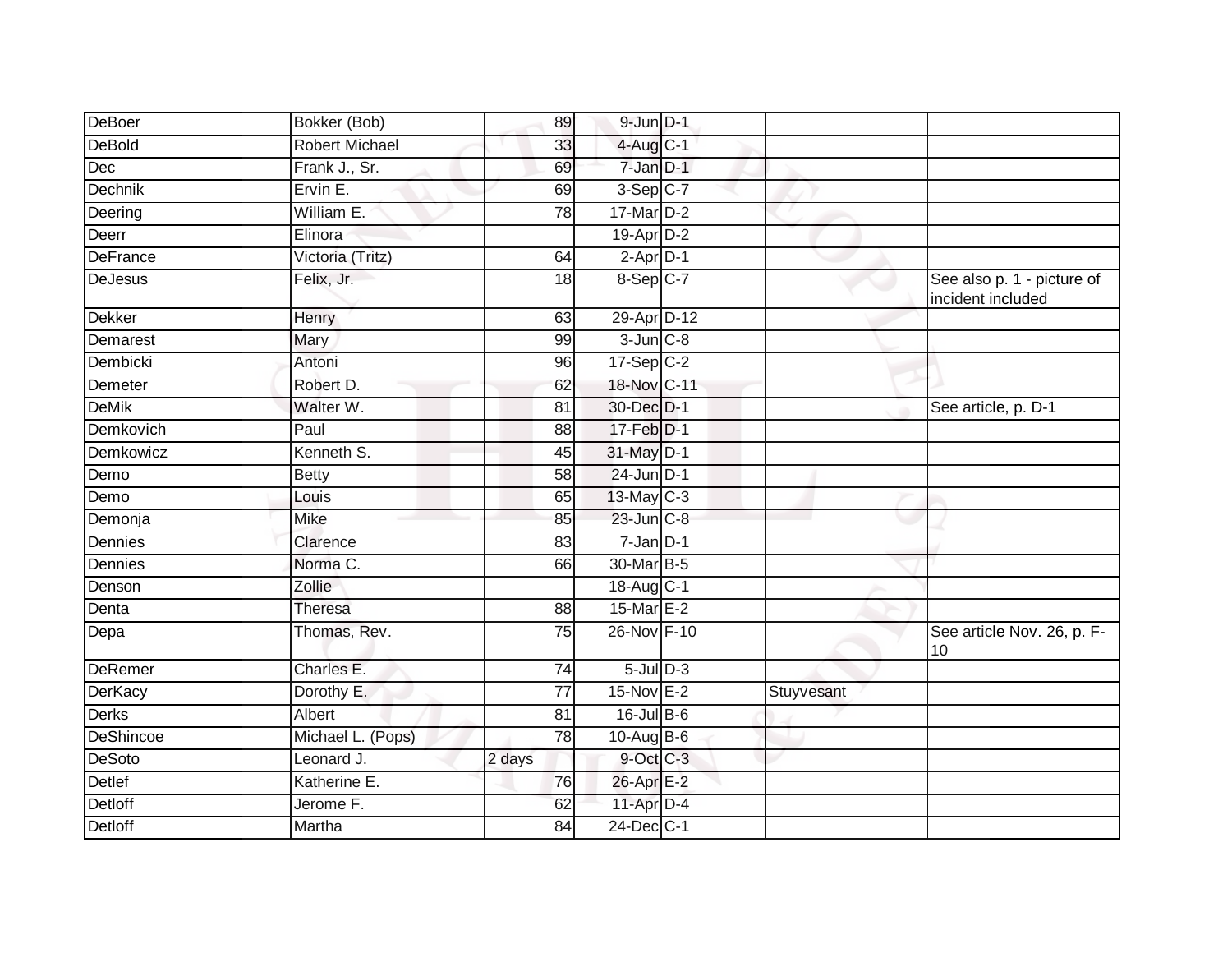| | | | | | | |
|---|---|---|---|---|---|---|
| DeBoer | Bokker (Bob) | 89 | 9-Jun | D-1 | | |
| DeBold | Robert Michael | 33 | 4-Aug | C-1 | | |
| Dec | Frank J., Sr. | 69 | 7-Jan | D-1 | | |
| Dechnik | Ervin E. | 69 | 3-Sep | C-7 | | |
| Deering | William E. | 78 | 17-Mar | D-2 | | |
| Deerr | Elinora | | 19-Apr | D-2 | | |
| DeFrance | Victoria (Tritz) | 64 | 2-Apr | D-1 | | |
| DeJesus | Felix, Jr. | 18 | 8-Sep | C-7 | | See also p. 1 - picture of incident included |
| Dekker | Henry | 63 | 29-Apr | D-12 | | |
| Demarest | Mary | 99 | 3-Jun | C-8 | | |
| Dembicki | Antoni | 96 | 17-Sep | C-2 | | |
| Demeter | Robert D. | 62 | 18-Nov | C-11 | | |
| DeMik | Walter W. | 81 | 30-Dec | D-1 | | See article, p. D-1 |
| Demkovich | Paul | 88 | 17-Feb | D-1 | | |
| Demkowicz | Kenneth S. | 45 | 31-May | D-1 | | |
| Demo | Betty | 58 | 24-Jun | D-1 | | |
| Demo | Louis | 65 | 13-May | C-3 | | |
| Demonja | Mike | 85 | 23-Jun | C-8 | | |
| Dennies | Clarence | 83 | 7-Jan | D-1 | | |
| Dennies | Norma C. | 66 | 30-Mar | B-5 | | |
| Denson | Zollie | | 18-Aug | C-1 | | |
| Denta | Theresa | 88 | 15-Mar | E-2 | | |
| Depa | Thomas, Rev. | 75 | 26-Nov | F-10 | | See article Nov. 26, p. F-10 |
| DeRemer | Charles E. | 74 | 5-Jul | D-3 | | |
| DerKacy | Dorothy E. | 77 | 15-Nov | E-2 | Stuyvesant | |
| Derks | Albert | 81 | 16-Jul | B-6 | | |
| DeShincoe | Michael L. (Pops) | 78 | 10-Aug | B-6 | | |
| DeSoto | Leonard J. | 2 days | 9-Oct | C-3 | | |
| Detlef | Katherine E. | 76 | 26-Apr | E-2 | | |
| Detloff | Jerome F. | 62 | 11-Apr | D-4 | | |
| Detloff | Martha | 84 | 24-Dec | C-1 | | |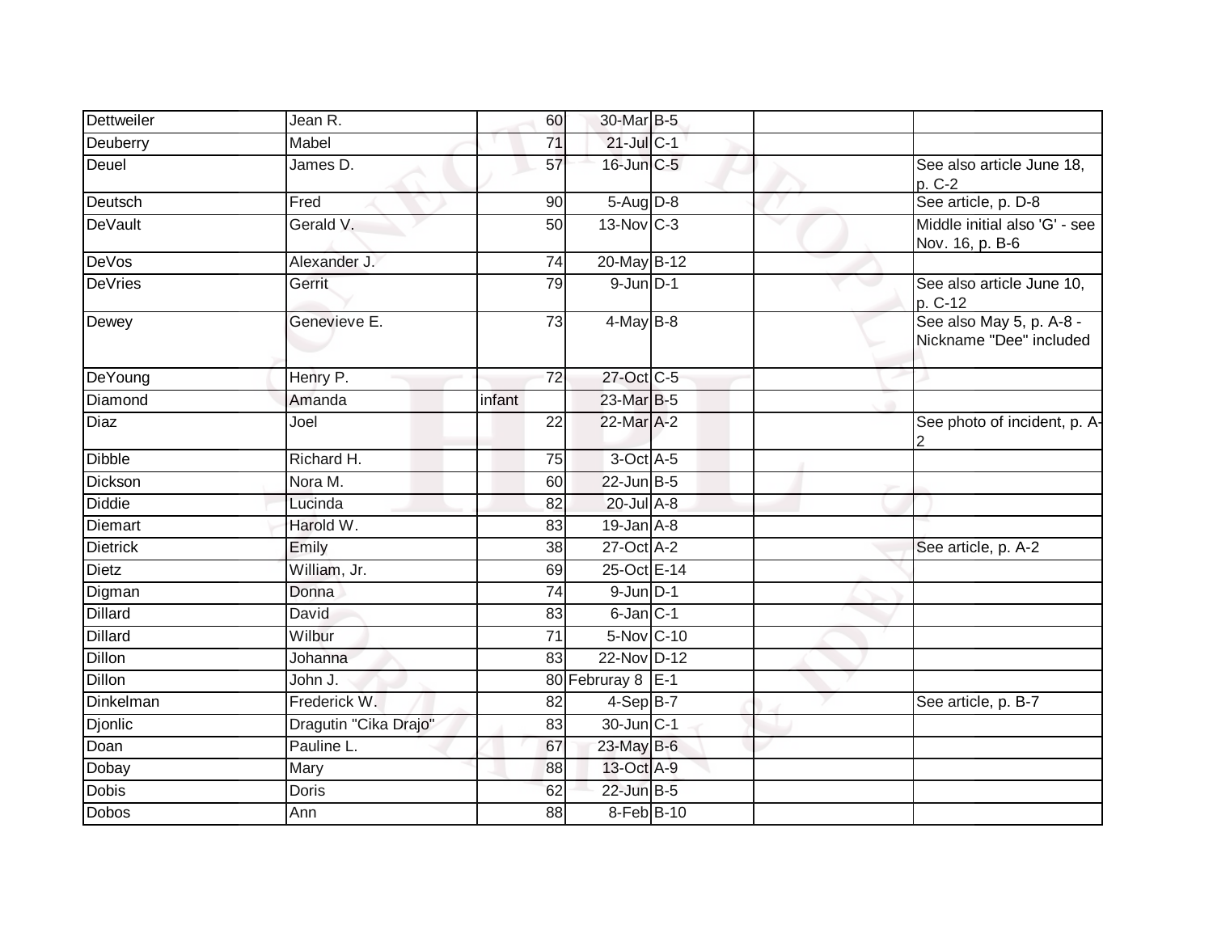| | | | | | | |
|---|---|---|---|---|---|---|
| Dettweiler | Jean R. | 60 | 30-Mar | B-5 | | |
| Deuberry | Mabel | 71 | 21-Jul | C-1 | | |
| Deuel | James D. | 57 | 16-Jun | C-5 | | See also article June 18, p. C-2 |
| Deutsch | Fred | 90 | 5-Aug | D-8 | | See article, p. D-8 |
| DeVault | Gerald V. | 50 | 13-Nov | C-3 | | Middle initial also 'G' - see Nov. 16, p. B-6 |
| DeVos | Alexander J. | 74 | 20-May | B-12 | | |
| DeVries | Gerrit | 79 | 9-Jun | D-1 | | See also article June 10, p. C-12 |
| Dewey | Genevieve E. | 73 | 4-May | B-8 | | See also May 5, p. A-8 - Nickname "Dee" included |
| DeYoung | Henry P. | 72 | 27-Oct | C-5 | | |
| Diamond | Amanda | infant | 23-Mar | B-5 | | |
| Diaz | Joel | 22 | 22-Mar | A-2 | | See photo of incident, p. A-2 |
| Dibble | Richard H. | 75 | 3-Oct | A-5 | | |
| Dickson | Nora M. | 60 | 22-Jun | B-5 | | |
| Diddie | Lucinda | 82 | 20-Jul | A-8 | | |
| Diemart | Harold W. | 83 | 19-Jan | A-8 | | |
| Dietrick | Emily | 38 | 27-Oct | A-2 | | See article, p. A-2 |
| Dietz | William, Jr. | 69 | 25-Oct | E-14 | | |
| Digman | Donna | 74 | 9-Jun | D-1 | | |
| Dillard | David | 83 | 6-Jan | C-1 | | |
| Dillard | Wilbur | 71 | 5-Nov | C-10 | | |
| Dillon | Johanna | 83 | 22-Nov | D-12 | | |
| Dillon | John J. | 80 | Februray 8 | E-1 | | |
| Dinkelman | Frederick W. | 82 | 4-Sep | B-7 | | See article, p. B-7 |
| Djonlic | Dragutin "Cika Drajo" | 83 | 30-Jun | C-1 | | |
| Doan | Pauline L. | 67 | 23-May | B-6 | | |
| Dobay | Mary | 88 | 13-Oct | A-9 | | |
| Dobis | Doris | 62 | 22-Jun | B-5 | | |
| Dobos | Ann | 88 | 8-Feb | B-10 | | |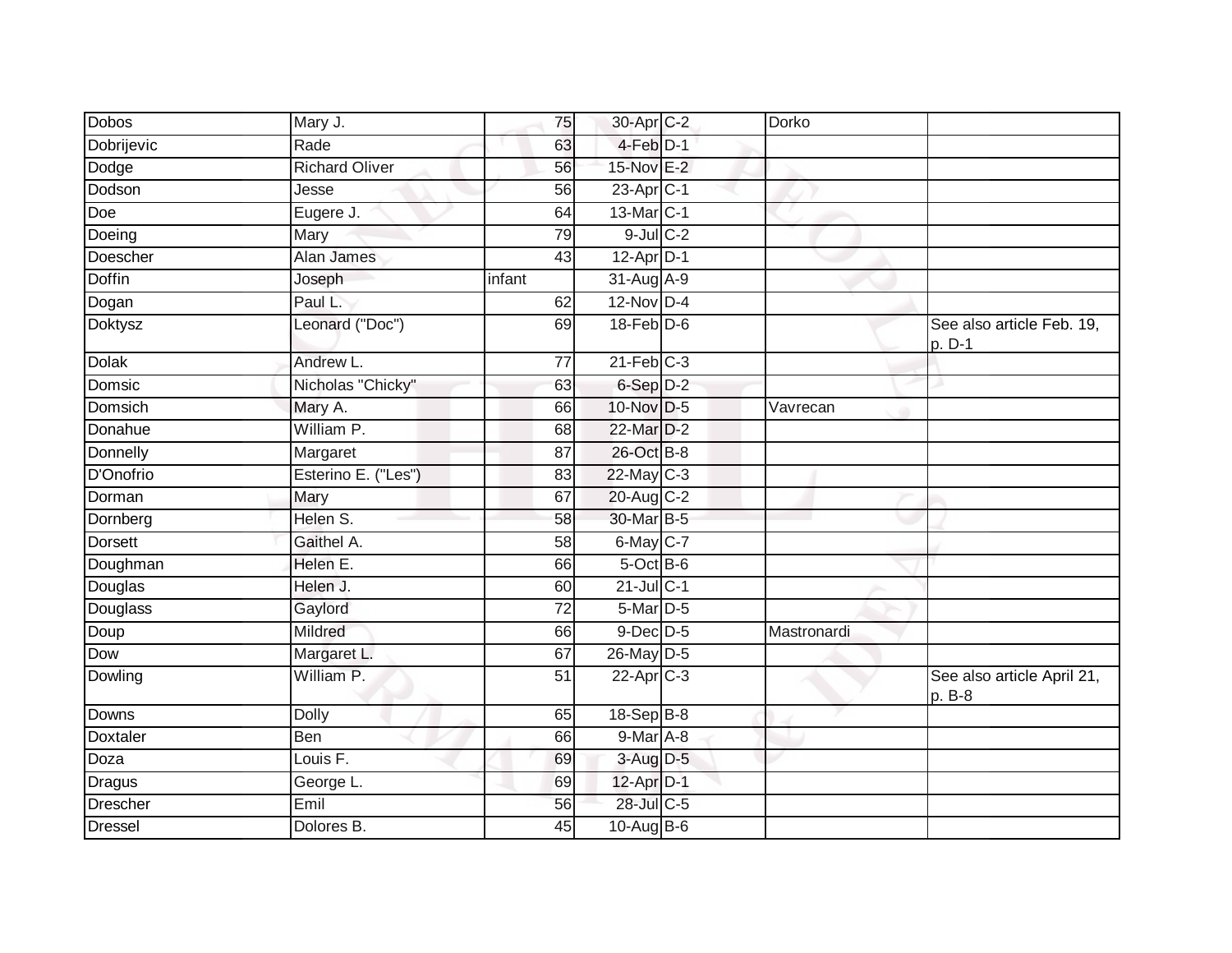| Dobos | Mary J. | 75 | 30-Apr | C-2 | Dorko | |
|---|---|---|---|---|---|---|
| Dobrijevic | Rade | 63 | 4-Feb | D-1 | | |
| Dodge | Richard Oliver | 56 | 15-Nov | E-2 | | |
| Dodson | Jesse | 56 | 23-Apr | C-1 | | |
| Doe | Eugere J. | 64 | 13-Mar | C-1 | | |
| Doeing | Mary | 79 | 9-Jul | C-2 | | |
| Doescher | Alan James | 43 | 12-Apr | D-1 | | |
| Doffin | Joseph | infant | 31-Aug | A-9 | | |
| Dogan | Paul L. | 62 | 12-Nov | D-4 | | |
| Doktysz | Leonard ("Doc") | 69 | 18-Feb | D-6 | | See also article Feb. 19, p. D-1 |
| Dolak | Andrew L. | 77 | 21-Feb | C-3 | | |
| Domsic | Nicholas "Chicky" | 63 | 6-Sep | D-2 | | |
| Domsich | Mary A. | 66 | 10-Nov | D-5 | Vavrecan | |
| Donahue | William P. | 68 | 22-Mar | D-2 | | |
| Donnelly | Margaret | 87 | 26-Oct | B-8 | | |
| D'Onofrio | Esterino E. ("Les") | 83 | 22-May | C-3 | | |
| Dorman | Mary | 67 | 20-Aug | C-2 | | |
| Dornberg | Helen S. | 58 | 30-Mar | B-5 | | |
| Dorsett | Gaithel A. | 58 | 6-May | C-7 | | |
| Doughman | Helen E. | 66 | 5-Oct | B-6 | | |
| Douglas | Helen J. | 60 | 21-Jul | C-1 | | |
| Douglass | Gaylord | 72 | 5-Mar | D-5 | | |
| Doup | Mildred | 66 | 9-Dec | D-5 | Mastronardi | |
| Dow | Margaret L. | 67 | 26-May | D-5 | | |
| Dowling | William P. | 51 | 22-Apr | C-3 | | See also article April 21, p. B-8 |
| Downs | Dolly | 65 | 18-Sep | B-8 | | |
| Doxtaler | Ben | 66 | 9-Mar | A-8 | | |
| Doza | Louis F. | 69 | 3-Aug | D-5 | | |
| Dragus | George L. | 69 | 12-Apr | D-1 | | |
| Drescher | Emil | 56 | 28-Jul | C-5 | | |
| Dressel | Dolores B. | 45 | 10-Aug | B-6 | | |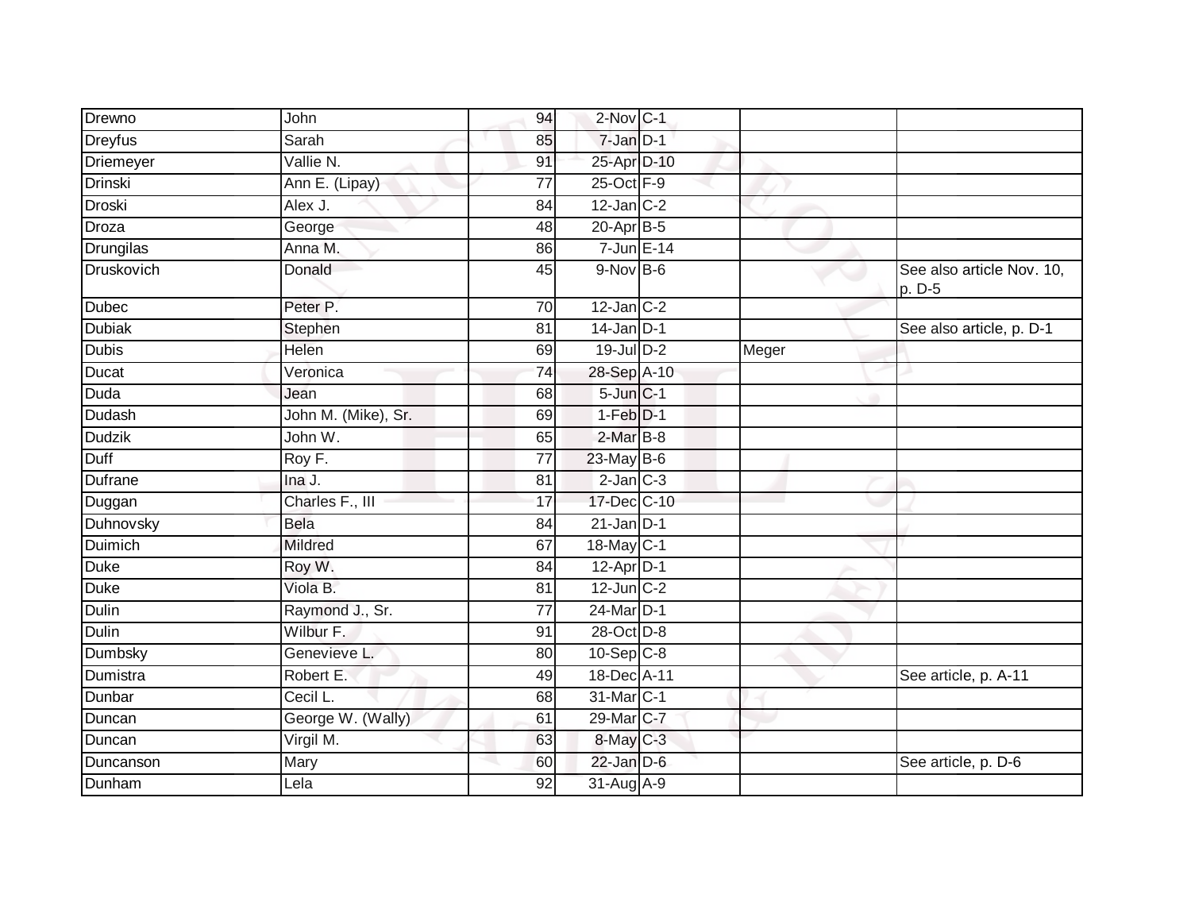| | | | | | | |
|---|---|---|---|---|---|---|
| Drewno | John | 94 | 2-Nov | C-1 | | |
| Dreyfus | Sarah | 85 | 7-Jan | D-1 | | |
| Driemeyer | Vallie N. | 91 | 25-Apr | D-10 | | |
| Drinski | Ann E. (Lipay) | 77 | 25-Oct | F-9 | | |
| Droski | Alex J. | 84 | 12-Jan | C-2 | | |
| Droza | George | 48 | 20-Apr | B-5 | | |
| Drungilas | Anna M. | 86 | 7-Jun | E-14 | | |
| Druskovich | Donald | 45 | 9-Nov | B-6 | | See also article Nov. 10, p. D-5 |
| Dubec | Peter P. | 70 | 12-Jan | C-2 | | |
| Dubiak | Stephen | 81 | 14-Jan | D-1 | | See also article, p. D-1 |
| Dubis | Helen | 69 | 19-Jul | D-2 | Meger | |
| Ducat | Veronica | 74 | 28-Sep | A-10 | | |
| Duda | Jean | 68 | 5-Jun | C-1 | | |
| Dudash | John M. (Mike), Sr. | 69 | 1-Feb | D-1 | | |
| Dudzik | John W. | 65 | 2-Mar | B-8 | | |
| Duff | Roy F. | 77 | 23-May | B-6 | | |
| Dufrane | Ina J. | 81 | 2-Jan | C-3 | | |
| Duggan | Charles F., III | 17 | 17-Dec | C-10 | | |
| Duhnovsky | Bela | 84 | 21-Jan | D-1 | | |
| Duimich | Mildred | 67 | 18-May | C-1 | | |
| Duke | Roy W. | 84 | 12-Apr | D-1 | | |
| Duke | Viola B. | 81 | 12-Jun | C-2 | | |
| Dulin | Raymond J., Sr. | 77 | 24-Mar | D-1 | | |
| Dulin | Wilbur F. | 91 | 28-Oct | D-8 | | |
| Dumbsky | Genevieve L. | 80 | 10-Sep | C-8 | | |
| Dumistra | Robert E. | 49 | 18-Dec | A-11 | | See article, p. A-11 |
| Dunbar | Cecil L. | 68 | 31-Mar | C-1 | | |
| Duncan | George W. (Wally) | 61 | 29-Mar | C-7 | | |
| Duncan | Virgil M. | 63 | 8-May | C-3 | | |
| Duncanson | Mary | 60 | 22-Jan | D-6 | | See article, p. D-6 |
| Dunham | Lela | 92 | 31-Aug | A-9 | | |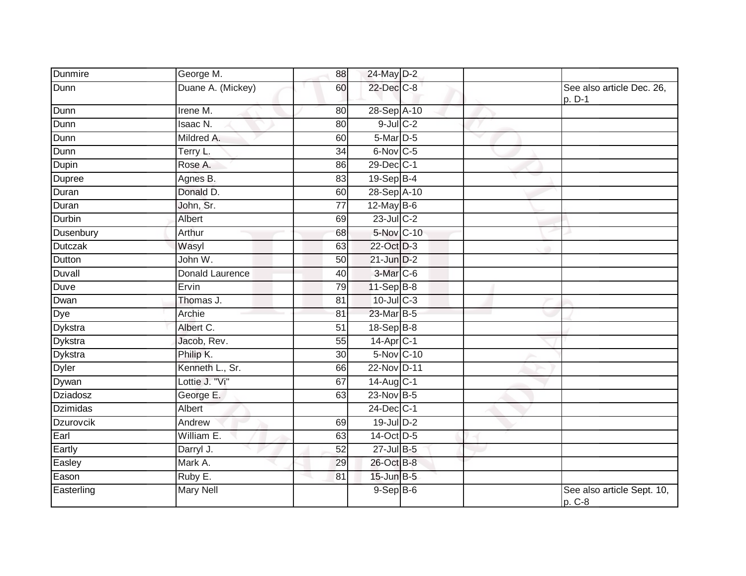| | | | | | | |
|---|---|---|---|---|---|---|
| Dunmire | George M. | 88 | 24-May | D-2 | | |
| Dunn | Duane A. (Mickey) | 60 | 22-Dec | C-8 | | See also article Dec. 26, p. D-1 |
| Dunn | Irene M. | 80 | 28-Sep | A-10 | | |
| Dunn | Isaac N. | 80 | 9-Jul | C-2 | | |
| Dunn | Mildred A. | 60 | 5-Mar | D-5 | | |
| Dunn | Terry L. | 34 | 6-Nov | C-5 | | |
| Dupin | Rose A. | 86 | 29-Dec | C-1 | | |
| Dupree | Agnes B. | 83 | 19-Sep | B-4 | | |
| Duran | Donald D. | 60 | 28-Sep | A-10 | | |
| Duran | John, Sr. | 77 | 12-May | B-6 | | |
| Durbin | Albert | 69 | 23-Jul | C-2 | | |
| Dusenbury | Arthur | 68 | 5-Nov | C-10 | | |
| Dutczak | Wasyl | 63 | 22-Oct | D-3 | | |
| Dutton | John W. | 50 | 21-Jun | D-2 | | |
| Duvall | Donald Laurence | 40 | 3-Mar | C-6 | | |
| Duve | Ervin | 79 | 11-Sep | B-8 | | |
| Dwan | Thomas J. | 81 | 10-Jul | C-3 | | |
| Dye | Archie | 81 | 23-Mar | B-5 | | |
| Dykstra | Albert C. | 51 | 18-Sep | B-8 | | |
| Dykstra | Jacob, Rev. | 55 | 14-Apr | C-1 | | |
| Dykstra | Philip K. | 30 | 5-Nov | C-10 | | |
| Dyler | Kenneth L., Sr. | 66 | 22-Nov | D-11 | | |
| Dywan | Lottie J. "Vi" | 67 | 14-Aug | C-1 | | |
| Dziadosz | George E. | 63 | 23-Nov | B-5 | | |
| Dzimidas | Albert | | 24-Dec | C-1 | | |
| Dzurovcik | Andrew | 69 | 19-Jul | D-2 | | |
| Earl | William E. | 63 | 14-Oct | D-5 | | |
| Eartly | Darryl J. | 52 | 27-Jul | B-5 | | |
| Easley | Mark A. | 29 | 26-Oct | B-8 | | |
| Eason | Ruby E. | 81 | 15-Jun | B-5 | | |
| Easterling | Mary Nell | | 9-Sep | B-6 | | See also article Sept. 10, p. C-8 |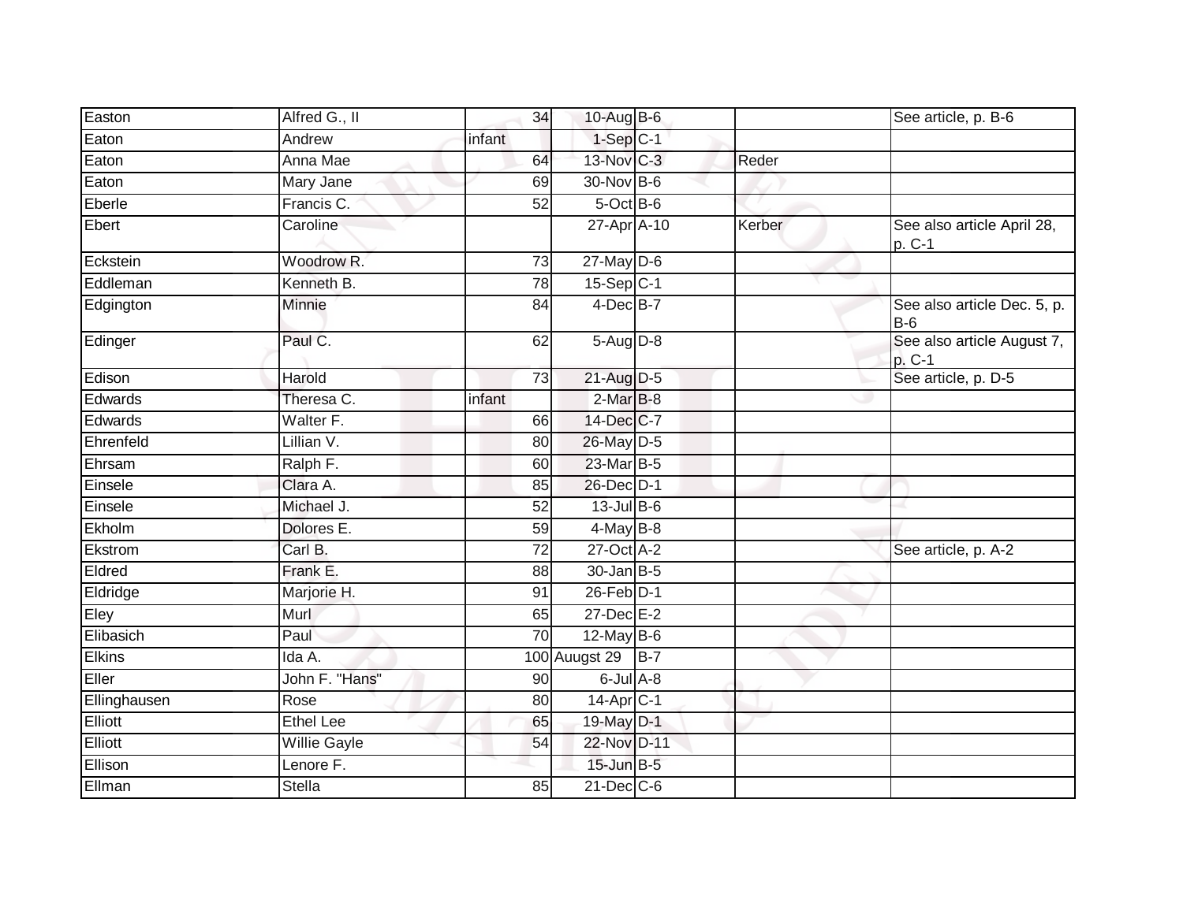| | | | | | | |
|---|---|---|---|---|---|---|
| Easton | Alfred G., II | 34 | 10-Aug | B-6 | | See article, p. B-6 |
| Eaton | Andrew | infant | 1-Sep | C-1 | | |
| Eaton | Anna Mae | 64 | 13-Nov | C-3 | Reder | |
| Eaton | Mary Jane | 69 | 30-Nov | B-6 | | |
| Eberle | Francis C. | 52 | 5-Oct | B-6 | | |
| Ebert | Caroline | | 27-Apr | A-10 | Kerber | See also article April 28, p. C-1 |
| Eckstein | Woodrow R. | 73 | 27-May | D-6 | | |
| Eddleman | Kenneth B. | 78 | 15-Sep | C-1 | | |
| Edgington | Minnie | 84 | 4-Dec | B-7 | | See also article Dec. 5, p. B-6 |
| Edinger | Paul C. | 62 | 5-Aug | D-8 | | See also article August 7, p. C-1 |
| Edison | Harold | 73 | 21-Aug | D-5 | | See article, p. D-5 |
| Edwards | Theresa C. | infant | 2-Mar | B-8 | | |
| Edwards | Walter F. | 66 | 14-Dec | C-7 | | |
| Ehrenfeld | Lillian V. | 80 | 26-May | D-5 | | |
| Ehrsam | Ralph F. | 60 | 23-Mar | B-5 | | |
| Einsele | Clara A. | 85 | 26-Dec | D-1 | | |
| Einsele | Michael J. | 52 | 13-Jul | B-6 | | |
| Ekholm | Dolores E. | 59 | 4-May | B-8 | | |
| Ekstrom | Carl B. | 72 | 27-Oct | A-2 | | See article, p. A-2 |
| Eldred | Frank E. | 88 | 30-Jan | B-5 | | |
| Eldridge | Marjorie H. | 91 | 26-Feb | D-1 | | |
| Eley | Murl | 65 | 27-Dec | E-2 | | |
| Elibasich | Paul | 70 | 12-May | B-6 | | |
| Elkins | Ida A. | 100 | Auugst 29 | B-7 | | |
| Eller | John F. "Hans" | 90 | 6-Jul | A-8 | | |
| Ellinghausen | Rose | 80 | 14-Apr | C-1 | | |
| Elliott | Ethel Lee | 65 | 19-May | D-1 | | |
| Elliott | Willie Gayle | 54 | 22-Nov | D-11 | | |
| Ellison | Lenore F. | | 15-Jun | B-5 | | |
| Ellman | Stella | 85 | 21-Dec | C-6 | | |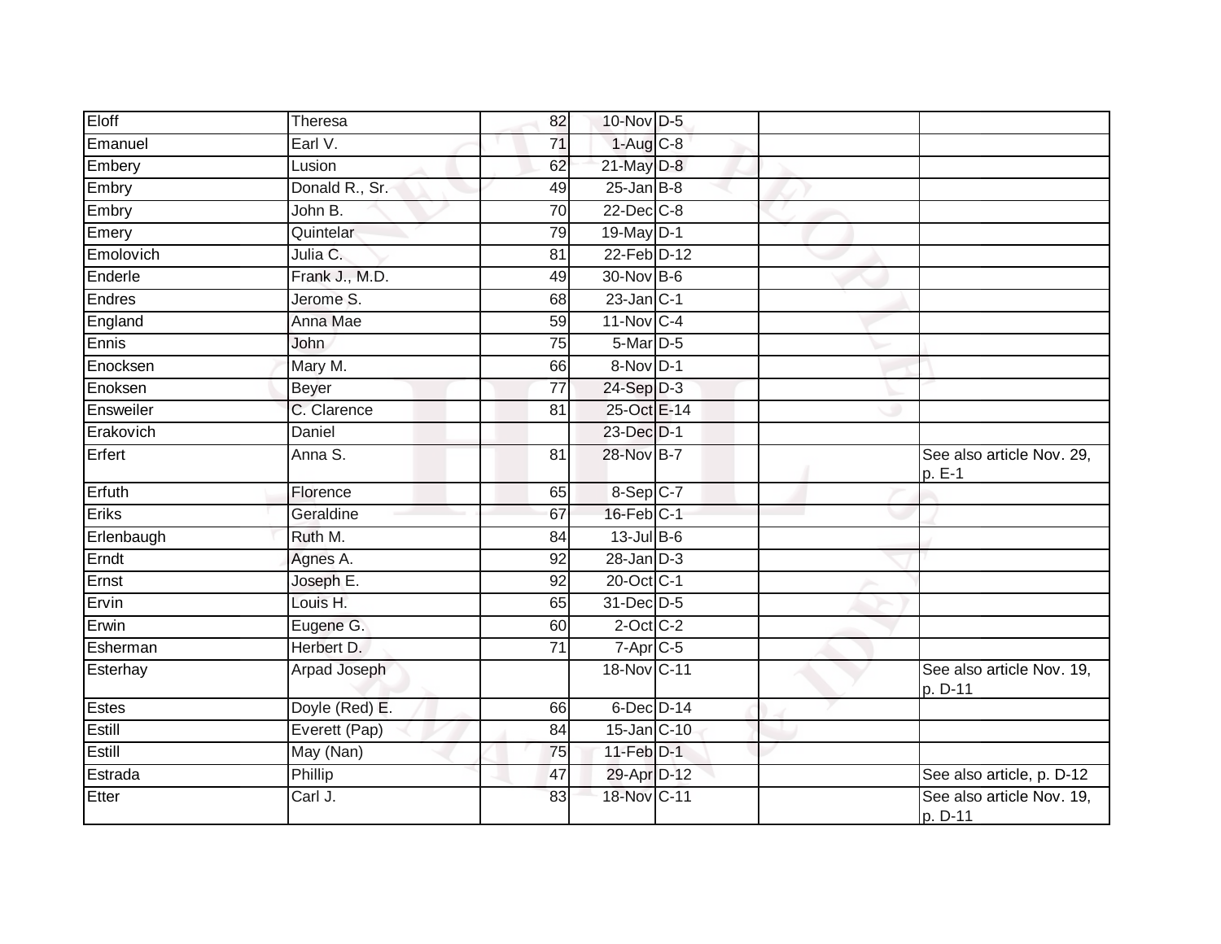| | | | | | | |
|---|---|---|---|---|---|---|
| Eloff | Theresa | 82 | 10-Nov | D-5 | | |
| Emanuel | Earl V. | 71 | 1-Aug | C-8 | | |
| Embery | Lusion | 62 | 21-May | D-8 | | |
| Embry | Donald R., Sr. | 49 | 25-Jan | B-8 | | |
| Embry | John B. | 70 | 22-Dec | C-8 | | |
| Emery | Quintelar | 79 | 19-May | D-1 | | |
| Emolovich | Julia C. | 81 | 22-Feb | D-12 | | |
| Enderle | Frank J., M.D. | 49 | 30-Nov | B-6 | | |
| Endres | Jerome S. | 68 | 23-Jan | C-1 | | |
| England | Anna Mae | 59 | 11-Nov | C-4 | | |
| Ennis | John | 75 | 5-Mar | D-5 | | |
| Enocksen | Mary M. | 66 | 8-Nov | D-1 | | |
| Enoksen | Beyer | 77 | 24-Sep | D-3 | | |
| Ensweiler | C. Clarence | 81 | 25-Oct | E-14 | | |
| Erakovich | Daniel | | 23-Dec | D-1 | | |
| Erfert | Anna S. | 81 | 28-Nov | B-7 | | See also article Nov. 29, p. E-1 |
| Erfuth | Florence | 65 | 8-Sep | C-7 | | |
| Eriks | Geraldine | 67 | 16-Feb | C-1 | | |
| Erlenbaugh | Ruth M. | 84 | 13-Jul | B-6 | | |
| Erndt | Agnes A. | 92 | 28-Jan | D-3 | | |
| Ernst | Joseph E. | 92 | 20-Oct | C-1 | | |
| Ervin | Louis H. | 65 | 31-Dec | D-5 | | |
| Erwin | Eugene G. | 60 | 2-Oct | C-2 | | |
| Esherman | Herbert D. | 71 | 7-Apr | C-5 | | |
| Esterhay | Arpad Joseph | | 18-Nov | C-11 | | See also article Nov. 19, p. D-11 |
| Estes | Doyle (Red) E. | 66 | 6-Dec | D-14 | | |
| Estill | Everett (Pap) | 84 | 15-Jan | C-10 | | |
| Estill | May (Nan) | 75 | 11-Feb | D-1 | | |
| Estrada | Phillip | 47 | 29-Apr | D-12 | | See also article, p. D-12 |
| Etter | Carl J. | 83 | 18-Nov | C-11 | | See also article Nov. 19, p. D-11 |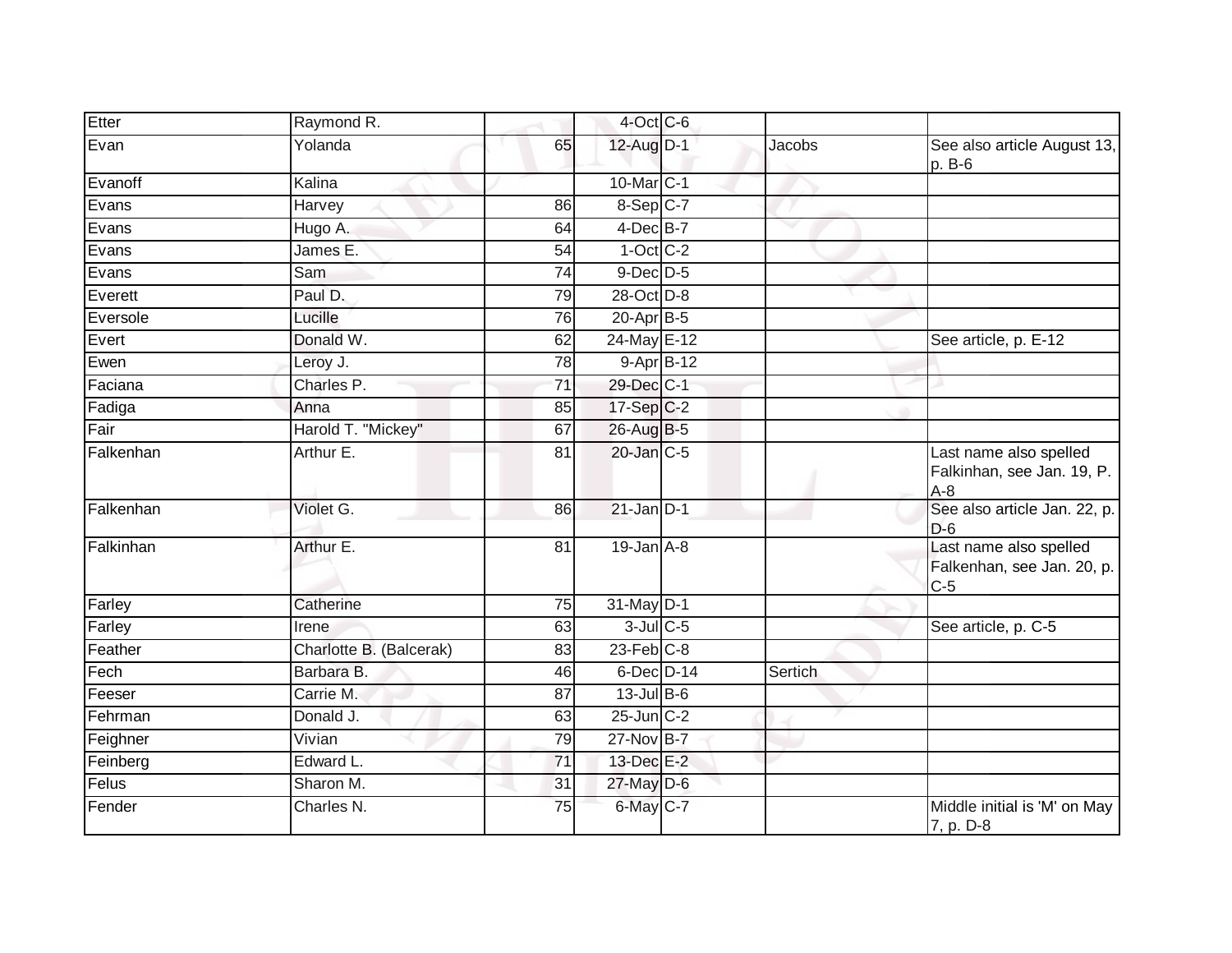| | | | | | | |
|---|---|---|---|---|---|---|
| Etter | Raymond R. | | 4-Oct | C-6 | | |
| Evan | Yolanda | 65 | 12-Aug | D-1 | Jacobs | See also article August 13, p. B-6 |
| Evanoff | Kalina | | 10-Mar | C-1 | | |
| Evans | Harvey | 86 | 8-Sep | C-7 | | |
| Evans | Hugo A. | 64 | 4-Dec | B-7 | | |
| Evans | James E. | 54 | 1-Oct | C-2 | | |
| Evans | Sam | 74 | 9-Dec | D-5 | | |
| Everett | Paul D. | 79 | 28-Oct | D-8 | | |
| Eversole | Lucille | 76 | 20-Apr | B-5 | | |
| Evert | Donald W. | 62 | 24-May | E-12 | | See article, p. E-12 |
| Ewen | Leroy J. | 78 | 9-Apr | B-12 | | |
| Faciana | Charles P. | 71 | 29-Dec | C-1 | | |
| Fadiga | Anna | 85 | 17-Sep | C-2 | | |
| Fair | Harold T. "Mickey" | 67 | 26-Aug | B-5 | | |
| Falkenhan | Arthur E. | 81 | 20-Jan | C-5 | | Last name also spelled Falkinhan, see Jan. 19, P. A-8 |
| Falkenhan | Violet G. | 86 | 21-Jan | D-1 | | See also article Jan. 22, p. D-6 |
| Falkinhan | Arthur E. | 81 | 19-Jan | A-8 | | Last name also spelled Falkenhan, see Jan. 20, p. C-5 |
| Farley | Catherine | 75 | 31-May | D-1 | | |
| Farley | Irene | 63 | 3-Jul | C-5 | | See article, p. C-5 |
| Feather | Charlotte B. (Balcerak) | 83 | 23-Feb | C-8 | | |
| Fech | Barbara B. | 46 | 6-Dec | D-14 | Sertich | |
| Feeser | Carrie M. | 87 | 13-Jul | B-6 | | |
| Fehrman | Donald J. | 63 | 25-Jun | C-2 | | |
| Feighner | Vivian | 79 | 27-Nov | B-7 | | |
| Feinberg | Edward L. | 71 | 13-Dec | E-2 | | |
| Felus | Sharon M. | 31 | 27-May | D-6 | | |
| Fender | Charles N. | 75 | 6-May | C-7 | | Middle initial is 'M' on May 7, p. D-8 |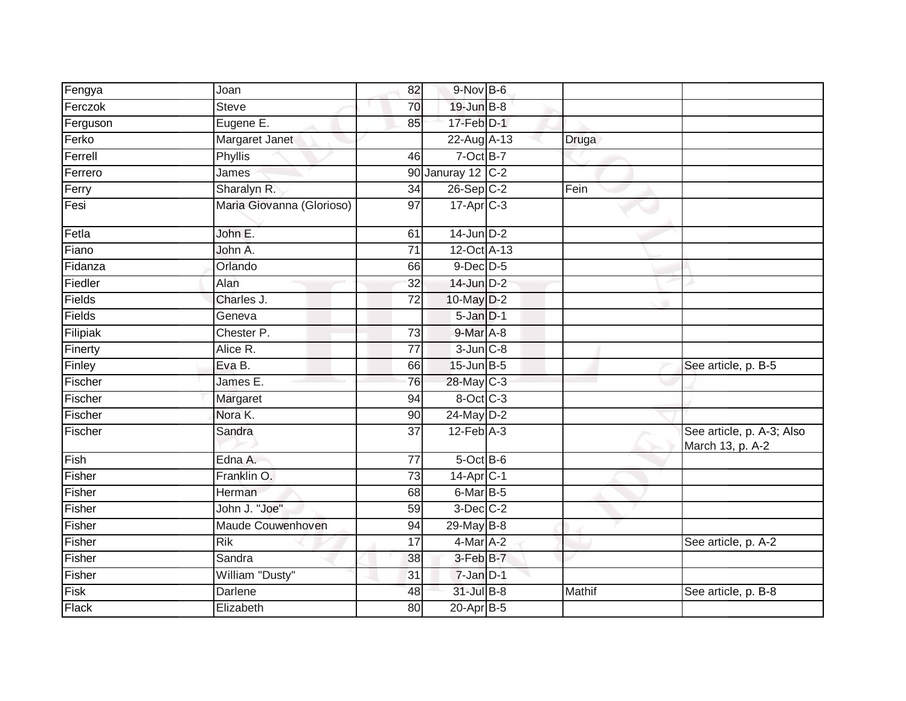| | | | | | | |
|---|---|---|---|---|---|---|
| Fengya | Joan | 82 | 9-Nov | B-6 | | |
| Ferczok | Steve | 70 | 19-Jun | B-8 | | |
| Ferguson | Eugene E. | 85 | 17-Feb | D-1 | | |
| Ferko | Margaret Janet | | 22-Aug | A-13 | Druga | |
| Ferrell | Phyllis | 46 | 7-Oct | B-7 | | |
| Ferrero | James | 90 | Januray 12 | C-2 | | |
| Ferry | Sharalyn R. | 34 | 26-Sep | C-2 | Fein | |
| Fesi | Maria Giovanna (Glorioso) | 97 | 17-Apr | C-3 | | |
| Fetla | John E. | 61 | 14-Jun | D-2 | | |
| Fiano | John A. | 71 | 12-Oct | A-13 | | |
| Fidanza | Orlando | 66 | 9-Dec | D-5 | | |
| Fiedler | Alan | 32 | 14-Jun | D-2 | | |
| Fields | Charles J. | 72 | 10-May | D-2 | | |
| Fields | Geneva | | 5-Jan | D-1 | | |
| Filipiak | Chester P. | 73 | 9-Mar | A-8 | | |
| Finerty | Alice R. | 77 | 3-Jun | C-8 | | |
| Finley | Eva B. | 66 | 15-Jun | B-5 | | See article, p. B-5 |
| Fischer | James E. | 76 | 28-May | C-3 | | |
| Fischer | Margaret | 94 | 8-Oct | C-3 | | |
| Fischer | Nora K. | 90 | 24-May | D-2 | | |
| Fischer | Sandra | 37 | 12-Feb | A-3 | | See article, p. A-3; Also March 13, p. A-2 |
| Fish | Edna A. | 77 | 5-Oct | B-6 | | |
| Fisher | Franklin O. | 73 | 14-Apr | C-1 | | |
| Fisher | Herman | 68 | 6-Mar | B-5 | | |
| Fisher | John J. "Joe" | 59 | 3-Dec | C-2 | | |
| Fisher | Maude Couwenhoven | 94 | 29-May | B-8 | | |
| Fisher | Rik | 17 | 4-Mar | A-2 | | See article, p. A-2 |
| Fisher | Sandra | 38 | 3-Feb | B-7 | | |
| Fisher | William "Dusty" | 31 | 7-Jan | D-1 | | |
| Fisk | Darlene | 48 | 31-Jul | B-8 | Mathif | See article, p. B-8 |
| Flack | Elizabeth | 80 | 20-Apr | B-5 | | |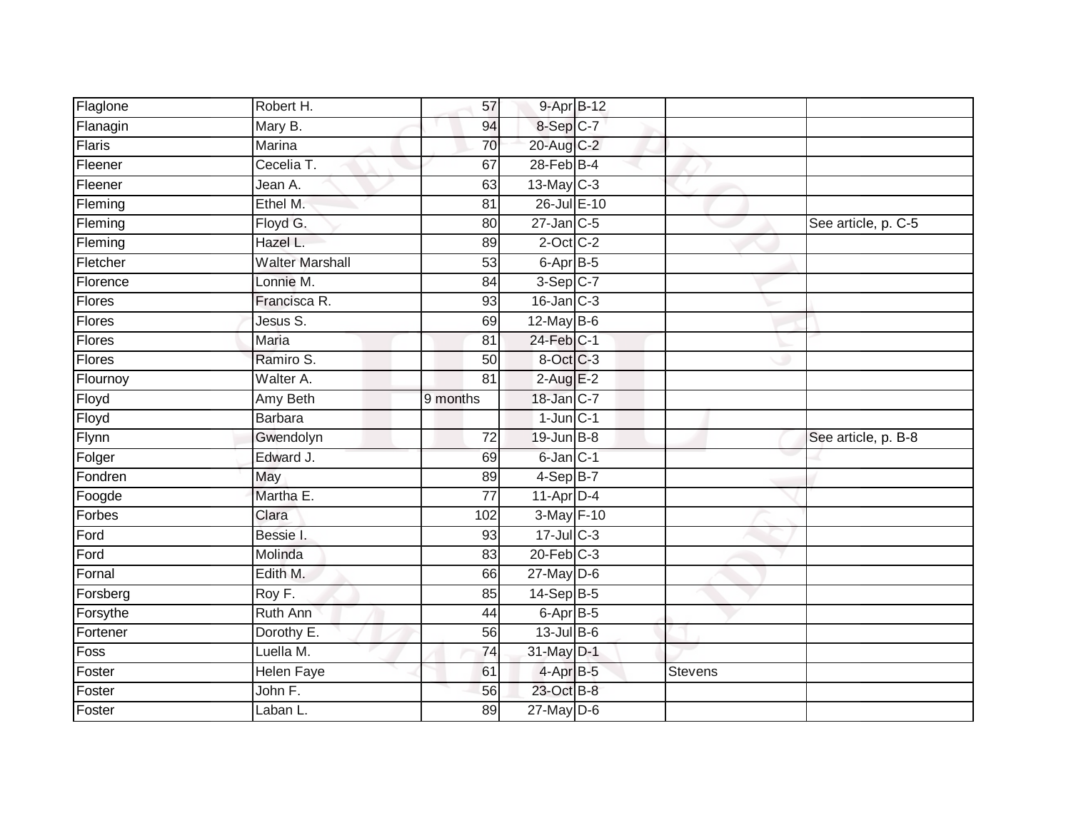| | | | | | | |
|---|---|---|---|---|---|---|
| Flaglone | Robert H. | 57 | 9-Apr | B-12 | | |
| Flanagin | Mary B. | 94 | 8-Sep | C-7 | | |
| Flaris | Marina | 70 | 20-Aug | C-2 | | |
| Fleener | Cecelia T. | 67 | 28-Feb | B-4 | | |
| Fleener | Jean A. | 63 | 13-May | C-3 | | |
| Fleming | Ethel M. | 81 | 26-Jul | E-10 | | |
| Fleming | Floyd G. | 80 | 27-Jan | C-5 | | See article, p. C-5 |
| Fleming | Hazel L. | 89 | 2-Oct | C-2 | | |
| Fletcher | Walter Marshall | 53 | 6-Apr | B-5 | | |
| Florence | Lonnie M. | 84 | 3-Sep | C-7 | | |
| Flores | Francisca R. | 93 | 16-Jan | C-3 | | |
| Flores | Jesus S. | 69 | 12-May | B-6 | | |
| Flores | Maria | 81 | 24-Feb | C-1 | | |
| Flores | Ramiro S. | 50 | 8-Oct | C-3 | | |
| Flournoy | Walter A. | 81 | 2-Aug | E-2 | | |
| Floyd | Amy Beth | 9 months | 18-Jan | C-7 | | |
| Floyd | Barbara | | 1-Jun | C-1 | | |
| Flynn | Gwendolyn | 72 | 19-Jun | B-8 | | See article, p. B-8 |
| Folger | Edward J. | 69 | 6-Jan | C-1 | | |
| Fondren | May | 89 | 4-Sep | B-7 | | |
| Foogde | Martha E. | 77 | 11-Apr | D-4 | | |
| Forbes | Clara | 102 | 3-May | F-10 | | |
| Ford | Bessie I. | 93 | 17-Jul | C-3 | | |
| Ford | Molinda | 83 | 20-Feb | C-3 | | |
| Fornal | Edith M. | 66 | 27-May | D-6 | | |
| Forsberg | Roy F. | 85 | 14-Sep | B-5 | | |
| Forsythe | Ruth Ann | 44 | 6-Apr | B-5 | | |
| Fortener | Dorothy E. | 56 | 13-Jul | B-6 | | |
| Foss | Luella M. | 74 | 31-May | D-1 | | |
| Foster | Helen Faye | 61 | 4-Apr | B-5 | Stevens | |
| Foster | John F. | 56 | 23-Oct | B-8 | | |
| Foster | Laban L. | 89 | 27-May | D-6 | | |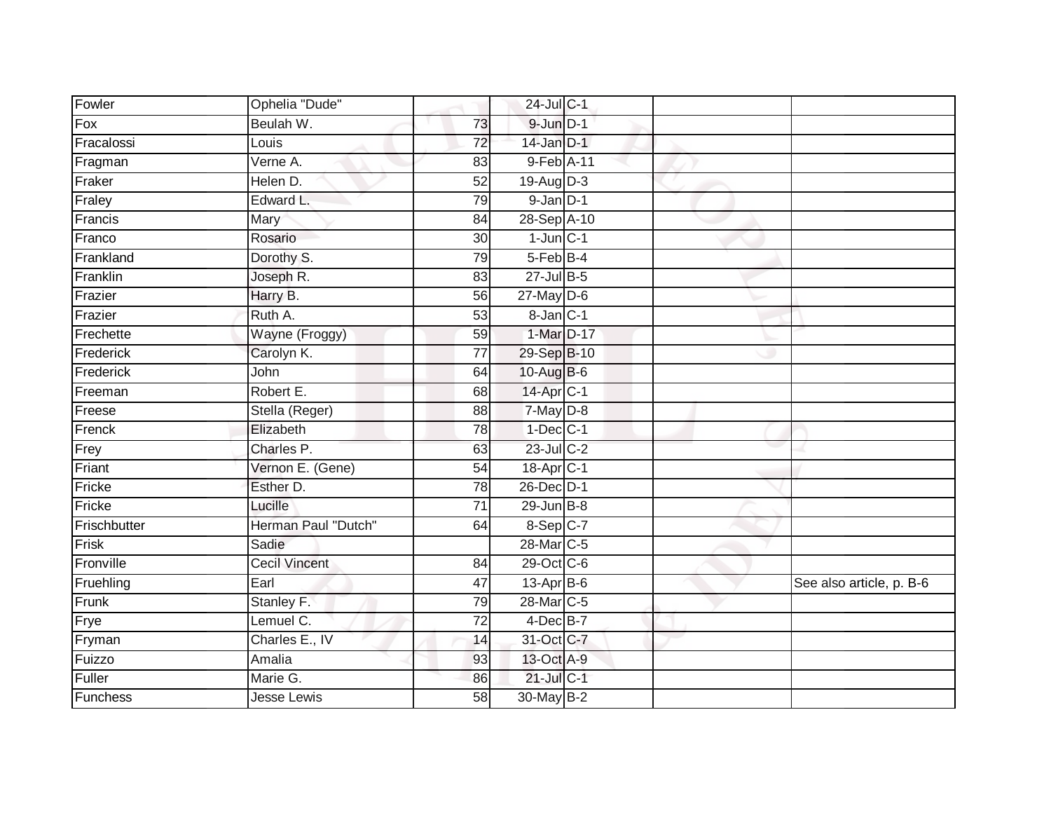| | | | | | | |
|---|---|---|---|---|---|---|
| Fowler | Ophelia "Dude" | | 24-Jul | C-1 | | |
| Fox | Beulah W. | 73 | 9-Jun | D-1 | | |
| Fracalossi | Louis | 72 | 14-Jan | D-1 | | |
| Fragman | Verne A. | 83 | 9-Feb | A-11 | | |
| Fraker | Helen D. | 52 | 19-Aug | D-3 | | |
| Fraley | Edward L. | 79 | 9-Jan | D-1 | | |
| Francis | Mary | 84 | 28-Sep | A-10 | | |
| Franco | Rosario | 30 | 1-Jun | C-1 | | |
| Frankland | Dorothy S. | 79 | 5-Feb | B-4 | | |
| Franklin | Joseph R. | 83 | 27-Jul | B-5 | | |
| Frazier | Harry B. | 56 | 27-May | D-6 | | |
| Frazier | Ruth A. | 53 | 8-Jan | C-1 | | |
| Frechette | Wayne (Froggy) | 59 | 1-Mar | D-17 | | |
| Frederick | Carolyn K. | 77 | 29-Sep | B-10 | | |
| Frederick | John | 64 | 10-Aug | B-6 | | |
| Freeman | Robert E. | 68 | 14-Apr | C-1 | | |
| Freese | Stella (Reger) | 88 | 7-May | D-8 | | |
| Frenck | Elizabeth | 78 | 1-Dec | C-1 | | |
| Frey | Charles P. | 63 | 23-Jul | C-2 | | |
| Friant | Vernon E. (Gene) | 54 | 18-Apr | C-1 | | |
| Fricke | Esther D. | 78 | 26-Dec | D-1 | | |
| Fricke | Lucille | 71 | 29-Jun | B-8 | | |
| Frischbutter | Herman Paul "Dutch" | 64 | 8-Sep | C-7 | | |
| Frisk | Sadie | | 28-Mar | C-5 | | |
| Fronville | Cecil Vincent | 84 | 29-Oct | C-6 | | |
| Fruehling | Earl | 47 | 13-Apr | B-6 | | See also article, p. B-6 |
| Frunk | Stanley F. | 79 | 28-Mar | C-5 | | |
| Frye | Lemuel C. | 72 | 4-Dec | B-7 | | |
| Fryman | Charles E., IV | 14 | 31-Oct | C-7 | | |
| Fuizzo | Amalia | 93 | 13-Oct | A-9 | | |
| Fuller | Marie G. | 86 | 21-Jul | C-1 | | |
| Funchess | Jesse Lewis | 58 | 30-May | B-2 | | |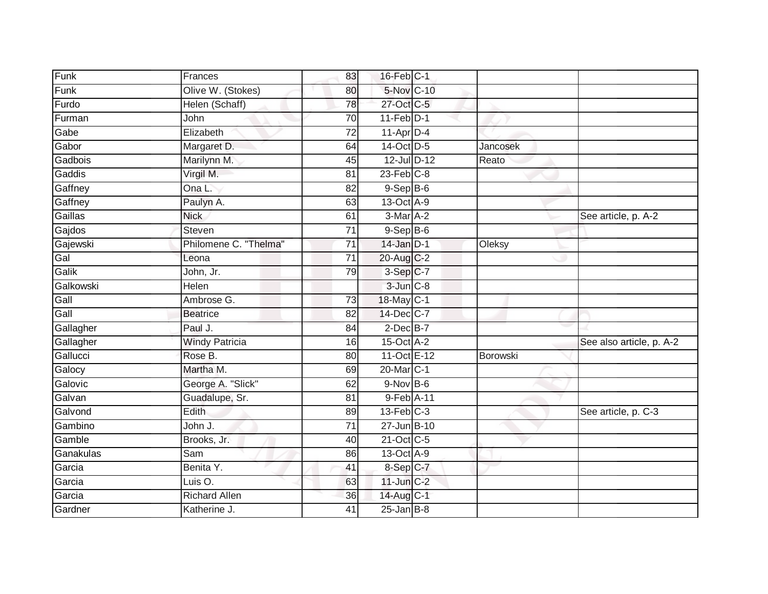| | | | | | | |
|---|---|---|---|---|---|---|
| Funk | Frances | 83 | 16-Feb | C-1 | | |
| Funk | Olive W. (Stokes) | 80 | 5-Nov | C-10 | | |
| Furdo | Helen (Schaff) | 78 | 27-Oct | C-5 | | |
| Furman | John | 70 | 11-Feb | D-1 | | |
| Gabe | Elizabeth | 72 | 11-Apr | D-4 | | |
| Gabor | Margaret D. | 64 | 14-Oct | D-5 | Jancosek | |
| Gadbois | Marilynn M. | 45 | 12-Jul | D-12 | Reato | |
| Gaddis | Virgil M. | 81 | 23-Feb | C-8 | | |
| Gaffney | Ona L. | 82 | 9-Sep | B-6 | | |
| Gaffney | Paulyn A. | 63 | 13-Oct | A-9 | | |
| Gaillas | Nick | 61 | 3-Mar | A-2 | | See article, p. A-2 |
| Gajdos | Steven | 71 | 9-Sep | B-6 | | |
| Gajewski | Philomene C. "Thelma" | 71 | 14-Jan | D-1 | Oleksy | |
| Gal | Leona | 71 | 20-Aug | C-2 | | |
| Galik | John, Jr. | 79 | 3-Sep | C-7 | | |
| Galkowski | Helen | | 3-Jun | C-8 | | |
| Gall | Ambrose G. | 73 | 18-May | C-1 | | |
| Gall | Beatrice | 82 | 14-Dec | C-7 | | |
| Gallagher | Paul J. | 84 | 2-Dec | B-7 | | |
| Gallagher | Windy Patricia | 16 | 15-Oct | A-2 | | See also article, p. A-2 |
| Gallucci | Rose B. | 80 | 11-Oct | E-12 | Borowski | |
| Galocy | Martha M. | 69 | 20-Mar | C-1 | | |
| Galovic | George A. "Slick" | 62 | 9-Nov | B-6 | | |
| Galvan | Guadalupe, Sr. | 81 | 9-Feb | A-11 | | |
| Galvond | Edith | 89 | 13-Feb | C-3 | | See article, p. C-3 |
| Gambino | John J. | 71 | 27-Jun | B-10 | | |
| Gamble | Brooks, Jr. | 40 | 21-Oct | C-5 | | |
| Ganakulas | Sam | 86 | 13-Oct | A-9 | | |
| Garcia | Benita Y. | 41 | 8-Sep | C-7 | | |
| Garcia | Luis O. | 63 | 11-Jun | C-2 | | |
| Garcia | Richard Allen | 36 | 14-Aug | C-1 | | |
| Gardner | Katherine J. | 41 | 25-Jan | B-8 | | |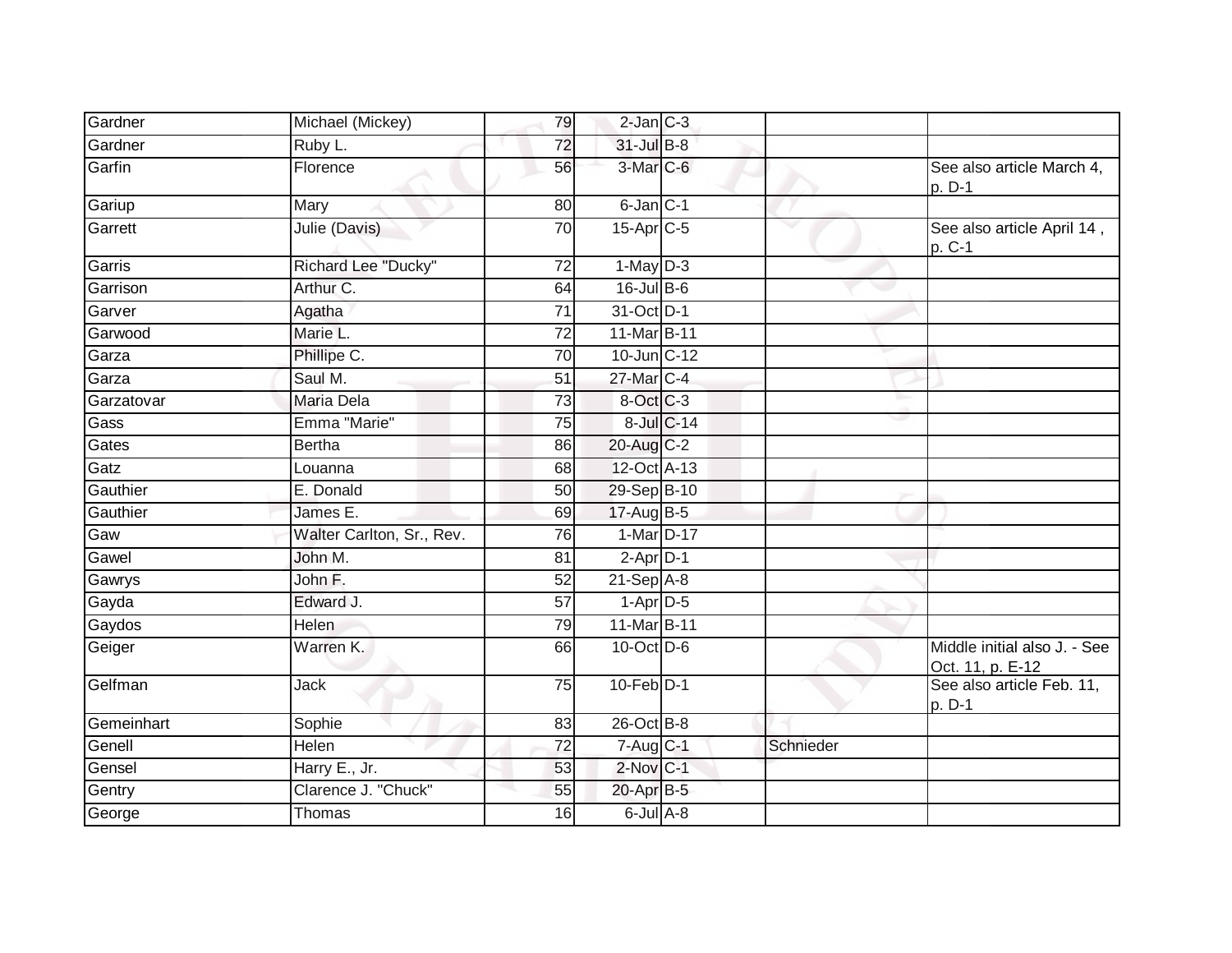| | | | | | | |
|---|---|---|---|---|---|---|
| Gardner | Michael (Mickey) | 79 | 2-Jan | C-3 | | |
| Gardner | Ruby L. | 72 | 31-Jul | B-8 | | |
| Garfin | Florence | 56 | 3-Mar | C-6 | | See also article March 4, p. D-1 |
| Gariup | Mary | 80 | 6-Jan | C-1 | | |
| Garrett | Julie (Davis) | 70 | 15-Apr | C-5 | | See also article April 14 , p. C-1 |
| Garris | Richard Lee "Ducky" | 72 | 1-May | D-3 | | |
| Garrison | Arthur C. | 64 | 16-Jul | B-6 | | |
| Garver | Agatha | 71 | 31-Oct | D-1 | | |
| Garwood | Marie L. | 72 | 11-Mar | B-11 | | |
| Garza | Phillipe C. | 70 | 10-Jun | C-12 | | |
| Garza | Saul M. | 51 | 27-Mar | C-4 | | |
| Garzatovar | Maria Dela | 73 | 8-Oct | C-3 | | |
| Gass | Emma "Marie" | 75 | 8-Jul | C-14 | | |
| Gates | Bertha | 86 | 20-Aug | C-2 | | |
| Gatz | Louanna | 68 | 12-Oct | A-13 | | |
| Gauthier | E. Donald | 50 | 29-Sep | B-10 | | |
| Gauthier | James E. | 69 | 17-Aug | B-5 | | |
| Gaw | Walter Carlton, Sr., Rev. | 76 | 1-Mar | D-17 | | |
| Gawel | John M. | 81 | 2-Apr | D-1 | | |
| Gawrys | John F. | 52 | 21-Sep | A-8 | | |
| Gayda | Edward J. | 57 | 1-Apr | D-5 | | |
| Gaydos | Helen | 79 | 11-Mar | B-11 | | |
| Geiger | Warren K. | 66 | 10-Oct | D-6 | | Middle initial also J. - See Oct. 11, p. E-12 |
| Gelfman | Jack | 75 | 10-Feb | D-1 | | See also article Feb. 11, p. D-1 |
| Gemeinhart | Sophie | 83 | 26-Oct | B-8 | | |
| Genell | Helen | 72 | 7-Aug | C-1 | Schnieder | |
| Gensel | Harry E., Jr. | 53 | 2-Nov | C-1 | | |
| Gentry | Clarence J. "Chuck" | 55 | 20-Apr | B-5 | | |
| George | Thomas | 16 | 6-Jul | A-8 | | |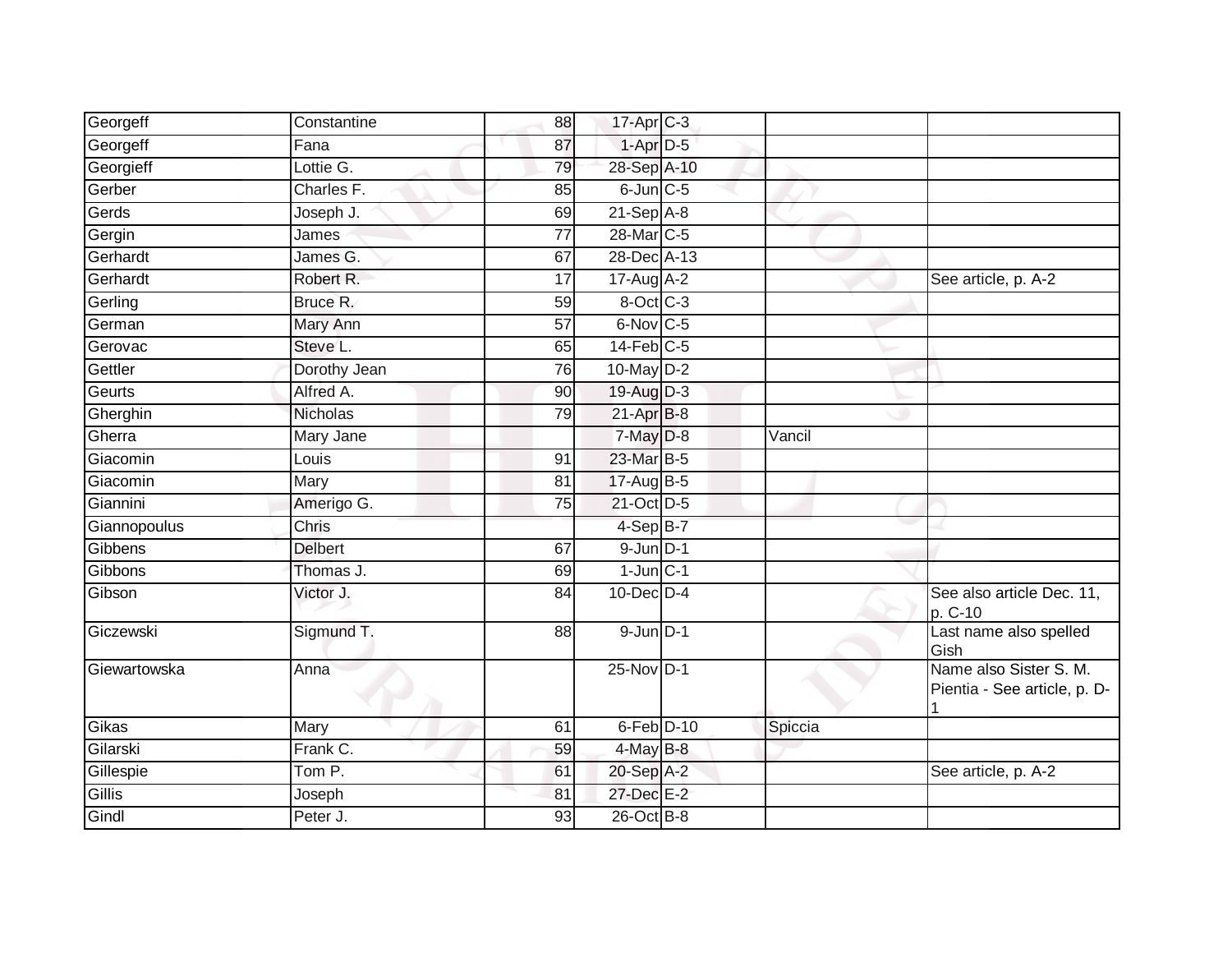| Georgeff | Constantine | 88 | 17-Apr | C-3 | | |
|---|---|---|---|---|---|---|
| Georgeff | Fana | 87 | 1-Apr | D-5 | | |
| Georgieff | Lottie G. | 79 | 28-Sep | A-10 | | |
| Gerber | Charles F. | 85 | 6-Jun | C-5 | | |
| Gerds | Joseph J. | 69 | 21-Sep | A-8 | | |
| Gergin | James | 77 | 28-Mar | C-5 | | |
| Gerhardt | James G. | 67 | 28-Dec | A-13 | | |
| Gerhardt | Robert R. | 17 | 17-Aug | A-2 | | See article, p. A-2 |
| Gerling | Bruce R. | 59 | 8-Oct | C-3 | | |
| German | Mary Ann | 57 | 6-Nov | C-5 | | |
| Gerovac | Steve L. | 65 | 14-Feb | C-5 | | |
| Gettler | Dorothy Jean | 76 | 10-May | D-2 | | |
| Geurts | Alfred A. | 90 | 19-Aug | D-3 | | |
| Gherghin | Nicholas | 79 | 21-Apr | B-8 | | |
| Gherra | Mary Jane | | 7-May | D-8 | Vancil | |
| Giacomin | Louis | 91 | 23-Mar | B-5 | | |
| Giacomin | Mary | 81 | 17-Aug | B-5 | | |
| Giannini | Amerigo G. | 75 | 21-Oct | D-5 | | |
| Giannopoulus | Chris | | 4-Sep | B-7 | | |
| Gibbens | Delbert | 67 | 9-Jun | D-1 | | |
| Gibbons | Thomas J. | 69 | 1-Jun | C-1 | | |
| Gibson | Victor J. | 84 | 10-Dec | D-4 | | See also article Dec. 11, p. C-10 |
| Giczewski | Sigmund T. | 88 | 9-Jun | D-1 | | Last name also spelled Gish |
| Giewartowska | Anna | | 25-Nov | D-1 | | Name also Sister S. M. Pientia - See article, p. D-1 |
| Gikas | Mary | 61 | 6-Feb | D-10 | Spiccia | |
| Gilarski | Frank C. | 59 | 4-May | B-8 | | |
| Gillespie | Tom P. | 61 | 20-Sep | A-2 | | See article, p. A-2 |
| Gillis | Joseph | 81 | 27-Dec | E-2 | | |
| Gindl | Peter J. | 93 | 26-Oct | B-8 | | |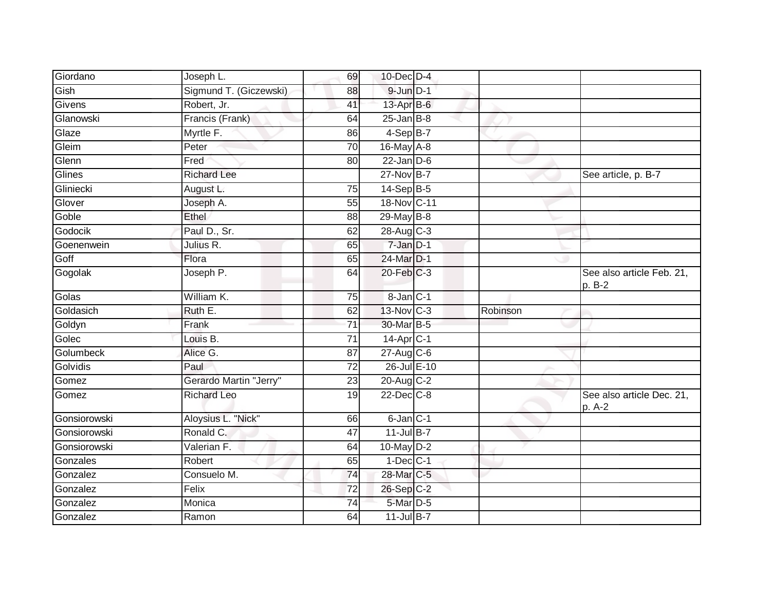| | | | | | | |
|---|---|---|---|---|---|---|
| Giordano | Joseph L. | 69 | 10-Dec | D-4 | | |
| Gish | Sigmund T. (Giczewski) | 88 | 9-Jun | D-1 | | |
| Givens | Robert, Jr. | 41 | 13-Apr | B-6 | | |
| Glanowski | Francis (Frank) | 64 | 25-Jan | B-8 | | |
| Glaze | Myrtle F. | 86 | 4-Sep | B-7 | | |
| Gleim | Peter | 70 | 16-May | A-8 | | |
| Glenn | Fred | 80 | 22-Jan | D-6 | | |
| Glines | Richard Lee | | 27-Nov | B-7 | | See article, p. B-7 |
| Gliniecki | August L. | 75 | 14-Sep | B-5 | | |
| Glover | Joseph A. | 55 | 18-Nov | C-11 | | |
| Goble | Ethel | 88 | 29-May | B-8 | | |
| Godocik | Paul D., Sr. | 62 | 28-Aug | C-3 | | |
| Goenenwein | Julius R. | 65 | 7-Jan | D-1 | | |
| Goff | Flora | 65 | 24-Mar | D-1 | | |
| Gogolak | Joseph P. | 64 | 20-Feb | C-3 | | See also article Feb. 21, p. B-2 |
| Golas | William K. | 75 | 8-Jan | C-1 | | |
| Goldasich | Ruth E. | 62 | 13-Nov | C-3 | Robinson | |
| Goldyn | Frank | 71 | 30-Mar | B-5 | | |
| Golec | Louis B. | 71 | 14-Apr | C-1 | | |
| Golumbeck | Alice G. | 87 | 27-Aug | C-6 | | |
| Golvidis | Paul | 72 | 26-Jul | E-10 | | |
| Gomez | Gerardo Martin "Jerry" | 23 | 20-Aug | C-2 | | |
| Gomez | Richard Leo | 19 | 22-Dec | C-8 | | See also article Dec. 21, p. A-2 |
| Gonsiorowski | Aloysius L. "Nick" | 66 | 6-Jan | C-1 | | |
| Gonsiorowski | Ronald C. | 47 | 11-Jul | B-7 | | |
| Gonsiorowski | Valerian F. | 64 | 10-May | D-2 | | |
| Gonzales | Robert | 65 | 1-Dec | C-1 | | |
| Gonzalez | Consuelo M. | 74 | 28-Mar | C-5 | | |
| Gonzalez | Felix | 72 | 26-Sep | C-2 | | |
| Gonzalez | Monica | 74 | 5-Mar | D-5 | | |
| Gonzalez | Ramon | 64 | 11-Jul | B-7 | | |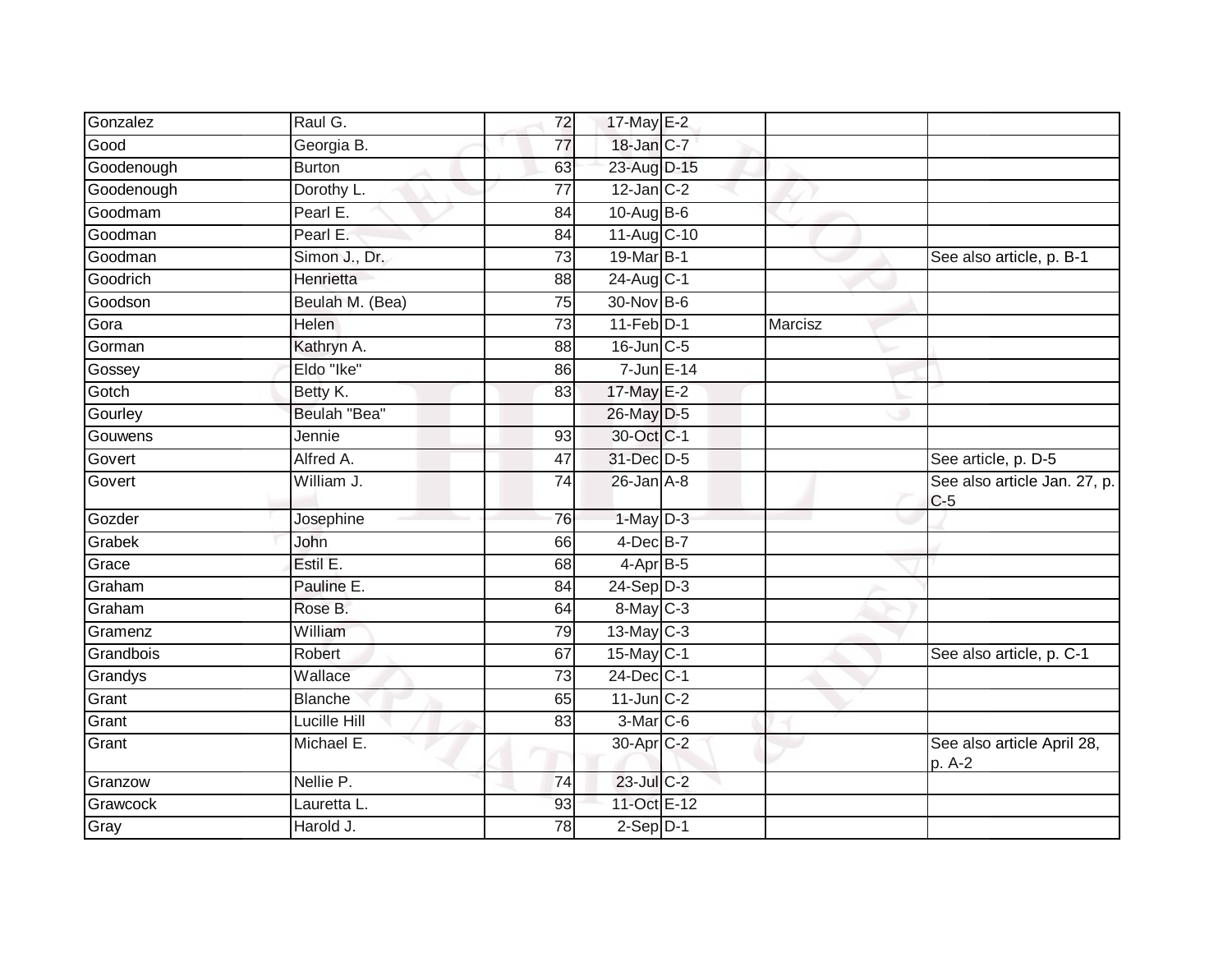| Gonzalez | Raul G. | 72 | 17-May | E-2 | | |
|---|---|---|---|---|---|---|
| Good | Georgia B. | 77 | 18-Jan | C-7 | | |
| Goodenough | Burton | 63 | 23-Aug | D-15 | | |
| Goodenough | Dorothy L. | 77 | 12-Jan | C-2 | | |
| Goodmam | Pearl E. | 84 | 10-Aug | B-6 | | |
| Goodman | Pearl E. | 84 | 11-Aug | C-10 | | |
| Goodman | Simon J., Dr. | 73 | 19-Mar | B-1 | | See also article, p. B-1 |
| Goodrich | Henrietta | 88 | 24-Aug | C-1 | | |
| Goodson | Beulah M. (Bea) | 75 | 30-Nov | B-6 | | |
| Gora | Helen | 73 | 11-Feb | D-1 | Marcisz | |
| Gorman | Kathryn A. | 88 | 16-Jun | C-5 | | |
| Gossey | Eldo "Ike" | 86 | 7-Jun | E-14 | | |
| Gotch | Betty K. | 83 | 17-May | E-2 | | |
| Gourley | Beulah "Bea" | | 26-May | D-5 | | |
| Gouwens | Jennie | 93 | 30-Oct | C-1 | | |
| Govert | Alfred A. | 47 | 31-Dec | D-5 | | See article, p. D-5 |
| Govert | William J. | 74 | 26-Jan | A-8 | | See also article Jan. 27, p. C-5 |
| Gozder | Josephine | 76 | 1-May | D-3 | | |
| Grabek | John | 66 | 4-Dec | B-7 | | |
| Grace | Estil E. | 68 | 4-Apr | B-5 | | |
| Graham | Pauline E. | 84 | 24-Sep | D-3 | | |
| Graham | Rose B. | 64 | 8-May | C-3 | | |
| Gramenz | William | 79 | 13-May | C-3 | | |
| Grandbois | Robert | 67 | 15-May | C-1 | | See also article, p. C-1 |
| Grandys | Wallace | 73 | 24-Dec | C-1 | | |
| Grant | Blanche | 65 | 11-Jun | C-2 | | |
| Grant | Lucille Hill | 83 | 3-Mar | C-6 | | |
| Grant | Michael E. | | 30-Apr | C-2 | | See also article April 28, p. A-2 |
| Granzow | Nellie P. | 74 | 23-Jul | C-2 | | |
| Grawcock | Lauretta L. | 93 | 11-Oct | E-12 | | |
| Gray | Harold J. | 78 | 2-Sep | D-1 | | |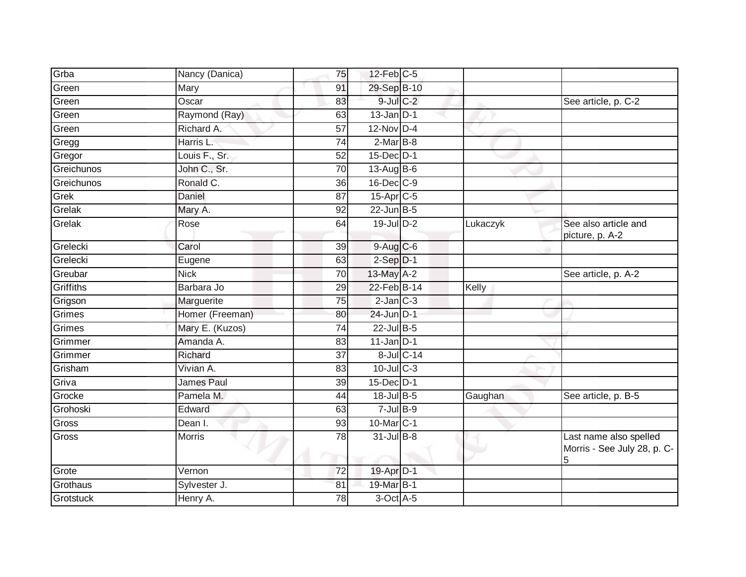| | | | | | | |
|---|---|---|---|---|---|---|
| Grba | Nancy (Danica) | 75 | 12-Feb | C-5 | | |
| Green | Mary | 91 | 29-Sep | B-10 | | |
| Green | Oscar | 83 | 9-Jul | C-2 | | See article, p. C-2 |
| Green | Raymond (Ray) | 63 | 13-Jan | D-1 | | |
| Green | Richard A. | 57 | 12-Nov | D-4 | | |
| Gregg | Harris L. | 74 | 2-Mar | B-8 | | |
| Gregor | Louis F., Sr. | 52 | 15-Dec | D-1 | | |
| Greichunos | John C., Sr. | 70 | 13-Aug | B-6 | | |
| Greichunos | Ronald C. | 36 | 16-Dec | C-9 | | |
| Grek | Daniel | 87 | 15-Apr | C-5 | | |
| Grelak | Mary A. | 92 | 22-Jun | B-5 | | |
| Grelak | Rose | 64 | 19-Jul | D-2 | Lukaczyk | See also article and picture, p. A-2 |
| Grelecki | Carol | 39 | 9-Aug | C-6 | | |
| Grelecki | Eugene | 63 | 2-Sep | D-1 | | |
| Greubar | Nick | 70 | 13-May | A-2 | | See article, p. A-2 |
| Griffiths | Barbara Jo | 29 | 22-Feb | B-14 | Kelly | |
| Grigson | Marguerite | 75 | 2-Jan | C-3 | | |
| Grimes | Homer (Freeman) | 80 | 24-Jun | D-1 | | |
| Grimes | Mary E. (Kuzos) | 74 | 22-Jul | B-5 | | |
| Grimmer | Amanda A. | 83 | 11-Jan | D-1 | | |
| Grimmer | Richard | 37 | 8-Jul | C-14 | | |
| Grisham | Vivian A. | 83 | 10-Jul | C-3 | | |
| Griva | James Paul | 39 | 15-Dec | D-1 | | |
| Grocke | Pamela M. | 44 | 18-Jul | B-5 | Gaughan | See article, p. B-5 |
| Grohoski | Edward | 63 | 7-Jul | B-9 | | |
| Gross | Dean I. | 93 | 10-Mar | C-1 | | |
| Gross | Morris | 78 | 31-Jul | B-8 | | Last name also spelled Morris - See July 28, p. C-5 |
| Grote | Vernon | 72 | 19-Apr | D-1 | | |
| Grothaus | Sylvester J. | 81 | 19-Mar | B-1 | | |
| Grotstuck | Henry A. | 78 | 3-Oct | A-5 | | |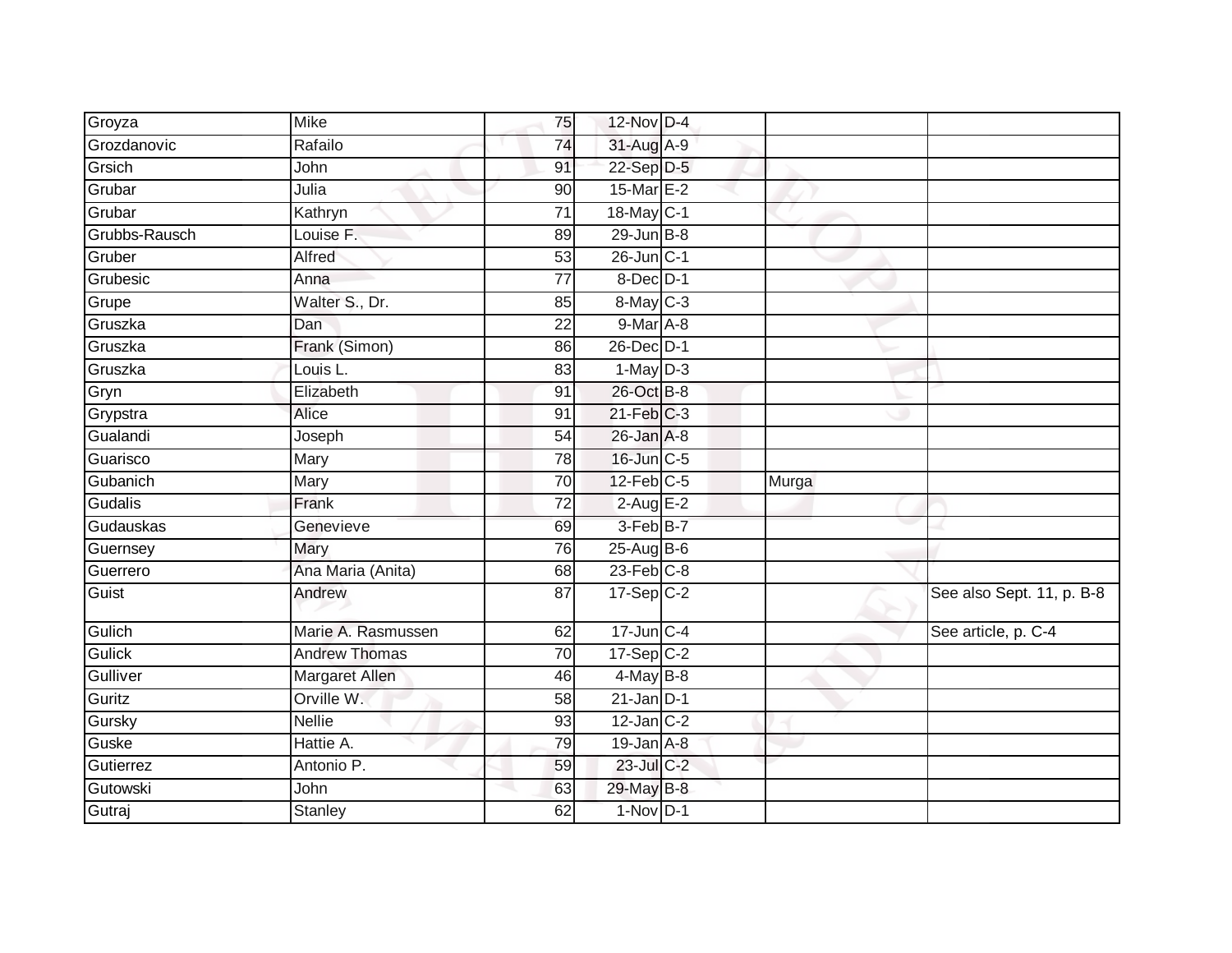| | | | | | | |
|---|---|---|---|---|---|---|
| Groyza | Mike | 75 | 12-Nov | D-4 | | |
| Grozdanovic | Rafailo | 74 | 31-Aug | A-9 | | |
| Grsich | John | 91 | 22-Sep | D-5 | | |
| Grubar | Julia | 90 | 15-Mar | E-2 | | |
| Grubar | Kathryn | 71 | 18-May | C-1 | | |
| Grubbs-Rausch | Louise F. | 89 | 29-Jun | B-8 | | |
| Gruber | Alfred | 53 | 26-Jun | C-1 | | |
| Grubesic | Anna | 77 | 8-Dec | D-1 | | |
| Grupe | Walter S., Dr. | 85 | 8-May | C-3 | | |
| Gruszka | Dan | 22 | 9-Mar | A-8 | | |
| Gruszka | Frank (Simon) | 86 | 26-Dec | D-1 | | |
| Gruszka | Louis L. | 83 | 1-May | D-3 | | |
| Gryn | Elizabeth | 91 | 26-Oct | B-8 | | |
| Grypstra | Alice | 91 | 21-Feb | C-3 | | |
| Gualandi | Joseph | 54 | 26-Jan | A-8 | | |
| Guarisco | Mary | 78 | 16-Jun | C-5 | | |
| Gubanich | Mary | 70 | 12-Feb | C-5 | Murga | |
| Gudalis | Frank | 72 | 2-Aug | E-2 | | |
| Gudauskas | Genevieve | 69 | 3-Feb | B-7 | | |
| Guernsey | Mary | 76 | 25-Aug | B-6 | | |
| Guerrero | Ana Maria (Anita) | 68 | 23-Feb | C-8 | | |
| Guist | Andrew | 87 | 17-Sep | C-2 | | See also Sept. 11, p. B-8 |
| Gulich | Marie A. Rasmussen | 62 | 17-Jun | C-4 | | See article, p. C-4 |
| Gulick | Andrew Thomas | 70 | 17-Sep | C-2 | | |
| Gulliver | Margaret Allen | 46 | 4-May | B-8 | | |
| Guritz | Orville W. | 58 | 21-Jan | D-1 | | |
| Gursky | Nellie | 93 | 12-Jan | C-2 | | |
| Guske | Hattie A. | 79 | 19-Jan | A-8 | | |
| Gutierrez | Antonio P. | 59 | 23-Jul | C-2 | | |
| Gutowski | John | 63 | 29-May | B-8 | | |
| Gutraj | Stanley | 62 | 1-Nov | D-1 | | |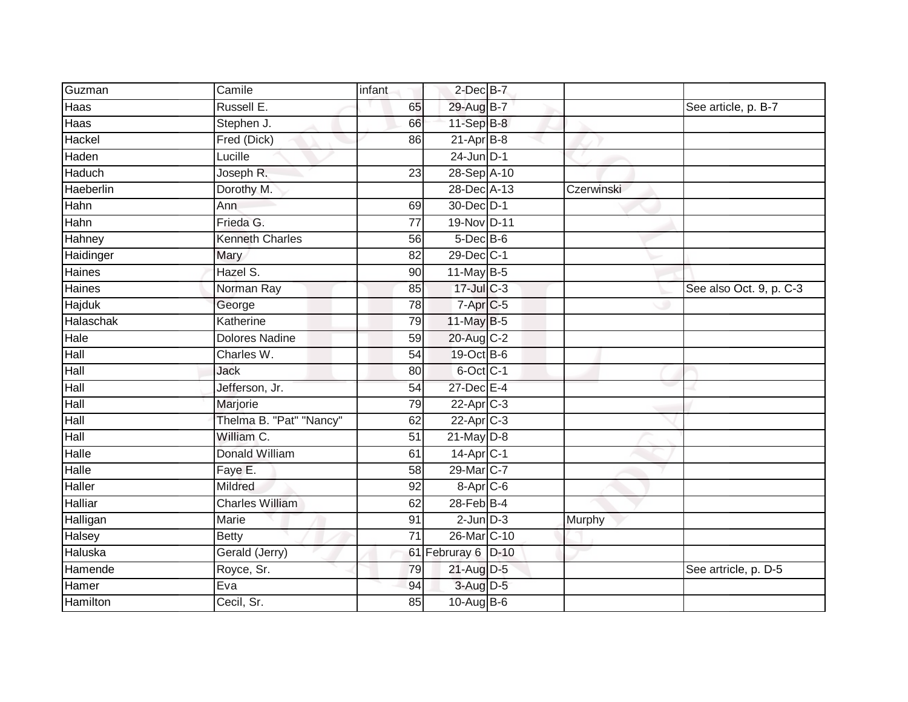| | | | | | | |
|---|---|---|---|---|---|---|
| Guzman | Camile | infant | 2-Dec | B-7 | | |
| Haas | Russell E. | 65 | 29-Aug | B-7 | | See article, p. B-7 |
| Haas | Stephen J. | 66 | 11-Sep | B-8 | | |
| Hackel | Fred (Dick) | 86 | 21-Apr | B-8 | | |
| Haden | Lucille | | 24-Jun | D-1 | | |
| Haduch | Joseph R. | 23 | 28-Sep | A-10 | | |
| Haeberlin | Dorothy M. | | 28-Dec | A-13 | Czerwinski | |
| Hahn | Ann | 69 | 30-Dec | D-1 | | |
| Hahn | Frieda G. | 77 | 19-Nov | D-11 | | |
| Hahney | Kenneth Charles | 56 | 5-Dec | B-6 | | |
| Haidinger | Mary | 82 | 29-Dec | C-1 | | |
| Haines | Hazel S. | 90 | 11-May | B-5 | | |
| Haines | Norman Ray | 85 | 17-Jul | C-3 | | See also Oct. 9, p. C-3 |
| Hajduk | George | 78 | 7-Apr | C-5 | | |
| Halaschak | Katherine | 79 | 11-May | B-5 | | |
| Hale | Dolores Nadine | 59 | 20-Aug | C-2 | | |
| Hall | Charles W. | 54 | 19-Oct | B-6 | | |
| Hall | Jack | 80 | 6-Oct | C-1 | | |
| Hall | Jefferson, Jr. | 54 | 27-Dec | E-4 | | |
| Hall | Marjorie | 79 | 22-Apr | C-3 | | |
| Hall | Thelma B. "Pat" "Nancy" | 62 | 22-Apr | C-3 | | |
| Hall | William C. | 51 | 21-May | D-8 | | |
| Halle | Donald William | 61 | 14-Apr | C-1 | | |
| Halle | Faye E. | 58 | 29-Mar | C-7 | | |
| Haller | Mildred | 92 | 8-Apr | C-6 | | |
| Halliar | Charles William | 62 | 28-Feb | B-4 | | |
| Halligan | Marie | 91 | 2-Jun | D-3 | Murphy | |
| Halsey | Betty | 71 | 26-Mar | C-10 | | |
| Haluska | Gerald (Jerry) | 61 | Februray 6 | D-10 | | |
| Hamende | Royce, Sr. | 79 | 21-Aug | D-5 | | See artricle, p. D-5 |
| Hamer | Eva | 94 | 3-Aug | D-5 | | |
| Hamilton | Cecil, Sr. | 85 | 10-Aug | B-6 | | |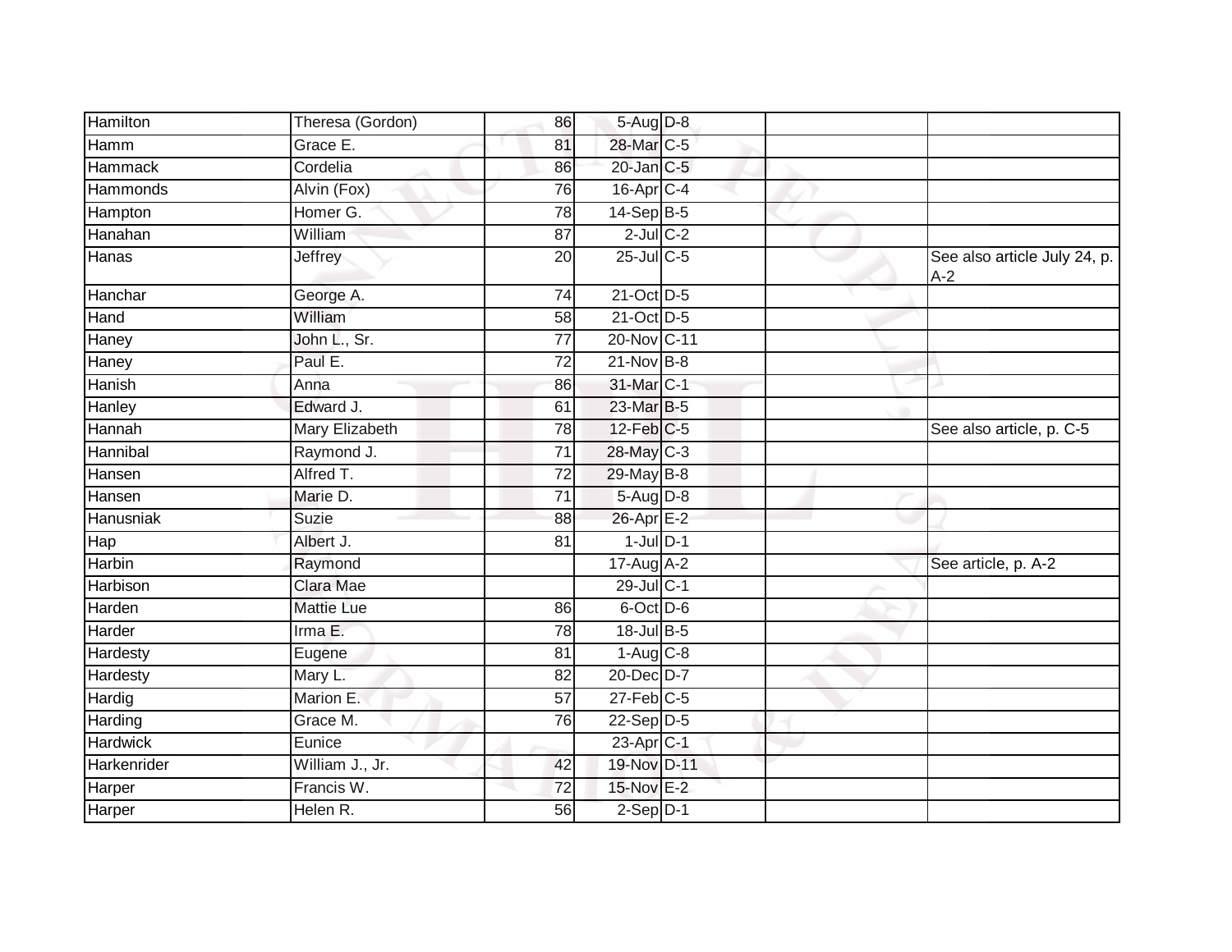| | | | | | | |
|---|---|---|---|---|---|---|
| Hamilton | Theresa (Gordon) | 86 | 5-Aug | D-8 | | |
| Hamm | Grace E. | 81 | 28-Mar | C-5 | | |
| Hammack | Cordelia | 86 | 20-Jan | C-5 | | |
| Hammonds | Alvin (Fox) | 76 | 16-Apr | C-4 | | |
| Hampton | Homer G. | 78 | 14-Sep | B-5 | | |
| Hanahan | William | 87 | 2-Jul | C-2 | | |
| Hanas | Jeffrey | 20 | 25-Jul | C-5 | | See also article July 24, p. A-2 |
| Hanchar | George A. | 74 | 21-Oct | D-5 | | |
| Hand | William | 58 | 21-Oct | D-5 | | |
| Haney | John L., Sr. | 77 | 20-Nov | C-11 | | |
| Haney | Paul E. | 72 | 21-Nov | B-8 | | |
| Hanish | Anna | 86 | 31-Mar | C-1 | | |
| Hanley | Edward J. | 61 | 23-Mar | B-5 | | |
| Hannah | Mary Elizabeth | 78 | 12-Feb | C-5 | | See also article, p. C-5 |
| Hannibal | Raymond J. | 71 | 28-May | C-3 | | |
| Hansen | Alfred T. | 72 | 29-May | B-8 | | |
| Hansen | Marie D. | 71 | 5-Aug | D-8 | | |
| Hanusniak | Suzie | 88 | 26-Apr | E-2 | | |
| Hap | Albert J. | 81 | 1-Jul | D-1 | | |
| Harbin | Raymond | | 17-Aug | A-2 | | See article, p. A-2 |
| Harbison | Clara Mae | | 29-Jul | C-1 | | |
| Harden | Mattie Lue | 86 | 6-Oct | D-6 | | |
| Harder | Irma E. | 78 | 18-Jul | B-5 | | |
| Hardesty | Eugene | 81 | 1-Aug | C-8 | | |
| Hardesty | Mary L. | 82 | 20-Dec | D-7 | | |
| Hardig | Marion E. | 57 | 27-Feb | C-5 | | |
| Harding | Grace M. | 76 | 22-Sep | D-5 | | |
| Hardwick | Eunice | | 23-Apr | C-1 | | |
| Harkenrider | William J., Jr. | 42 | 19-Nov | D-11 | | |
| Harper | Francis W. | 72 | 15-Nov | E-2 | | |
| Harper | Helen R. | 56 | 2-Sep | D-1 | | |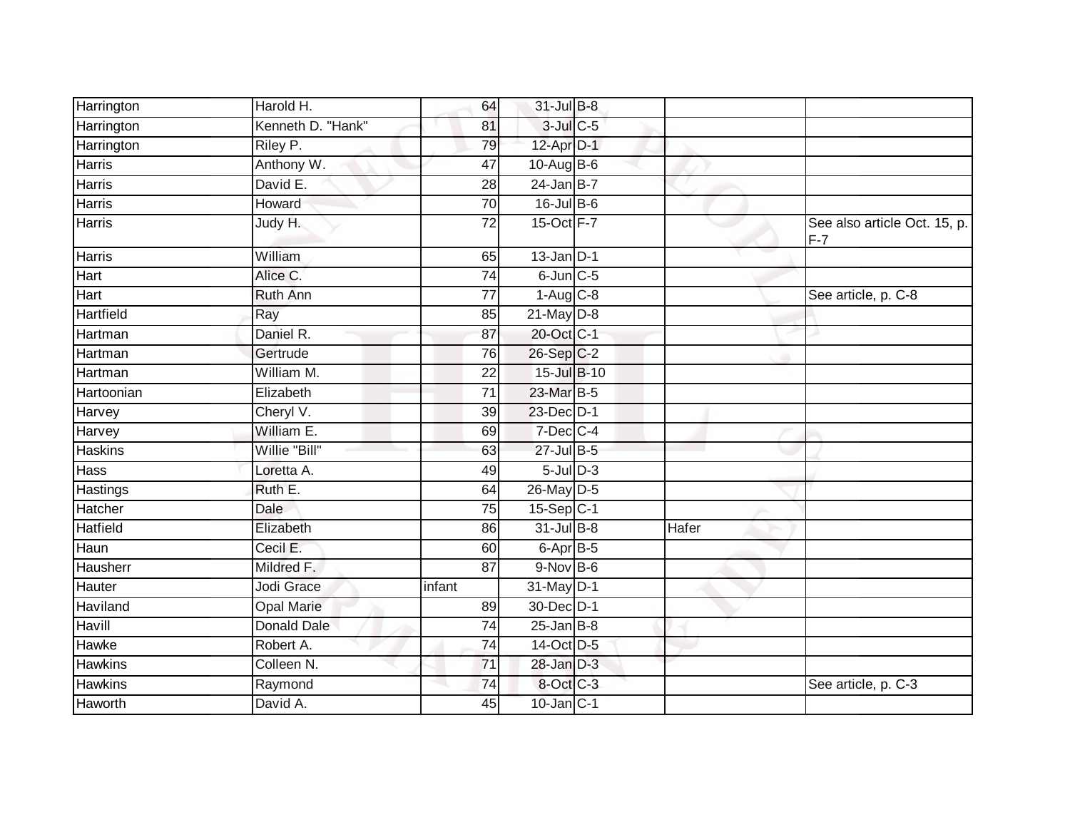| Harrington | Harold H. | 64 | 31-Jul | B-8 | | |
|---|---|---|---|---|---|---|
| Harrington | Kenneth D. "Hank" | 81 | 3-Jul | C-5 | | |
| Harrington | Riley P. | 79 | 12-Apr | D-1 | | |
| Harris | Anthony W. | 47 | 10-Aug | B-6 | | |
| Harris | David E. | 28 | 24-Jan | B-7 | | |
| Harris | Howard | 70 | 16-Jul | B-6 | | |
| Harris | Judy H. | 72 | 15-Oct | F-7 | | See also article Oct. 15, p. F-7 |
| Harris | William | 65 | 13-Jan | D-1 | | |
| Hart | Alice C. | 74 | 6-Jun | C-5 | | |
| Hart | Ruth Ann | 77 | 1-Aug | C-8 | | See article, p. C-8 |
| Hartfield | Ray | 85 | 21-May | D-8 | | |
| Hartman | Daniel R. | 87 | 20-Oct | C-1 | | |
| Hartman | Gertrude | 76 | 26-Sep | C-2 | | |
| Hartman | William M. | 22 | 15-Jul | B-10 | | |
| Hartoonian | Elizabeth | 71 | 23-Mar | B-5 | | |
| Harvey | Cheryl V. | 39 | 23-Dec | D-1 | | |
| Harvey | William E. | 69 | 7-Dec | C-4 | | |
| Haskins | Willie "Bill" | 63 | 27-Jul | B-5 | | |
| Hass | Loretta A. | 49 | 5-Jul | D-3 | | |
| Hastings | Ruth E. | 64 | 26-May | D-5 | | |
| Hatcher | Dale | 75 | 15-Sep | C-1 | | |
| Hatfield | Elizabeth | 86 | 31-Jul | B-8 | Hafer | |
| Haun | Cecil E. | 60 | 6-Apr | B-5 | | |
| Hausherr | Mildred F. | 87 | 9-Nov | B-6 | | |
| Hauter | Jodi Grace | infant | 31-May | D-1 | | |
| Haviland | Opal Marie | 89 | 30-Dec | D-1 | | |
| Havill | Donald Dale | 74 | 25-Jan | B-8 | | |
| Hawke | Robert A. | 74 | 14-Oct | D-5 | | |
| Hawkins | Colleen N. | 71 | 28-Jan | D-3 | | |
| Hawkins | Raymond | 74 | 8-Oct | C-3 | | See article, p. C-3 |
| Haworth | David A. | 45 | 10-Jan | C-1 | | |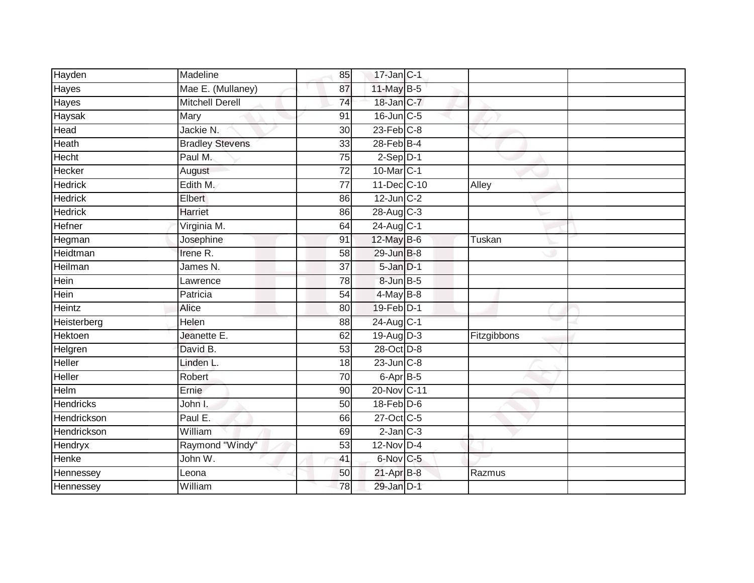| Hayden | Madeline | 85 | 17-Jan | C-1 | | |
|---|---|---|---|---|---|---|
| Hayes | Mae E. (Mullaney) | 87 | 11-May | B-5 | | |
| Hayes | Mitchell Derell | 74 | 18-Jan | C-7 | | |
| Haysak | Mary | 91 | 16-Jun | C-5 | | |
| Head | Jackie N. | 30 | 23-Feb | C-8 | | |
| Heath | Bradley Stevens | 33 | 28-Feb | B-4 | | |
| Hecht | Paul M. | 75 | 2-Sep | D-1 | | |
| Hecker | August | 72 | 10-Mar | C-1 | | |
| Hedrick | Edith M. | 77 | 11-Dec | C-10 | Alley | |
| Hedrick | Elbert | 86 | 12-Jun | C-2 | | |
| Hedrick | Harriet | 86 | 28-Aug | C-3 | | |
| Hefner | Virginia M. | 64 | 24-Aug | C-1 | | |
| Hegman | Josephine | 91 | 12-May | B-6 | Tuskan | |
| Heidtman | Irene R. | 58 | 29-Jun | B-8 | | |
| Heilman | James N. | 37 | 5-Jan | D-1 | | |
| Hein | Lawrence | 78 | 8-Jun | B-5 | | |
| Hein | Patricia | 54 | 4-May | B-8 | | |
| Heintz | Alice | 80 | 19-Feb | D-1 | | |
| Heisterberg | Helen | 88 | 24-Aug | C-1 | | |
| Hektoen | Jeanette E. | 62 | 19-Aug | D-3 | Fitzgibbons | |
| Helgren | David B. | 53 | 28-Oct | D-8 | | |
| Heller | Linden L. | 18 | 23-Jun | C-8 | | |
| Heller | Robert | 70 | 6-Apr | B-5 | | |
| Helm | Ernie | 90 | 20-Nov | C-11 | | |
| Hendricks | John I. | 50 | 18-Feb | D-6 | | |
| Hendrickson | Paul E. | 66 | 27-Oct | C-5 | | |
| Hendrickson | William | 69 | 2-Jan | C-3 | | |
| Hendryx | Raymond "Windy" | 53 | 12-Nov | D-4 | | |
| Henke | John W. | 41 | 6-Nov | C-5 | | |
| Hennessey | Leona | 50 | 21-Apr | B-8 | Razmus | |
| Hennessey | William | 78 | 29-Jan | D-1 | | |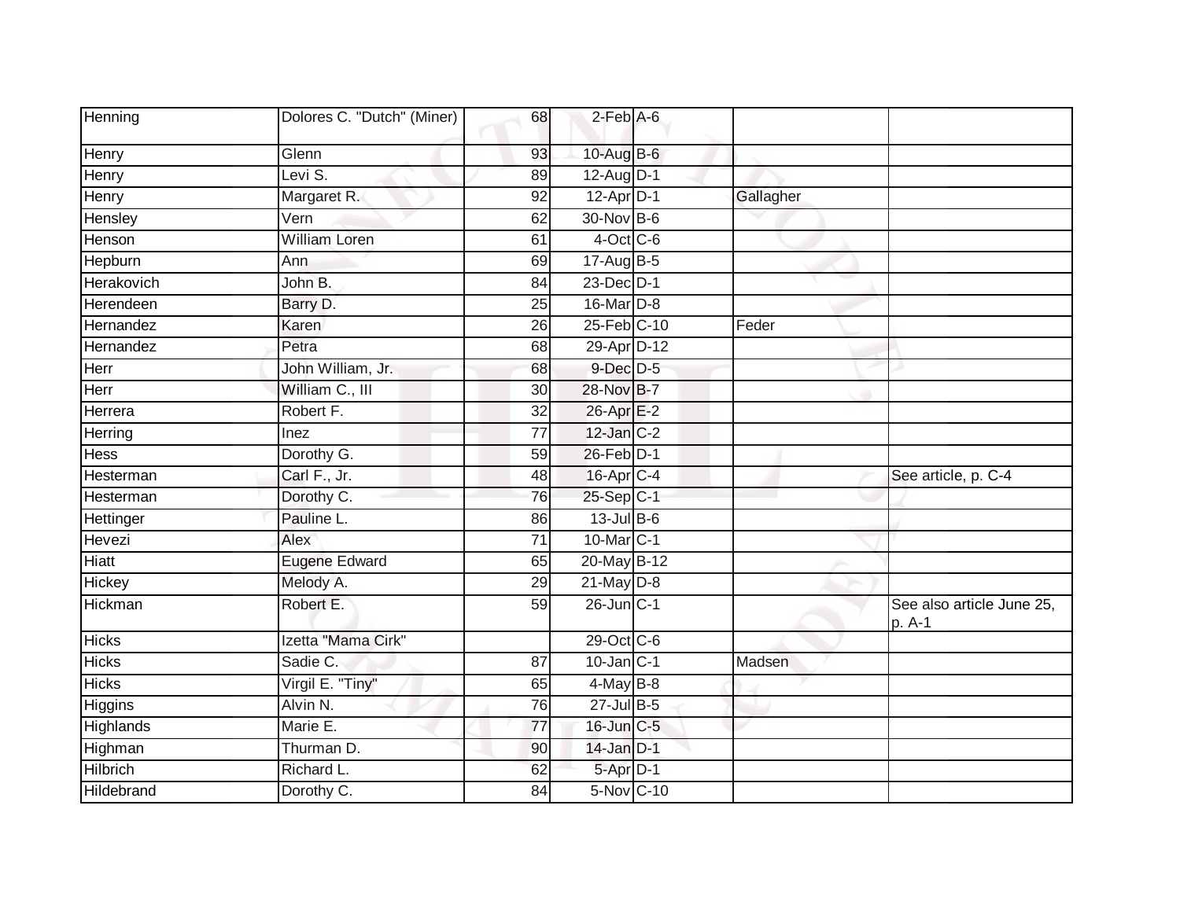| | | | | | | |
|---|---|---|---|---|---|---|
| Henning | Dolores C. "Dutch" (Miner) | 68 | 2-Feb | A-6 | | |
| Henry | Glenn | 93 | 10-Aug | B-6 | | |
| Henry | Levi S. | 89 | 12-Aug | D-1 | | |
| Henry | Margaret R. | 92 | 12-Apr | D-1 | Gallagher | |
| Hensley | Vern | 62 | 30-Nov | B-6 | | |
| Henson | William Loren | 61 | 4-Oct | C-6 | | |
| Hepburn | Ann | 69 | 17-Aug | B-5 | | |
| Herakovich | John B. | 84 | 23-Dec | D-1 | | |
| Herendeen | Barry D. | 25 | 16-Mar | D-8 | | |
| Hernandez | Karen | 26 | 25-Feb | C-10 | Feder | |
| Hernandez | Petra | 68 | 29-Apr | D-12 | | |
| Herr | John William, Jr. | 68 | 9-Dec | D-5 | | |
| Herr | William C., III | 30 | 28-Nov | B-7 | | |
| Herrera | Robert F. | 32 | 26-Apr | E-2 | | |
| Herring | Inez | 77 | 12-Jan | C-2 | | |
| Hess | Dorothy G. | 59 | 26-Feb | D-1 | | |
| Hesterman | Carl F., Jr. | 48 | 16-Apr | C-4 | | See article, p. C-4 |
| Hesterman | Dorothy C. | 76 | 25-Sep | C-1 | | |
| Hettinger | Pauline L. | 86 | 13-Jul | B-6 | | |
| Hevezi | Alex | 71 | 10-Mar | C-1 | | |
| Hiatt | Eugene Edward | 65 | 20-May | B-12 | | |
| Hickey | Melody A. | 29 | 21-May | D-8 | | |
| Hickman | Robert E. | 59 | 26-Jun | C-1 | | See also article June 25, p. A-1 |
| Hicks | Izetta "Mama Cirk" | | 29-Oct | C-6 | | |
| Hicks | Sadie C. | 87 | 10-Jan | C-1 | Madsen | |
| Hicks | Virgil E. "Tiny" | 65 | 4-May | B-8 | | |
| Higgins | Alvin N. | 76 | 27-Jul | B-5 | | |
| Highlands | Marie E. | 77 | 16-Jun | C-5 | | |
| Highman | Thurman D. | 90 | 14-Jan | D-1 | | |
| Hilbrich | Richard L. | 62 | 5-Apr | D-1 | | |
| Hildebrand | Dorothy C. | 84 | 5-Nov | C-10 | | |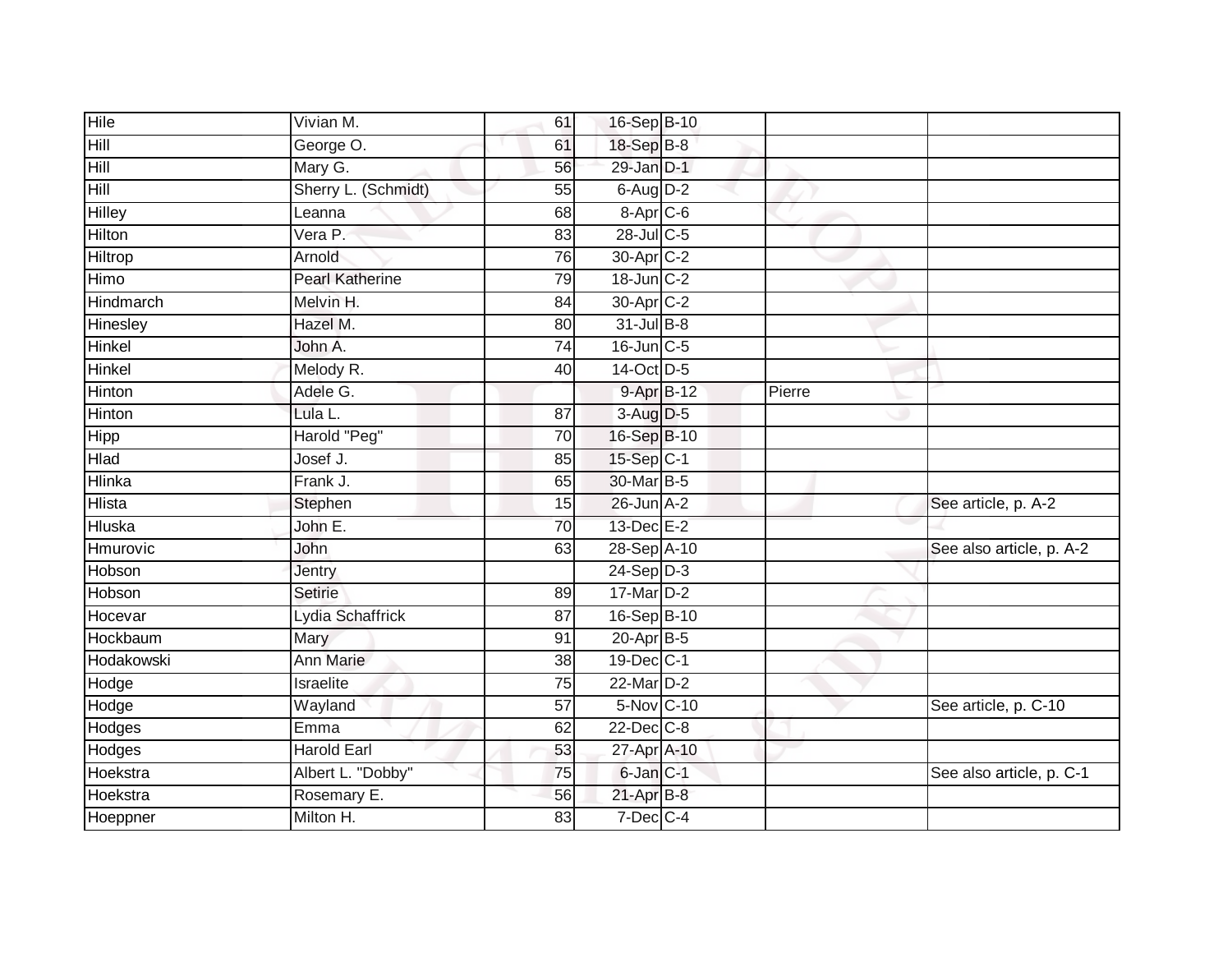| Hile | Vivian M. | 61 | 16-Sep | B-10 | | |
|---|---|---|---|---|---|---|
| Hill | George O. | 61 | 18-Sep | B-8 | | |
| Hill | Mary G. | 56 | 29-Jan | D-1 | | |
| Hill | Sherry L. (Schmidt) | 55 | 6-Aug | D-2 | | |
| Hilley | Leanna | 68 | 8-Apr | C-6 | | |
| Hilton | Vera P. | 83 | 28-Jul | C-5 | | |
| Hiltrop | Arnold | 76 | 30-Apr | C-2 | | |
| Himo | Pearl Katherine | 79 | 18-Jun | C-2 | | |
| Hindmarch | Melvin H. | 84 | 30-Apr | C-2 | | |
| Hinesley | Hazel M. | 80 | 31-Jul | B-8 | | |
| Hinkel | John A. | 74 | 16-Jun | C-5 | | |
| Hinkel | Melody R. | 40 | 14-Oct | D-5 | | |
| Hinton | Adele G. | | 9-Apr | B-12 | Pierre | |
| Hinton | Lula L. | 87 | 3-Aug | D-5 | | |
| Hipp | Harold "Peg" | 70 | 16-Sep | B-10 | | |
| Hlad | Josef J. | 85 | 15-Sep | C-1 | | |
| Hlinka | Frank J. | 65 | 30-Mar | B-5 | | |
| Hlista | Stephen | 15 | 26-Jun | A-2 | | See article, p. A-2 |
| Hluska | John E. | 70 | 13-Dec | E-2 | | |
| Hmurovic | John | 63 | 28-Sep | A-10 | | See also article, p. A-2 |
| Hobson | Jentry | | 24-Sep | D-3 | | |
| Hobson | Setirie | 89 | 17-Mar | D-2 | | |
| Hocevar | Lydia Schaffrick | 87 | 16-Sep | B-10 | | |
| Hockbaum | Mary | 91 | 20-Apr | B-5 | | |
| Hodakowski | Ann Marie | 38 | 19-Dec | C-1 | | |
| Hodge | Israelite | 75 | 22-Mar | D-2 | | |
| Hodge | Wayland | 57 | 5-Nov | C-10 | | See article, p. C-10 |
| Hodges | Emma | 62 | 22-Dec | C-8 | | |
| Hodges | Harold Earl | 53 | 27-Apr | A-10 | | |
| Hoekstra | Albert L. "Dobby" | 75 | 6-Jan | C-1 | | See also article, p. C-1 |
| Hoekstra | Rosemary E. | 56 | 21-Apr | B-8 | | |
| Hoeppner | Milton H. | 83 | 7-Dec | C-4 | | |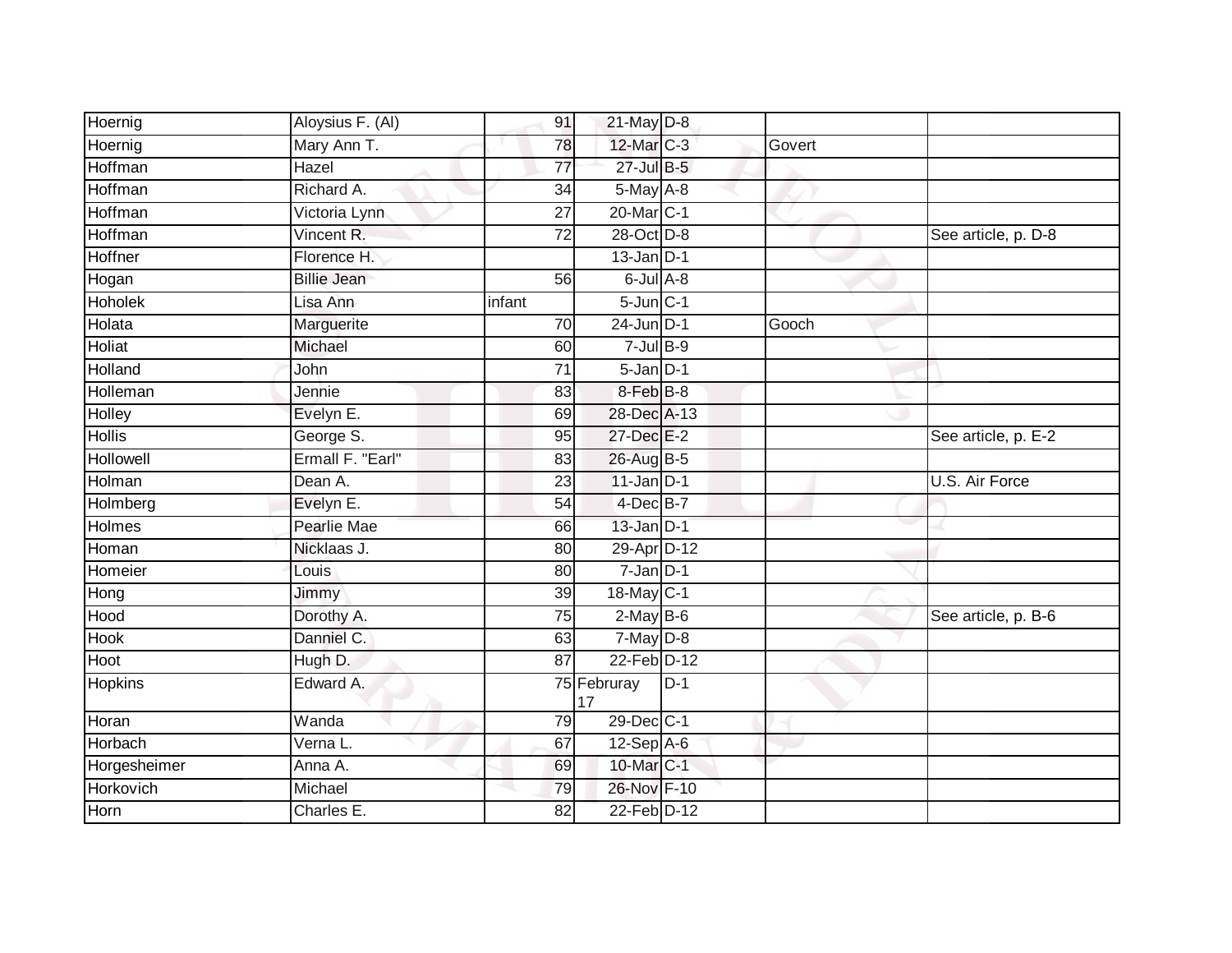| | | | | | | |
|---|---|---|---|---|---|---|
| Hoernig | Aloysius F. (Al) | 91 | 21-May | D-8 | | |
| Hoernig | Mary Ann T. | 78 | 12-Mar | C-3 | Govert | |
| Hoffman | Hazel | 77 | 27-Jul | B-5 | | |
| Hoffman | Richard A. | 34 | 5-May | A-8 | | |
| Hoffman | Victoria Lynn | 27 | 20-Mar | C-1 | | |
| Hoffman | Vincent R. | 72 | 28-Oct | D-8 | | See article, p. D-8 |
| Hoffner | Florence H. | | 13-Jan | D-1 | | |
| Hogan | Billie Jean | 56 | 6-Jul | A-8 | | |
| Hoholek | Lisa Ann | infant | 5-Jun | C-1 | | |
| Holata | Marguerite | 70 | 24-Jun | D-1 | Gooch | |
| Holiat | Michael | 60 | 7-Jul | B-9 | | |
| Holland | John | 71 | 5-Jan | D-1 | | |
| Holleman | Jennie | 83 | 8-Feb | B-8 | | |
| Holley | Evelyn E. | 69 | 28-Dec | A-13 | | |
| Hollis | George S. | 95 | 27-Dec | E-2 | | See article, p. E-2 |
| Hollowell | Ermall F. "Earl" | 83 | 26-Aug | B-5 | | |
| Holman | Dean A. | 23 | 11-Jan | D-1 | | U.S. Air Force |
| Holmberg | Evelyn E. | 54 | 4-Dec | B-7 | | |
| Holmes | Pearlie Mae | 66 | 13-Jan | D-1 | | |
| Homan | Nicklaas J. | 80 | 29-Apr | D-12 | | |
| Homeier | Louis | 80 | 7-Jan | D-1 | | |
| Hong | Jimmy | 39 | 18-May | C-1 | | |
| Hood | Dorothy A. | 75 | 2-May | B-6 | | See article, p. B-6 |
| Hook | Danniel C. | 63 | 7-May | D-8 | | |
| Hoot | Hugh D. | 87 | 22-Feb | D-12 | | |
| Hopkins | Edward A. | 75 | Februray 17 | D-1 | | |
| Horan | Wanda | 79 | 29-Dec | C-1 | | |
| Horbach | Verna L. | 67 | 12-Sep | A-6 | | |
| Horgesheimer | Anna A. | 69 | 10-Mar | C-1 | | |
| Horkovich | Michael | 79 | 26-Nov | F-10 | | |
| Horn | Charles E. | 82 | 22-Feb | D-12 | | |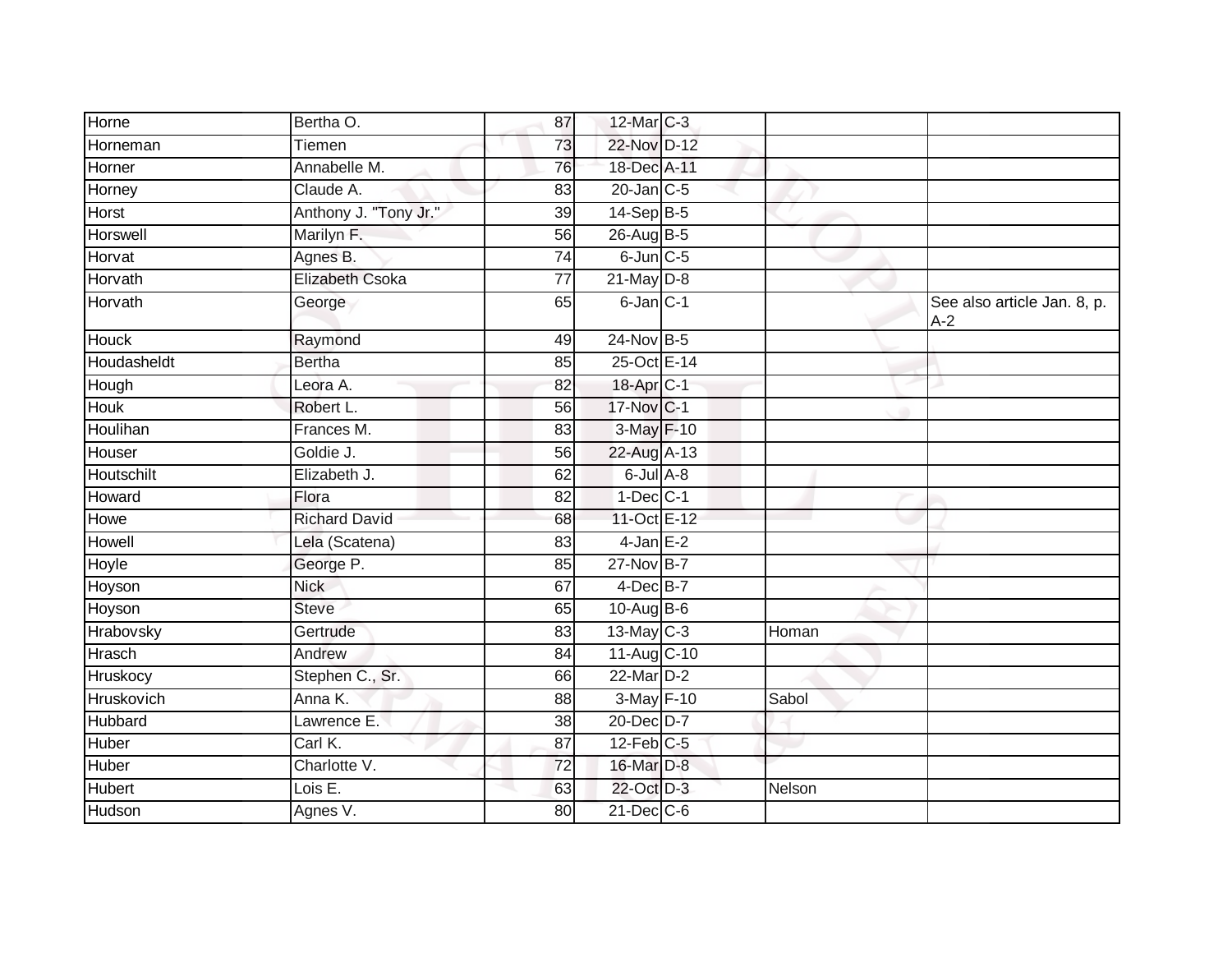| | | | | | | |
|---|---|---|---|---|---|---|
| Horne | Bertha O. | 87 | 12-Mar | C-3 | | |
| Horneman | Tiemen | 73 | 22-Nov | D-12 | | |
| Horner | Annabelle M. | 76 | 18-Dec | A-11 | | |
| Horney | Claude A. | 83 | 20-Jan | C-5 | | |
| Horst | Anthony J. "Tony Jr." | 39 | 14-Sep | B-5 | | |
| Horswell | Marilyn F. | 56 | 26-Aug | B-5 | | |
| Horvat | Agnes B. | 74 | 6-Jun | C-5 | | |
| Horvath | Elizabeth Csoka | 77 | 21-May | D-8 | | |
| Horvath | George | 65 | 6-Jan | C-1 | | See also article Jan. 8, p. A-2 |
| Houck | Raymond | 49 | 24-Nov | B-5 | | |
| Houdasheldt | Bertha | 85 | 25-Oct | E-14 | | |
| Hough | Leora A. | 82 | 18-Apr | C-1 | | |
| Houk | Robert L. | 56 | 17-Nov | C-1 | | |
| Houlihan | Frances M. | 83 | 3-May | F-10 | | |
| Houser | Goldie J. | 56 | 22-Aug | A-13 | | |
| Houtschilt | Elizabeth J. | 62 | 6-Jul | A-8 | | |
| Howard | Flora | 82 | 1-Dec | C-1 | | |
| Howe | Richard David | 68 | 11-Oct | E-12 | | |
| Howell | Lela (Scatena) | 83 | 4-Jan | E-2 | | |
| Hoyle | George P. | 85 | 27-Nov | B-7 | | |
| Hoyson | Nick | 67 | 4-Dec | B-7 | | |
| Hoyson | Steve | 65 | 10-Aug | B-6 | | |
| Hrabovsky | Gertrude | 83 | 13-May | C-3 | Homan | |
| Hrasch | Andrew | 84 | 11-Aug | C-10 | | |
| Hruskocy | Stephen C., Sr. | 66 | 22-Mar | D-2 | | |
| Hruskovich | Anna K. | 88 | 3-May | F-10 | Sabol | |
| Hubbard | Lawrence E. | 38 | 20-Dec | D-7 | | |
| Huber | Carl K. | 87 | 12-Feb | C-5 | | |
| Huber | Charlotte V. | 72 | 16-Mar | D-8 | | |
| Hubert | Lois E. | 63 | 22-Oct | D-3 | Nelson | |
| Hudson | Agnes V. | 80 | 21-Dec | C-6 | | |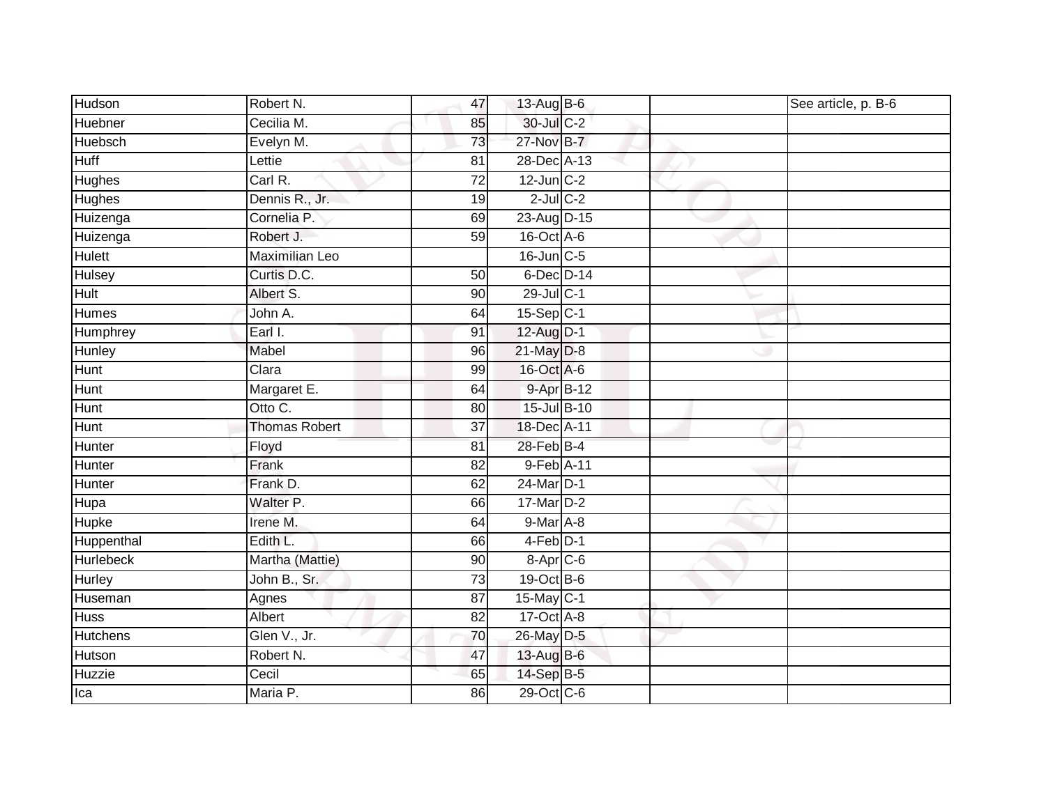| | | | | | | |
|---|---|---|---|---|---|---|
| Hudson | Robert N. | 47 | 13-Aug | B-6 | | See article, p. B-6 |
| Huebner | Cecilia M. | 85 | 30-Jul | C-2 | | |
| Huebsch | Evelyn M. | 73 | 27-Nov | B-7 | | |
| Huff | Lettie | 81 | 28-Dec | A-13 | | |
| Hughes | Carl R. | 72 | 12-Jun | C-2 | | |
| Hughes | Dennis R., Jr. | 19 | 2-Jul | C-2 | | |
| Huizenga | Cornelia P. | 69 | 23-Aug | D-15 | | |
| Huizenga | Robert J. | 59 | 16-Oct | A-6 | | |
| Hulett | Maximilian Leo | | 16-Jun | C-5 | | |
| Hulsey | Curtis D.C. | 50 | 6-Dec | D-14 | | |
| Hult | Albert S. | 90 | 29-Jul | C-1 | | |
| Humes | John A. | 64 | 15-Sep | C-1 | | |
| Humphrey | Earl I. | 91 | 12-Aug | D-1 | | |
| Hunley | Mabel | 96 | 21-May | D-8 | | |
| Hunt | Clara | 99 | 16-Oct | A-6 | | |
| Hunt | Margaret E. | 64 | 9-Apr | B-12 | | |
| Hunt | Otto C. | 80 | 15-Jul | B-10 | | |
| Hunt | Thomas Robert | 37 | 18-Dec | A-11 | | |
| Hunter | Floyd | 81 | 28-Feb | B-4 | | |
| Hunter | Frank | 82 | 9-Feb | A-11 | | |
| Hunter | Frank D. | 62 | 24-Mar | D-1 | | |
| Hupa | Walter P. | 66 | 17-Mar | D-2 | | |
| Hupke | Irene M. | 64 | 9-Mar | A-8 | | |
| Huppenthal | Edith L. | 66 | 4-Feb | D-1 | | |
| Hurlebeck | Martha (Mattie) | 90 | 8-Apr | C-6 | | |
| Hurley | John B., Sr. | 73 | 19-Oct | B-6 | | |
| Huseman | Agnes | 87 | 15-May | C-1 | | |
| Huss | Albert | 82 | 17-Oct | A-8 | | |
| Hutchens | Glen V., Jr. | 70 | 26-May | D-5 | | |
| Hutson | Robert N. | 47 | 13-Aug | B-6 | | |
| Huzzie | Cecil | 65 | 14-Sep | B-5 | | |
| Ica | Maria P. | 86 | 29-Oct | C-6 | | |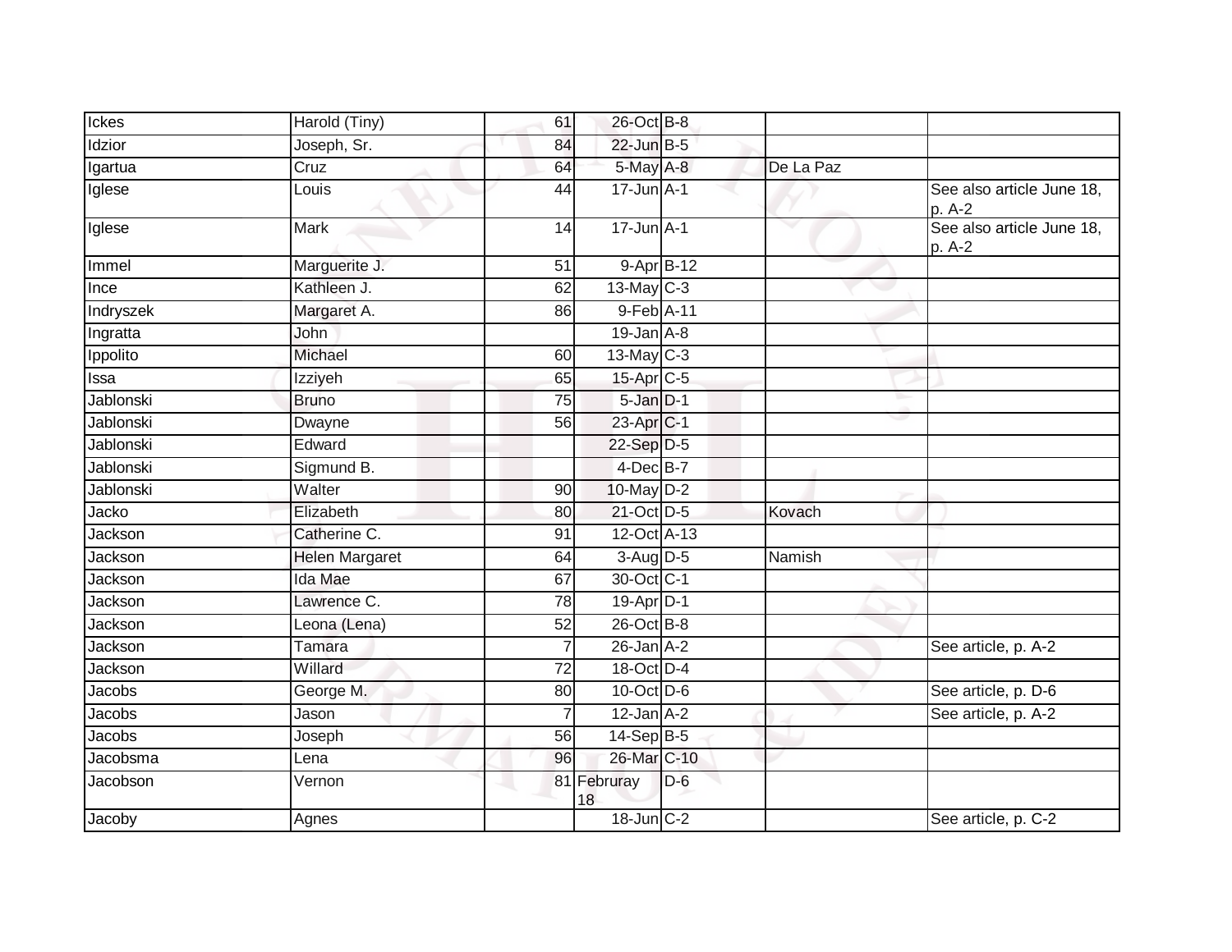| Ickes | Harold (Tiny) | 61 | 26-Oct | B-8 | | |
|---|---|---|---|---|---|---|
| Idzior | Joseph, Sr. | 84 | 22-Jun | B-5 | | |
| Igartua | Cruz | 64 | 5-May | A-8 | De La Paz | |
| Iglese | Louis | 44 | 17-Jun | A-1 | | See also article June 18, p. A-2 |
| Iglese | Mark | 14 | 17-Jun | A-1 | | See also article June 18, p. A-2 |
| Immel | Marguerite J. | 51 | 9-Apr | B-12 | | |
| Ince | Kathleen J. | 62 | 13-May | C-3 | | |
| Indryszek | Margaret A. | 86 | 9-Feb | A-11 | | |
| Ingratta | John | | 19-Jan | A-8 | | |
| Ippolito | Michael | 60 | 13-May | C-3 | | |
| Issa | Izziyeh | 65 | 15-Apr | C-5 | | |
| Jablonski | Bruno | 75 | 5-Jan | D-1 | | |
| Jablonski | Dwayne | 56 | 23-Apr | C-1 | | |
| Jablonski | Edward | | 22-Sep | D-5 | | |
| Jablonski | Sigmund B. | | 4-Dec | B-7 | | |
| Jablonski | Walter | 90 | 10-May | D-2 | | |
| Jacko | Elizabeth | 80 | 21-Oct | D-5 | Kovach | |
| Jackson | Catherine C. | 91 | 12-Oct | A-13 | | |
| Jackson | Helen Margaret | 64 | 3-Aug | D-5 | Namish | |
| Jackson | Ida Mae | 67 | 30-Oct | C-1 | | |
| Jackson | Lawrence C. | 78 | 19-Apr | D-1 | | |
| Jackson | Leona (Lena) | 52 | 26-Oct | B-8 | | |
| Jackson | Tamara | 7 | 26-Jan | A-2 | | See article, p. A-2 |
| Jackson | Willard | 72 | 18-Oct | D-4 | | |
| Jacobs | George M. | 80 | 10-Oct | D-6 | | See article, p. D-6 |
| Jacobs | Jason | 7 | 12-Jan | A-2 | | See article, p. A-2 |
| Jacobs | Joseph | 56 | 14-Sep | B-5 | | |
| Jacobsma | Lena | 96 | 26-Mar | C-10 | | |
| Jacobson | Vernon | 81 | Februray 18 | D-6 | | |
| Jacoby | Agnes | | 18-Jun | C-2 | | See article, p. C-2 |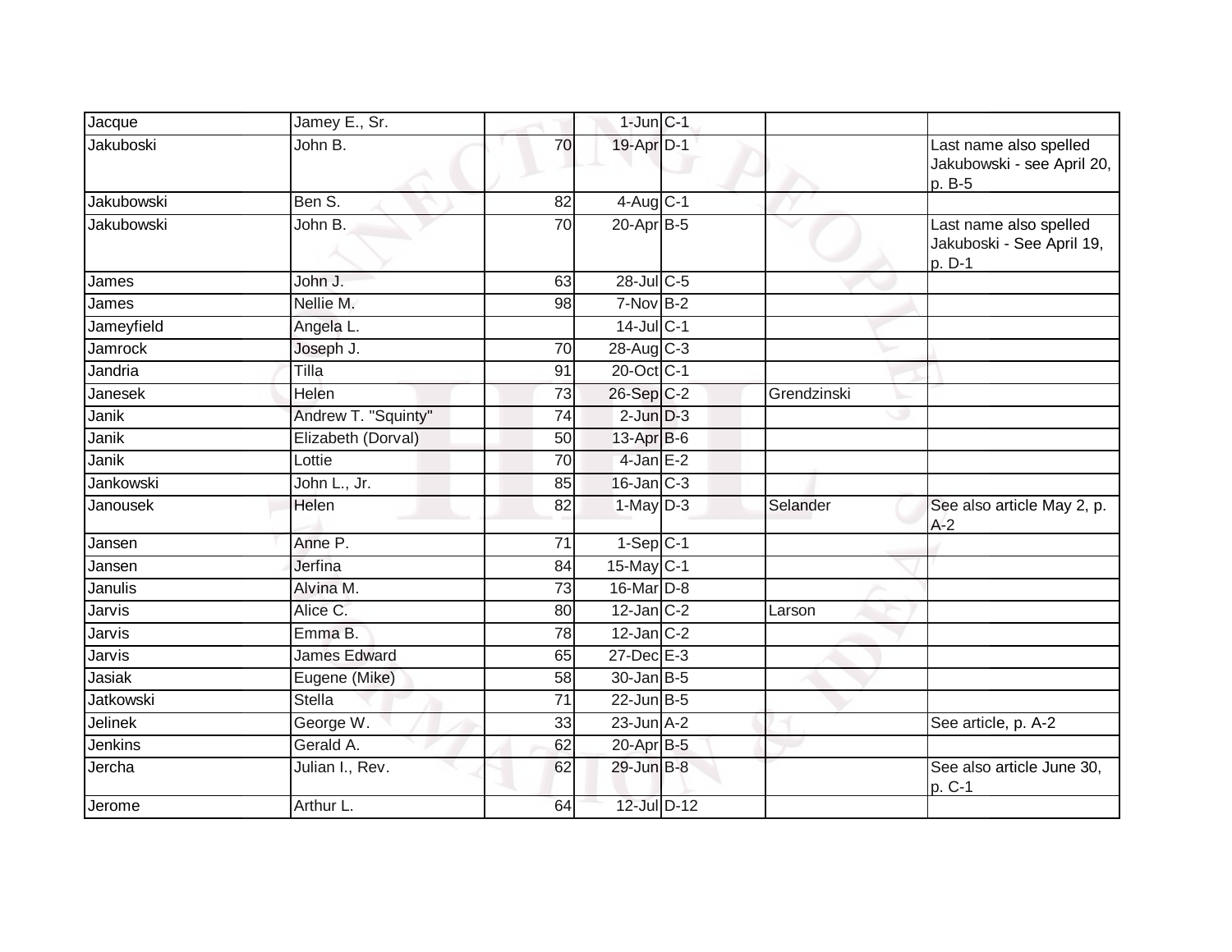| | | | | | | |
|---|---|---|---|---|---|---|
| Jacque | Jamey E., Sr. | | 1-Jun | C-1 | | |
| Jakuboski | John B. | 70 | 19-Apr | D-1 | | Last name also spelled Jakubowski - see April 20, p. B-5 |
| Jakubowski | Ben S. | 82 | 4-Aug | C-1 | | |
| Jakubowski | John B. | 70 | 20-Apr | B-5 | | Last name also spelled Jakuboski - See April 19, p. D-1 |
| James | John J. | 63 | 28-Jul | C-5 | | |
| James | Nellie M. | 98 | 7-Nov | B-2 | | |
| Jameyfield | Angela L. | | 14-Jul | C-1 | | |
| Jamrock | Joseph J. | 70 | 28-Aug | C-3 | | |
| Jandria | Tilla | 91 | 20-Oct | C-1 | | |
| Janesek | Helen | 73 | 26-Sep | C-2 | Grendzinski | |
| Janik | Andrew T. "Squinty" | 74 | 2-Jun | D-3 | | |
| Janik | Elizabeth (Dorval) | 50 | 13-Apr | B-6 | | |
| Janik | Lottie | 70 | 4-Jan | E-2 | | |
| Jankowski | John L., Jr. | 85 | 16-Jan | C-3 | | |
| Janousek | Helen | 82 | 1-May | D-3 | Selander | See also article May 2, p. A-2 |
| Jansen | Anne P. | 71 | 1-Sep | C-1 | | |
| Jansen | Jerfina | 84 | 15-May | C-1 | | |
| Janulis | Alvina M. | 73 | 16-Mar | D-8 | | |
| Jarvis | Alice C. | 80 | 12-Jan | C-2 | Larson | |
| Jarvis | Emma B. | 78 | 12-Jan | C-2 | | |
| Jarvis | James Edward | 65 | 27-Dec | E-3 | | |
| Jasiak | Eugene (Mike) | 58 | 30-Jan | B-5 | | |
| Jatkowski | Stella | 71 | 22-Jun | B-5 | | |
| Jelinek | George W. | 33 | 23-Jun | A-2 | | See article, p. A-2 |
| Jenkins | Gerald A. | 62 | 20-Apr | B-5 | | |
| Jercha | Julian I., Rev. | 62 | 29-Jun | B-8 | | See also article June 30, p. C-1 |
| Jerome | Arthur L. | 64 | 12-Jul | D-12 | | |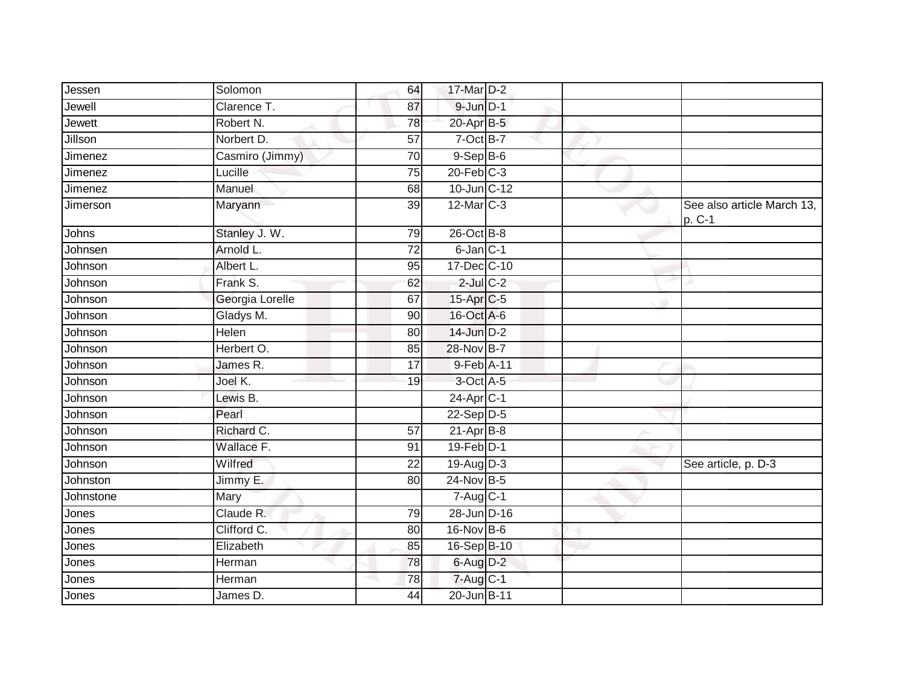| | | | | | | |
|---|---|---|---|---|---|---|
| Jessen | Solomon | 64 | 17-Mar | D-2 | | |
| Jewell | Clarence T. | 87 | 9-Jun | D-1 | | |
| Jewett | Robert N. | 78 | 20-Apr | B-5 | | |
| Jillson | Norbert D. | 57 | 7-Oct | B-7 | | |
| Jimenez | Casmiro (Jimmy) | 70 | 9-Sep | B-6 | | |
| Jimenez | Lucille | 75 | 20-Feb | C-3 | | |
| Jimenez | Manuel | 68 | 10-Jun | C-12 | | |
| Jimerson | Maryann | 39 | 12-Mar | C-3 | | See also article March 13, p. C-1 |
| Johns | Stanley J. W. | 79 | 26-Oct | B-8 | | |
| Johnsen | Arnold L. | 72 | 6-Jan | C-1 | | |
| Johnson | Albert L. | 95 | 17-Dec | C-10 | | |
| Johnson | Frank S. | 62 | 2-Jul | C-2 | | |
| Johnson | Georgia Lorelle | 67 | 15-Apr | C-5 | | |
| Johnson | Gladys M. | 90 | 16-Oct | A-6 | | |
| Johnson | Helen | 80 | 14-Jun | D-2 | | |
| Johnson | Herbert O. | 85 | 28-Nov | B-7 | | |
| Johnson | James R. | 17 | 9-Feb | A-11 | | |
| Johnson | Joel K. | 19 | 3-Oct | A-5 | | |
| Johnson | Lewis B. | | 24-Apr | C-1 | | |
| Johnson | Pearl | | 22-Sep | D-5 | | |
| Johnson | Richard C. | 57 | 21-Apr | B-8 | | |
| Johnson | Wallace F. | 91 | 19-Feb | D-1 | | |
| Johnson | Wilfred | 22 | 19-Aug | D-3 | | See article, p. D-3 |
| Johnston | Jimmy E. | 80 | 24-Nov | B-5 | | |
| Johnstone | Mary | | 7-Aug | C-1 | | |
| Jones | Claude R. | 79 | 28-Jun | D-16 | | |
| Jones | Clifford C. | 80 | 16-Nov | B-6 | | |
| Jones | Elizabeth | 85 | 16-Sep | B-10 | | |
| Jones | Herman | 78 | 6-Aug | D-2 | | |
| Jones | Herman | 78 | 7-Aug | C-1 | | |
| Jones | James D. | 44 | 20-Jun | B-11 | | |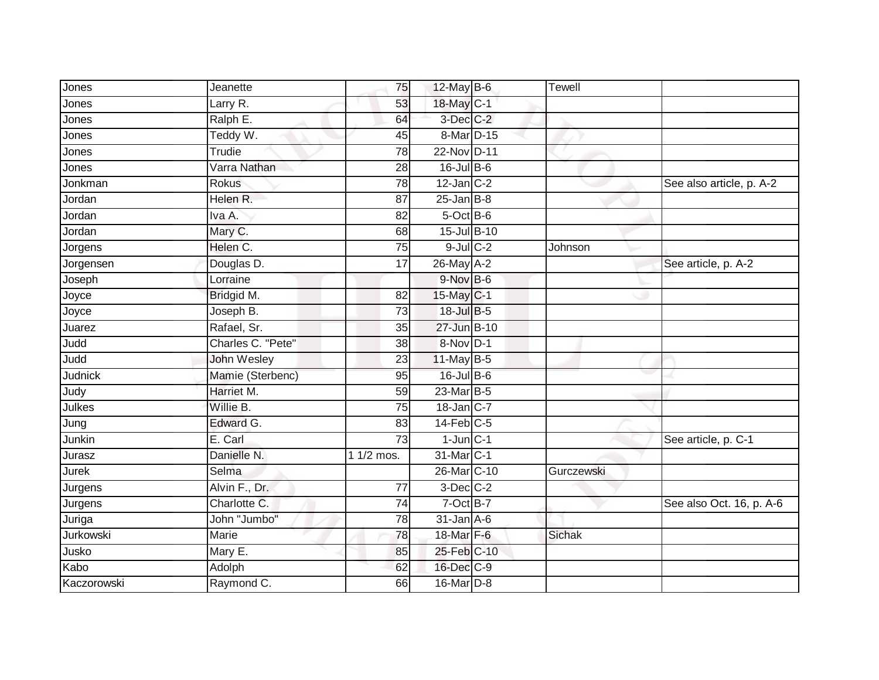| | | | | | | |
|---|---|---|---|---|---|---|
| Jones | Jeanette | 75 | 12-May | B-6 | Tewell | |
| Jones | Larry R. | 53 | 18-May | C-1 | | |
| Jones | Ralph E. | 64 | 3-Dec | C-2 | | |
| Jones | Teddy W. | 45 | 8-Mar | D-15 | | |
| Jones | Trudie | 78 | 22-Nov | D-11 | | |
| Jones | Varra Nathan | 28 | 16-Jul | B-6 | | |
| Jonkman | Rokus | 78 | 12-Jan | C-2 | | See also article, p. A-2 |
| Jordan | Helen R. | 87 | 25-Jan | B-8 | | |
| Jordan | Iva A. | 82 | 5-Oct | B-6 | | |
| Jordan | Mary C. | 68 | 15-Jul | B-10 | | |
| Jorgens | Helen C. | 75 | 9-Jul | C-2 | Johnson | |
| Jorgensen | Douglas D. | 17 | 26-May | A-2 | | See article, p. A-2 |
| Joseph | Lorraine | | 9-Nov | B-6 | | |
| Joyce | Bridgid M. | 82 | 15-May | C-1 | | |
| Joyce | Joseph B. | 73 | 18-Jul | B-5 | | |
| Juarez | Rafael, Sr. | 35 | 27-Jun | B-10 | | |
| Judd | Charles C. "Pete" | 38 | 8-Nov | D-1 | | |
| Judd | John Wesley | 23 | 11-May | B-5 | | |
| Judnick | Mamie (Sterbenc) | 95 | 16-Jul | B-6 | | |
| Judy | Harriet M. | 59 | 23-Mar | B-5 | | |
| Julkes | Willie B. | 75 | 18-Jan | C-7 | | |
| Jung | Edward G. | 83 | 14-Feb | C-5 | | |
| Junkin | E. Carl | 73 | 1-Jun | C-1 | | See article, p. C-1 |
| Jurasz | Danielle N. | 1 1/2 mos. | 31-Mar | C-1 | | |
| Jurek | Selma | | 26-Mar | C-10 | Gurczewski | |
| Jurgens | Alvin F., Dr. | 77 | 3-Dec | C-2 | | |
| Jurgens | Charlotte C. | 74 | 7-Oct | B-7 | | See also Oct. 16, p. A-6 |
| Juriga | John "Jumbo" | 78 | 31-Jan | A-6 | | |
| Jurkowski | Marie | 78 | 18-Mar | F-6 | Sichak | |
| Jusko | Mary E. | 85 | 25-Feb | C-10 | | |
| Kabo | Adolph | 62 | 16-Dec | C-9 | | |
| Kaczorowski | Raymond C. | 66 | 16-Mar | D-8 | | |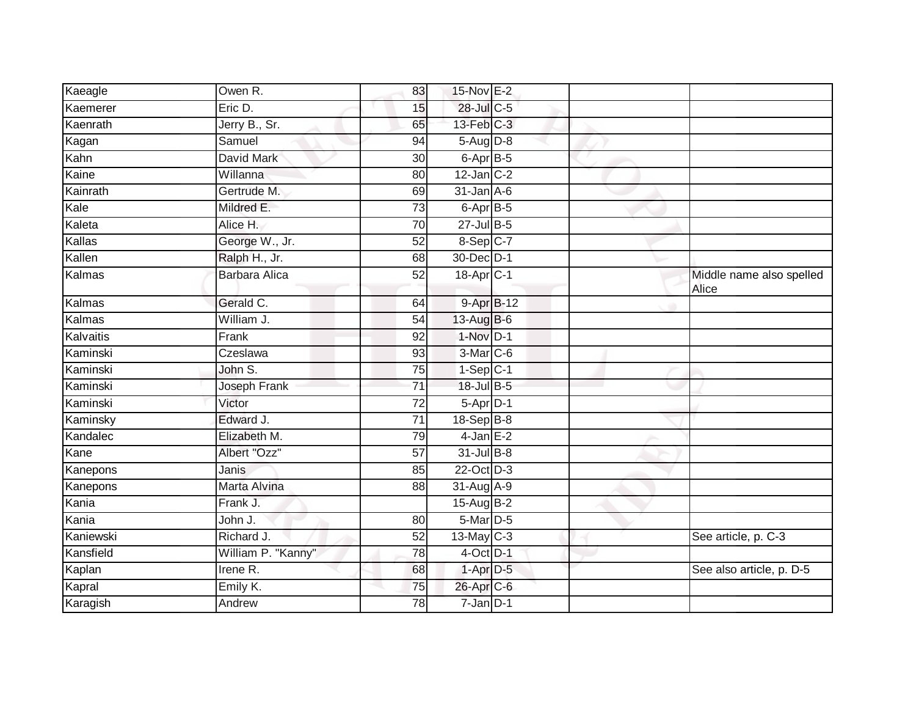| Kaeagle | Owen R. | 83 | 15-Nov | E-2 | | |
|---|---|---|---|---|---|---|
| Kaemerer | Eric D. | 15 | 28-Jul | C-5 | | |
| Kaenrath | Jerry B., Sr. | 65 | 13-Feb | C-3 | | |
| Kagan | Samuel | 94 | 5-Aug | D-8 | | |
| Kahn | David Mark | 30 | 6-Apr | B-5 | | |
| Kaine | Willanna | 80 | 12-Jan | C-2 | | |
| Kainrath | Gertrude M. | 69 | 31-Jan | A-6 | | |
| Kale | Mildred E. | 73 | 6-Apr | B-5 | | |
| Kaleta | Alice H. | 70 | 27-Jul | B-5 | | |
| Kallas | George W., Jr. | 52 | 8-Sep | C-7 | | |
| Kallen | Ralph H., Jr. | 68 | 30-Dec | D-1 | | |
| Kalmas | Barbara Alica | 52 | 18-Apr | C-1 | | Middle name also spelled Alice |
| Kalmas | Gerald C. | 64 | 9-Apr | B-12 | | |
| Kalmas | William J. | 54 | 13-Aug | B-6 | | |
| Kalvaitis | Frank | 92 | 1-Nov | D-1 | | |
| Kaminski | Czeslawa | 93 | 3-Mar | C-6 | | |
| Kaminski | John S. | 75 | 1-Sep | C-1 | | |
| Kaminski | Joseph Frank | 71 | 18-Jul | B-5 | | |
| Kaminski | Victor | 72 | 5-Apr | D-1 | | |
| Kaminsky | Edward J. | 71 | 18-Sep | B-8 | | |
| Kandalec | Elizabeth M. | 79 | 4-Jan | E-2 | | |
| Kane | Albert "Ozz" | 57 | 31-Jul | B-8 | | |
| Kanepons | Janis | 85 | 22-Oct | D-3 | | |
| Kanepons | Marta Alvina | 88 | 31-Aug | A-9 | | |
| Kania | Frank J. | | 15-Aug | B-2 | | |
| Kania | John J. | 80 | 5-Mar | D-5 | | |
| Kaniewski | Richard J. | 52 | 13-May | C-3 | | See article, p. C-3 |
| Kansfield | William P. "Kanny" | 78 | 4-Oct | D-1 | | |
| Kaplan | Irene R. | 68 | 1-Apr | D-5 | | See also article, p. D-5 |
| Kapral | Emily K. | 75 | 26-Apr | C-6 | | |
| Karagish | Andrew | 78 | 7-Jan | D-1 | | |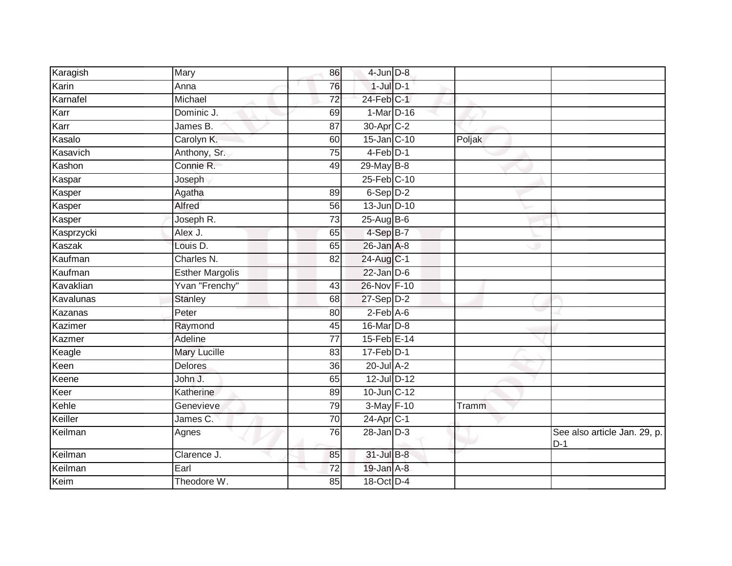| | | | | | | |
|---|---|---|---|---|---|---|
| Karagish | Mary | 86 | 4-Jun | D-8 | | |
| Karin | Anna | 76 | 1-Jul | D-1 | | |
| Karnafel | Michael | 72 | 24-Feb | C-1 | | |
| Karr | Dominic J. | 69 | 1-Mar | D-16 | | |
| Karr | James B. | 87 | 30-Apr | C-2 | | |
| Kasalo | Carolyn K. | 60 | 15-Jan | C-10 | Poljak | |
| Kasavich | Anthony, Sr. | 75 | 4-Feb | D-1 | | |
| Kashon | Connie R. | 49 | 29-May | B-8 | | |
| Kaspar | Joseph | | 25-Feb | C-10 | | |
| Kasper | Agatha | 89 | 6-Sep | D-2 | | |
| Kasper | Alfred | 56 | 13-Jun | D-10 | | |
| Kasper | Joseph R. | 73 | 25-Aug | B-6 | | |
| Kasprzycki | Alex J. | 65 | 4-Sep | B-7 | | |
| Kaszak | Louis D. | 65 | 26-Jan | A-8 | | |
| Kaufman | Charles N. | 82 | 24-Aug | C-1 | | |
| Kaufman | Esther Margolis | | 22-Jan | D-6 | | |
| Kavaklian | Yvan "Frenchy" | 43 | 26-Nov | F-10 | | |
| Kavalunas | Stanley | 68 | 27-Sep | D-2 | | |
| Kazanas | Peter | 80 | 2-Feb | A-6 | | |
| Kazimer | Raymond | 45 | 16-Mar | D-8 | | |
| Kazmer | Adeline | 77 | 15-Feb | E-14 | | |
| Keagle | Mary Lucille | 83 | 17-Feb | D-1 | | |
| Keen | Delores | 36 | 20-Jul | A-2 | | |
| Keene | John J. | 65 | 12-Jul | D-12 | | |
| Keer | Katherine | 89 | 10-Jun | C-12 | | |
| Kehle | Genevieve | 79 | 3-May | F-10 | Tramm | |
| Keiller | James C. | 70 | 24-Apr | C-1 | | |
| Keilman | Agnes | 76 | 28-Jan | D-3 | | See also article Jan. 29, p. D-1 |
| Keilman | Clarence J. | 85 | 31-Jul | B-8 | | |
| Keilman | Earl | 72 | 19-Jan | A-8 | | |
| Keim | Theodore W. | 85 | 18-Oct | D-4 | | |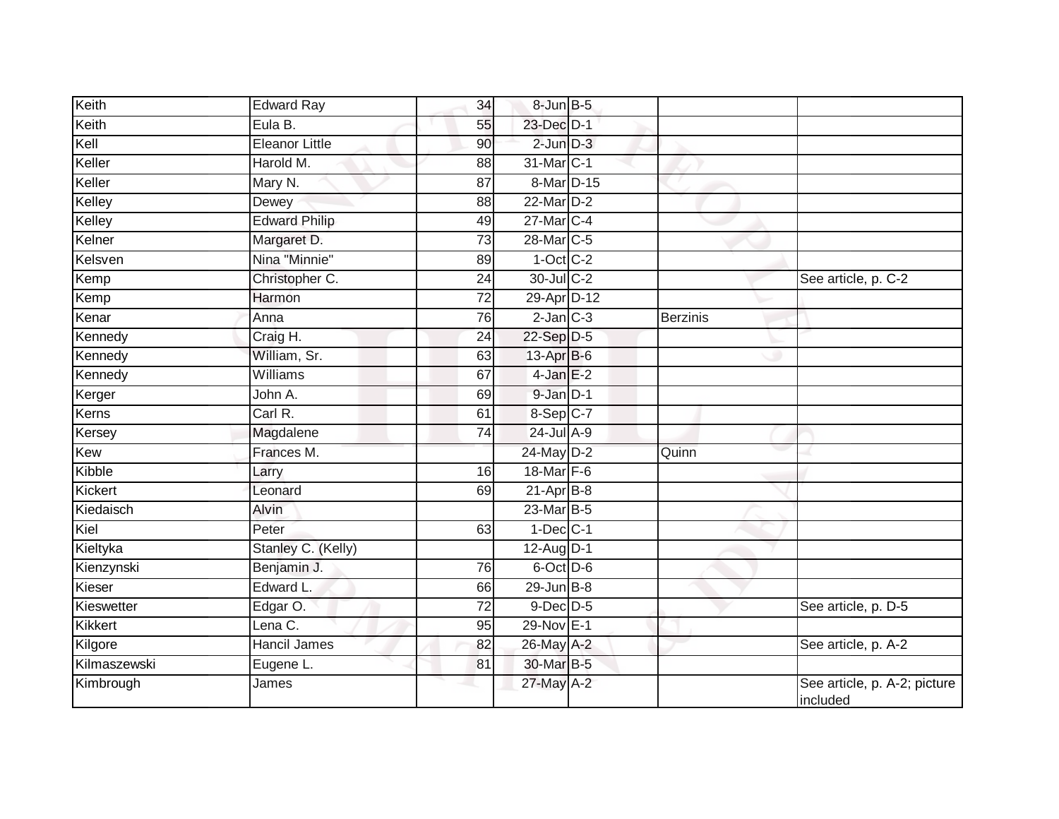| | | | | | | |
|---|---|---|---|---|---|---|
| Keith | Edward Ray | 34 | 8-Jun | B-5 | | |
| Keith | Eula B. | 55 | 23-Dec | D-1 | | |
| Kell | Eleanor Little | 90 | 2-Jun | D-3 | | |
| Keller | Harold M. | 88 | 31-Mar | C-1 | | |
| Keller | Mary N. | 87 | 8-Mar | D-15 | | |
| Kelley | Dewey | 88 | 22-Mar | D-2 | | |
| Kelley | Edward Philip | 49 | 27-Mar | C-4 | | |
| Kelner | Margaret D. | 73 | 28-Mar | C-5 | | |
| Kelsven | Nina "Minnie" | 89 | 1-Oct | C-2 | | |
| Kemp | Christopher C. | 24 | 30-Jul | C-2 | | See article, p. C-2 |
| Kemp | Harmon | 72 | 29-Apr | D-12 | | |
| Kenar | Anna | 76 | 2-Jan | C-3 | Berzinis | |
| Kennedy | Craig H. | 24 | 22-Sep | D-5 | | |
| Kennedy | William, Sr. | 63 | 13-Apr | B-6 | | |
| Kennedy | Williams | 67 | 4-Jan | E-2 | | |
| Kerger | John A. | 69 | 9-Jan | D-1 | | |
| Kerns | Carl R. | 61 | 8-Sep | C-7 | | |
| Kersey | Magdalene | 74 | 24-Jul | A-9 | | |
| Kew | Frances M. | | 24-May | D-2 | Quinn | |
| Kibble | Larry | 16 | 18-Mar | F-6 | | |
| Kickert | Leonard | 69 | 21-Apr | B-8 | | |
| Kiedaisch | Alvin | | 23-Mar | B-5 | | |
| Kiel | Peter | 63 | 1-Dec | C-1 | | |
| Kieltyka | Stanley C. (Kelly) | | 12-Aug | D-1 | | |
| Kienzynski | Benjamin J. | 76 | 6-Oct | D-6 | | |
| Kieser | Edward L. | 66 | 29-Jun | B-8 | | |
| Kieswetter | Edgar O. | 72 | 9-Dec | D-5 | | See article, p. D-5 |
| Kikkert | Lena C. | 95 | 29-Nov | E-1 | | |
| Kilgore | Hancil James | 82 | 26-May | A-2 | | See article, p. A-2 |
| Kilmaszewski | Eugene L. | 81 | 30-Mar | B-5 | | |
| Kimbrough | James | | 27-May | A-2 | | See article, p. A-2; picture included |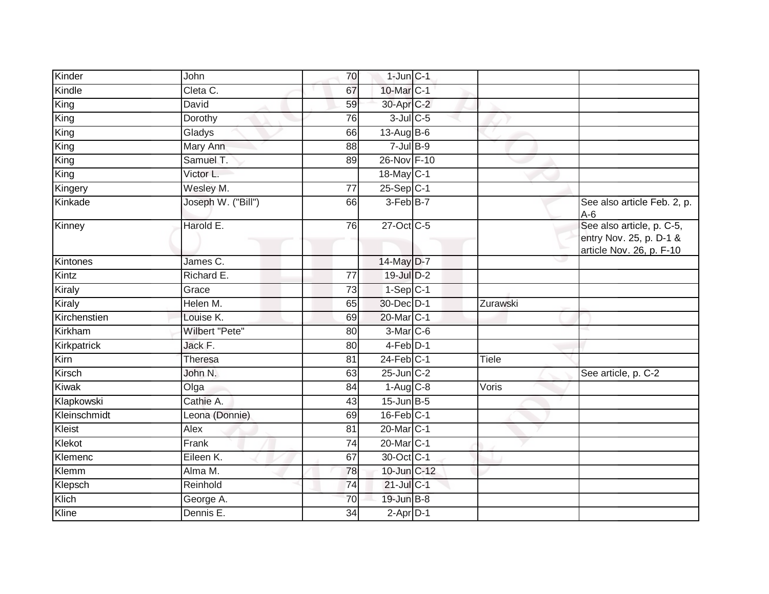| | | | | | | |
|---|---|---|---|---|---|---|
| Kinder | John | 70 | 1-Jun | C-1 | | |
| Kindle | Cleta C. | 67 | 10-Mar | C-1 | | |
| King | David | 59 | 30-Apr | C-2 | | |
| King | Dorothy | 76 | 3-Jul | C-5 | | |
| King | Gladys | 66 | 13-Aug | B-6 | | |
| King | Mary Ann | 88 | 7-Jul | B-9 | | |
| King | Samuel T. | 89 | 26-Nov | F-10 | | |
| King | Victor L. | | 18-May | C-1 | | |
| Kingery | Wesley M. | 77 | 25-Sep | C-1 | | |
| Kinkade | Joseph W. ("Bill") | 66 | 3-Feb | B-7 | | See also article Feb. 2, p. A-6 |
| Kinney | Harold E. | 76 | 27-Oct | C-5 | | See also article, p. C-5, entry Nov. 25, p. D-1 & article Nov. 26, p. F-10 |
| Kintones | James C. | | 14-May | D-7 | | |
| Kintz | Richard E. | 77 | 19-Jul | D-2 | | |
| Kiraly | Grace | 73 | 1-Sep | C-1 | | |
| Kiraly | Helen M. | 65 | 30-Dec | D-1 | Zurawski | |
| Kirchenstien | Louise K. | 69 | 20-Mar | C-1 | | |
| Kirkham | Wilbert "Pete" | 80 | 3-Mar | C-6 | | |
| Kirkpatrick | Jack F. | 80 | 4-Feb | D-1 | | |
| Kirn | Theresa | 81 | 24-Feb | C-1 | Tiele | |
| Kirsch | John N. | 63 | 25-Jun | C-2 | | See article, p. C-2 |
| Kiwak | Olga | 84 | 1-Aug | C-8 | Voris | |
| Klapkowski | Cathie A. | 43 | 15-Jun | B-5 | | |
| Kleinschmidt | Leona (Donnie) | 69 | 16-Feb | C-1 | | |
| Kleist | Alex | 81 | 20-Mar | C-1 | | |
| Klekot | Frank | 74 | 20-Mar | C-1 | | |
| Klemenc | Eileen K. | 67 | 30-Oct | C-1 | | |
| Klemm | Alma M. | 78 | 10-Jun | C-12 | | |
| Klepsch | Reinhold | 74 | 21-Jul | C-1 | | |
| Klich | George A. | 70 | 19-Jun | B-8 | | |
| Kline | Dennis E. | 34 | 2-Apr | D-1 | | |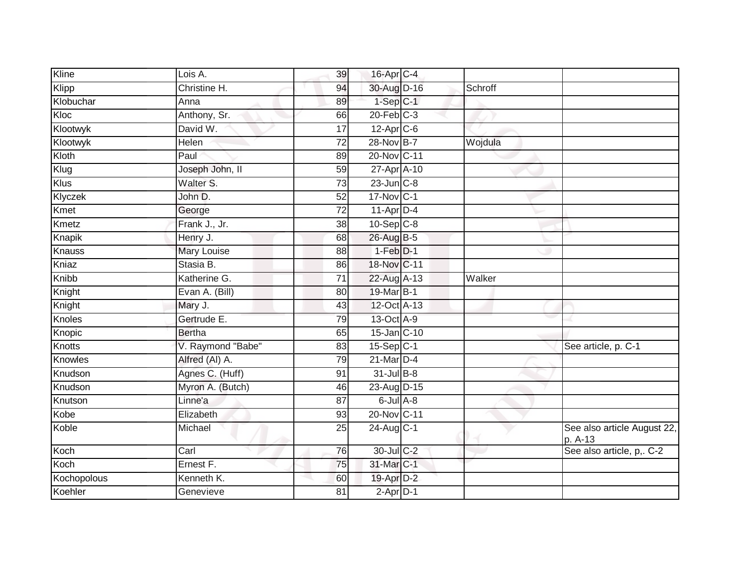| | | | | | | |
|---|---|---|---|---|---|---|
| Kline | Lois A. | 39 | 16-Apr | C-4 | | |
| Klipp | Christine H. | 94 | 30-Aug | D-16 | Schroff | |
| Klobuchar | Anna | 89 | 1-Sep | C-1 | | |
| Kloc | Anthony, Sr. | 66 | 20-Feb | C-3 | | |
| Klootwyk | David W. | 17 | 12-Apr | C-6 | | |
| Klootwyk | Helen | 72 | 28-Nov | B-7 | Wojdula | |
| Kloth | Paul | 89 | 20-Nov | C-11 | | |
| Klug | Joseph John, II | 59 | 27-Apr | A-10 | | |
| Klus | Walter S. | 73 | 23-Jun | C-8 | | |
| Klyczek | John D. | 52 | 17-Nov | C-1 | | |
| Kmet | George | 72 | 11-Apr | D-4 | | |
| Kmetz | Frank J., Jr. | 38 | 10-Sep | C-8 | | |
| Knapik | Henry J. | 68 | 26-Aug | B-5 | | |
| Knauss | Mary Louise | 88 | 1-Feb | D-1 | | |
| Kniaz | Stasia B. | 86 | 18-Nov | C-11 | | |
| Knibb | Katherine G. | 71 | 22-Aug | A-13 | Walker | |
| Knight | Evan A. (Bill) | 80 | 19-Mar | B-1 | | |
| Knight | Mary J. | 43 | 12-Oct | A-13 | | |
| Knoles | Gertrude E. | 79 | 13-Oct | A-9 | | |
| Knopic | Bertha | 65 | 15-Jan | C-10 | | |
| Knotts | V. Raymond "Babe" | 83 | 15-Sep | C-1 | | See article, p. C-1 |
| Knowles | Alfred (Al) A. | 79 | 21-Mar | D-4 | | |
| Knudson | Agnes C. (Huff) | 91 | 31-Jul | B-8 | | |
| Knudson | Myron A. (Butch) | 46 | 23-Aug | D-15 | | |
| Knutson | Linne'a | 87 | 6-Jul | A-8 | | |
| Kobe | Elizabeth | 93 | 20-Nov | C-11 | | |
| Koble | Michael | 25 | 24-Aug | C-1 | | See also article August 22, p. A-13 |
| Koch | Carl | 76 | 30-Jul | C-2 | | See also article, p,. C-2 |
| Koch | Ernest F. | 75 | 31-Mar | C-1 | | |
| Kochopolous | Kenneth K. | 60 | 19-Apr | D-2 | | |
| Koehler | Genevieve | 81 | 2-Apr | D-1 | | |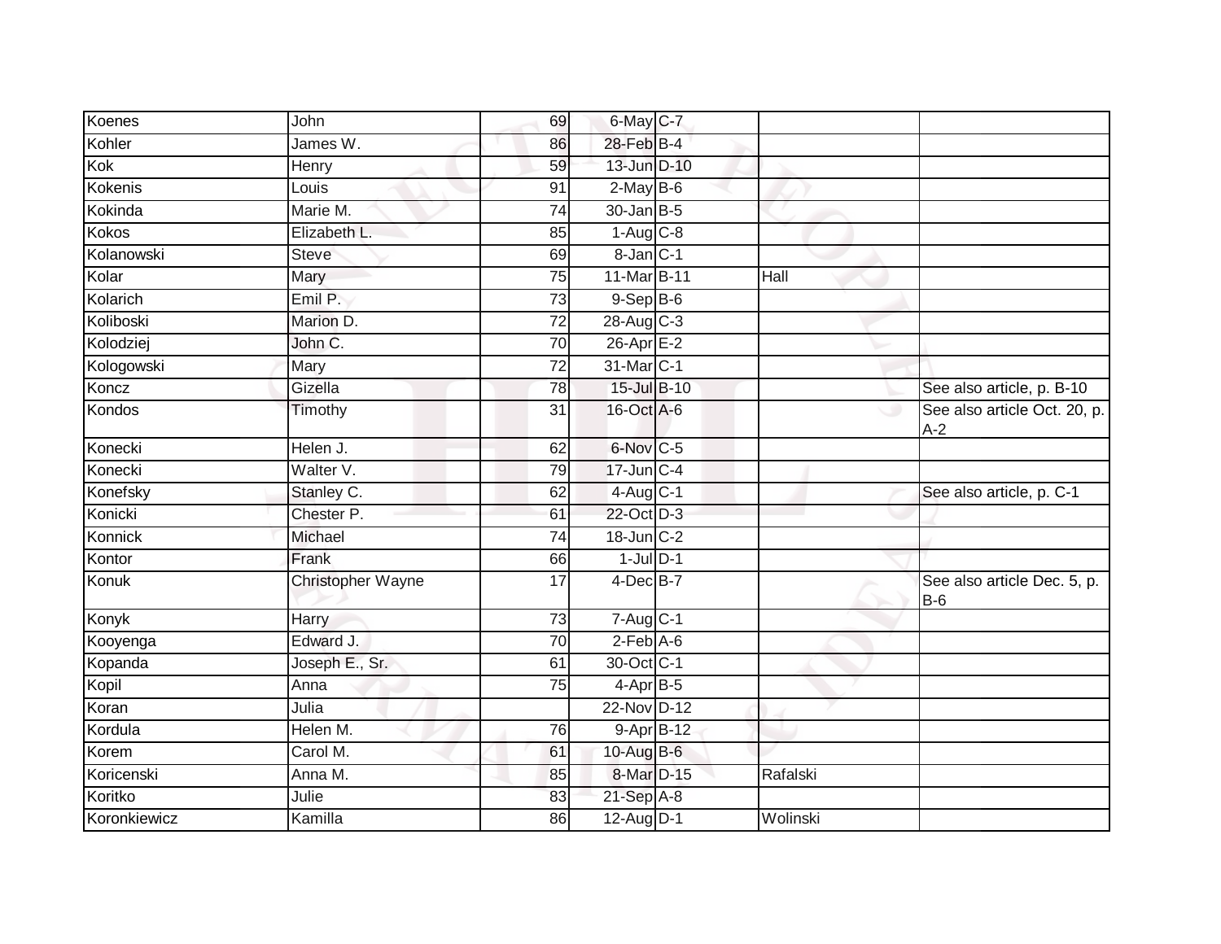| | | | | | | |
|---|---|---|---|---|---|---|
| Koenes | John | 69 | 6-May | C-7 | | |
| Kohler | James W. | 86 | 28-Feb | B-4 | | |
| Kok | Henry | 59 | 13-Jun | D-10 | | |
| Kokenis | Louis | 91 | 2-May | B-6 | | |
| Kokinda | Marie M. | 74 | 30-Jan | B-5 | | |
| Kokos | Elizabeth L. | 85 | 1-Aug | C-8 | | |
| Kolanowski | Steve | 69 | 8-Jan | C-1 | | |
| Kolar | Mary | 75 | 11-Mar | B-11 | Hall | |
| Kolarich | Emil P. | 73 | 9-Sep | B-6 | | |
| Koliboski | Marion D. | 72 | 28-Aug | C-3 | | |
| Kolodziej | John C. | 70 | 26-Apr | E-2 | | |
| Kologowski | Mary | 72 | 31-Mar | C-1 | | |
| Koncz | Gizella | 78 | 15-Jul | B-10 | | See also article, p. B-10 |
| Kondos | Timothy | 31 | 16-Oct | A-6 | | See also article Oct. 20, p. A-2 |
| Konecki | Helen J. | 62 | 6-Nov | C-5 | | |
| Konecki | Walter V. | 79 | 17-Jun | C-4 | | |
| Konefsky | Stanley C. | 62 | 4-Aug | C-1 | | See also article, p. C-1 |
| Konicki | Chester P. | 61 | 22-Oct | D-3 | | |
| Konnick | Michael | 74 | 18-Jun | C-2 | | |
| Kontor | Frank | 66 | 1-Jul | D-1 | | |
| Konuk | Christopher Wayne | 17 | 4-Dec | B-7 | | See also article Dec. 5, p. B-6 |
| Konyk | Harry | 73 | 7-Aug | C-1 | | |
| Kooyenga | Edward J. | 70 | 2-Feb | A-6 | | |
| Kopanda | Joseph E., Sr. | 61 | 30-Oct | C-1 | | |
| Kopil | Anna | 75 | 4-Apr | B-5 | | |
| Koran | Julia | | 22-Nov | D-12 | | |
| Kordula | Helen M. | 76 | 9-Apr | B-12 | | |
| Korem | Carol M. | 61 | 10-Aug | B-6 | | |
| Koricenski | Anna M. | 85 | 8-Mar | D-15 | Rafalski | |
| Koritko | Julie | 83 | 21-Sep | A-8 | | |
| Koronkiewicz | Kamilla | 86 | 12-Aug | D-1 | Wolinski | |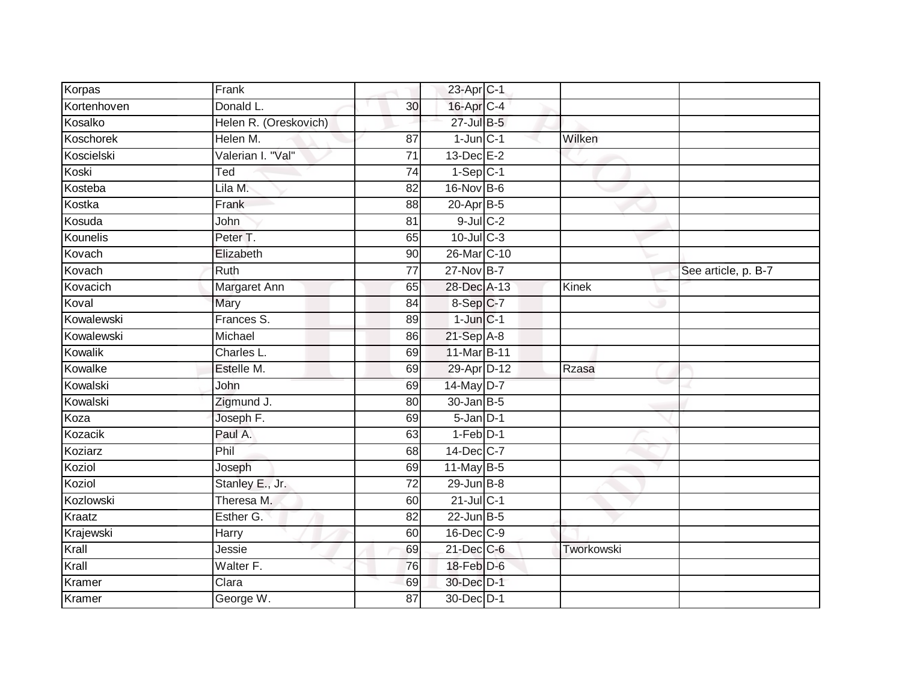| | | | | | | |
|---|---|---|---|---|---|---|
| Korpas | Frank | | 23-Apr | C-1 | | |
| Kortenhoven | Donald L. | 30 | 16-Apr | C-4 | | |
| Kosalko | Helen R. (Oreskovich) | | 27-Jul | B-5 | | |
| Koschorek | Helen M. | 87 | 1-Jun | C-1 | Wilken | |
| Koscielski | Valerian I. "Val" | 71 | 13-Dec | E-2 | | |
| Koski | Ted | 74 | 1-Sep | C-1 | | |
| Kosteba | Lila M. | 82 | 16-Nov | B-6 | | |
| Kostka | Frank | 88 | 20-Apr | B-5 | | |
| Kosuda | John | 81 | 9-Jul | C-2 | | |
| Kounelis | Peter T. | 65 | 10-Jul | C-3 | | |
| Kovach | Elizabeth | 90 | 26-Mar | C-10 | | |
| Kovach | Ruth | 77 | 27-Nov | B-7 | | See article, p. B-7 |
| Kovacich | Margaret Ann | 65 | 28-Dec | A-13 | Kinek | |
| Koval | Mary | 84 | 8-Sep | C-7 | | |
| Kowalewski | Frances S. | 89 | 1-Jun | C-1 | | |
| Kowalewski | Michael | 86 | 21-Sep | A-8 | | |
| Kowalik | Charles L. | 69 | 11-Mar | B-11 | | |
| Kowalke | Estelle M. | 69 | 29-Apr | D-12 | Rzasa | |
| Kowalski | John | 69 | 14-May | D-7 | | |
| Kowalski | Zigmund J. | 80 | 30-Jan | B-5 | | |
| Koza | Joseph F. | 69 | 5-Jan | D-1 | | |
| Kozacik | Paul A. | 63 | 1-Feb | D-1 | | |
| Koziarz | Phil | 68 | 14-Dec | C-7 | | |
| Koziol | Joseph | 69 | 11-May | B-5 | | |
| Koziol | Stanley E., Jr. | 72 | 29-Jun | B-8 | | |
| Kozlowski | Theresa M. | 60 | 21-Jul | C-1 | | |
| Kraatz | Esther G. | 82 | 22-Jun | B-5 | | |
| Krajewski | Harry | 60 | 16-Dec | C-9 | | |
| Krall | Jessie | 69 | 21-Dec | C-6 | Tworkowski | |
| Krall | Walter F. | 76 | 18-Feb | D-6 | | |
| Kramer | Clara | 69 | 30-Dec | D-1 | | |
| Kramer | George W. | 87 | 30-Dec | D-1 | | |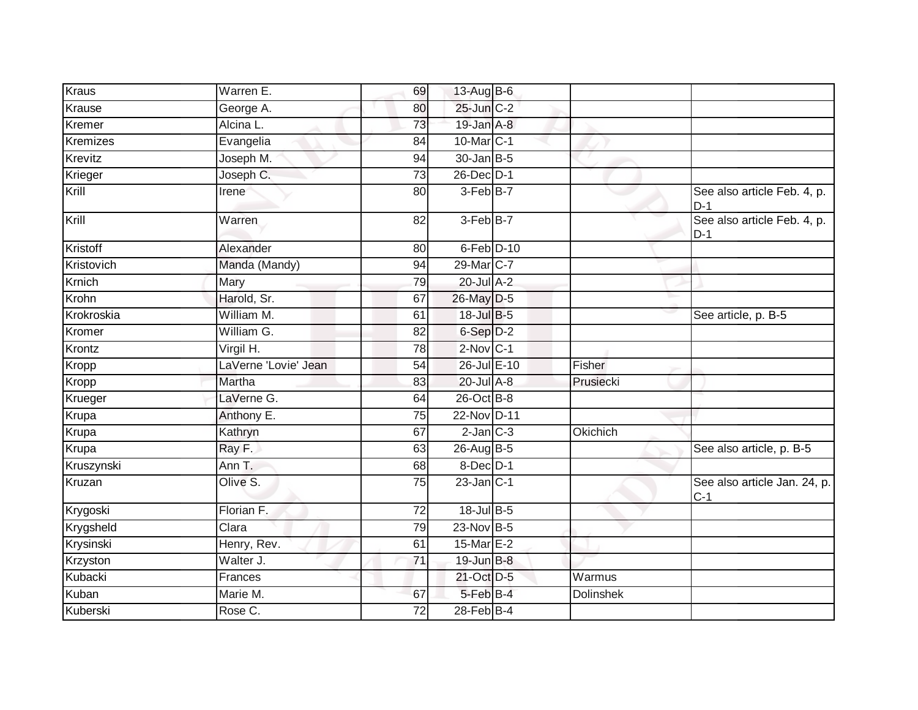| | | | | | | |
|---|---|---|---|---|---|---|
| Kraus | Warren E. | 69 | 13-Aug | B-6 | | |
| Krause | George A. | 80 | 25-Jun | C-2 | | |
| Kremer | Alcina L. | 73 | 19-Jan | A-8 | | |
| Kremizes | Evangelia | 84 | 10-Mar | C-1 | | |
| Krevitz | Joseph M. | 94 | 30-Jan | B-5 | | |
| Krieger | Joseph C. | 73 | 26-Dec | D-1 | | |
| Krill | Irene | 80 | 3-Feb | B-7 | | See also article Feb. 4, p. D-1 |
| Krill | Warren | 82 | 3-Feb | B-7 | | See also article Feb. 4, p. D-1 |
| Kristoff | Alexander | 80 | 6-Feb | D-10 | | |
| Kristovich | Manda (Mandy) | 94 | 29-Mar | C-7 | | |
| Krnich | Mary | 79 | 20-Jul | A-2 | | |
| Krohn | Harold, Sr. | 67 | 26-May | D-5 | | |
| Krokroskia | William M. | 61 | 18-Jul | B-5 | | See article, p. B-5 |
| Kromer | William G. | 82 | 6-Sep | D-2 | | |
| Krontz | Virgil H. | 78 | 2-Nov | C-1 | | |
| Kropp | LaVerne 'Lovie' Jean | 54 | 26-Jul | E-10 | Fisher | |
| Kropp | Martha | 83 | 20-Jul | A-8 | Prusiecki | |
| Krueger | LaVerne G. | 64 | 26-Oct | B-8 | | |
| Krupa | Anthony E. | 75 | 22-Nov | D-11 | | |
| Krupa | Kathryn | 67 | 2-Jan | C-3 | Okichich | |
| Krupa | Ray F. | 63 | 26-Aug | B-5 | | See also article, p. B-5 |
| Kruszynski | Ann T. | 68 | 8-Dec | D-1 | | |
| Kruzan | Olive S. | 75 | 23-Jan | C-1 | | See also article Jan. 24, p. C-1 |
| Krygoski | Florian F. | 72 | 18-Jul | B-5 | | |
| Krygsheld | Clara | 79 | 23-Nov | B-5 | | |
| Krysinski | Henry, Rev. | 61 | 15-Mar | E-2 | | |
| Krzyston | Walter J. | 71 | 19-Jun | B-8 | | |
| Kubacki | Frances | | 21-Oct | D-5 | Warmus | |
| Kuban | Marie M. | 67 | 5-Feb | B-4 | Dolinshek | |
| Kuberski | Rose C. | 72 | 28-Feb | B-4 | | |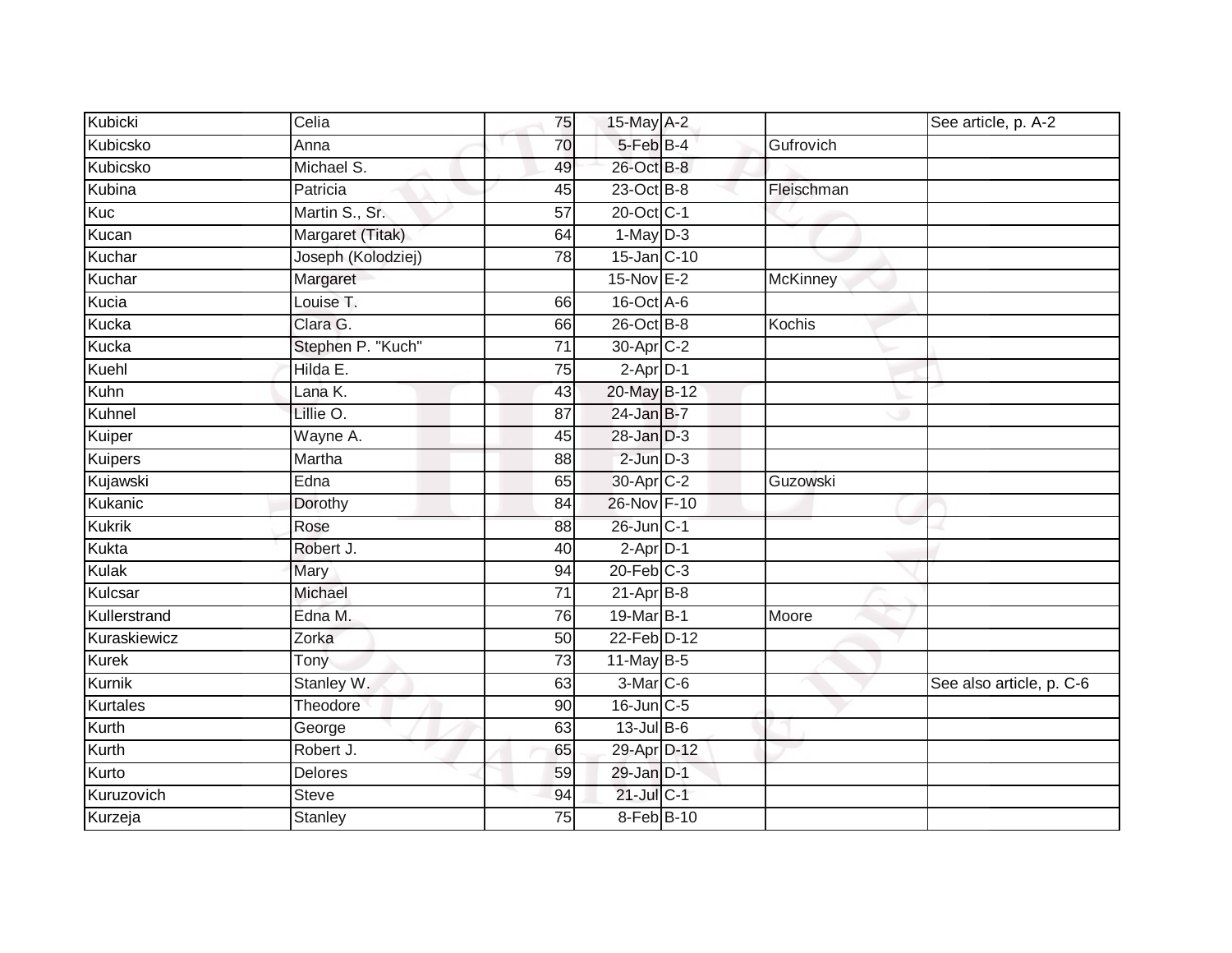| | | | | | | |
|---|---|---|---|---|---|---|
| Kubicki | Celia | 75 | 15-May | A-2 | | See article, p. A-2 |
| Kubicsko | Anna | 70 | 5-Feb | B-4 | Gufrovich | |
| Kubicsko | Michael S. | 49 | 26-Oct | B-8 | | |
| Kubina | Patricia | 45 | 23-Oct | B-8 | Fleischman | |
| Kuc | Martin S., Sr. | 57 | 20-Oct | C-1 | | |
| Kucan | Margaret (Titak) | 64 | 1-May | D-3 | | |
| Kuchar | Joseph (Kolodziej) | 78 | 15-Jan | C-10 | | |
| Kuchar | Margaret | | 15-Nov | E-2 | McKinney | |
| Kucia | Louise T. | 66 | 16-Oct | A-6 | | |
| Kucka | Clara G. | 66 | 26-Oct | B-8 | Kochis | |
| Kucka | Stephen P. "Kuch" | 71 | 30-Apr | C-2 | | |
| Kuehl | Hilda E. | 75 | 2-Apr | D-1 | | |
| Kuhn | Lana K. | 43 | 20-May | B-12 | | |
| Kuhnel | Lillie O. | 87 | 24-Jan | B-7 | | |
| Kuiper | Wayne A. | 45 | 28-Jan | D-3 | | |
| Kuipers | Martha | 88 | 2-Jun | D-3 | | |
| Kujawski | Edna | 65 | 30-Apr | C-2 | Guzowski | |
| Kukanic | Dorothy | 84 | 26-Nov | F-10 | | |
| Kukrik | Rose | 88 | 26-Jun | C-1 | | |
| Kukta | Robert J. | 40 | 2-Apr | D-1 | | |
| Kulak | Mary | 94 | 20-Feb | C-3 | | |
| Kulcsar | Michael | 71 | 21-Apr | B-8 | | |
| Kullerstrand | Edna M. | 76 | 19-Mar | B-1 | Moore | |
| Kuraskiewicz | Zorka | 50 | 22-Feb | D-12 | | |
| Kurek | Tony | 73 | 11-May | B-5 | | |
| Kurnik | Stanley W. | 63 | 3-Mar | C-6 | | See also article, p. C-6 |
| Kurtales | Theodore | 90 | 16-Jun | C-5 | | |
| Kurth | George | 63 | 13-Jul | B-6 | | |
| Kurth | Robert J. | 65 | 29-Apr | D-12 | | |
| Kurto | Delores | 59 | 29-Jan | D-1 | | |
| Kuruzovich | Steve | 94 | 21-Jul | C-1 | | |
| Kurzeja | Stanley | 75 | 8-Feb | B-10 | | |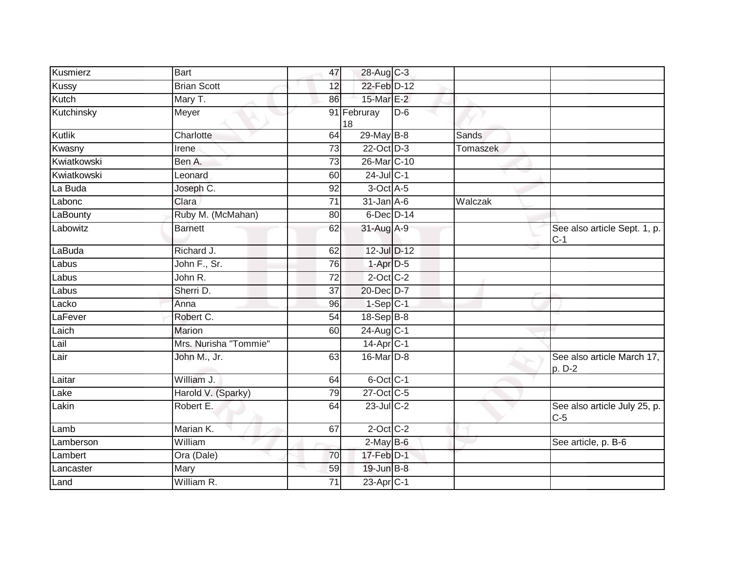| | | | | | | |
|---|---|---|---|---|---|---|
| Kusmierz | Bart | 47 | 28-Aug | C-3 | | |
| Kussy | Brian Scott | 12 | 22-Feb | D-12 | | |
| Kutch | Mary T. | 86 | 15-Mar | E-2 | | |
| Kutchinsky | Meyer | 91 | Februray 18 | D-6 | | |
| Kutlik | Charlotte | 64 | 29-May | B-8 | Sands | |
| Kwasny | Irene | 73 | 22-Oct | D-3 | Tomaszek | |
| Kwiatkowski | Ben A. | 73 | 26-Mar | C-10 | | |
| Kwiatkowski | Leonard | 60 | 24-Jul | C-1 | | |
| La Buda | Joseph C. | 92 | 3-Oct | A-5 | | |
| Labonc | Clara | 71 | 31-Jan | A-6 | Walczak | |
| LaBounty | Ruby M. (McMahan) | 80 | 6-Dec | D-14 | | |
| Labowitz | Barnett | 62 | 31-Aug | A-9 | | See also article Sept. 1, p. C-1 |
| LaBuda | Richard J. | 62 | 12-Jul | D-12 | | |
| Labus | John F., Sr. | 76 | 1-Apr | D-5 | | |
| Labus | John R. | 72 | 2-Oct | C-2 | | |
| Labus | Sherri D. | 37 | 20-Dec | D-7 | | |
| Lacko | Anna | 96 | 1-Sep | C-1 | | |
| LaFever | Robert C. | 54 | 18-Sep | B-8 | | |
| Laich | Marion | 60 | 24-Aug | C-1 | | |
| Lail | Mrs. Nurisha "Tommie" | | 14-Apr | C-1 | | |
| Lair | John M., Jr. | 63 | 16-Mar | D-8 | | See also article March 17, p. D-2 |
| Laitar | William J. | 64 | 6-Oct | C-1 | | |
| Lake | Harold V. (Sparky) | 79 | 27-Oct | C-5 | | |
| Lakin | Robert E. | 64 | 23-Jul | C-2 | | See also article July 25, p. C-5 |
| Lamb | Marian K. | 67 | 2-Oct | C-2 | | |
| Lamberson | William | | 2-May | B-6 | | See article, p. B-6 |
| Lambert | Ora (Dale) | 70 | 17-Feb | D-1 | | |
| Lancaster | Mary | 59 | 19-Jun | B-8 | | |
| Land | William R. | 71 | 23-Apr | C-1 | | |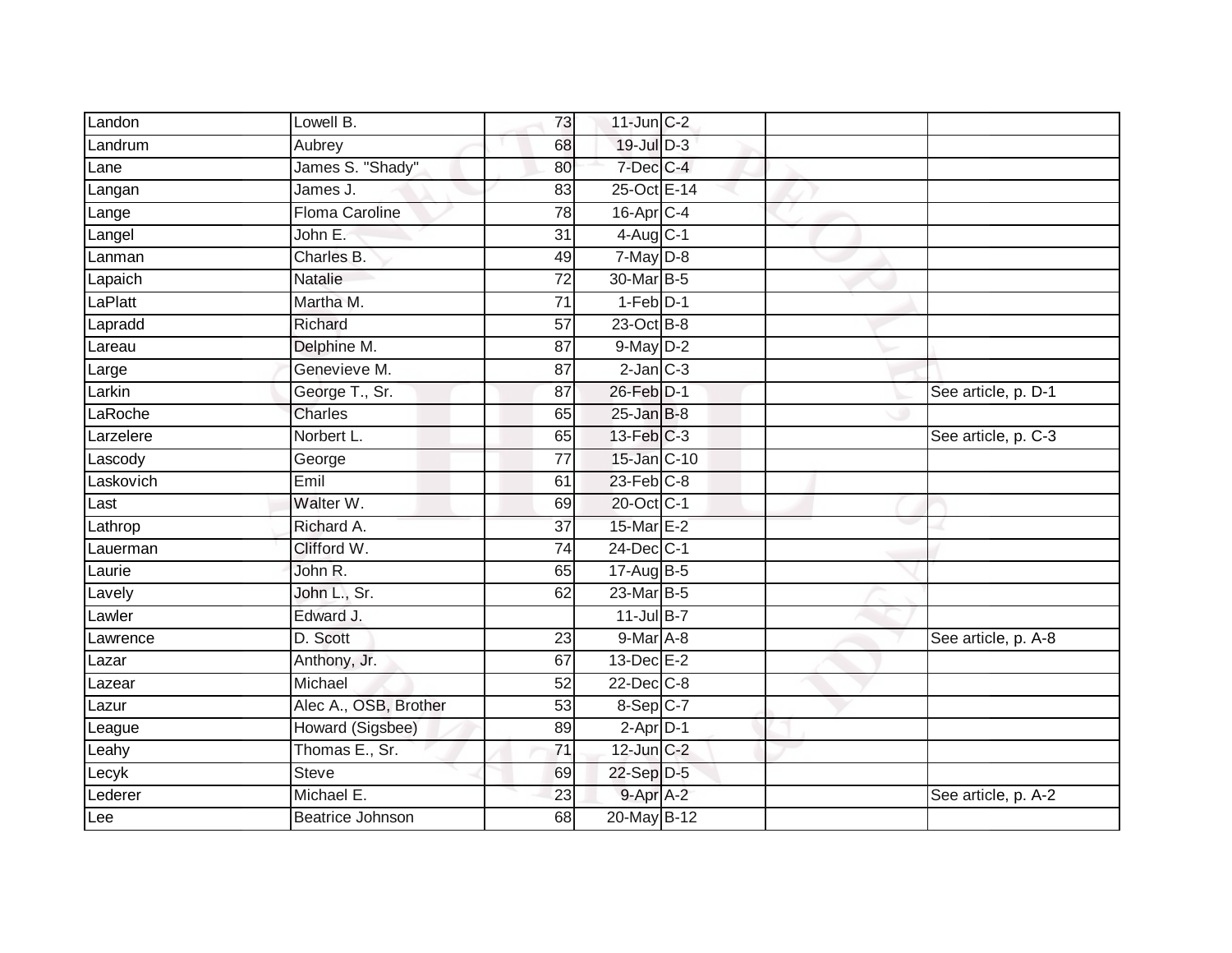| Landon | Lowell B. | 73 | 11-Jun | C-2 | | |
|---|---|---|---|---|---|---|
| Landrum | Aubrey | 68 | 19-Jul | D-3 | | |
| Lane | James S. "Shady" | 80 | 7-Dec | C-4 | | |
| Langan | James J. | 83 | 25-Oct | E-14 | | |
| Lange | Floma Caroline | 78 | 16-Apr | C-4 | | |
| Langel | John E. | 31 | 4-Aug | C-1 | | |
| Lanman | Charles B. | 49 | 7-May | D-8 | | |
| Lapaich | Natalie | 72 | 30-Mar | B-5 | | |
| LaPlatt | Martha M. | 71 | 1-Feb | D-1 | | |
| Lapradd | Richard | 57 | 23-Oct | B-8 | | |
| Lareau | Delphine M. | 87 | 9-May | D-2 | | |
| Large | Genevieve M. | 87 | 2-Jan | C-3 | | |
| Larkin | George T., Sr. | 87 | 26-Feb | D-1 | | See article, p. D-1 |
| LaRoche | Charles | 65 | 25-Jan | B-8 | | |
| Larzelere | Norbert L. | 65 | 13-Feb | C-3 | | See article, p. C-3 |
| Lascody | George | 77 | 15-Jan | C-10 | | |
| Laskovich | Emil | 61 | 23-Feb | C-8 | | |
| Last | Walter W. | 69 | 20-Oct | C-1 | | |
| Lathrop | Richard A. | 37 | 15-Mar | E-2 | | |
| Lauerman | Clifford W. | 74 | 24-Dec | C-1 | | |
| Laurie | John R. | 65 | 17-Aug | B-5 | | |
| Lavely | John L., Sr. | 62 | 23-Mar | B-5 | | |
| Lawler | Edward J. | | 11-Jul | B-7 | | |
| Lawrence | D. Scott | 23 | 9-Mar | A-8 | | See article, p. A-8 |
| Lazar | Anthony, Jr. | 67 | 13-Dec | E-2 | | |
| Lazear | Michael | 52 | 22-Dec | C-8 | | |
| Lazur | Alec A., OSB, Brother | 53 | 8-Sep | C-7 | | |
| League | Howard (Sigsbee) | 89 | 2-Apr | D-1 | | |
| Leahy | Thomas E., Sr. | 71 | 12-Jun | C-2 | | |
| Lecyk | Steve | 69 | 22-Sep | D-5 | | |
| Lederer | Michael E. | 23 | 9-Apr | A-2 | | See article, p. A-2 |
| Lee | Beatrice Johnson | 68 | 20-May | B-12 | | |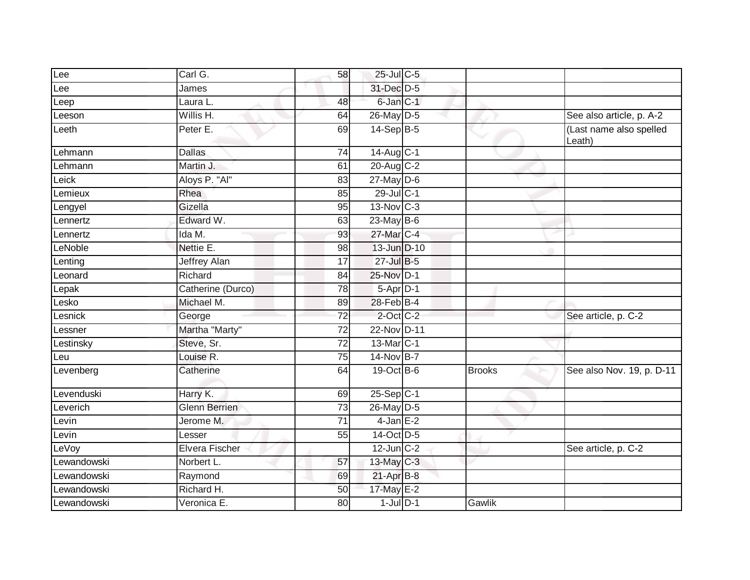| | | | | | | |
|---|---|---|---|---|---|---|
| Lee | Carl G. | 58 | 25-Jul | C-5 | | |
| Lee | James | | 31-Dec | D-5 | | |
| Leep | Laura L. | 48 | 6-Jan | C-1 | | |
| Leeson | Willis H. | 64 | 26-May | D-5 | | See also article, p. A-2 |
| Leeth | Peter E. | 69 | 14-Sep | B-5 | | (Last name also spelled Leath) |
| Lehmann | Dallas | 74 | 14-Aug | C-1 | | |
| Lehmann | Martin J. | 61 | 20-Aug | C-2 | | |
| Leick | Aloys P. "Al" | 83 | 27-May | D-6 | | |
| Lemieux | Rhea | 85 | 29-Jul | C-1 | | |
| Lengyel | Gizella | 95 | 13-Nov | C-3 | | |
| Lennertz | Edward W. | 63 | 23-May | B-6 | | |
| Lennertz | Ida M. | 93 | 27-Mar | C-4 | | |
| LeNoble | Nettie E. | 98 | 13-Jun | D-10 | | |
| Lenting | Jeffrey Alan | 17 | 27-Jul | B-5 | | |
| Leonard | Richard | 84 | 25-Nov | D-1 | | |
| Lepak | Catherine (Durco) | 78 | 5-Apr | D-1 | | |
| Lesko | Michael M. | 89 | 28-Feb | B-4 | | |
| Lesnick | George | 72 | 2-Oct | C-2 | | See article, p. C-2 |
| Lessner | Martha "Marty" | 72 | 22-Nov | D-11 | | |
| Lestinsky | Steve, Sr. | 72 | 13-Mar | C-1 | | |
| Leu | Louise R. | 75 | 14-Nov | B-7 | | |
| Levenberg | Catherine | 64 | 19-Oct | B-6 | Brooks | See also Nov. 19, p. D-11 |
| Levenduski | Harry K. | 69 | 25-Sep | C-1 | | |
| Leverich | Glenn Berrien | 73 | 26-May | D-5 | | |
| Levin | Jerome M. | 71 | 4-Jan | E-2 | | |
| Levin | Lesser | 55 | 14-Oct | D-5 | | |
| LeVoy | Elvera Fischer | | 12-Jun | C-2 | | See article, p. C-2 |
| Lewandowski | Norbert L. | 57 | 13-May | C-3 | | |
| Lewandowski | Raymond | 69 | 21-Apr | B-8 | | |
| Lewandowski | Richard H. | 50 | 17-May | E-2 | | |
| Lewandowski | Veronica E. | 80 | 1-Jul | D-1 | Gawlik | |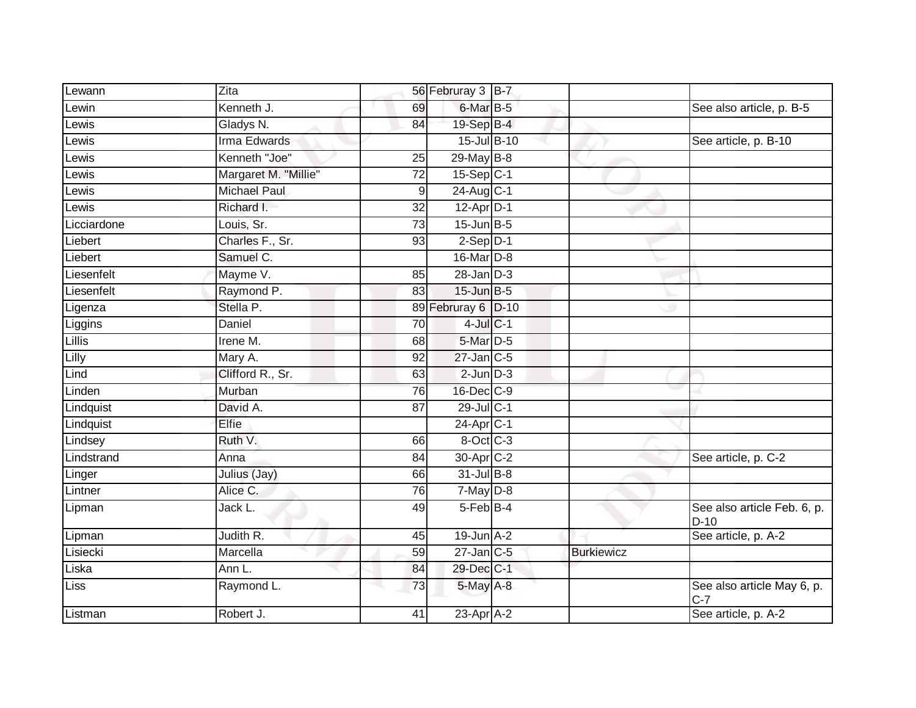| Lewann | Zita | 56 | Februray 3 | B-7 | | |
|---|---|---|---|---|---|---|
| Lewin | Kenneth J. | 69 | 6-Mar | B-5 | | See also article, p. B-5 |
| Lewis | Gladys N. | 84 | 19-Sep | B-4 | | |
| Lewis | Irma Edwards | | 15-Jul | B-10 | | See article, p. B-10 |
| Lewis | Kenneth "Joe" | 25 | 29-May | B-8 | | |
| Lewis | Margaret M. "Millie" | 72 | 15-Sep | C-1 | | |
| Lewis | Michael Paul | 9 | 24-Aug | C-1 | | |
| Lewis | Richard I. | 32 | 12-Apr | D-1 | | |
| Licciardone | Louis, Sr. | 73 | 15-Jun | B-5 | | |
| Liebert | Charles F., Sr. | 93 | 2-Sep | D-1 | | |
| Liebert | Samuel C. | | 16-Mar | D-8 | | |
| Liesenfelt | Mayme V. | 85 | 28-Jan | D-3 | | |
| Liesenfelt | Raymond P. | 83 | 15-Jun | B-5 | | |
| Ligenza | Stella P. | 89 | Februray 6 | D-10 | | |
| Liggins | Daniel | 70 | 4-Jul | C-1 | | |
| Lillis | Irene M. | 68 | 5-Mar | D-5 | | |
| Lilly | Mary A. | 92 | 27-Jan | C-5 | | |
| Lind | Clifford R., Sr. | 63 | 2-Jun | D-3 | | |
| Linden | Murban | 76 | 16-Dec | C-9 | | |
| Lindquist | David A. | 87 | 29-Jul | C-1 | | |
| Lindquist | Elfie | | 24-Apr | C-1 | | |
| Lindsey | Ruth V. | 66 | 8-Oct | C-3 | | |
| Lindstrand | Anna | 84 | 30-Apr | C-2 | | See article, p. C-2 |
| Linger | Julius (Jay) | 66 | 31-Jul | B-8 | | |
| Lintner | Alice C. | 76 | 7-May | D-8 | | |
| Lipman | Jack L. | 49 | 5-Feb | B-4 | | See also article Feb. 6, p. D-10 |
| Lipman | Judith R. | 45 | 19-Jun | A-2 | | See article, p. A-2 |
| Lisiecki | Marcella | 59 | 27-Jan | C-5 | Burkiewicz | |
| Liska | Ann L. | 84 | 29-Dec | C-1 | | |
| Liss | Raymond L. | 73 | 5-May | A-8 | | See also article May 6, p. C-7 |
| Listman | Robert J. | 41 | 23-Apr | A-2 | | See article, p. A-2 |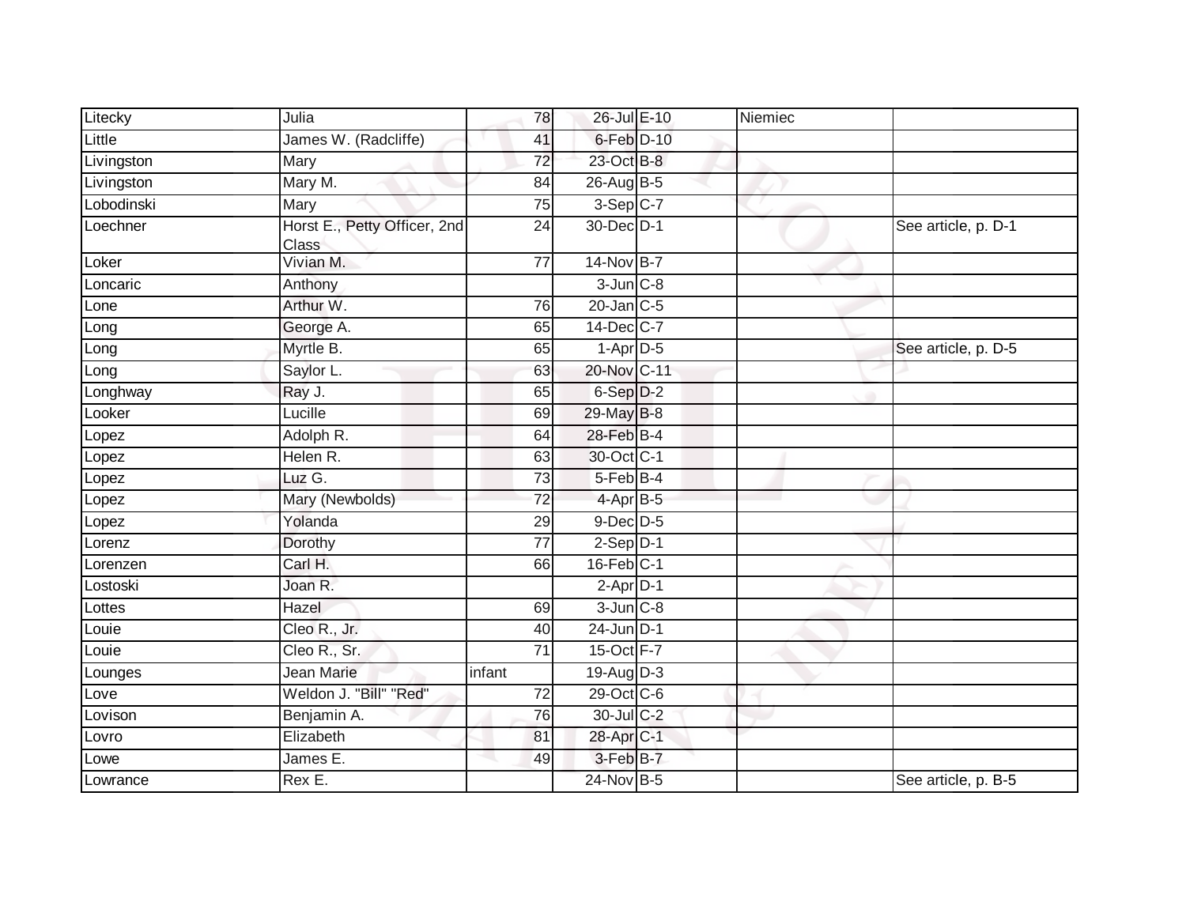| | | | | | | |
|---|---|---|---|---|---|---|
| Litecky | Julia | 78 | 26-Jul | E-10 | Niemiec | |
| Little | James W. (Radcliffe) | 41 | 6-Feb | D-10 | | |
| Livingston | Mary | 72 | 23-Oct | B-8 | | |
| Livingston | Mary M. | 84 | 26-Aug | B-5 | | |
| Lobodinski | Mary | 75 | 3-Sep | C-7 | | |
| Loechner | Horst E., Petty Officer, 2nd Class | 24 | 30-Dec | D-1 | | See article, p. D-1 |
| Loker | Vivian M. | 77 | 14-Nov | B-7 | | |
| Loncaric | Anthony | | 3-Jun | C-8 | | |
| Lone | Arthur W. | 76 | 20-Jan | C-5 | | |
| Long | George A. | 65 | 14-Dec | C-7 | | |
| Long | Myrtle B. | 65 | 1-Apr | D-5 | | See article, p. D-5 |
| Long | Saylor L. | 63 | 20-Nov | C-11 | | |
| Longhway | Ray J. | 65 | 6-Sep | D-2 | | |
| Looker | Lucille | 69 | 29-May | B-8 | | |
| Lopez | Adolph R. | 64 | 28-Feb | B-4 | | |
| Lopez | Helen R. | 63 | 30-Oct | C-1 | | |
| Lopez | Luz G. | 73 | 5-Feb | B-4 | | |
| Lopez | Mary (Newbolds) | 72 | 4-Apr | B-5 | | |
| Lopez | Yolanda | 29 | 9-Dec | D-5 | | |
| Lorenz | Dorothy | 77 | 2-Sep | D-1 | | |
| Lorenzen | Carl H. | 66 | 16-Feb | C-1 | | |
| Lostoski | Joan R. | | 2-Apr | D-1 | | |
| Lottes | Hazel | 69 | 3-Jun | C-8 | | |
| Louie | Cleo R., Jr. | 40 | 24-Jun | D-1 | | |
| Louie | Cleo R., Sr. | 71 | 15-Oct | F-7 | | |
| Lounges | Jean Marie | infant | 19-Aug | D-3 | | |
| Love | Weldon J. "Bill" "Red" | 72 | 29-Oct | C-6 | | |
| Lovison | Benjamin A. | 76 | 30-Jul | C-2 | | |
| Lovro | Elizabeth | 81 | 28-Apr | C-1 | | |
| Lowe | James E. | 49 | 3-Feb | B-7 | | |
| Lowrance | Rex E. | | 24-Nov | B-5 | | See article, p. B-5 |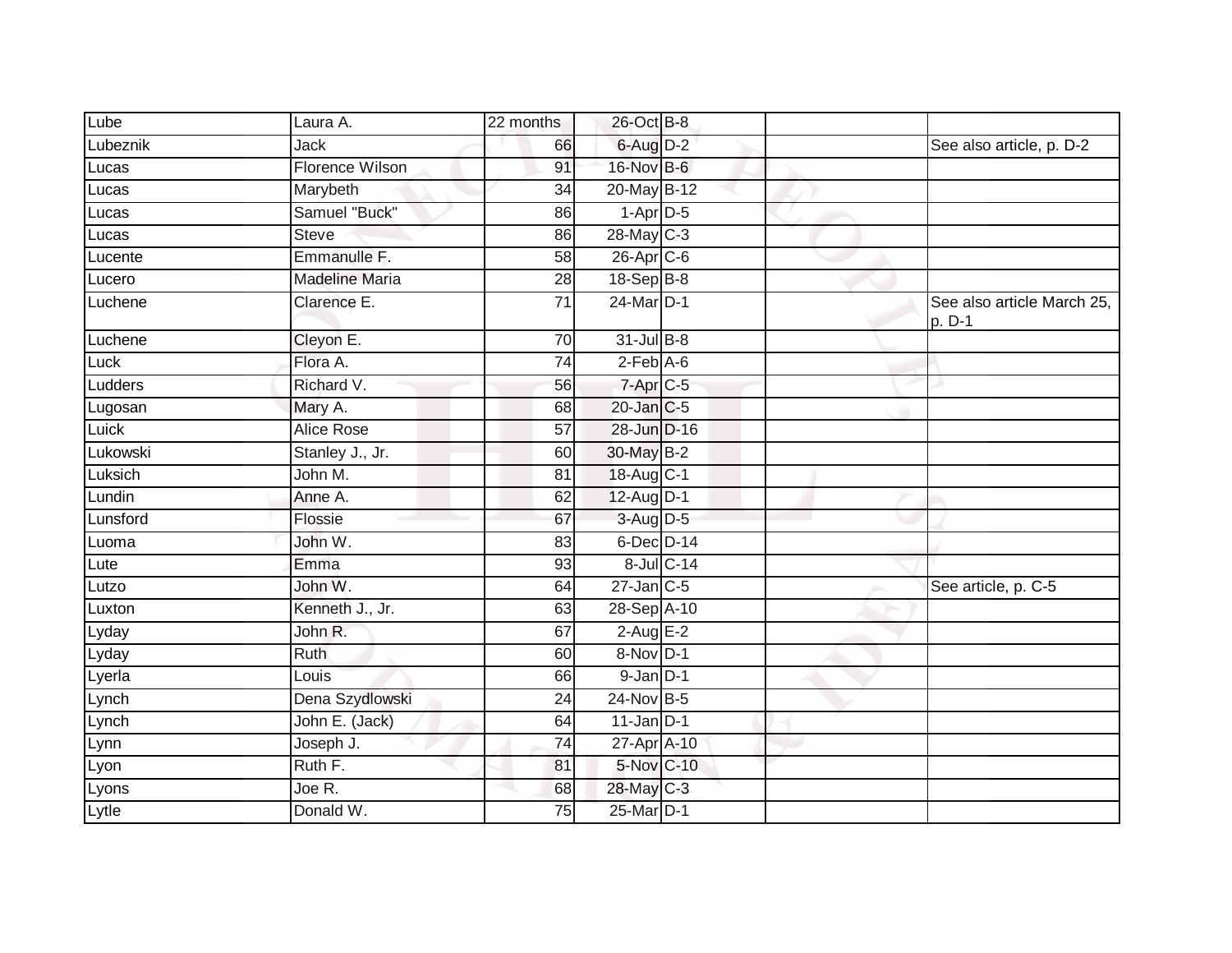| | | | | | | |
|---|---|---|---|---|---|---|
| Lube | Laura A. | 22 months | 26-Oct | B-8 | | |
| Lubeznik | Jack | 66 | 6-Aug | D-2 | | See also article, p. D-2 |
| Lucas | Florence Wilson | 91 | 16-Nov | B-6 | | |
| Lucas | Marybeth | 34 | 20-May | B-12 | | |
| Lucas | Samuel "Buck" | 86 | 1-Apr | D-5 | | |
| Lucas | Steve | 86 | 28-May | C-3 | | |
| Lucente | Emmanulle F. | 58 | 26-Apr | C-6 | | |
| Lucero | Madeline Maria | 28 | 18-Sep | B-8 | | |
| Luchene | Clarence E. | 71 | 24-Mar | D-1 | | See also article March 25, p. D-1 |
| Luchene | Cleyon E. | 70 | 31-Jul | B-8 | | |
| Luck | Flora A. | 74 | 2-Feb | A-6 | | |
| Ludders | Richard V. | 56 | 7-Apr | C-5 | | |
| Lugosan | Mary A. | 68 | 20-Jan | C-5 | | |
| Luick | Alice Rose | 57 | 28-Jun | D-16 | | |
| Lukowski | Stanley J., Jr. | 60 | 30-May | B-2 | | |
| Luksich | John M. | 81 | 18-Aug | C-1 | | |
| Lundin | Anne A. | 62 | 12-Aug | D-1 | | |
| Lunsford | Flossie | 67 | 3-Aug | D-5 | | |
| Luoma | John W. | 83 | 6-Dec | D-14 | | |
| Lute | Emma | 93 | 8-Jul | C-14 | | |
| Lutzo | John W. | 64 | 27-Jan | C-5 | | See article, p. C-5 |
| Luxton | Kenneth J., Jr. | 63 | 28-Sep | A-10 | | |
| Lyday | John R. | 67 | 2-Aug | E-2 | | |
| Lyday | Ruth | 60 | 8-Nov | D-1 | | |
| Lyerla | Louis | 66 | 9-Jan | D-1 | | |
| Lynch | Dena Szydlowski | 24 | 24-Nov | B-5 | | |
| Lynch | John E. (Jack) | 64 | 11-Jan | D-1 | | |
| Lynn | Joseph J. | 74 | 27-Apr | A-10 | | |
| Lyon | Ruth F. | 81 | 5-Nov | C-10 | | |
| Lyons | Joe R. | 68 | 28-May | C-3 | | |
| Lytle | Donald W. | 75 | 25-Mar | D-1 | | |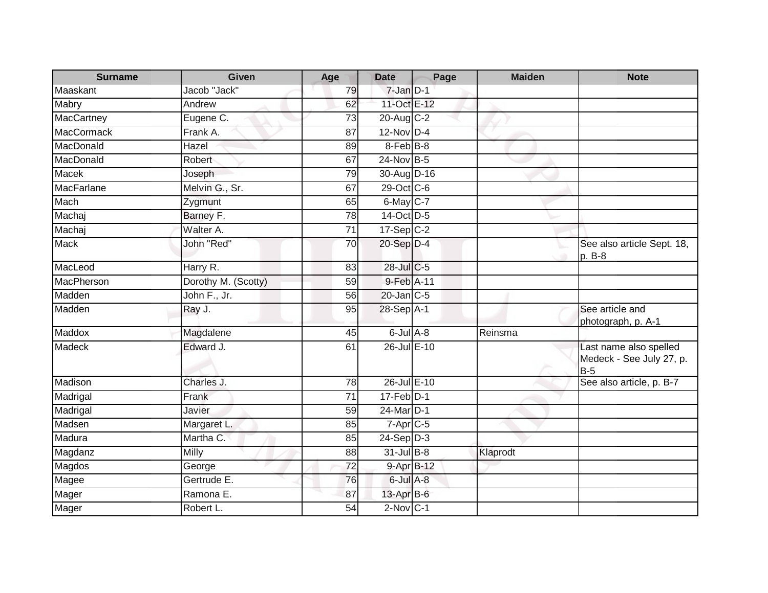| Surname | Given | Age | Date | Page | Maiden | Note |
|---|---|---|---|---|---|---|
| Maaskant | Jacob "Jack" | 79 | 7-Jan | D-1 | | |
| Mabry | Andrew | 62 | 11-Oct | E-12 | | |
| MacCartney | Eugene C. | 73 | 20-Aug | C-2 | | |
| MacCormack | Frank A. | 87 | 12-Nov | D-4 | | |
| MacDonald | Hazel | 89 | 8-Feb | B-8 | | |
| MacDonald | Robert | 67 | 24-Nov | B-5 | | |
| Macek | Joseph | 79 | 30-Aug | D-16 | | |
| MacFarlane | Melvin G., Sr. | 67 | 29-Oct | C-6 | | |
| Mach | Zygmunt | 65 | 6-May | C-7 | | |
| Machaj | Barney F. | 78 | 14-Oct | D-5 | | |
| Machaj | Walter A. | 71 | 17-Sep | C-2 | | |
| Mack | John "Red" | 70 | 20-Sep | D-4 | | See also article Sept. 18, p. B-8 |
| MacLeod | Harry R. | 83 | 28-Jul | C-5 | | |
| MacPherson | Dorothy M. (Scotty) | 59 | 9-Feb | A-11 | | |
| Madden | John F., Jr. | 56 | 20-Jan | C-5 | | |
| Madden | Ray J. | 95 | 28-Sep | A-1 | | See article and photograph, p. A-1 |
| Maddox | Magdalene | 45 | 6-Jul | A-8 | Reinsma | |
| Madeck | Edward J. | 61 | 26-Jul | E-10 | | Last name also spelled Medeck - See July 27, p. B-5 |
| Madison | Charles J. | 78 | 26-Jul | E-10 | | See also article, p. B-7 |
| Madrigal | Frank | 71 | 17-Feb | D-1 | | |
| Madrigal | Javier | 59 | 24-Mar | D-1 | | |
| Madsen | Margaret L. | 85 | 7-Apr | C-5 | | |
| Madura | Martha C. | 85 | 24-Sep | D-3 | | |
| Magdanz | Milly | 88 | 31-Jul | B-8 | Klaprodt | |
| Magdos | George | 72 | 9-Apr | B-12 | | |
| Magee | Gertrude E. | 76 | 6-Jul | A-8 | | |
| Mager | Ramona E. | 87 | 13-Apr | B-6 | | |
| Mager | Robert L. | 54 | 2-Nov | C-1 | | |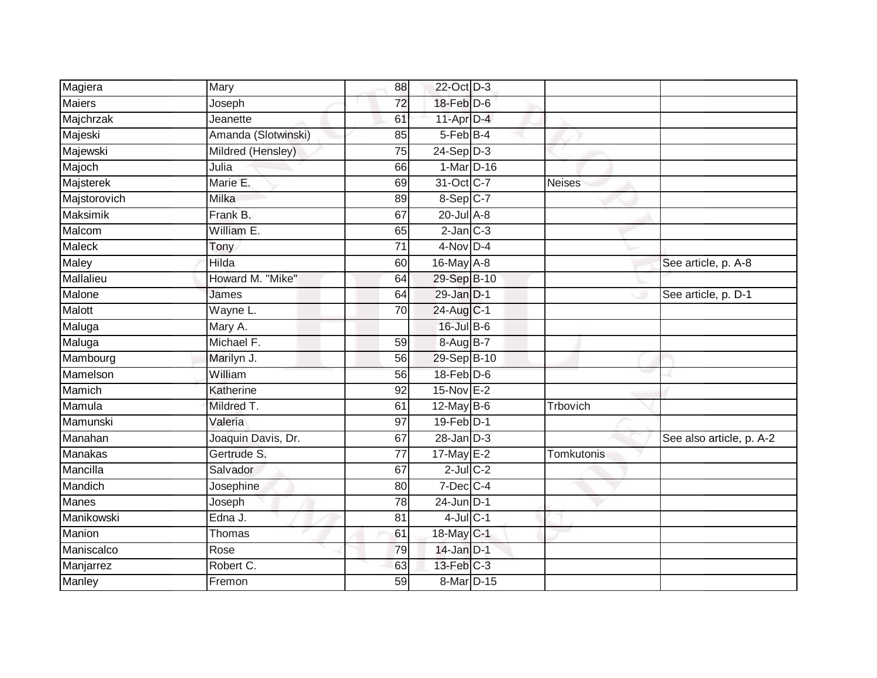| | | | | | | |
|---|---|---|---|---|---|---|
| Magiera | Mary | 88 | 22-Oct | D-3 | | |
| Maiers | Joseph | 72 | 18-Feb | D-6 | | |
| Majchrzak | Jeanette | 61 | 11-Apr | D-4 | | |
| Majeski | Amanda (Slotwinski) | 85 | 5-Feb | B-4 | | |
| Majewski | Mildred (Hensley) | 75 | 24-Sep | D-3 | | |
| Majoch | Julia | 66 | 1-Mar | D-16 | | |
| Majsterek | Marie E. | 69 | 31-Oct | C-7 | Neises | |
| Majstorovich | Milka | 89 | 8-Sep | C-7 | | |
| Maksimik | Frank B. | 67 | 20-Jul | A-8 | | |
| Malcom | William E. | 65 | 2-Jan | C-3 | | |
| Maleck | Tony | 71 | 4-Nov | D-4 | | |
| Maley | Hilda | 60 | 16-May | A-8 | | See article, p. A-8 |
| Mallalieu | Howard M. "Mike" | 64 | 29-Sep | B-10 | | |
| Malone | James | 64 | 29-Jan | D-1 | | See article, p. D-1 |
| Malott | Wayne L. | 70 | 24-Aug | C-1 | | |
| Maluga | Mary A. | | 16-Jul | B-6 | | |
| Maluga | Michael F. | 59 | 8-Aug | B-7 | | |
| Mambourg | Marilyn J. | 56 | 29-Sep | B-10 | | |
| Mamelson | William | 56 | 18-Feb | D-6 | | |
| Mamich | Katherine | 92 | 15-Nov | E-2 | | |
| Mamula | Mildred T. | 61 | 12-May | B-6 | Trbovich | |
| Mamunski | Valeria | 97 | 19-Feb | D-1 | | |
| Manahan | Joaquin Davis, Dr. | 67 | 28-Jan | D-3 | | See also article, p. A-2 |
| Manakas | Gertrude S. | 77 | 17-May | E-2 | Tomkutonis | |
| Mancilla | Salvador | 67 | 2-Jul | C-2 | | |
| Mandich | Josephine | 80 | 7-Dec | C-4 | | |
| Manes | Joseph | 78 | 24-Jun | D-1 | | |
| Manikowski | Edna J. | 81 | 4-Jul | C-1 | | |
| Manion | Thomas | 61 | 18-May | C-1 | | |
| Maniscalco | Rose | 79 | 14-Jan | D-1 | | |
| Manjarrez | Robert C. | 63 | 13-Feb | C-3 | | |
| Manley | Fremon | 59 | 8-Mar | D-15 | | |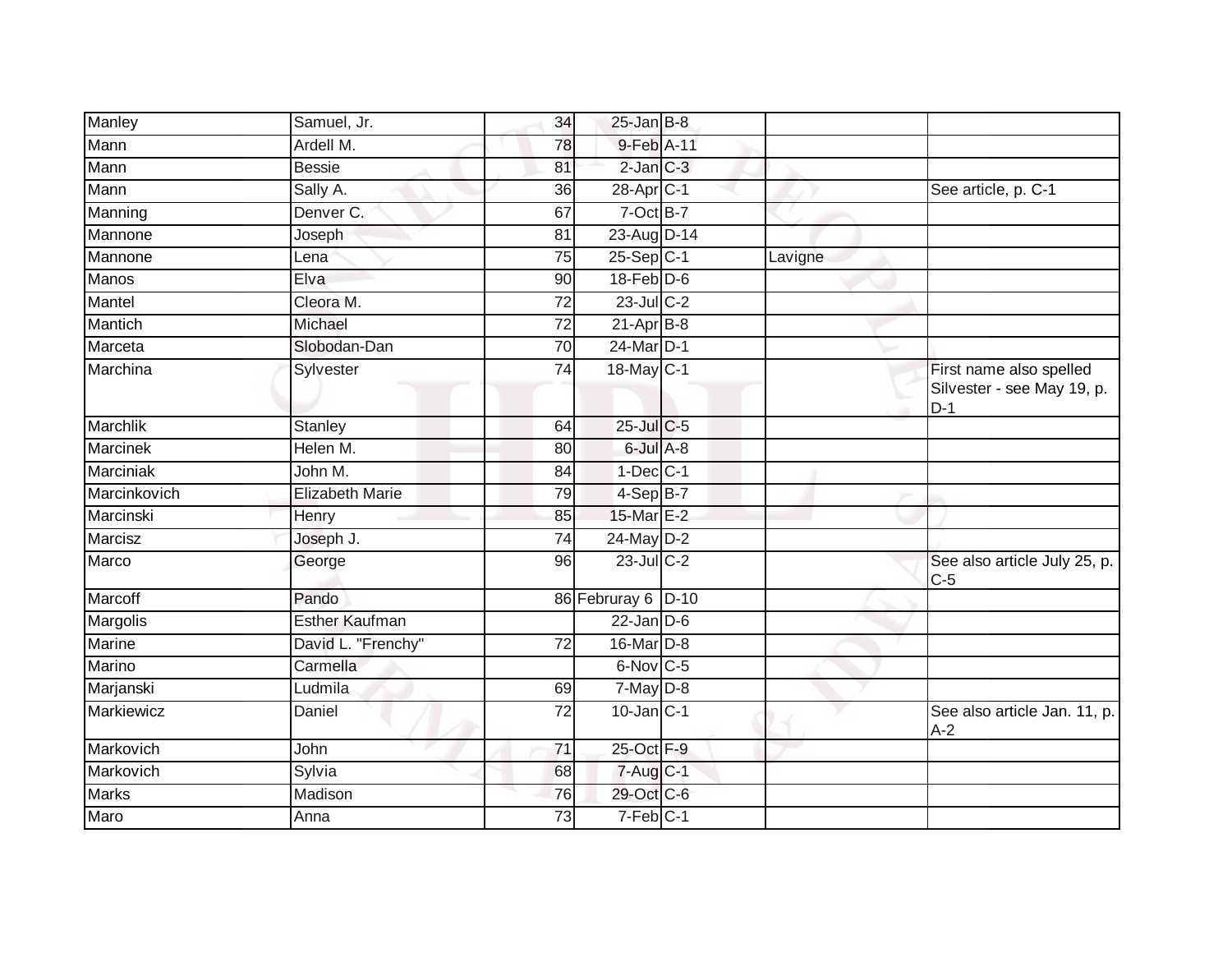| | | | | | | |
|---|---|---|---|---|---|---|
| Manley | Samuel, Jr. | 34 | 25-Jan | B-8 | | |
| Mann | Ardell M. | 78 | 9-Feb | A-11 | | |
| Mann | Bessie | 81 | 2-Jan | C-3 | | |
| Mann | Sally A. | 36 | 28-Apr | C-1 | | See article, p. C-1 |
| Manning | Denver C. | 67 | 7-Oct | B-7 | | |
| Mannone | Joseph | 81 | 23-Aug | D-14 | | |
| Mannone | Lena | 75 | 25-Sep | C-1 | Lavigne | |
| Manos | Elva | 90 | 18-Feb | D-6 | | |
| Mantel | Cleora M. | 72 | 23-Jul | C-2 | | |
| Mantich | Michael | 72 | 21-Apr | B-8 | | |
| Marceta | Slobodan-Dan | 70 | 24-Mar | D-1 | | |
| Marchina | Sylvester | 74 | 18-May | C-1 | | First name also spelled Silvester - see May 19, p. D-1 |
| Marchlik | Stanley | 64 | 25-Jul | C-5 | | |
| Marcinek | Helen M. | 80 | 6-Jul | A-8 | | |
| Marciniak | John M. | 84 | 1-Dec | C-1 | | |
| Marcinkovich | Elizabeth Marie | 79 | 4-Sep | B-7 | | |
| Marcinski | Henry | 85 | 15-Mar | E-2 | | |
| Marcisz | Joseph J. | 74 | 24-May | D-2 | | |
| Marco | George | 96 | 23-Jul | C-2 | | See also article July 25, p. C-5 |
| Marcoff | Pando | 86 | Februray 6 | D-10 | | |
| Margolis | Esther Kaufman | | 22-Jan | D-6 | | |
| Marine | David L. "Frenchy" | 72 | 16-Mar | D-8 | | |
| Marino | Carmella | | 6-Nov | C-5 | | |
| Marjanski | Ludmila | 69 | 7-May | D-8 | | |
| Markiewicz | Daniel | 72 | 10-Jan | C-1 | | See also article Jan. 11, p. A-2 |
| Markovich | John | 71 | 25-Oct | F-9 | | |
| Markovich | Sylvia | 68 | 7-Aug | C-1 | | |
| Marks | Madison | 76 | 29-Oct | C-6 | | |
| Maro | Anna | 73 | 7-Feb | C-1 | | |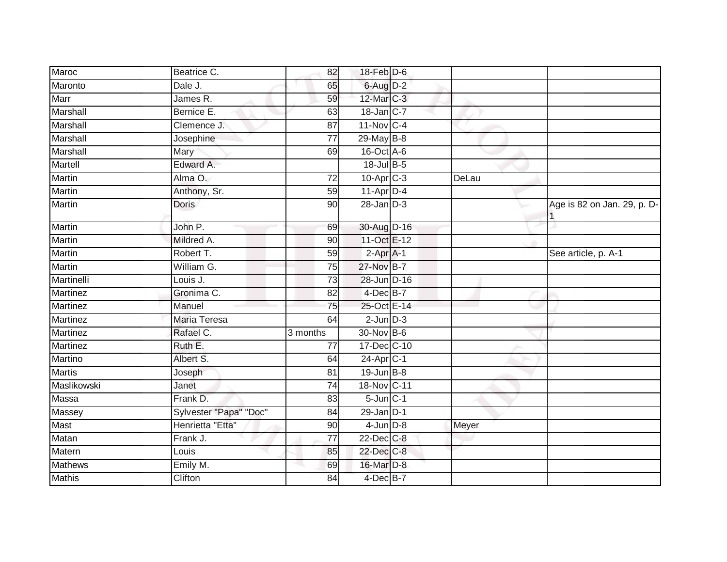| | | | | | | |
|---|---|---|---|---|---|---|
| Maroc | Beatrice C. | 82 | 18-Feb | D-6 | | |
| Maronto | Dale J. | 65 | 6-Aug | D-2 | | |
| Marr | James R. | 59 | 12-Mar | C-3 | | |
| Marshall | Bernice E. | 63 | 18-Jan | C-7 | | |
| Marshall | Clemence J. | 87 | 11-Nov | C-4 | | |
| Marshall | Josephine | 77 | 29-May | B-8 | | |
| Marshall | Mary | 69 | 16-Oct | A-6 | | |
| Martell | Edward A. | | 18-Jul | B-5 | | |
| Martin | Alma O. | 72 | 10-Apr | C-3 | DeLau | |
| Martin | Anthony, Sr. | 59 | 11-Apr | D-4 | | |
| Martin | Doris | 90 | 28-Jan | D-3 | | Age is 82 on Jan. 29, p. D-1 |
| Martin | John P. | 69 | 30-Aug | D-16 | | |
| Martin | Mildred A. | 90 | 11-Oct | E-12 | | |
| Martin | Robert T. | 59 | 2-Apr | A-1 | | See article, p. A-1 |
| Martin | William G. | 75 | 27-Nov | B-7 | | |
| Martinelli | Louis J. | 73 | 28-Jun | D-16 | | |
| Martinez | Gronima C. | 82 | 4-Dec | B-7 | | |
| Martinez | Manuel | 75 | 25-Oct | E-14 | | |
| Martinez | Maria Teresa | 64 | 2-Jun | D-3 | | |
| Martinez | Rafael C. | 3 months | 30-Nov | B-6 | | |
| Martinez | Ruth E. | 77 | 17-Dec | C-10 | | |
| Martino | Albert S. | 64 | 24-Apr | C-1 | | |
| Martis | Joseph | 81 | 19-Jun | B-8 | | |
| Maslikowski | Janet | 74 | 18-Nov | C-11 | | |
| Massa | Frank D. | 83 | 5-Jun | C-1 | | |
| Massey | Sylvester "Papa" "Doc" | 84 | 29-Jan | D-1 | | |
| Mast | Henrietta "Etta" | 90 | 4-Jun | D-8 | Meyer | |
| Matan | Frank J. | 77 | 22-Dec | C-8 | | |
| Matern | Louis | 85 | 22-Dec | C-8 | | |
| Mathews | Emily M. | 69 | 16-Mar | D-8 | | |
| Mathis | Clifton | 84 | 4-Dec | B-7 | | |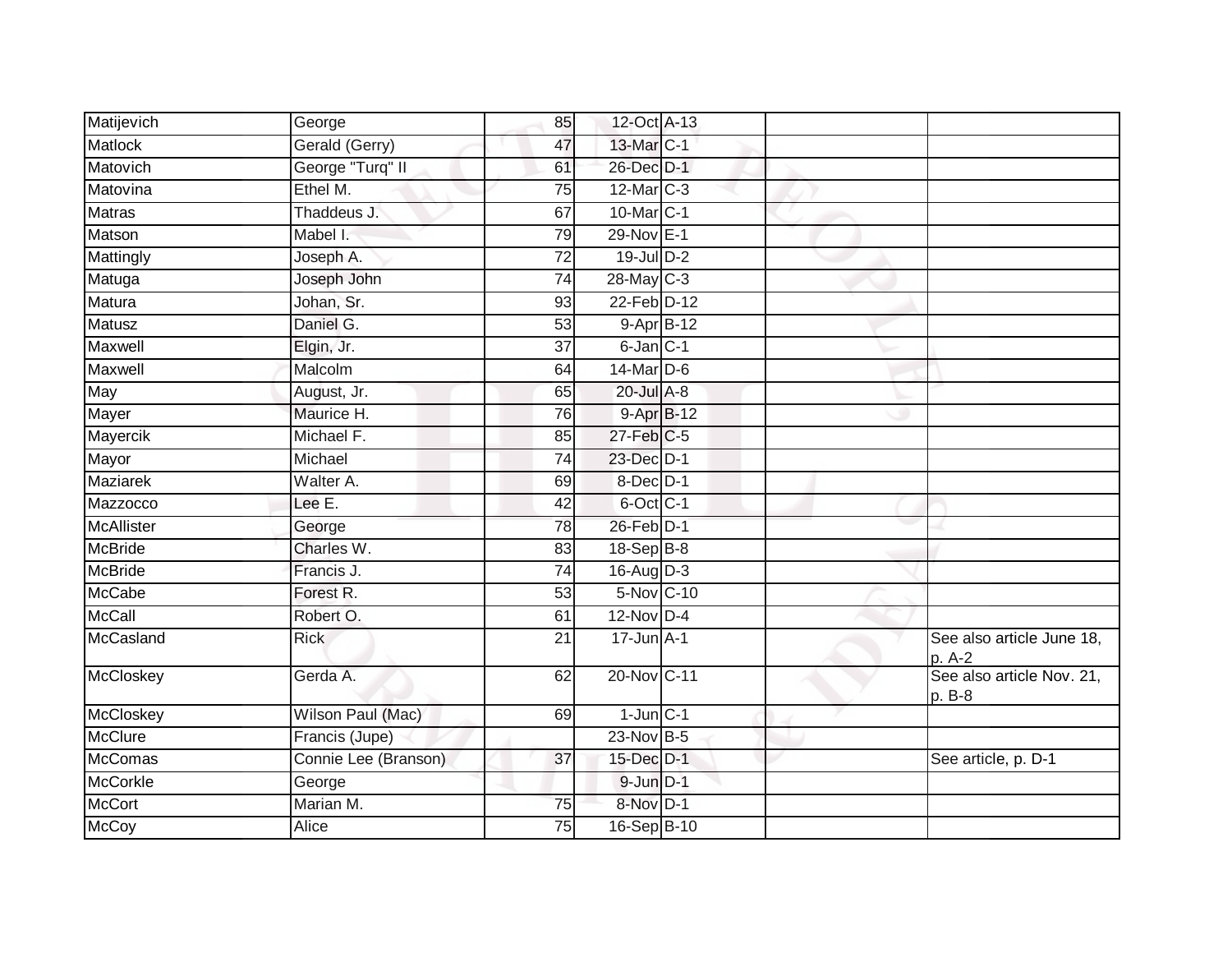| Matijevich | George | 85 | 12-Oct | A-13 | | |
|---|---|---|---|---|---|---|
| Matlock | Gerald (Gerry) | 47 | 13-Mar | C-1 | | |
| Matovich | George "Turq" II | 61 | 26-Dec | D-1 | | |
| Matovina | Ethel M. | 75 | 12-Mar | C-3 | | |
| Matras | Thaddeus J. | 67 | 10-Mar | C-1 | | |
| Matson | Mabel I. | 79 | 29-Nov | E-1 | | |
| Mattingly | Joseph A. | 72 | 19-Jul | D-2 | | |
| Matuga | Joseph John | 74 | 28-May | C-3 | | |
| Matura | Johan, Sr. | 93 | 22-Feb | D-12 | | |
| Matusz | Daniel G. | 53 | 9-Apr | B-12 | | |
| Maxwell | Elgin, Jr. | 37 | 6-Jan | C-1 | | |
| Maxwell | Malcolm | 64 | 14-Mar | D-6 | | |
| May | August, Jr. | 65 | 20-Jul | A-8 | | |
| Mayer | Maurice H. | 76 | 9-Apr | B-12 | | |
| Mayercik | Michael F. | 85 | 27-Feb | C-5 | | |
| Mayor | Michael | 74 | 23-Dec | D-1 | | |
| Maziarek | Walter A. | 69 | 8-Dec | D-1 | | |
| Mazzocco | Lee E. | 42 | 6-Oct | C-1 | | |
| McAllister | George | 78 | 26-Feb | D-1 | | |
| McBride | Charles W. | 83 | 18-Sep | B-8 | | |
| McBride | Francis J. | 74 | 16-Aug | D-3 | | |
| McCabe | Forest R. | 53 | 5-Nov | C-10 | | |
| McCall | Robert O. | 61 | 12-Nov | D-4 | | |
| McCasland | Rick | 21 | 17-Jun | A-1 | | See also article June 18, p. A-2 |
| McCloskey | Gerda A. | 62 | 20-Nov | C-11 | | See also article Nov. 21, p. B-8 |
| McCloskey | Wilson Paul (Mac) | 69 | 1-Jun | C-1 | | |
| McClure | Francis (Jupe) | | 23-Nov | B-5 | | |
| McComas | Connie Lee (Branson) | 37 | 15-Dec | D-1 | | See article, p. D-1 |
| McCorkle | George | | 9-Jun | D-1 | | |
| McCort | Marian M. | 75 | 8-Nov | D-1 | | |
| McCoy | Alice | 75 | 16-Sep | B-10 | | |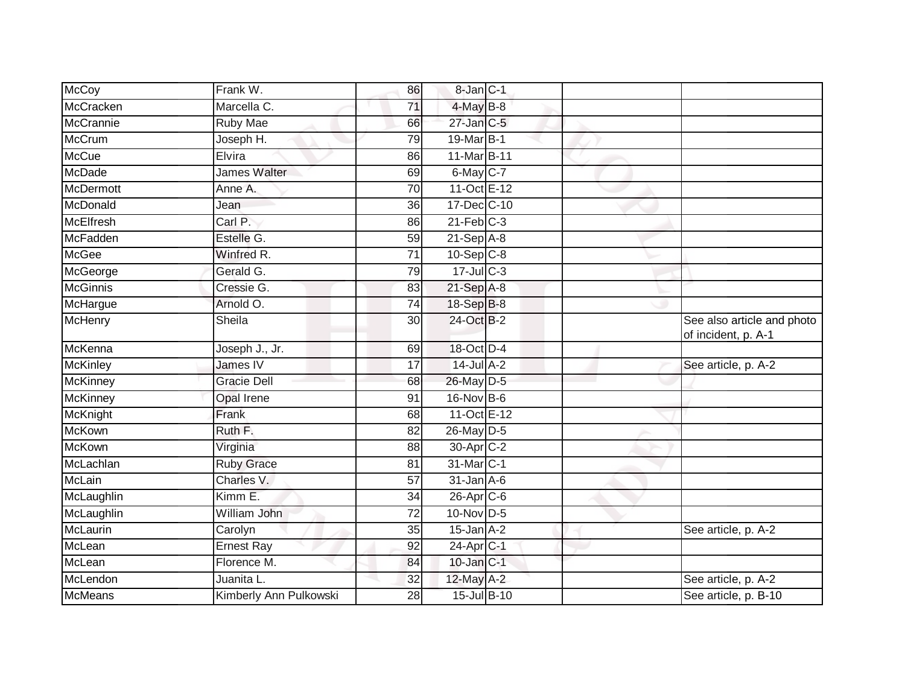| | | | | | | |
|---|---|---|---|---|---|---|
| McCoy | Frank W. | 86 | 8-Jan | C-1 | | |
| McCracken | Marcella C. | 71 | 4-May | B-8 | | |
| McCrannie | Ruby Mae | 66 | 27-Jan | C-5 | | |
| McCrum | Joseph H. | 79 | 19-Mar | B-1 | | |
| McCue | Elvira | 86 | 11-Mar | B-11 | | |
| McDade | James Walter | 69 | 6-May | C-7 | | |
| McDermott | Anne A. | 70 | 11-Oct | E-12 | | |
| McDonald | Jean | 36 | 17-Dec | C-10 | | |
| McElfresh | Carl P. | 86 | 21-Feb | C-3 | | |
| McFadden | Estelle G. | 59 | 21-Sep | A-8 | | |
| McGee | Winfred R. | 71 | 10-Sep | C-8 | | |
| McGeorge | Gerald G. | 79 | 17-Jul | C-3 | | |
| McGinnis | Cressie G. | 83 | 21-Sep | A-8 | | |
| McHargue | Arnold O. | 74 | 18-Sep | B-8 | | |
| McHenry | Sheila | 30 | 24-Oct | B-2 | | See also article and photo of incident, p. A-1 |
| McKenna | Joseph J., Jr. | 69 | 18-Oct | D-4 | | |
| McKinley | James IV | 17 | 14-Jul | A-2 | | See article, p. A-2 |
| McKinney | Gracie Dell | 68 | 26-May | D-5 | | |
| McKinney | Opal Irene | 91 | 16-Nov | B-6 | | |
| McKnight | Frank | 68 | 11-Oct | E-12 | | |
| McKown | Ruth F. | 82 | 26-May | D-5 | | |
| McKown | Virginia | 88 | 30-Apr | C-2 | | |
| McLachlan | Ruby Grace | 81 | 31-Mar | C-1 | | |
| McLain | Charles V. | 57 | 31-Jan | A-6 | | |
| McLaughlin | Kimm E. | 34 | 26-Apr | C-6 | | |
| McLaughlin | William John | 72 | 10-Nov | D-5 | | |
| McLaurin | Carolyn | 35 | 15-Jan | A-2 | | See article, p. A-2 |
| McLean | Ernest Ray | 92 | 24-Apr | C-1 | | |
| McLean | Florence M. | 84 | 10-Jan | C-1 | | |
| McLendon | Juanita L. | 32 | 12-May | A-2 | | See article, p. A-2 |
| McMeans | Kimberly Ann Pulkowski | 28 | 15-Jul | B-10 | | See article, p. B-10 |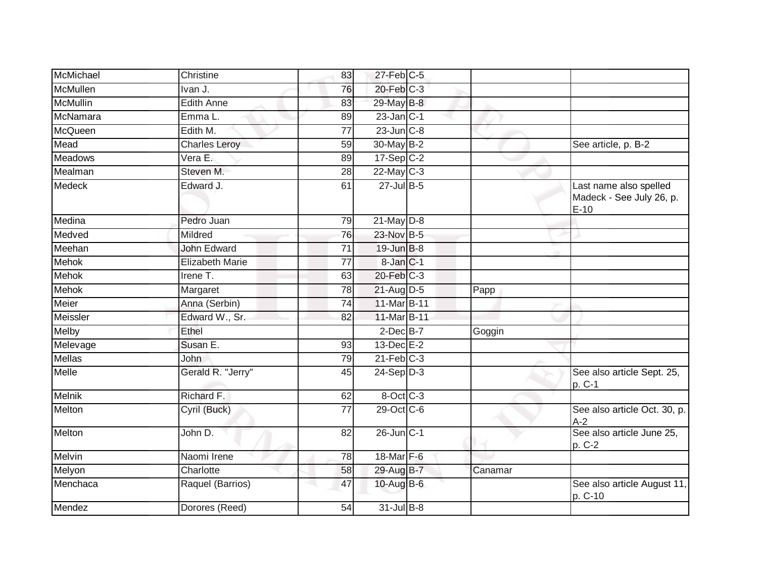| | | | | | | |
|---|---|---|---|---|---|---|
| McMichael | Christine | 83 | 27-Feb | C-5 | | |
| McMullen | Ivan J. | 76 | 20-Feb | C-3 | | |
| McMullin | Edith Anne | 83 | 29-May | B-8 | | |
| McNamara | Emma L. | 89 | 23-Jan | C-1 | | |
| McQueen | Edith M. | 77 | 23-Jun | C-8 | | |
| Mead | Charles Leroy | 59 | 30-May | B-2 | | See article, p. B-2 |
| Meadows | Vera E. | 89 | 17-Sep | C-2 | | |
| Mealman | Steven M. | 28 | 22-May | C-3 | | |
| Medeck | Edward J. | 61 | 27-Jul | B-5 | | Last name also spelled Madeck - See July 26, p. E-10 |
| Medina | Pedro Juan | 79 | 21-May | D-8 | | |
| Medved | Mildred | 76 | 23-Nov | B-5 | | |
| Meehan | John Edward | 71 | 19-Jun | B-8 | | |
| Mehok | Elizabeth Marie | 77 | 8-Jan | C-1 | | |
| Mehok | Irene T. | 63 | 20-Feb | C-3 | | |
| Mehok | Margaret | 78 | 21-Aug | D-5 | Papp | |
| Meier | Anna (Serbin) | 74 | 11-Mar | B-11 | | |
| Meissler | Edward W., Sr. | 82 | 11-Mar | B-11 | | |
| Melby | Ethel | | 2-Dec | B-7 | Goggin | |
| Melevage | Susan E. | 93 | 13-Dec | E-2 | | |
| Mellas | John | 79 | 21-Feb | C-3 | | |
| Melle | Gerald R. "Jerry" | 45 | 24-Sep | D-3 | | See also article Sept. 25, p. C-1 |
| Melnik | Richard F. | 62 | 8-Oct | C-3 | | |
| Melton | Cyril (Buck) | 77 | 29-Oct | C-6 | | See also article Oct. 30, p. A-2 |
| Melton | John D. | 82 | 26-Jun | C-1 | | See also article June 25, p. C-2 |
| Melvin | Naomi Irene | 78 | 18-Mar | F-6 | | |
| Melyon | Charlotte | 58 | 29-Aug | B-7 | Canamar | |
| Menchaca | Raquel (Barrios) | 47 | 10-Aug | B-6 | | See also article August 11, p. C-10 |
| Mendez | Dorores (Reed) | 54 | 31-Jul | B-8 | | |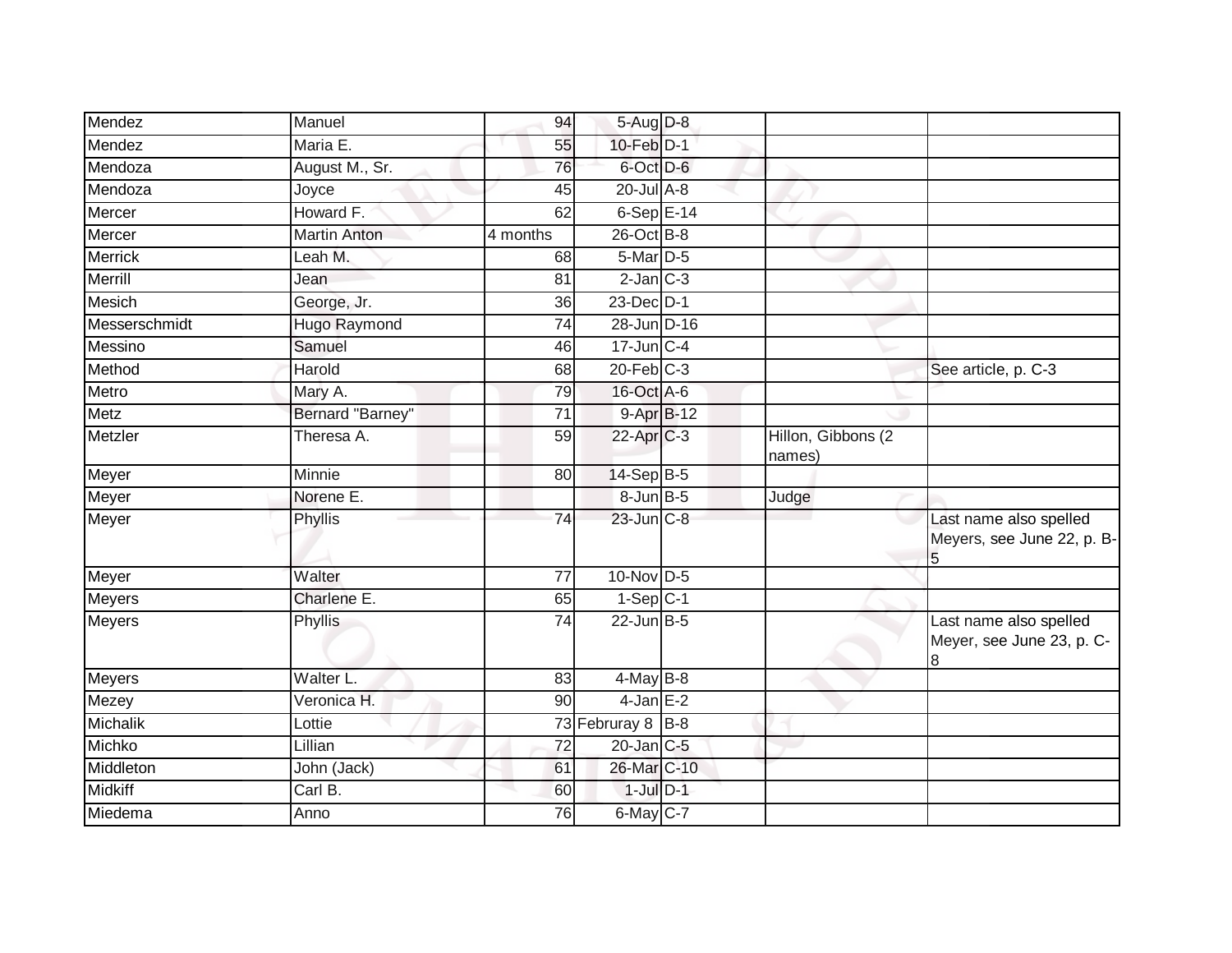| | | | | | | |
|---|---|---|---|---|---|---|
| Mendez | Manuel | 94 | 5-Aug | D-8 | | |
| Mendez | Maria E. | 55 | 10-Feb | D-1 | | |
| Mendoza | August M., Sr. | 76 | 6-Oct | D-6 | | |
| Mendoza | Joyce | 45 | 20-Jul | A-8 | | |
| Mercer | Howard F. | 62 | 6-Sep | E-14 | | |
| Mercer | Martin Anton | 4 months | 26-Oct | B-8 | | |
| Merrick | Leah M. | 68 | 5-Mar | D-5 | | |
| Merrill | Jean | 81 | 2-Jan | C-3 | | |
| Mesich | George, Jr. | 36 | 23-Dec | D-1 | | |
| Messerschmidt | Hugo Raymond | 74 | 28-Jun | D-16 | | |
| Messino | Samuel | 46 | 17-Jun | C-4 | | |
| Method | Harold | 68 | 20-Feb | C-3 | | See article, p. C-3 |
| Metro | Mary A. | 79 | 16-Oct | A-6 | | |
| Metz | Bernard "Barney" | 71 | 9-Apr | B-12 | | |
| Metzler | Theresa A. | 59 | 22-Apr | C-3 | Hillon, Gibbons (2 names) | |
| Meyer | Minnie | 80 | 14-Sep | B-5 | | |
| Meyer | Norene E. | | 8-Jun | B-5 | Judge | |
| Meyer | Phyllis | 74 | 23-Jun | C-8 | | Last name also spelled Meyers, see June 22, p. B-5 |
| Meyer | Walter | 77 | 10-Nov | D-5 | | |
| Meyers | Charlene E. | 65 | 1-Sep | C-1 | | |
| Meyers | Phyllis | 74 | 22-Jun | B-5 | | Last name also spelled Meyer, see June 23, p. C-8 |
| Meyers | Walter L. | 83 | 4-May | B-8 | | |
| Mezey | Veronica H. | 90 | 4-Jan | E-2 | | |
| Michalik | Lottie | 73 | Februray 8 | B-8 | | |
| Michko | Lillian | 72 | 20-Jan | C-5 | | |
| Middleton | John (Jack) | 61 | 26-Mar | C-10 | | |
| Midkiff | Carl B. | 60 | 1-Jul | D-1 | | |
| Miedema | Anno | 76 | 6-May | C-7 | | |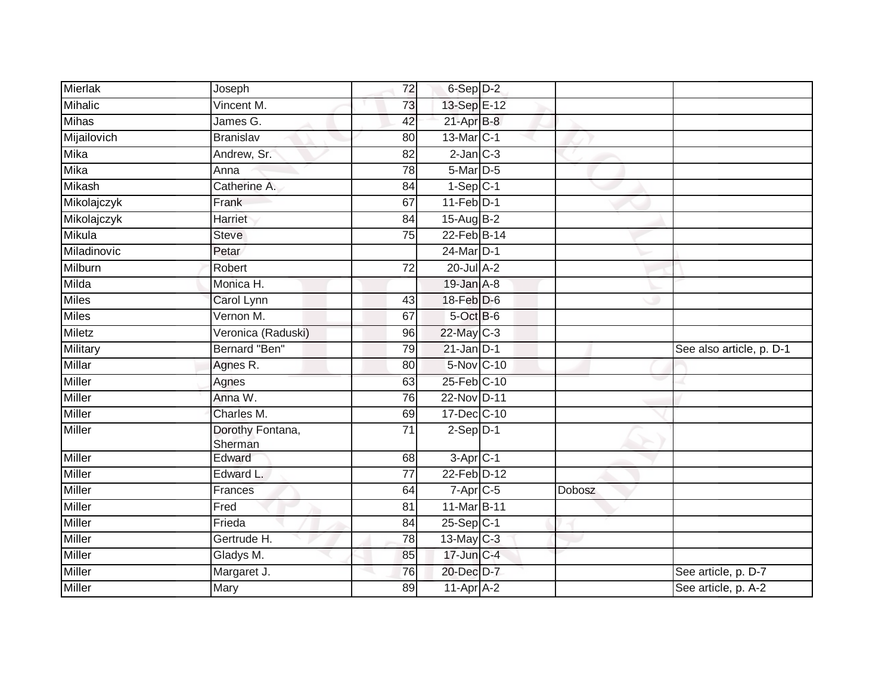| | | | | | | |
|---|---|---|---|---|---|---|
| Mierlak | Joseph | 72 | 6-Sep | D-2 | | |
| Mihalic | Vincent M. | 73 | 13-Sep | E-12 | | |
| Mihas | James G. | 42 | 21-Apr | B-8 | | |
| Mijailovich | Branislav | 80 | 13-Mar | C-1 | | |
| Mika | Andrew, Sr. | 82 | 2-Jan | C-3 | | |
| Mika | Anna | 78 | 5-Mar | D-5 | | |
| Mikash | Catherine A. | 84 | 1-Sep | C-1 | | |
| Mikolajczyk | Frank | 67 | 11-Feb | D-1 | | |
| Mikolajczyk | Harriet | 84 | 15-Aug | B-2 | | |
| Mikula | Steve | 75 | 22-Feb | B-14 | | |
| Miladinovic | Petar | | 24-Mar | D-1 | | |
| Milburn | Robert | 72 | 20-Jul | A-2 | | |
| Milda | Monica H. | | 19-Jan | A-8 | | |
| Miles | Carol Lynn | 43 | 18-Feb | D-6 | | |
| Miles | Vernon M. | 67 | 5-Oct | B-6 | | |
| Miletz | Veronica (Raduski) | 96 | 22-May | C-3 | | |
| Military | Bernard "Ben" | 79 | 21-Jan | D-1 | | See also article, p. D-1 |
| Millar | Agnes R. | 80 | 5-Nov | C-10 | | |
| Miller | Agnes | 63 | 25-Feb | C-10 | | |
| Miller | Anna W. | 76 | 22-Nov | D-11 | | |
| Miller | Charles M. | 69 | 17-Dec | C-10 | | |
| Miller | Dorothy Fontana, Sherman | 71 | 2-Sep | D-1 | | |
| Miller | Edward | 68 | 3-Apr | C-1 | | |
| Miller | Edward L. | 77 | 22-Feb | D-12 | | |
| Miller | Frances | 64 | 7-Apr | C-5 | Dobosz | |
| Miller | Fred | 81 | 11-Mar | B-11 | | |
| Miller | Frieda | 84 | 25-Sep | C-1 | | |
| Miller | Gertrude H. | 78 | 13-May | C-3 | | |
| Miller | Gladys M. | 85 | 17-Jun | C-4 | | |
| Miller | Margaret J. | 76 | 20-Dec | D-7 | | See article, p. D-7 |
| Miller | Mary | 89 | 11-Apr | A-2 | | See article, p. A-2 |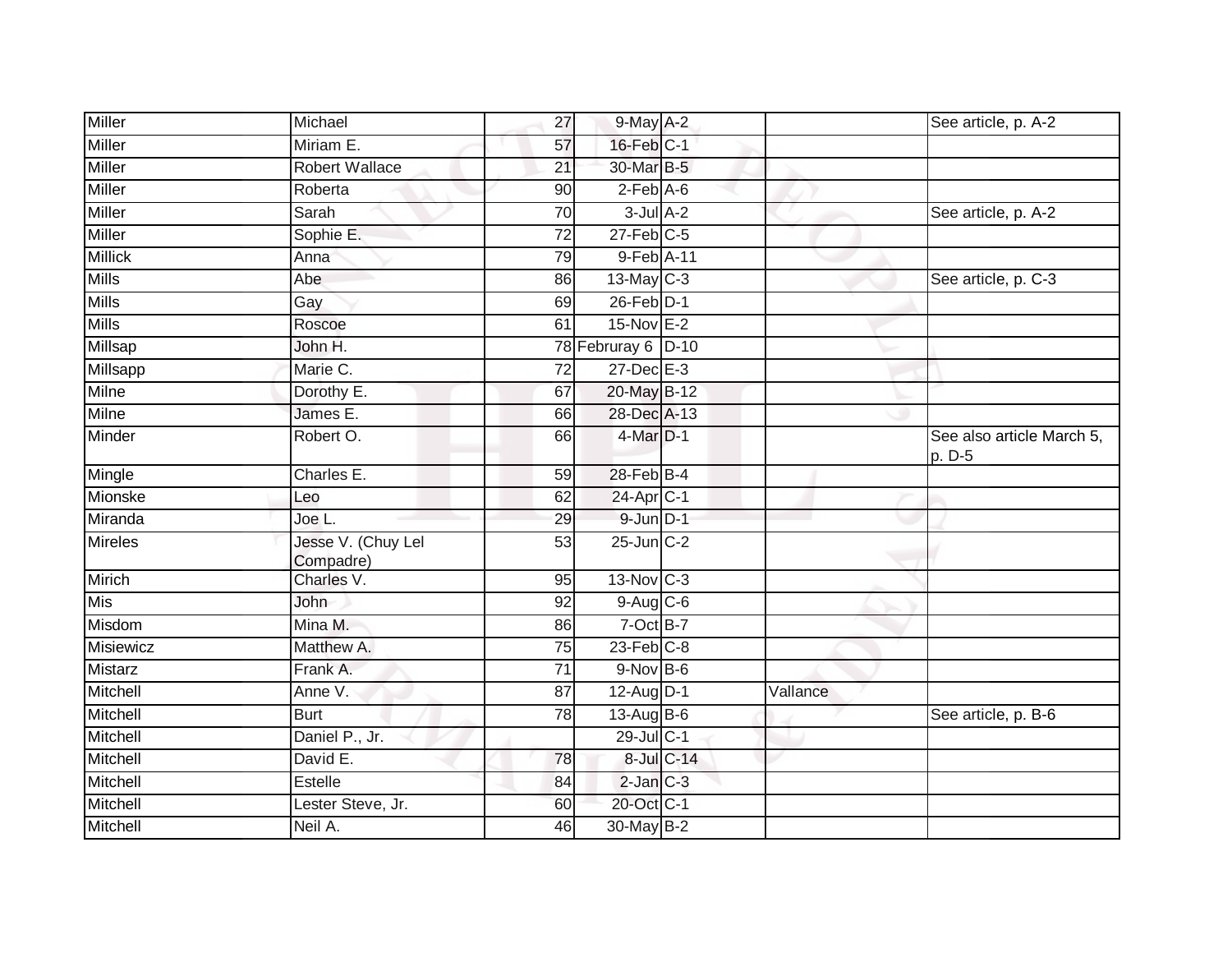| | | | | | | |
|---|---|---|---|---|---|---|
| Miller | Michael | 27 | 9-May | A-2 | | See article, p. A-2 |
| Miller | Miriam E. | 57 | 16-Feb | C-1 | | |
| Miller | Robert Wallace | 21 | 30-Mar | B-5 | | |
| Miller | Roberta | 90 | 2-Feb | A-6 | | |
| Miller | Sarah | 70 | 3-Jul | A-2 | | See article, p. A-2 |
| Miller | Sophie E. | 72 | 27-Feb | C-5 | | |
| Millick | Anna | 79 | 9-Feb | A-11 | | |
| Mills | Abe | 86 | 13-May | C-3 | | See article, p. C-3 |
| Mills | Gay | 69 | 26-Feb | D-1 | | |
| Mills | Roscoe | 61 | 15-Nov | E-2 | | |
| Millsap | John H. | 78 | Februray 6 | D-10 | | |
| Millsapp | Marie C. | 72 | 27-Dec | E-3 | | |
| Milne | Dorothy E. | 67 | 20-May | B-12 | | |
| Milne | James E. | 66 | 28-Dec | A-13 | | |
| Minder | Robert O. | 66 | 4-Mar | D-1 | | See also article March 5, p. D-5 |
| Mingle | Charles E. | 59 | 28-Feb | B-4 | | |
| Mionske | Leo | 62 | 24-Apr | C-1 | | |
| Miranda | Joe L. | 29 | 9-Jun | D-1 | | |
| Mireles | Jesse V. (Chuy Lel Compadre) | 53 | 25-Jun | C-2 | | |
| Mirich | Charles V. | 95 | 13-Nov | C-3 | | |
| Mis | John | 92 | 9-Aug | C-6 | | |
| Misdom | Mina M. | 86 | 7-Oct | B-7 | | |
| Misiewicz | Matthew A. | 75 | 23-Feb | C-8 | | |
| Mistarz | Frank A. | 71 | 9-Nov | B-6 | | |
| Mitchell | Anne V. | 87 | 12-Aug | D-1 | Vallance | |
| Mitchell | Burt | 78 | 13-Aug | B-6 | | See article, p. B-6 |
| Mitchell | Daniel P., Jr. | | 29-Jul | C-1 | | |
| Mitchell | David E. | 78 | 8-Jul | C-14 | | |
| Mitchell | Estelle | 84 | 2-Jan | C-3 | | |
| Mitchell | Lester Steve, Jr. | 60 | 20-Oct | C-1 | | |
| Mitchell | Neil A. | 46 | 30-May | B-2 | | |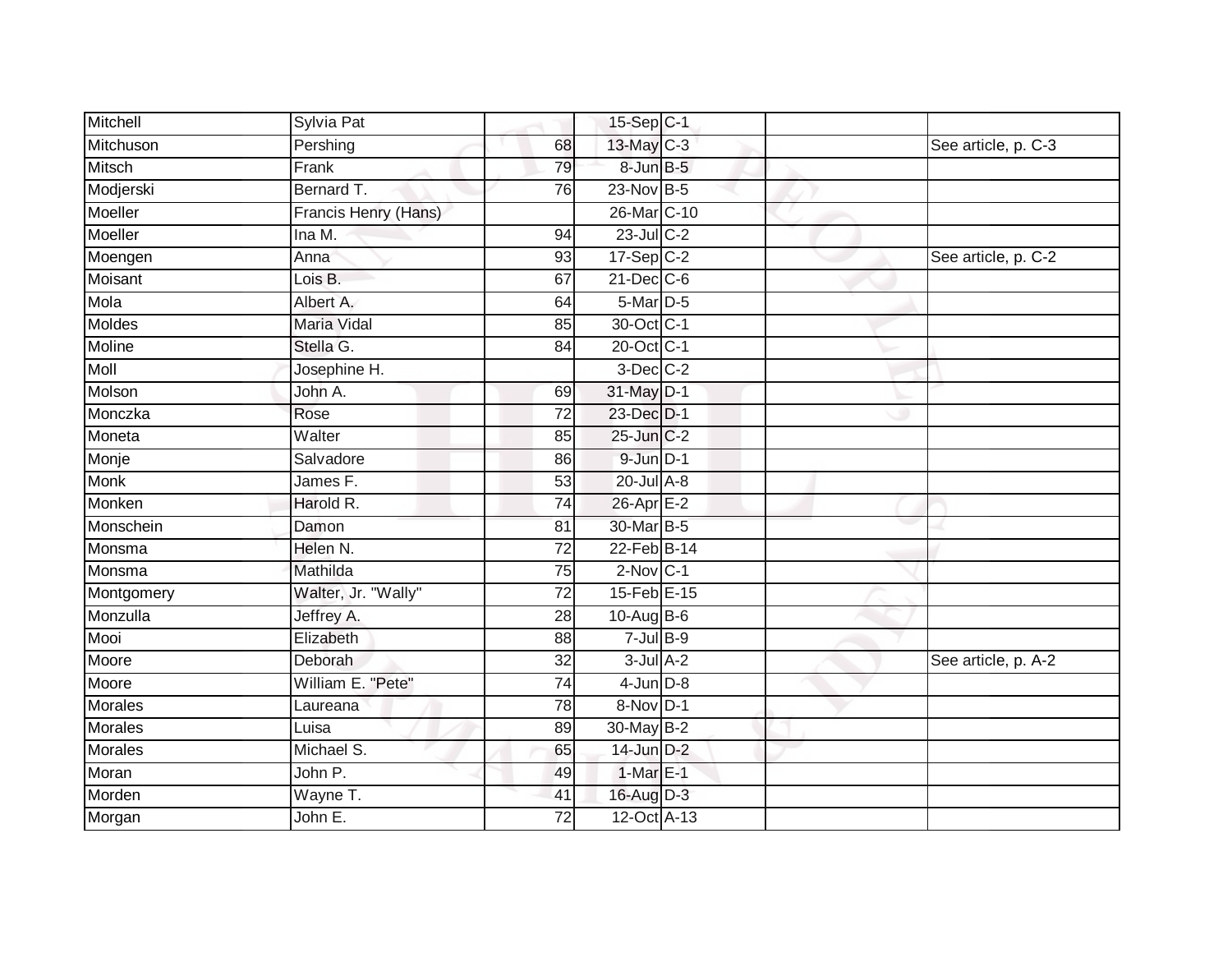| | | | | | | |
|---|---|---|---|---|---|---|
| Mitchell | Sylvia Pat | | 15-Sep | C-1 | | |
| Mitchuson | Pershing | 68 | 13-May | C-3 | | See article, p. C-3 |
| Mitsch | Frank | 79 | 8-Jun | B-5 | | |
| Modjerski | Bernard T. | 76 | 23-Nov | B-5 | | |
| Moeller | Francis Henry (Hans) | | 26-Mar | C-10 | | |
| Moeller | Ina M. | 94 | 23-Jul | C-2 | | |
| Moengen | Anna | 93 | 17-Sep | C-2 | | See article, p. C-2 |
| Moisant | Lois B. | 67 | 21-Dec | C-6 | | |
| Mola | Albert A. | 64 | 5-Mar | D-5 | | |
| Moldes | Maria Vidal | 85 | 30-Oct | C-1 | | |
| Moline | Stella G. | 84 | 20-Oct | C-1 | | |
| Moll | Josephine H. | | 3-Dec | C-2 | | |
| Molson | John A. | 69 | 31-May | D-1 | | |
| Monczka | Rose | 72 | 23-Dec | D-1 | | |
| Moneta | Walter | 85 | 25-Jun | C-2 | | |
| Monje | Salvadore | 86 | 9-Jun | D-1 | | |
| Monk | James F. | 53 | 20-Jul | A-8 | | |
| Monken | Harold R. | 74 | 26-Apr | E-2 | | |
| Monschein | Damon | 81 | 30-Mar | B-5 | | |
| Monsma | Helen N. | 72 | 22-Feb | B-14 | | |
| Monsma | Mathilda | 75 | 2-Nov | C-1 | | |
| Montgomery | Walter, Jr. "Wally" | 72 | 15-Feb | E-15 | | |
| Monzulla | Jeffrey A. | 28 | 10-Aug | B-6 | | |
| Mooi | Elizabeth | 88 | 7-Jul | B-9 | | |
| Moore | Deborah | 32 | 3-Jul | A-2 | | See article, p. A-2 |
| Moore | William E. "Pete" | 74 | 4-Jun | D-8 | | |
| Morales | Laureana | 78 | 8-Nov | D-1 | | |
| Morales | Luisa | 89 | 30-May | B-2 | | |
| Morales | Michael S. | 65 | 14-Jun | D-2 | | |
| Moran | John P. | 49 | 1-Mar | E-1 | | |
| Morden | Wayne T. | 41 | 16-Aug | D-3 | | |
| Morgan | John E. | 72 | 12-Oct | A-13 | | |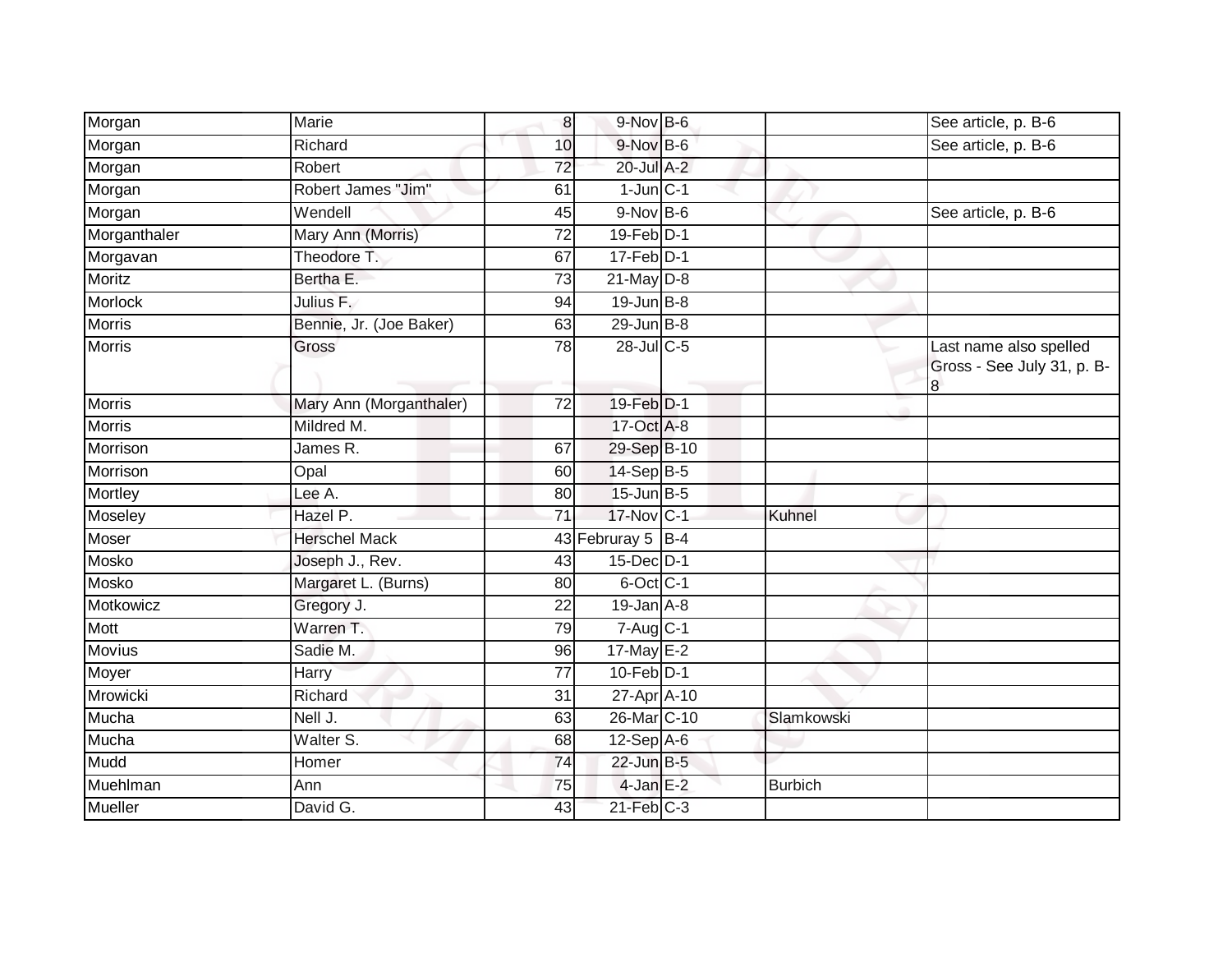| | | | | | | |
|---|---|---|---|---|---|---|
| Morgan | Marie | 8 | 9-Nov | B-6 | | See article, p. B-6 |
| Morgan | Richard | 10 | 9-Nov | B-6 | | See article, p. B-6 |
| Morgan | Robert | 72 | 20-Jul | A-2 | | |
| Morgan | Robert James "Jim" | 61 | 1-Jun | C-1 | | |
| Morgan | Wendell | 45 | 9-Nov | B-6 | | See article, p. B-6 |
| Morganthaler | Mary Ann (Morris) | 72 | 19-Feb | D-1 | | |
| Morgavan | Theodore T. | 67 | 17-Feb | D-1 | | |
| Moritz | Bertha E. | 73 | 21-May | D-8 | | |
| Morlock | Julius F. | 94 | 19-Jun | B-8 | | |
| Morris | Bennie, Jr. (Joe Baker) | 63 | 29-Jun | B-8 | | |
| Morris | Gross | 78 | 28-Jul | C-5 | | Last name also spelled Gross - See July 31, p. B-8 |
| Morris | Mary Ann (Morganthaler) | 72 | 19-Feb | D-1 | | |
| Morris | Mildred M. | | 17-Oct | A-8 | | |
| Morrison | James R. | 67 | 29-Sep | B-10 | | |
| Morrison | Opal | 60 | 14-Sep | B-5 | | |
| Mortley | Lee A. | 80 | 15-Jun | B-5 | | |
| Moseley | Hazel P. | 71 | 17-Nov | C-1 | Kuhnel | |
| Moser | Herschel Mack | 43 | Februray 5 | B-4 | | |
| Mosko | Joseph J., Rev. | 43 | 15-Dec | D-1 | | |
| Mosko | Margaret L. (Burns) | 80 | 6-Oct | C-1 | | |
| Motkowicz | Gregory J. | 22 | 19-Jan | A-8 | | |
| Mott | Warren T. | 79 | 7-Aug | C-1 | | |
| Movius | Sadie M. | 96 | 17-May | E-2 | | |
| Moyer | Harry | 77 | 10-Feb | D-1 | | |
| Mrowicki | Richard | 31 | 27-Apr | A-10 | | |
| Mucha | Nell J. | 63 | 26-Mar | C-10 | Slamkowski | |
| Mucha | Walter S. | 68 | 12-Sep | A-6 | | |
| Mudd | Homer | 74 | 22-Jun | B-5 | | |
| Muehlman | Ann | 75 | 4-Jan | E-2 | Burbich | |
| Mueller | David G. | 43 | 21-Feb | C-3 | | |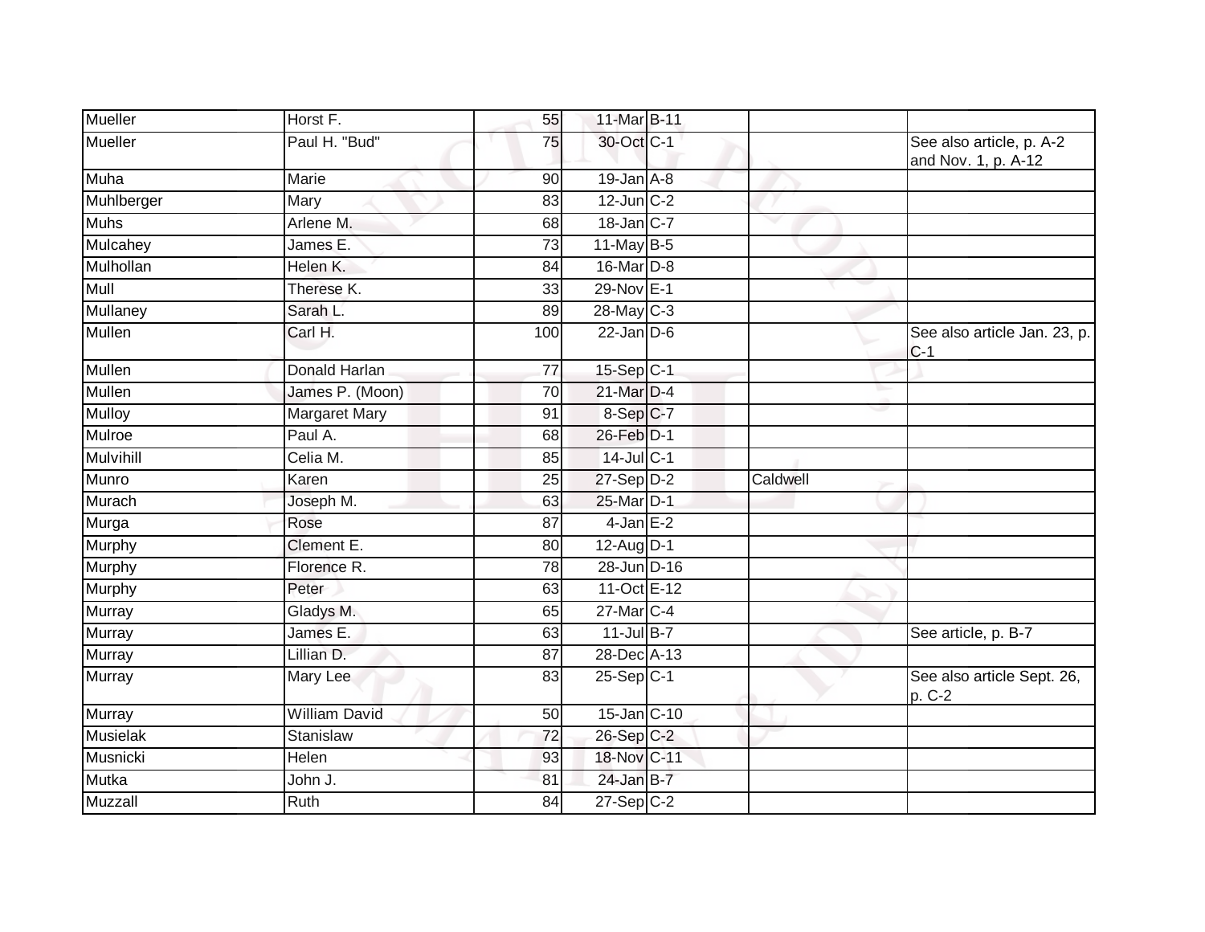| | | | | | | |
|---|---|---|---|---|---|---|
| Mueller | Horst F. | 55 | 11-Mar | B-11 | | |
| Mueller | Paul H. "Bud" | 75 | 30-Oct | C-1 | | See also article, p. A-2 and Nov. 1, p. A-12 |
| Muha | Marie | 90 | 19-Jan | A-8 | | |
| Muhlberger | Mary | 83 | 12-Jun | C-2 | | |
| Muhs | Arlene M. | 68 | 18-Jan | C-7 | | |
| Mulcahey | James E. | 73 | 11-May | B-5 | | |
| Mulhollan | Helen K. | 84 | 16-Mar | D-8 | | |
| Mull | Therese K. | 33 | 29-Nov | E-1 | | |
| Mullaney | Sarah L. | 89 | 28-May | C-3 | | |
| Mullen | Carl H. | 100 | 22-Jan | D-6 | | See also article Jan. 23, p. C-1 |
| Mullen | Donald Harlan | 77 | 15-Sep | C-1 | | |
| Mullen | James P. (Moon) | 70 | 21-Mar | D-4 | | |
| Mulloy | Margaret Mary | 91 | 8-Sep | C-7 | | |
| Mulroe | Paul A. | 68 | 26-Feb | D-1 | | |
| Mulvihill | Celia M. | 85 | 14-Jul | C-1 | | |
| Munro | Karen | 25 | 27-Sep | D-2 | Caldwell | |
| Murach | Joseph M. | 63 | 25-Mar | D-1 | | |
| Murga | Rose | 87 | 4-Jan | E-2 | | |
| Murphy | Clement E. | 80 | 12-Aug | D-1 | | |
| Murphy | Florence R. | 78 | 28-Jun | D-16 | | |
| Murphy | Peter | 63 | 11-Oct | E-12 | | |
| Murray | Gladys M. | 65 | 27-Mar | C-4 | | |
| Murray | James E. | 63 | 11-Jul | B-7 | | See article, p. B-7 |
| Murray | Lillian D. | 87 | 28-Dec | A-13 | | |
| Murray | Mary Lee | 83 | 25-Sep | C-1 | | See also article Sept. 26, p. C-2 |
| Murray | William David | 50 | 15-Jan | C-10 | | |
| Musielak | Stanislaw | 72 | 26-Sep | C-2 | | |
| Musnicki | Helen | 93 | 18-Nov | C-11 | | |
| Mutka | John J. | 81 | 24-Jan | B-7 | | |
| Muzzall | Ruth | 84 | 27-Sep | C-2 | | |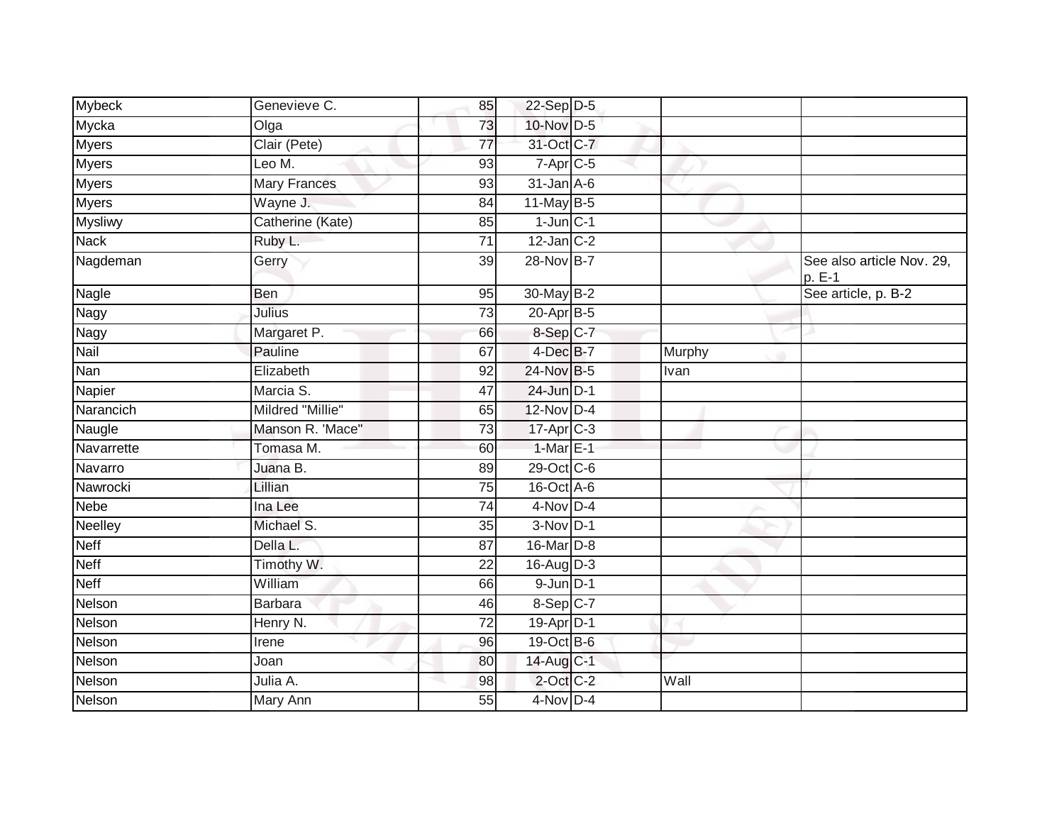| | | | | | | |
|---|---|---|---|---|---|---|
| Mybeck | Genevieve C. | 85 | 22-Sep | D-5 | | |
| Mycka | Olga | 73 | 10-Nov | D-5 | | |
| Myers | Clair (Pete) | 77 | 31-Oct | C-7 | | |
| Myers | Leo M. | 93 | 7-Apr | C-5 | | |
| Myers | Mary Frances | 93 | 31-Jan | A-6 | | |
| Myers | Wayne J. | 84 | 11-May | B-5 | | |
| Mysliwy | Catherine (Kate) | 85 | 1-Jun | C-1 | | |
| Nack | Ruby L. | 71 | 12-Jan | C-2 | | |
| Nagdeman | Gerry | 39 | 28-Nov | B-7 | | See also article Nov. 29, p. E-1 |
| Nagle | Ben | 95 | 30-May | B-2 | | See article, p. B-2 |
| Nagy | Julius | 73 | 20-Apr | B-5 | | |
| Nagy | Margaret P. | 66 | 8-Sep | C-7 | | |
| Nail | Pauline | 67 | 4-Dec | B-7 | Murphy | |
| Nan | Elizabeth | 92 | 24-Nov | B-5 | Ivan | |
| Napier | Marcia S. | 47 | 24-Jun | D-1 | | |
| Narancich | Mildred "Millie" | 65 | 12-Nov | D-4 | | |
| Naugle | Manson R. 'Mace" | 73 | 17-Apr | C-3 | | |
| Navarrette | Tomasa M. | 60 | 1-Mar | E-1 | | |
| Navarro | Juana B. | 89 | 29-Oct | C-6 | | |
| Nawrocki | Lillian | 75 | 16-Oct | A-6 | | |
| Nebe | Ina Lee | 74 | 4-Nov | D-4 | | |
| Neelley | Michael S. | 35 | 3-Nov | D-1 | | |
| Neff | Della L. | 87 | 16-Mar | D-8 | | |
| Neff | Timothy W. | 22 | 16-Aug | D-3 | | |
| Neff | William | 66 | 9-Jun | D-1 | | |
| Nelson | Barbara | 46 | 8-Sep | C-7 | | |
| Nelson | Henry N. | 72 | 19-Apr | D-1 | | |
| Nelson | Irene | 96 | 19-Oct | B-6 | | |
| Nelson | Joan | 80 | 14-Aug | C-1 | | |
| Nelson | Julia A. | 98 | 2-Oct | C-2 | Wall | |
| Nelson | Mary Ann | 55 | 4-Nov | D-4 | | |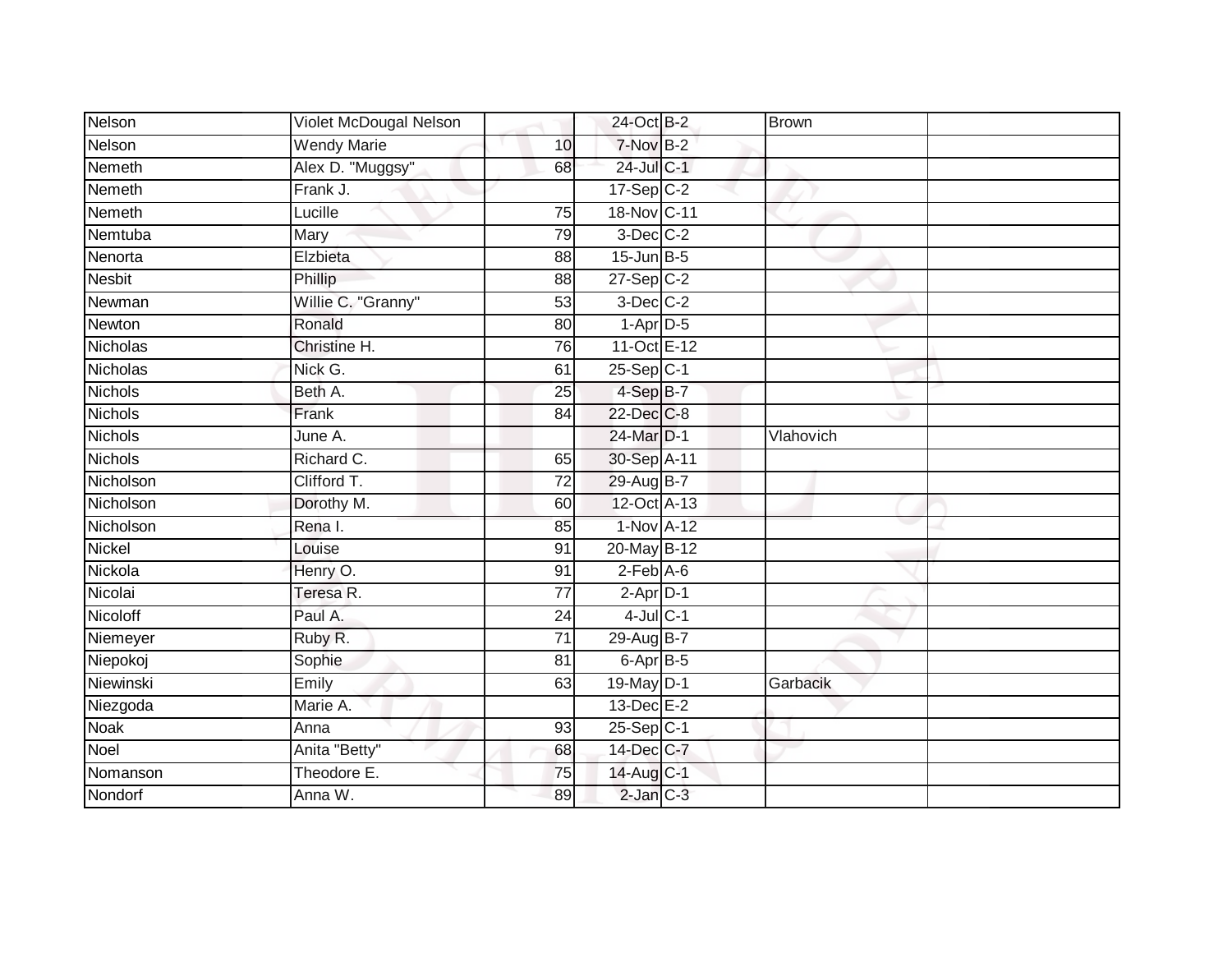| | | | | | | |
|---|---|---|---|---|---|---|
| Nelson | Violet McDougal Nelson | | 24-Oct | B-2 | Brown | |
| Nelson | Wendy Marie | 10 | 7-Nov | B-2 | | |
| Nemeth | Alex D. "Muggsy" | 68 | 24-Jul | C-1 | | |
| Nemeth | Frank J. | | 17-Sep | C-2 | | |
| Nemeth | Lucille | 75 | 18-Nov | C-11 | | |
| Nemtuba | Mary | 79 | 3-Dec | C-2 | | |
| Nenorta | Elzbieta | 88 | 15-Jun | B-5 | | |
| Nesbit | Phillip | 88 | 27-Sep | C-2 | | |
| Newman | Willie C. "Granny" | 53 | 3-Dec | C-2 | | |
| Newton | Ronald | 80 | 1-Apr | D-5 | | |
| Nicholas | Christine H. | 76 | 11-Oct | E-12 | | |
| Nicholas | Nick G. | 61 | 25-Sep | C-1 | | |
| Nichols | Beth A. | 25 | 4-Sep | B-7 | | |
| Nichols | Frank | 84 | 22-Dec | C-8 | | |
| Nichols | June A. | | 24-Mar | D-1 | Vlahovich | |
| Nichols | Richard C. | 65 | 30-Sep | A-11 | | |
| Nicholson | Clifford T. | 72 | 29-Aug | B-7 | | |
| Nicholson | Dorothy M. | 60 | 12-Oct | A-13 | | |
| Nicholson | Rena I. | 85 | 1-Nov | A-12 | | |
| Nickel | Louise | 91 | 20-May | B-12 | | |
| Nickola | Henry O. | 91 | 2-Feb | A-6 | | |
| Nicolai | Teresa R. | 77 | 2-Apr | D-1 | | |
| Nicoloff | Paul A. | 24 | 4-Jul | C-1 | | |
| Niemeyer | Ruby R. | 71 | 29-Aug | B-7 | | |
| Niepokoj | Sophie | 81 | 6-Apr | B-5 | | |
| Niewinski | Emily | 63 | 19-May | D-1 | Garbacik | |
| Niezgoda | Marie A. | | 13-Dec | E-2 | | |
| Noak | Anna | 93 | 25-Sep | C-1 | | |
| Noel | Anita "Betty" | 68 | 14-Dec | C-7 | | |
| Nomanson | Theodore E. | 75 | 14-Aug | C-1 | | |
| Nondorf | Anna W. | 89 | 2-Jan | C-3 | | |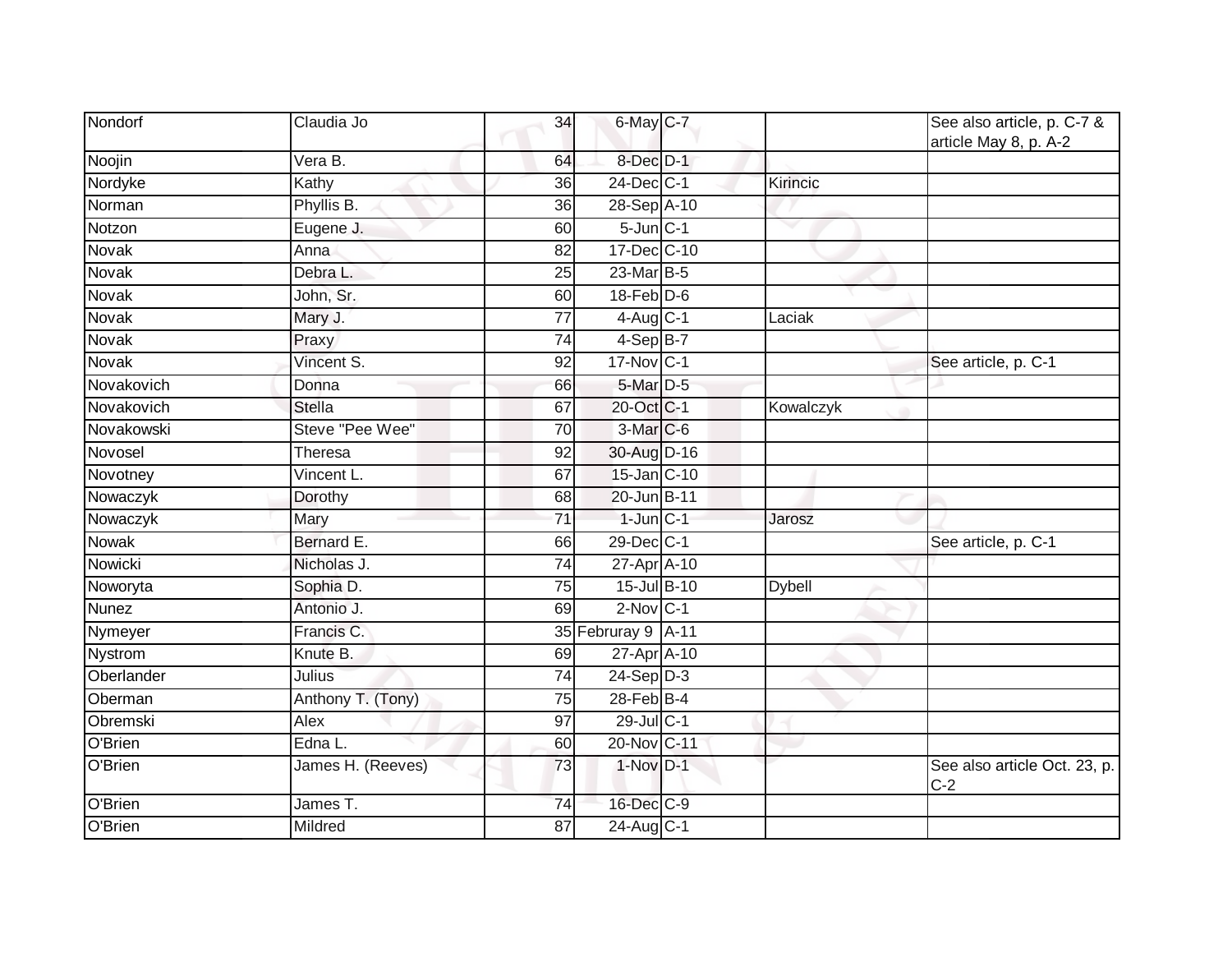| | | | | | | |
|---|---|---|---|---|---|---|
| Nondorf | Claudia Jo | 34 | 6-May | C-7 | | See also article, p. C-7 & article May 8, p. A-2 |
| Noojin | Vera B. | 64 | 8-Dec | D-1 | | |
| Nordyke | Kathy | 36 | 24-Dec | C-1 | Kirincic | |
| Norman | Phyllis B. | 36 | 28-Sep | A-10 | | |
| Notzon | Eugene J. | 60 | 5-Jun | C-1 | | |
| Novak | Anna | 82 | 17-Dec | C-10 | | |
| Novak | Debra L. | 25 | 23-Mar | B-5 | | |
| Novak | John, Sr. | 60 | 18-Feb | D-6 | | |
| Novak | Mary J. | 77 | 4-Aug | C-1 | Laciak | |
| Novak | Praxy | 74 | 4-Sep | B-7 | | |
| Novak | Vincent S. | 92 | 17-Nov | C-1 | | See article, p. C-1 |
| Novakovich | Donna | 66 | 5-Mar | D-5 | | |
| Novakovich | Stella | 67 | 20-Oct | C-1 | Kowalczyk | |
| Novakowski | Steve "Pee Wee" | 70 | 3-Mar | C-6 | | |
| Novosel | Theresa | 92 | 30-Aug | D-16 | | |
| Novotney | Vincent L. | 67 | 15-Jan | C-10 | | |
| Nowaczyk | Dorothy | 68 | 20-Jun | B-11 | | |
| Nowaczyk | Mary | 71 | 1-Jun | C-1 | Jarosz | |
| Nowak | Bernard E. | 66 | 29-Dec | C-1 | | See article, p. C-1 |
| Nowicki | Nicholas J. | 74 | 27-Apr | A-10 | | |
| Noworyta | Sophia D. | 75 | 15-Jul | B-10 | Dybell | |
| Nunez | Antonio J. | 69 | 2-Nov | C-1 | | |
| Nymeyer | Francis C. | 35 | Februray 9 | A-11 | | |
| Nystrom | Knute B. | 69 | 27-Apr | A-10 | | |
| Oberlander | Julius | 74 | 24-Sep | D-3 | | |
| Oberman | Anthony T. (Tony) | 75 | 28-Feb | B-4 | | |
| Obremski | Alex | 97 | 29-Jul | C-1 | | |
| O'Brien | Edna L. | 60 | 20-Nov | C-11 | | |
| O'Brien | James H. (Reeves) | 73 | 1-Nov | D-1 | | See also article Oct. 23, p. C-2 |
| O'Brien | James T. | 74 | 16-Dec | C-9 | | |
| O'Brien | Mildred | 87 | 24-Aug | C-1 | | |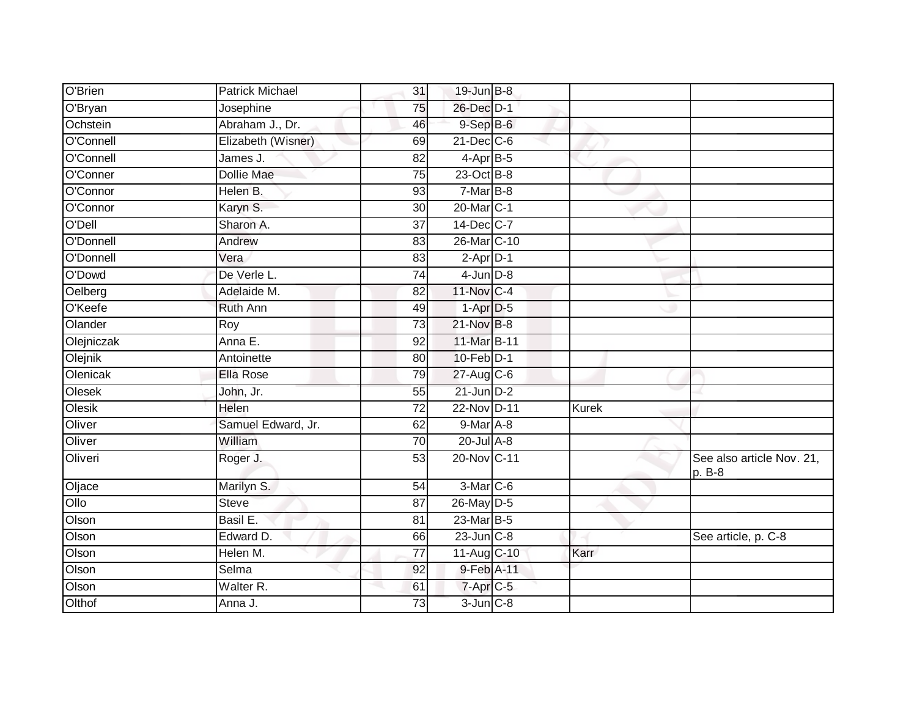| | | | | | | |
|---|---|---|---|---|---|---|
| O'Brien | Patrick Michael | 31 | 19-Jun | B-8 | | |
| O'Bryan | Josephine | 75 | 26-Dec | D-1 | | |
| Ochstein | Abraham J., Dr. | 46 | 9-Sep | B-6 | | |
| O'Connell | Elizabeth (Wisner) | 69 | 21-Dec | C-6 | | |
| O'Connell | James J. | 82 | 4-Apr | B-5 | | |
| O'Conner | Dollie Mae | 75 | 23-Oct | B-8 | | |
| O'Connor | Helen B. | 93 | 7-Mar | B-8 | | |
| O'Connor | Karyn S. | 30 | 20-Mar | C-1 | | |
| O'Dell | Sharon A. | 37 | 14-Dec | C-7 | | |
| O'Donnell | Andrew | 83 | 26-Mar | C-10 | | |
| O'Donnell | Vera | 83 | 2-Apr | D-1 | | |
| O'Dowd | De Verle L. | 74 | 4-Jun | D-8 | | |
| Oelberg | Adelaide M. | 82 | 11-Nov | C-4 | | |
| O'Keefe | Ruth Ann | 49 | 1-Apr | D-5 | | |
| Olander | Roy | 73 | 21-Nov | B-8 | | |
| Olejniczak | Anna E. | 92 | 11-Mar | B-11 | | |
| Olejnik | Antoinette | 80 | 10-Feb | D-1 | | |
| Olenicak | Ella Rose | 79 | 27-Aug | C-6 | | |
| Olesek | John, Jr. | 55 | 21-Jun | D-2 | | |
| Olesik | Helen | 72 | 22-Nov | D-11 | Kurek | |
| Oliver | Samuel Edward, Jr. | 62 | 9-Mar | A-8 | | |
| Oliver | William | 70 | 20-Jul | A-8 | | |
| Oliveri | Roger J. | 53 | 20-Nov | C-11 | | See also article Nov. 21, p. B-8 |
| Oljace | Marilyn S. | 54 | 3-Mar | C-6 | | |
| Ollo | Steve | 87 | 26-May | D-5 | | |
| Olson | Basil E. | 81 | 23-Mar | B-5 | | |
| Olson | Edward D. | 66 | 23-Jun | C-8 | | See article, p. C-8 |
| Olson | Helen M. | 77 | 11-Aug | C-10 | Karr | |
| Olson | Selma | 92 | 9-Feb | A-11 | | |
| Olson | Walter R. | 61 | 7-Apr | C-5 | | |
| Olthof | Anna J. | 73 | 3-Jun | C-8 | | |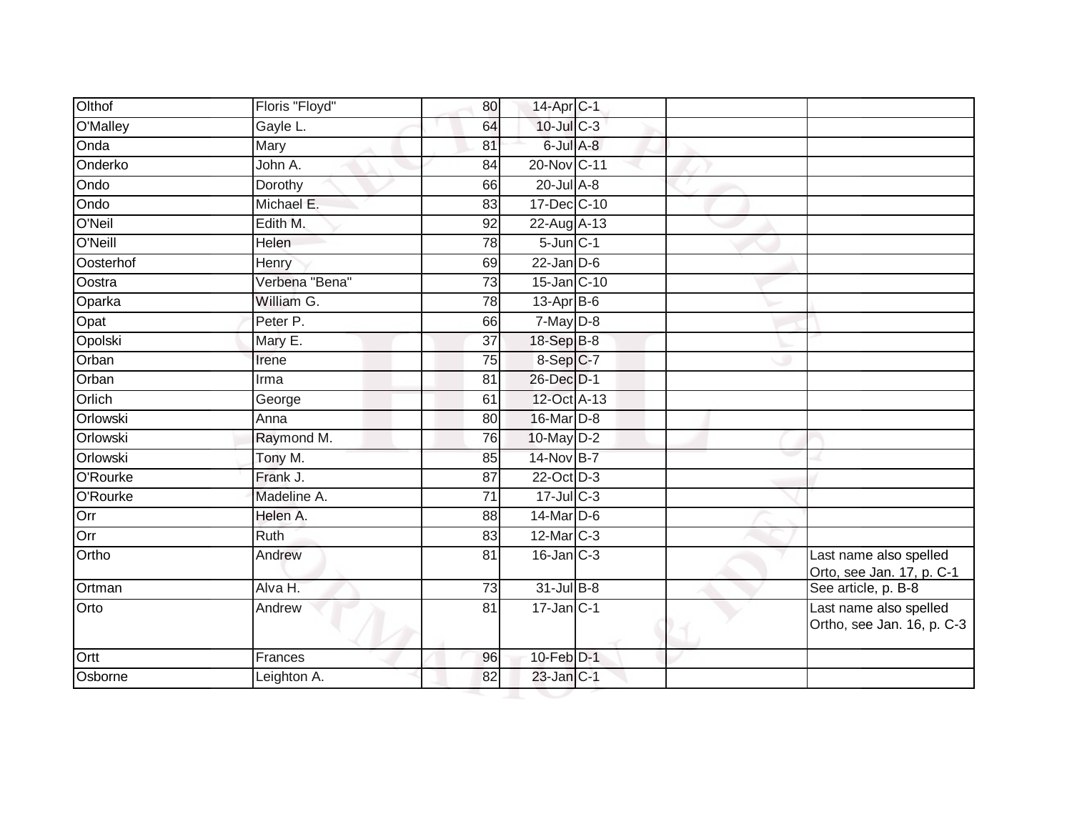| | | | | | | |
|---|---|---|---|---|---|---|
| Olthof | Floris "Floyd" | 80 | 14-Apr | C-1 | | |
| O'Malley | Gayle L. | 64 | 10-Jul | C-3 | | |
| Onda | Mary | 81 | 6-Jul | A-8 | | |
| Onderko | John A. | 84 | 20-Nov | C-11 | | |
| Ondo | Dorothy | 66 | 20-Jul | A-8 | | |
| Ondo | Michael E. | 83 | 17-Dec | C-10 | | |
| O'Neil | Edith M. | 92 | 22-Aug | A-13 | | |
| O'Neill | Helen | 78 | 5-Jun | C-1 | | |
| Oosterhof | Henry | 69 | 22-Jan | D-6 | | |
| Oostra | Verbena "Bena" | 73 | 15-Jan | C-10 | | |
| Oparka | William G. | 78 | 13-Apr | B-6 | | |
| Opat | Peter P. | 66 | 7-May | D-8 | | |
| Opolski | Mary E. | 37 | 18-Sep | B-8 | | |
| Orban | Irene | 75 | 8-Sep | C-7 | | |
| Orban | Irma | 81 | 26-Dec | D-1 | | |
| Orlich | George | 61 | 12-Oct | A-13 | | |
| Orlowski | Anna | 80 | 16-Mar | D-8 | | |
| Orlowski | Raymond M. | 76 | 10-May | D-2 | | |
| Orlowski | Tony M. | 85 | 14-Nov | B-7 | | |
| O'Rourke | Frank J. | 87 | 22-Oct | D-3 | | |
| O'Rourke | Madeline A. | 71 | 17-Jul | C-3 | | |
| Orr | Helen A. | 88 | 14-Mar | D-6 | | |
| Orr | Ruth | 83 | 12-Mar | C-3 | | |
| Ortho | Andrew | 81 | 16-Jan | C-3 | | Last name also spelled Orto, see Jan. 17, p. C-1 |
| Ortman | Alva H. | 73 | 31-Jul | B-8 | | See article, p. B-8 |
| Orto | Andrew | 81 | 17-Jan | C-1 | | Last name also spelled Ortho, see Jan. 16, p. C-3 |
| Ortt | Frances | 96 | 10-Feb | D-1 | | |
| Osborne | Leighton A. | 82 | 23-Jan | C-1 | | |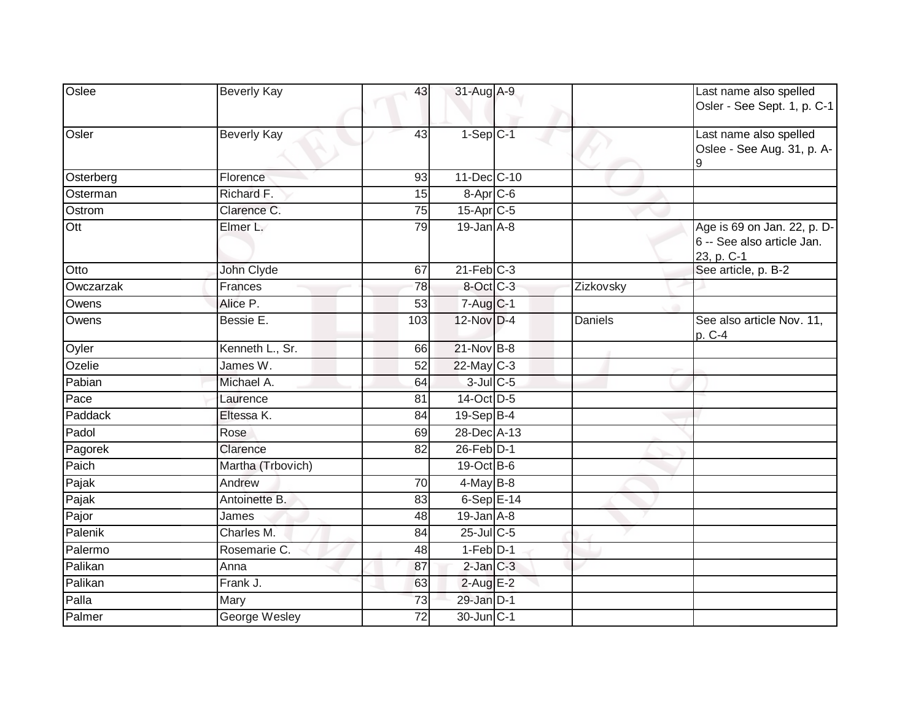| | | | | | | |
|---|---|---|---|---|---|---|
| Oslee | Beverly Kay | 43 | 31-Aug | A-9 | | Last name also spelled Osler - See Sept. 1, p. C-1 |
| Osler | Beverly Kay | 43 | 1-Sep | C-1 | | Last name also spelled Oslee - See Aug. 31, p. A-9 |
| Osterberg | Florence | 93 | 11-Dec | C-10 | | |
| Osterman | Richard F. | 15 | 8-Apr | C-6 | | |
| Ostrom | Clarence C. | 75 | 15-Apr | C-5 | | |
| Ott | Elmer L. | 79 | 19-Jan | A-8 | | Age is 69 on Jan. 22, p. D-6 -- See also article Jan. 23, p. C-1 |
| Otto | John Clyde | 67 | 21-Feb | C-3 | | See article, p. B-2 |
| Owczarzak | Frances | 78 | 8-Oct | C-3 | Zizkovsky | |
| Owens | Alice P. | 53 | 7-Aug | C-1 | | |
| Owens | Bessie E. | 103 | 12-Nov | D-4 | Daniels | See also article Nov. 11, p. C-4 |
| Oyler | Kenneth L., Sr. | 66 | 21-Nov | B-8 | | |
| Ozelie | James W. | 52 | 22-May | C-3 | | |
| Pabian | Michael A. | 64 | 3-Jul | C-5 | | |
| Pace | Laurence | 81 | 14-Oct | D-5 | | |
| Paddack | Eltessa K. | 84 | 19-Sep | B-4 | | |
| Padol | Rose | 69 | 28-Dec | A-13 | | |
| Pagorek | Clarence | 82 | 26-Feb | D-1 | | |
| Paich | Martha (Trbovich) | | 19-Oct | B-6 | | |
| Pajak | Andrew | 70 | 4-May | B-8 | | |
| Pajak | Antoinette B. | 83 | 6-Sep | E-14 | | |
| Pajor | James | 48 | 19-Jan | A-8 | | |
| Palenik | Charles M. | 84 | 25-Jul | C-5 | | |
| Palermo | Rosemarie C. | 48 | 1-Feb | D-1 | | |
| Palikan | Anna | 87 | 2-Jan | C-3 | | |
| Palikan | Frank J. | 63 | 2-Aug | E-2 | | |
| Palla | Mary | 73 | 29-Jan | D-1 | | |
| Palmer | George Wesley | 72 | 30-Jun | C-1 | | |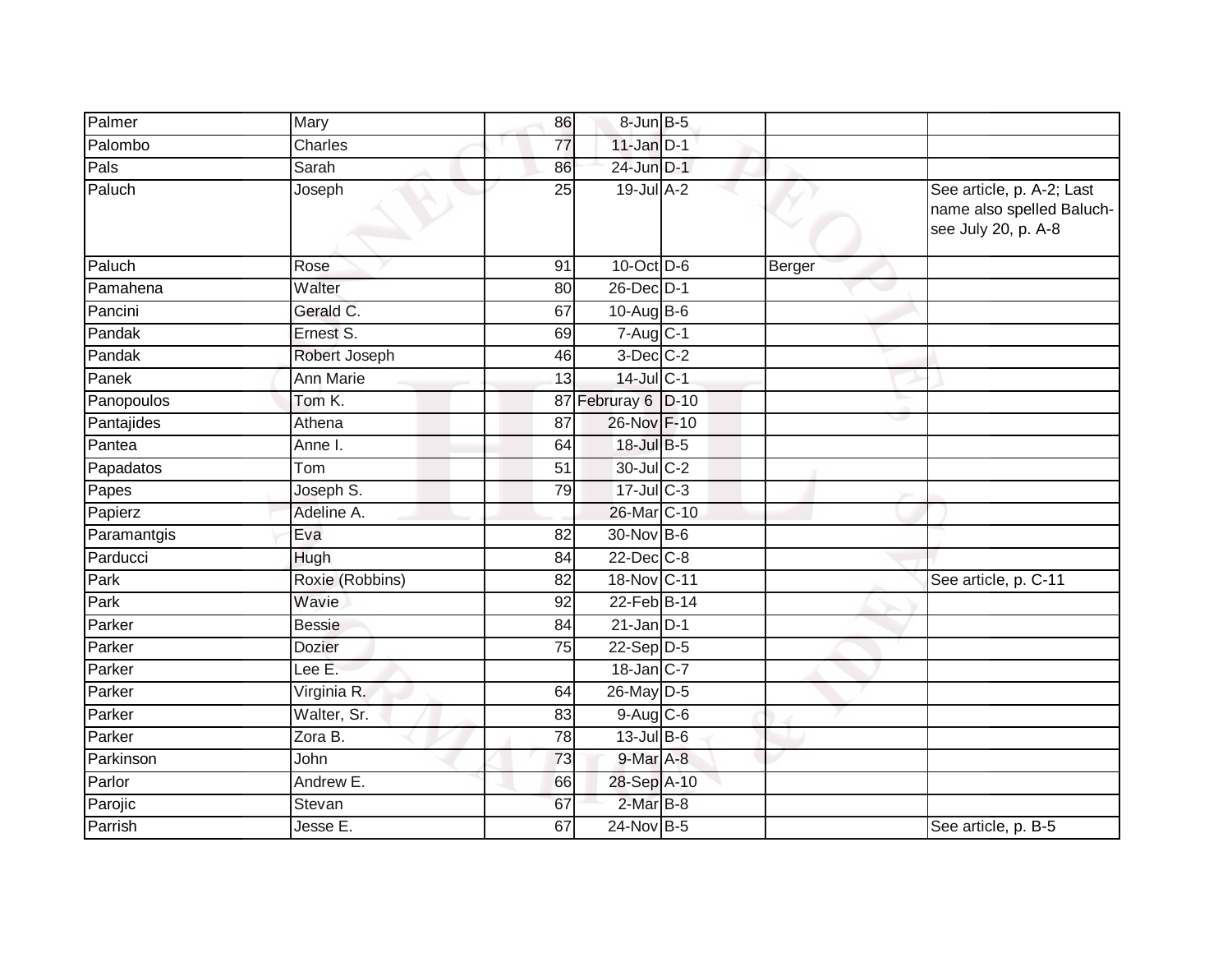| | | | | | | |
|---|---|---|---|---|---|---|
| Palmer | Mary | 86 | 8-Jun | B-5 | | |
| Palombo | Charles | 77 | 11-Jan | D-1 | | |
| Pals | Sarah | 86 | 24-Jun | D-1 | | |
| Paluch | Joseph | 25 | 19-Jul | A-2 | | See article, p. A-2; Last name also spelled Baluch- see July 20, p. A-8 |
| Paluch | Rose | 91 | 10-Oct | D-6 | Berger | |
| Pamahena | Walter | 80 | 26-Dec | D-1 | | |
| Pancini | Gerald C. | 67 | 10-Aug | B-6 | | |
| Pandak | Ernest S. | 69 | 7-Aug | C-1 | | |
| Pandak | Robert Joseph | 46 | 3-Dec | C-2 | | |
| Panek | Ann Marie | 13 | 14-Jul | C-1 | | |
| Panopoulos | Tom K. | 87 | Februray 6 | D-10 | | |
| Pantajides | Athena | 87 | 26-Nov | F-10 | | |
| Pantea | Anne I. | 64 | 18-Jul | B-5 | | |
| Papadatos | Tom | 51 | 30-Jul | C-2 | | |
| Papes | Joseph S. | 79 | 17-Jul | C-3 | | |
| Papierz | Adeline A. | | 26-Mar | C-10 | | |
| Paramantgis | Eva | 82 | 30-Nov | B-6 | | |
| Parducci | Hugh | 84 | 22-Dec | C-8 | | |
| Park | Roxie (Robbins) | 82 | 18-Nov | C-11 | | See article, p. C-11 |
| Park | Wavie | 92 | 22-Feb | B-14 | | |
| Parker | Bessie | 84 | 21-Jan | D-1 | | |
| Parker | Dozier | 75 | 22-Sep | D-5 | | |
| Parker | Lee E. | | 18-Jan | C-7 | | |
| Parker | Virginia R. | 64 | 26-May | D-5 | | |
| Parker | Walter, Sr. | 83 | 9-Aug | C-6 | | |
| Parker | Zora B. | 78 | 13-Jul | B-6 | | |
| Parkinson | John | 73 | 9-Mar | A-8 | | |
| Parlor | Andrew E. | 66 | 28-Sep | A-10 | | |
| Parojic | Stevan | 67 | 2-Mar | B-8 | | |
| Parrish | Jesse E. | 67 | 24-Nov | B-5 | | See article, p. B-5 |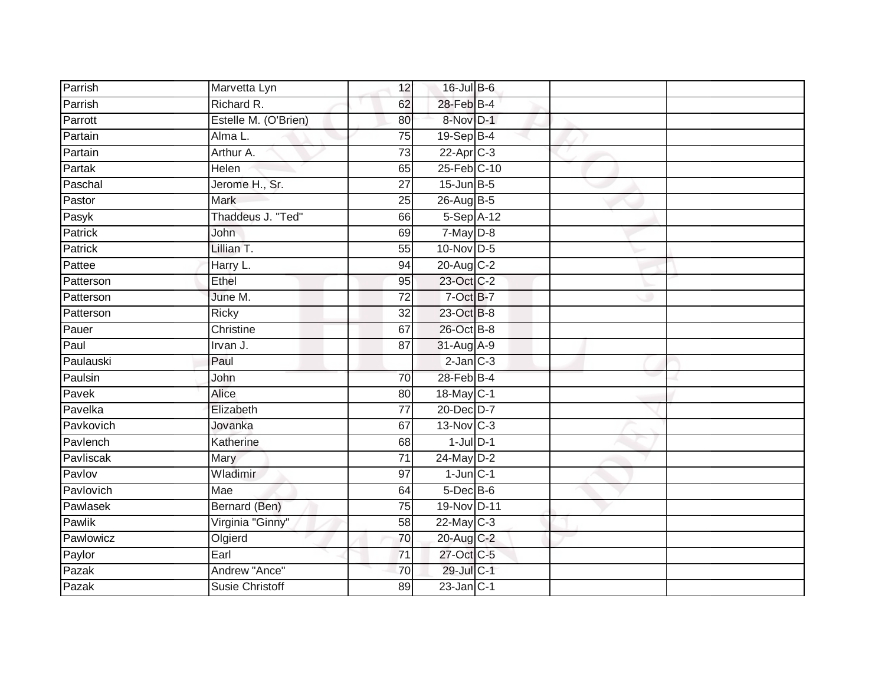| | | | | | | |
|---|---|---|---|---|---|---|
| Parrish | Marvetta Lyn | 12 | 16-Jul | B-6 | | |
| Parrish | Richard R. | 62 | 28-Feb | B-4 | | |
| Parrott | Estelle M. (O'Brien) | 80 | 8-Nov | D-1 | | |
| Partain | Alma L. | 75 | 19-Sep | B-4 | | |
| Partain | Arthur A. | 73 | 22-Apr | C-3 | | |
| Partak | Helen | 65 | 25-Feb | C-10 | | |
| Paschal | Jerome H., Sr. | 27 | 15-Jun | B-5 | | |
| Pastor | Mark | 25 | 26-Aug | B-5 | | |
| Pasyk | Thaddeus J. "Ted" | 66 | 5-Sep | A-12 | | |
| Patrick | John | 69 | 7-May | D-8 | | |
| Patrick | Lillian T. | 55 | 10-Nov | D-5 | | |
| Pattee | Harry L. | 94 | 20-Aug | C-2 | | |
| Patterson | Ethel | 95 | 23-Oct | C-2 | | |
| Patterson | June M. | 72 | 7-Oct | B-7 | | |
| Patterson | Ricky | 32 | 23-Oct | B-8 | | |
| Pauer | Christine | 67 | 26-Oct | B-8 | | |
| Paul | Irvan J. | 87 | 31-Aug | A-9 | | |
| Paulauski | Paul | | 2-Jan | C-3 | | |
| Paulsin | John | 70 | 28-Feb | B-4 | | |
| Pavek | Alice | 80 | 18-May | C-1 | | |
| Pavelka | Elizabeth | 77 | 20-Dec | D-7 | | |
| Pavkovich | Jovanka | 67 | 13-Nov | C-3 | | |
| Pavlench | Katherine | 68 | 1-Jul | D-1 | | |
| Pavliscak | Mary | 71 | 24-May | D-2 | | |
| Pavlov | Wladimir | 97 | 1-Jun | C-1 | | |
| Pavlovich | Mae | 64 | 5-Dec | B-6 | | |
| Pawlasek | Bernard (Ben) | 75 | 19-Nov | D-11 | | |
| Pawlik | Virginia "Ginny" | 58 | 22-May | C-3 | | |
| Pawlowicz | Olgierd | 70 | 20-Aug | C-2 | | |
| Paylor | Earl | 71 | 27-Oct | C-5 | | |
| Pazak | Andrew "Ance" | 70 | 29-Jul | C-1 | | |
| Pazak | Susie Christoff | 89 | 23-Jan | C-1 | | |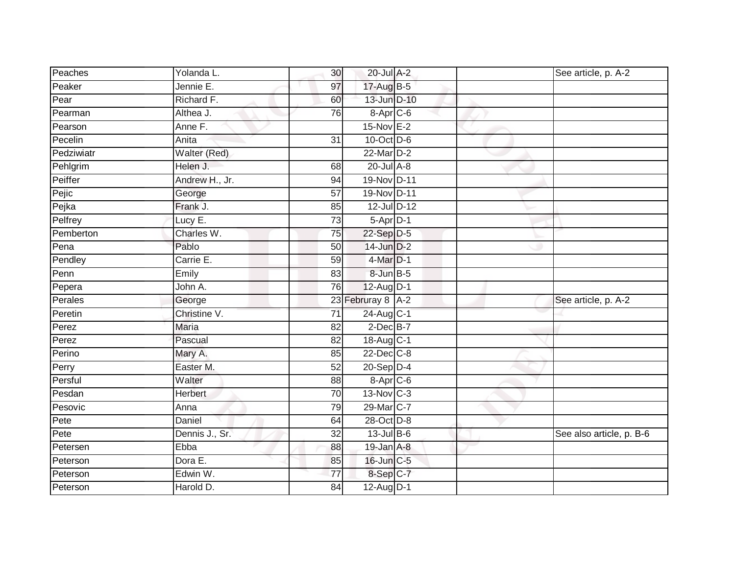| | | | | | | |
|---|---|---|---|---|---|---|
| Peaches | Yolanda L. | 30 | 20-Jul | A-2 | | See article, p. A-2 |
| Peaker | Jennie E. | 97 | 17-Aug | B-5 | | |
| Pear | Richard F. | 60 | 13-Jun | D-10 | | |
| Pearman | Althea J. | 76 | 8-Apr | C-6 | | |
| Pearson | Anne F. | | 15-Nov | E-2 | | |
| Pecelin | Anita | 31 | 10-Oct | D-6 | | |
| Pedziwiatr | Walter (Red) | | 22-Mar | D-2 | | |
| Pehlgrim | Helen J. | 68 | 20-Jul | A-8 | | |
| Peiffer | Andrew H., Jr. | 94 | 19-Nov | D-11 | | |
| Pejic | George | 57 | 19-Nov | D-11 | | |
| Pejka | Frank J. | 85 | 12-Jul | D-12 | | |
| Pelfrey | Lucy E. | 73 | 5-Apr | D-1 | | |
| Pemberton | Charles W. | 75 | 22-Sep | D-5 | | |
| Pena | Pablo | 50 | 14-Jun | D-2 | | |
| Pendley | Carrie E. | 59 | 4-Mar | D-1 | | |
| Penn | Emily | 83 | 8-Jun | B-5 | | |
| Pepera | John A. | 76 | 12-Aug | D-1 | | |
| Perales | George | 23 | Februray 8 | A-2 | | See article, p. A-2 |
| Peretin | Christine V. | 71 | 24-Aug | C-1 | | |
| Perez | Maria | 82 | 2-Dec | B-7 | | |
| Perez | Pascual | 82 | 18-Aug | C-1 | | |
| Perino | Mary A. | 85 | 22-Dec | C-8 | | |
| Perry | Easter M. | 52 | 20-Sep | D-4 | | |
| Persful | Walter | 88 | 8-Apr | C-6 | | |
| Pesdan | Herbert | 70 | 13-Nov | C-3 | | |
| Pesovic | Anna | 79 | 29-Mar | C-7 | | |
| Pete | Daniel | 64 | 28-Oct | D-8 | | |
| Pete | Dennis J., Sr. | 32 | 13-Jul | B-6 | | See also article, p. B-6 |
| Petersen | Ebba | 88 | 19-Jan | A-8 | | |
| Peterson | Dora E. | 85 | 16-Jun | C-5 | | |
| Peterson | Edwin W. | 77 | 8-Sep | C-7 | | |
| Peterson | Harold D. | 84 | 12-Aug | D-1 | | |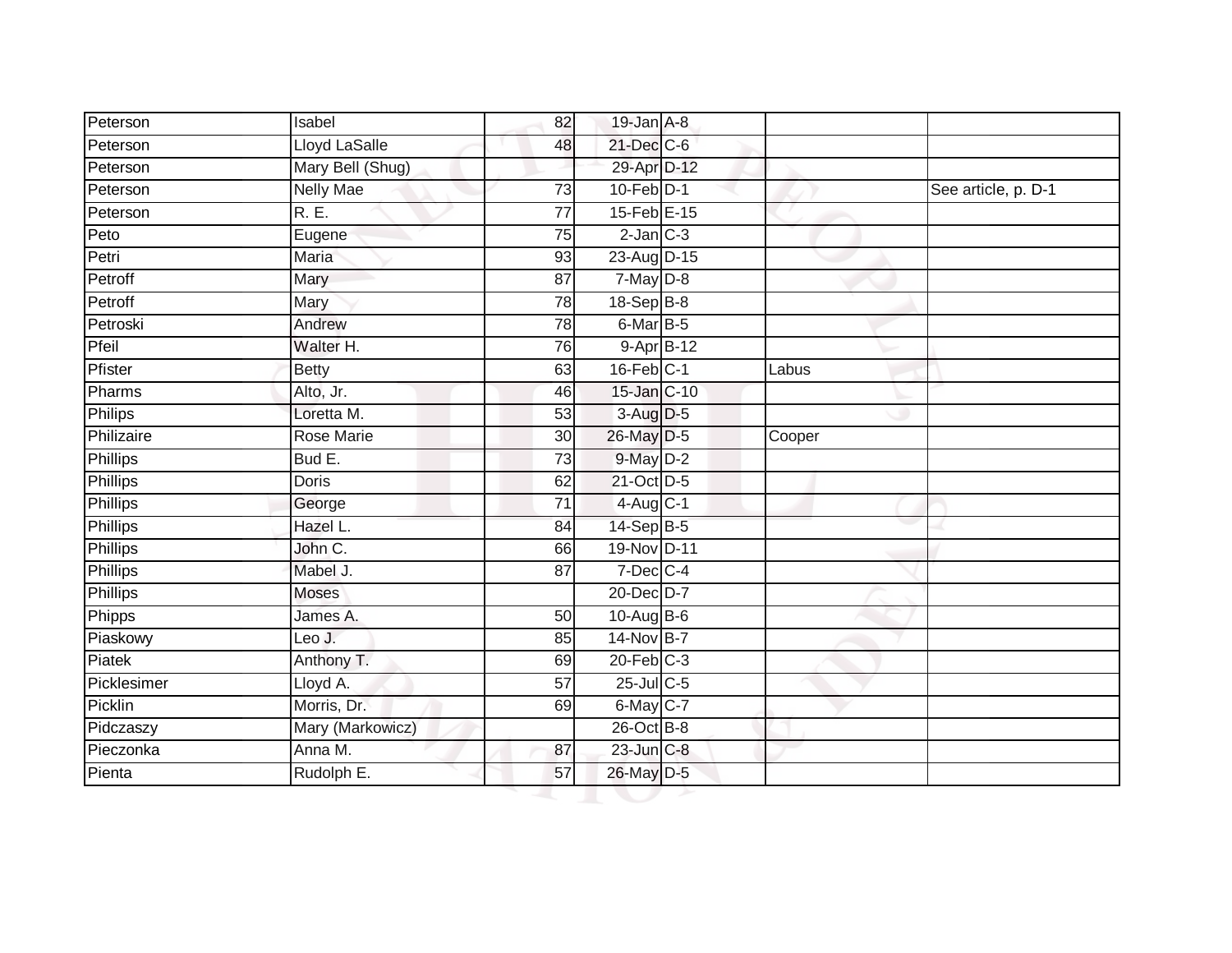| | | | | | | |
|---|---|---|---|---|---|---|
| Peterson | Isabel | 82 | 19-Jan | A-8 | | |
| Peterson | Lloyd LaSalle | 48 | 21-Dec | C-6 | | |
| Peterson | Mary Bell (Shug) | | 29-Apr | D-12 | | |
| Peterson | Nelly Mae | 73 | 10-Feb | D-1 | | See article, p. D-1 |
| Peterson | R. E. | 77 | 15-Feb | E-15 | | |
| Peto | Eugene | 75 | 2-Jan | C-3 | | |
| Petri | Maria | 93 | 23-Aug | D-15 | | |
| Petroff | Mary | 87 | 7-May | D-8 | | |
| Petroff | Mary | 78 | 18-Sep | B-8 | | |
| Petroski | Andrew | 78 | 6-Mar | B-5 | | |
| Pfeil | Walter H. | 76 | 9-Apr | B-12 | | |
| Pfister | Betty | 63 | 16-Feb | C-1 | Labus | |
| Pharms | Alto, Jr. | 46 | 15-Jan | C-10 | | |
| Philips | Loretta M. | 53 | 3-Aug | D-5 | | |
| Philizaire | Rose Marie | 30 | 26-May | D-5 | Cooper | |
| Phillips | Bud E. | 73 | 9-May | D-2 | | |
| Phillips | Doris | 62 | 21-Oct | D-5 | | |
| Phillips | George | 71 | 4-Aug | C-1 | | |
| Phillips | Hazel L. | 84 | 14-Sep | B-5 | | |
| Phillips | John C. | 66 | 19-Nov | D-11 | | |
| Phillips | Mabel J. | 87 | 7-Dec | C-4 | | |
| Phillips | Moses | | 20-Dec | D-7 | | |
| Phipps | James A. | 50 | 10-Aug | B-6 | | |
| Piaskowy | Leo J. | 85 | 14-Nov | B-7 | | |
| Piatek | Anthony T. | 69 | 20-Feb | C-3 | | |
| Picklesimer | Lloyd A. | 57 | 25-Jul | C-5 | | |
| Picklin | Morris, Dr. | 69 | 6-May | C-7 | | |
| Pidczaszy | Mary (Markowicz) | | 26-Oct | B-8 | | |
| Pieczonka | Anna M. | 87 | 23-Jun | C-8 | | |
| Pienta | Rudolph E. | 57 | 26-May | D-5 | | |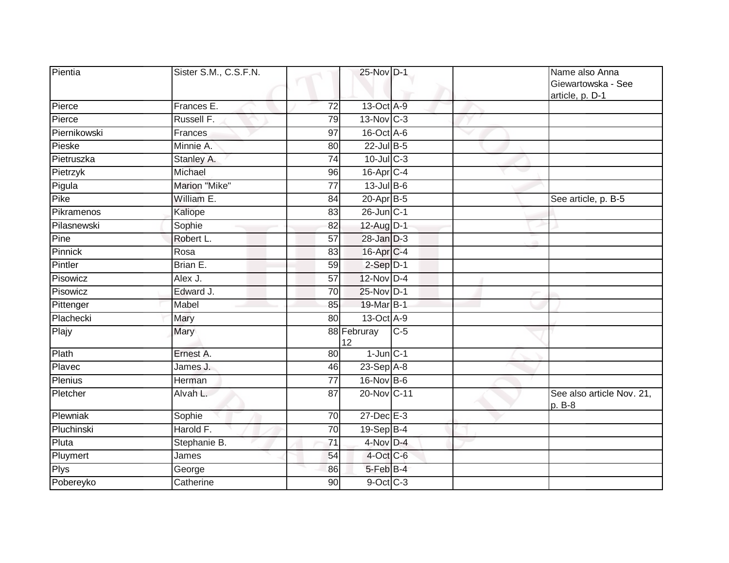| Pientia | Sister S.M., C.S.F.N. | | 25-Nov | D-1 | | Name also Anna Giewartowska - See article, p. D-1 |
|---|---|---|---|---|---|---|
| Pierce | Frances E. | 72 | 13-Oct | A-9 | | |
| Pierce | Russell F. | 79 | 13-Nov | C-3 | | |
| Piernikowski | Frances | 97 | 16-Oct | A-6 | | |
| Pieske | Minnie A. | 80 | 22-Jul | B-5 | | |
| Pietruszka | Stanley A. | 74 | 10-Jul | C-3 | | |
| Pietrzyk | Michael | 96 | 16-Apr | C-4 | | |
| Pigula | Marion "Mike" | 77 | 13-Jul | B-6 | | |
| Pike | William E. | 84 | 20-Apr | B-5 | | See article, p. B-5 |
| Pikramenos | Kaliope | 83 | 26-Jun | C-1 | | |
| Pilasnewski | Sophie | 82 | 12-Aug | D-1 | | |
| Pine | Robert L. | 57 | 28-Jan | D-3 | | |
| Pinnick | Rosa | 83 | 16-Apr | C-4 | | |
| Pintler | Brian E. | 59 | 2-Sep | D-1 | | |
| Pisowicz | Alex J. | 57 | 12-Nov | D-4 | | |
| Pisowicz | Edward J. | 70 | 25-Nov | D-1 | | |
| Pittenger | Mabel | 85 | 19-Mar | B-1 | | |
| Plachecki | Mary | 80 | 13-Oct | A-9 | | |
| Plajy | Mary | 88 | Februray 12 | C-5 | | |
| Plath | Ernest A. | 80 | 1-Jun | C-1 | | |
| Plavec | James J. | 46 | 23-Sep | A-8 | | |
| Plenius | Herman | 77 | 16-Nov | B-6 | | |
| Pletcher | Alvah L. | 87 | 20-Nov | C-11 | | See also article Nov. 21, p. B-8 |
| Plewniak | Sophie | 70 | 27-Dec | E-3 | | |
| Pluchinski | Harold F. | 70 | 19-Sep | B-4 | | |
| Pluta | Stephanie B. | 71 | 4-Nov | D-4 | | |
| Pluymert | James | 54 | 4-Oct | C-6 | | |
| Plys | George | 86 | 5-Feb | B-4 | | |
| Pobereyko | Catherine | 90 | 9-Oct | C-3 | | |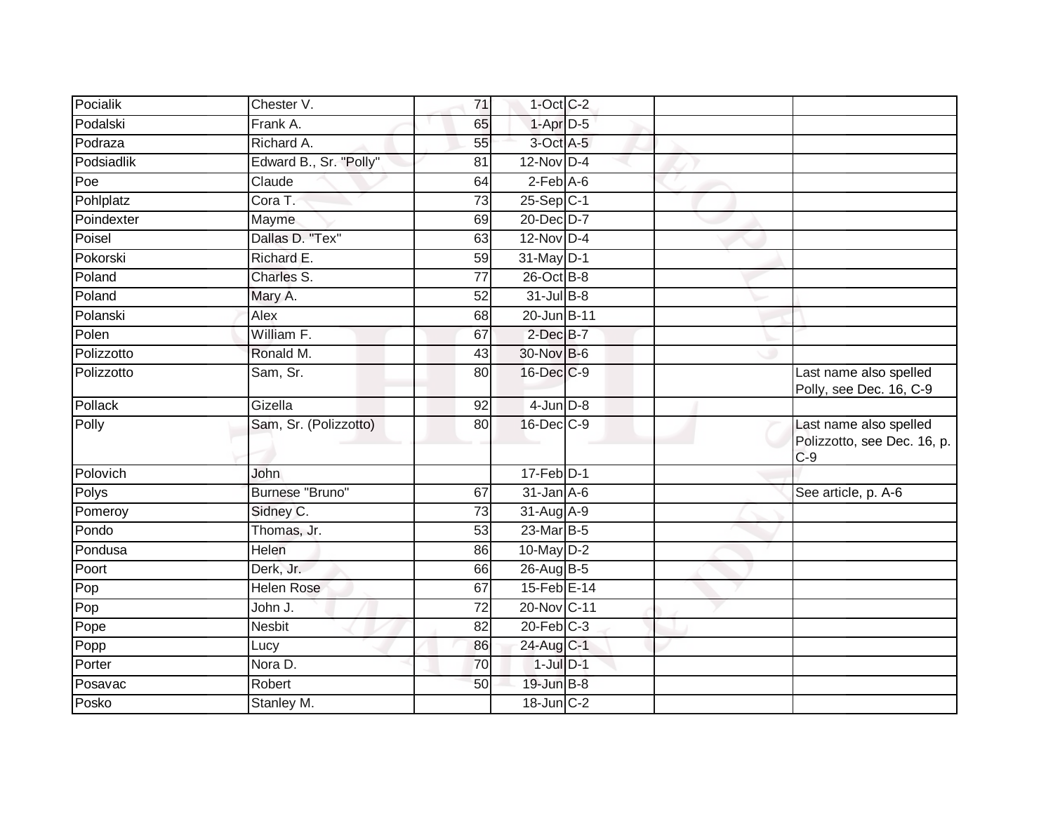| | | | | | | |
|---|---|---|---|---|---|---|
| Pocialik | Chester V. | 71 | 1-Oct | C-2 | | |
| Podalski | Frank A. | 65 | 1-Apr | D-5 | | |
| Podraza | Richard A. | 55 | 3-Oct | A-5 | | |
| Podsiadlik | Edward B., Sr. "Polly" | 81 | 12-Nov | D-4 | | |
| Poe | Claude | 64 | 2-Feb | A-6 | | |
| Pohlplatz | Cora T. | 73 | 25-Sep | C-1 | | |
| Poindexter | Mayme | 69 | 20-Dec | D-7 | | |
| Poisel | Dallas D. "Tex" | 63 | 12-Nov | D-4 | | |
| Pokorski | Richard E. | 59 | 31-May | D-1 | | |
| Poland | Charles S. | 77 | 26-Oct | B-8 | | |
| Poland | Mary A. | 52 | 31-Jul | B-8 | | |
| Polanski | Alex | 68 | 20-Jun | B-11 | | |
| Polen | William F. | 67 | 2-Dec | B-7 | | |
| Polizzotto | Ronald M. | 43 | 30-Nov | B-6 | | |
| Polizzotto | Sam, Sr. | 80 | 16-Dec | C-9 | | Last name also spelled Polly, see Dec. 16, C-9 |
| Pollack | Gizella | 92 | 4-Jun | D-8 | | |
| Polly | Sam, Sr. (Polizzotto) | 80 | 16-Dec | C-9 | | Last name also spelled Polizzotto, see Dec. 16, p. C-9 |
| Polovich | John | | 17-Feb | D-1 | | |
| Polys | Burnese "Bruno" | 67 | 31-Jan | A-6 | | See article, p. A-6 |
| Pomeroy | Sidney C. | 73 | 31-Aug | A-9 | | |
| Pondo | Thomas, Jr. | 53 | 23-Mar | B-5 | | |
| Pondusa | Helen | 86 | 10-May | D-2 | | |
| Poort | Derk, Jr. | 66 | 26-Aug | B-5 | | |
| Pop | Helen Rose | 67 | 15-Feb | E-14 | | |
| Pop | John J. | 72 | 20-Nov | C-11 | | |
| Pope | Nesbit | 82 | 20-Feb | C-3 | | |
| Popp | Lucy | 86 | 24-Aug | C-1 | | |
| Porter | Nora D. | 70 | 1-Jul | D-1 | | |
| Posavac | Robert | 50 | 19-Jun | B-8 | | |
| Posko | Stanley M. | | 18-Jun | C-2 | | |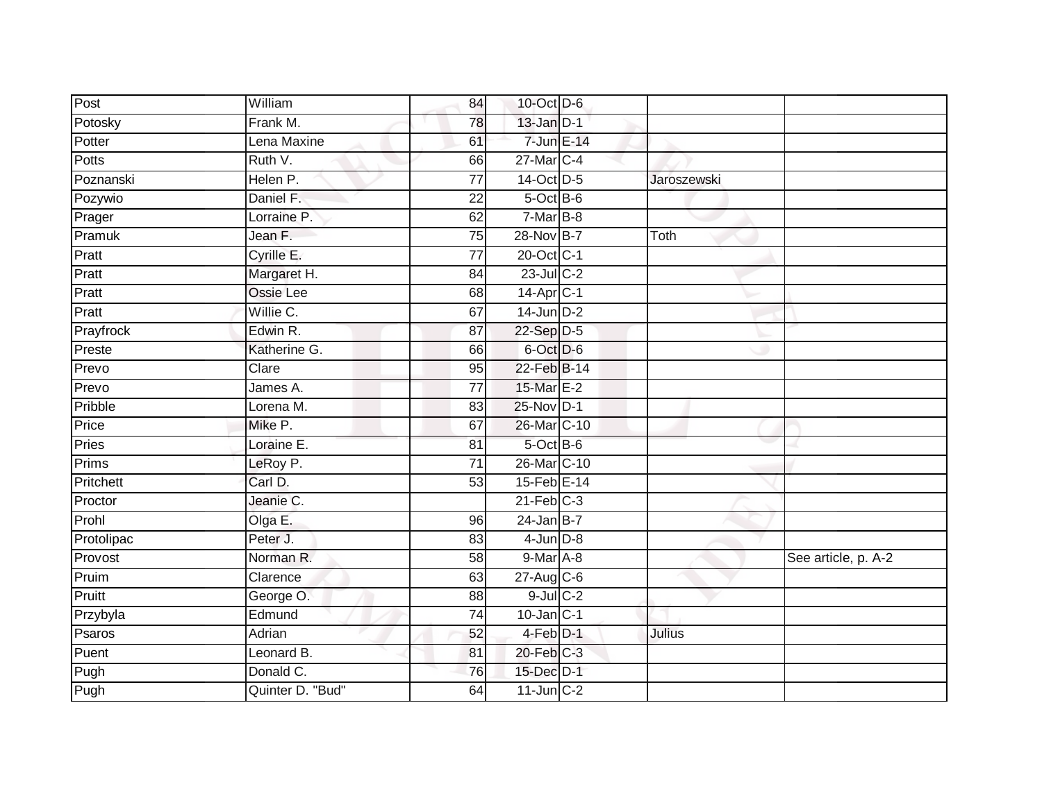| Post | William | 84 | 10-Oct | D-6 | | |
|---|---|---|---|---|---|---|
| Potosky | Frank M. | 78 | 13-Jan | D-1 | | |
| Potter | Lena Maxine | 61 | 7-Jun | E-14 | | |
| Potts | Ruth V. | 66 | 27-Mar | C-4 | | |
| Poznanski | Helen P. | 77 | 14-Oct | D-5 | Jaroszewski | |
| Pozywio | Daniel F. | 22 | 5-Oct | B-6 | | |
| Prager | Lorraine P. | 62 | 7-Mar | B-8 | | |
| Pramuk | Jean F. | 75 | 28-Nov | B-7 | Toth | |
| Pratt | Cyrille E. | 77 | 20-Oct | C-1 | | |
| Pratt | Margaret H. | 84 | 23-Jul | C-2 | | |
| Pratt | Ossie Lee | 68 | 14-Apr | C-1 | | |
| Pratt | Willie C. | 67 | 14-Jun | D-2 | | |
| Prayfrock | Edwin R. | 87 | 22-Sep | D-5 | | |
| Preste | Katherine G. | 66 | 6-Oct | D-6 | | |
| Prevo | Clare | 95 | 22-Feb | B-14 | | |
| Prevo | James A. | 77 | 15-Mar | E-2 | | |
| Pribble | Lorena M. | 83 | 25-Nov | D-1 | | |
| Price | Mike P. | 67 | 26-Mar | C-10 | | |
| Pries | Loraine E. | 81 | 5-Oct | B-6 | | |
| Prims | LeRoy P. | 71 | 26-Mar | C-10 | | |
| Pritchett | Carl D. | 53 | 15-Feb | E-14 | | |
| Proctor | Jeanie C. | | 21-Feb | C-3 | | |
| Prohl | Olga E. | 96 | 24-Jan | B-7 | | |
| Protolipac | Peter J. | 83 | 4-Jun | D-8 | | |
| Provost | Norman R. | 58 | 9-Mar | A-8 | | See article, p. A-2 |
| Pruim | Clarence | 63 | 27-Aug | C-6 | | |
| Pruitt | George O. | 88 | 9-Jul | C-2 | | |
| Przybyla | Edmund | 74 | 10-Jan | C-1 | | |
| Psaros | Adrian | 52 | 4-Feb | D-1 | Julius | |
| Puent | Leonard B. | 81 | 20-Feb | C-3 | | |
| Pugh | Donald C. | 76 | 15-Dec | D-1 | | |
| Pugh | Quinter D. "Bud" | 64 | 11-Jun | C-2 | | |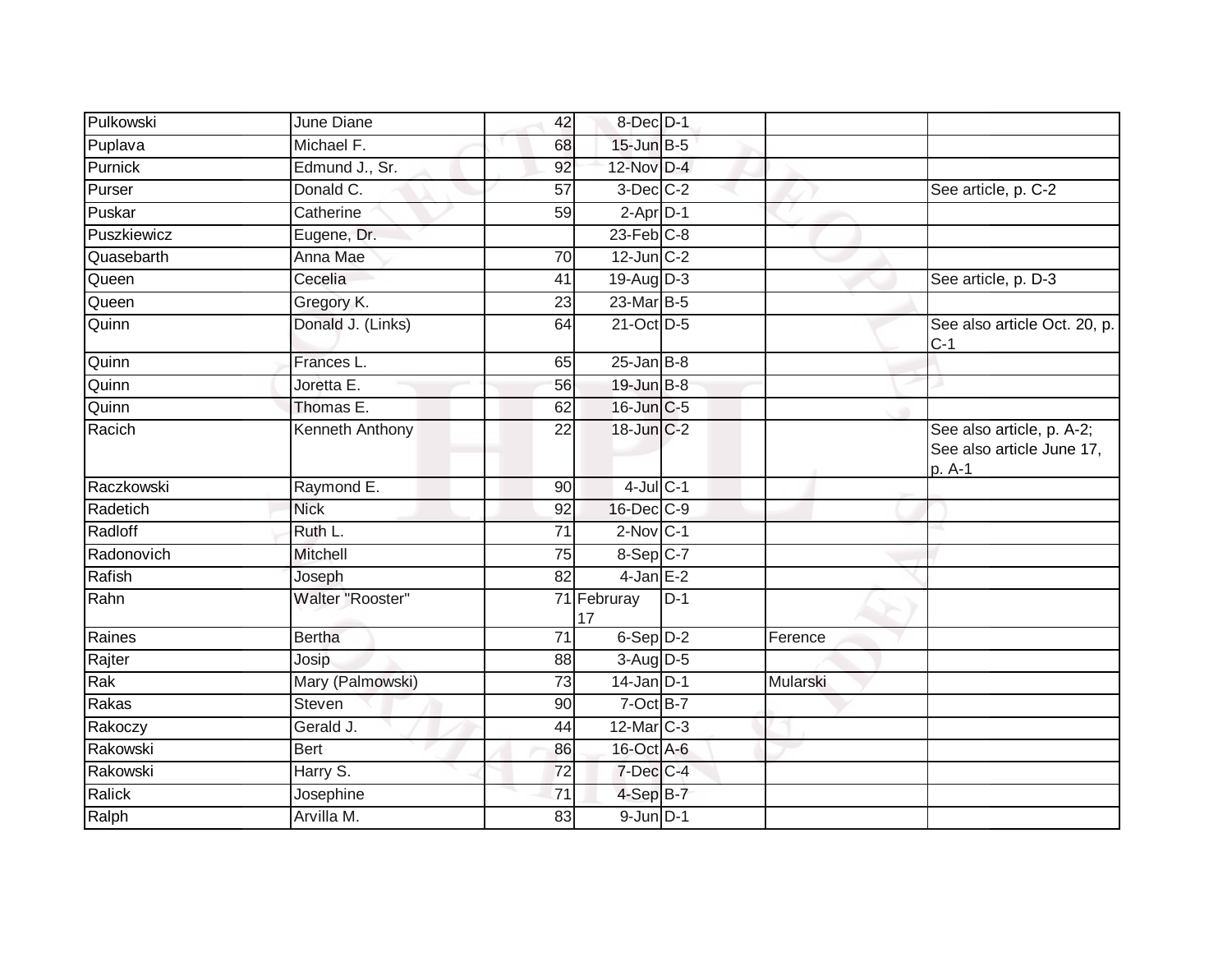| Pulkowski | June Diane | 42 | 8-Dec | D-1 | | |
|---|---|---|---|---|---|---|
| Puplava | Michael F. | 68 | 15-Jun | B-5 | | |
| Purnick | Edmund J., Sr. | 92 | 12-Nov | D-4 | | |
| Purser | Donald C. | 57 | 3-Dec | C-2 | | See article, p. C-2 |
| Puskar | Catherine | 59 | 2-Apr | D-1 | | |
| Puszkiewicz | Eugene, Dr. | | 23-Feb | C-8 | | |
| Quasebarth | Anna Mae | 70 | 12-Jun | C-2 | | |
| Queen | Cecelia | 41 | 19-Aug | D-3 | | See article, p. D-3 |
| Queen | Gregory K. | 23 | 23-Mar | B-5 | | |
| Quinn | Donald J. (Links) | 64 | 21-Oct | D-5 | | See also article Oct. 20, p. C-1 |
| Quinn | Frances L. | 65 | 25-Jan | B-8 | | |
| Quinn | Joretta E. | 56 | 19-Jun | B-8 | | |
| Quinn | Thomas E. | 62 | 16-Jun | C-5 | | |
| Racich | Kenneth Anthony | 22 | 18-Jun | C-2 | | See also article, p. A-2; See also article June 17, p. A-1 |
| Raczkowski | Raymond E. | 90 | 4-Jul | C-1 | | |
| Radetich | Nick | 92 | 16-Dec | C-9 | | |
| Radloff | Ruth L. | 71 | 2-Nov | C-1 | | |
| Radonovich | Mitchell | 75 | 8-Sep | C-7 | | |
| Rafish | Joseph | 82 | 4-Jan | E-2 | | |
| Rahn | Walter "Rooster" | 71 | Februray 17 | D-1 | | |
| Raines | Bertha | 71 | 6-Sep | D-2 | Ference | |
| Rajter | Josip | 88 | 3-Aug | D-5 | | |
| Rak | Mary (Palmowski) | 73 | 14-Jan | D-1 | Mularski | |
| Rakas | Steven | 90 | 7-Oct | B-7 | | |
| Rakoczy | Gerald J. | 44 | 12-Mar | C-3 | | |
| Rakowski | Bert | 86 | 16-Oct | A-6 | | |
| Rakowski | Harry S. | 72 | 7-Dec | C-4 | | |
| Ralick | Josephine | 71 | 4-Sep | B-7 | | |
| Ralph | Arvilla M. | 83 | 9-Jun | D-1 | | |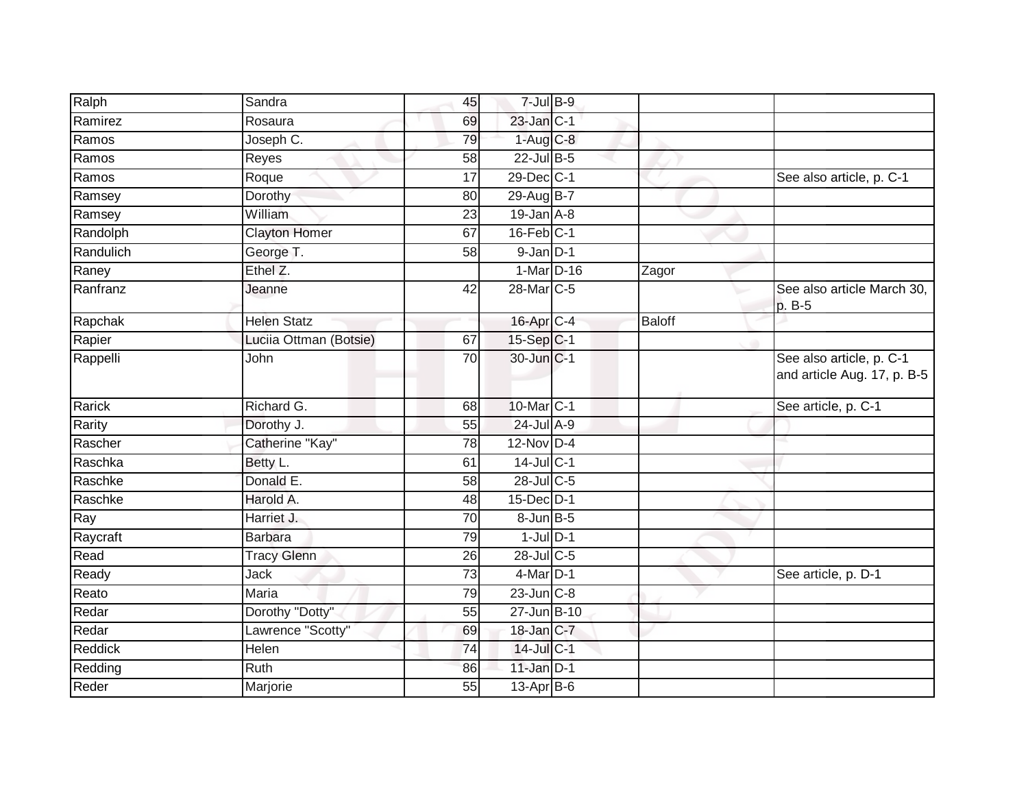| | | | | | | |
|---|---|---|---|---|---|---|
| Ralph | Sandra | 45 | 7-Jul | B-9 | | |
| Ramirez | Rosaura | 69 | 23-Jan | C-1 | | |
| Ramos | Joseph C. | 79 | 1-Aug | C-8 | | |
| Ramos | Reyes | 58 | 22-Jul | B-5 | | |
| Ramos | Roque | 17 | 29-Dec | C-1 | | See also article, p. C-1 |
| Ramsey | Dorothy | 80 | 29-Aug | B-7 | | |
| Ramsey | William | 23 | 19-Jan | A-8 | | |
| Randolph | Clayton Homer | 67 | 16-Feb | C-1 | | |
| Randulich | George T. | 58 | 9-Jan | D-1 | | |
| Raney | Ethel Z. | | 1-Mar | D-16 | Zagor | |
| Ranfranz | Jeanne | 42 | 28-Mar | C-5 | | See also article March 30, p. B-5 |
| Rapchak | Helen Statz | | 16-Apr | C-4 | Baloff | |
| Rapier | Luciia Ottman (Botsie) | 67 | 15-Sep | C-1 | | |
| Rappelli | John | 70 | 30-Jun | C-1 | | See also article, p. C-1 and article Aug. 17, p. B-5 |
| Rarick | Richard G. | 68 | 10-Mar | C-1 | | See article, p. C-1 |
| Rarity | Dorothy J. | 55 | 24-Jul | A-9 | | |
| Rascher | Catherine "Kay" | 78 | 12-Nov | D-4 | | |
| Raschka | Betty L. | 61 | 14-Jul | C-1 | | |
| Raschke | Donald E. | 58 | 28-Jul | C-5 | | |
| Raschke | Harold A. | 48 | 15-Dec | D-1 | | |
| Ray | Harriet J. | 70 | 8-Jun | B-5 | | |
| Raycraft | Barbara | 79 | 1-Jul | D-1 | | |
| Read | Tracy Glenn | 26 | 28-Jul | C-5 | | |
| Ready | Jack | 73 | 4-Mar | D-1 | | See article, p. D-1 |
| Reato | Maria | 79 | 23-Jun | C-8 | | |
| Redar | Dorothy "Dotty" | 55 | 27-Jun | B-10 | | |
| Redar | Lawrence "Scotty" | 69 | 18-Jan | C-7 | | |
| Reddick | Helen | 74 | 14-Jul | C-1 | | |
| Redding | Ruth | 86 | 11-Jan | D-1 | | |
| Reder | Marjorie | 55 | 13-Apr | B-6 | | |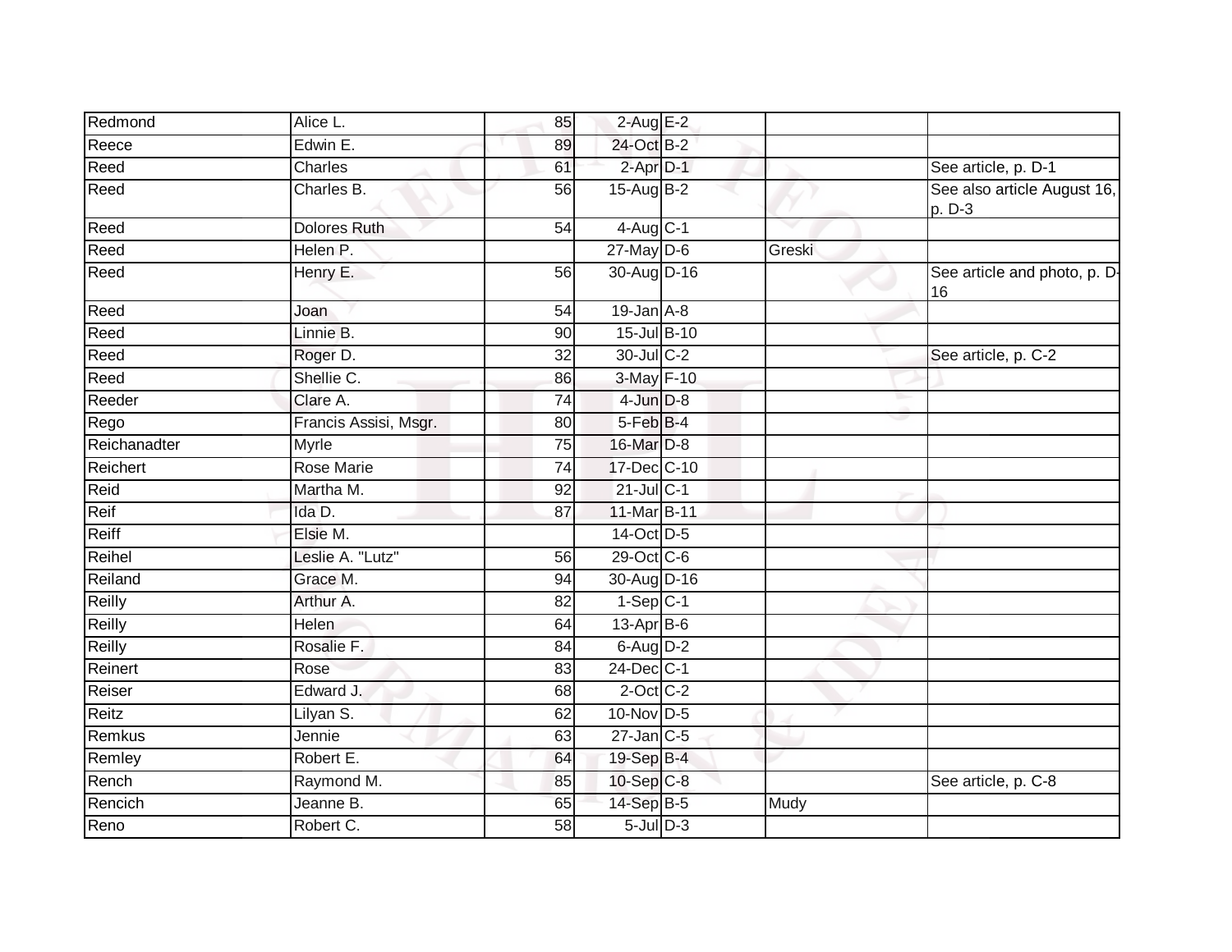| Redmond | Alice L. | 85 | 2-Aug | E-2 | | |
|---|---|---|---|---|---|---|
| Reece | Edwin E. | 89 | 24-Oct | B-2 | | |
| Reed | Charles | 61 | 2-Apr | D-1 | | See article, p. D-1 |
| Reed | Charles B. | 56 | 15-Aug | B-2 | | See also article August 16, p. D-3 |
| Reed | Dolores Ruth | 54 | 4-Aug | C-1 | | |
| Reed | Helen P. | | 27-May | D-6 | Greski | |
| Reed | Henry E. | 56 | 30-Aug | D-16 | | See article and photo, p. D-16 |
| Reed | Joan | 54 | 19-Jan | A-8 | | |
| Reed | Linnie B. | 90 | 15-Jul | B-10 | | |
| Reed | Roger D. | 32 | 30-Jul | C-2 | | See article, p. C-2 |
| Reed | Shellie C. | 86 | 3-May | F-10 | | |
| Reeder | Clare A. | 74 | 4-Jun | D-8 | | |
| Rego | Francis Assisi, Msgr. | 80 | 5-Feb | B-4 | | |
| Reichanadter | Myrle | 75 | 16-Mar | D-8 | | |
| Reichert | Rose Marie | 74 | 17-Dec | C-10 | | |
| Reid | Martha M. | 92 | 21-Jul | C-1 | | |
| Reif | Ida D. | 87 | 11-Mar | B-11 | | |
| Reiff | Elsie M. | | 14-Oct | D-5 | | |
| Reihel | Leslie A. "Lutz" | 56 | 29-Oct | C-6 | | |
| Reiland | Grace M. | 94 | 30-Aug | D-16 | | |
| Reilly | Arthur A. | 82 | 1-Sep | C-1 | | |
| Reilly | Helen | 64 | 13-Apr | B-6 | | |
| Reilly | Rosalie F. | 84 | 6-Aug | D-2 | | |
| Reinert | Rose | 83 | 24-Dec | C-1 | | |
| Reiser | Edward J. | 68 | 2-Oct | C-2 | | |
| Reitz | Lilyan S. | 62 | 10-Nov | D-5 | | |
| Remkus | Jennie | 63 | 27-Jan | C-5 | | |
| Remley | Robert E. | 64 | 19-Sep | B-4 | | |
| Rench | Raymond M. | 85 | 10-Sep | C-8 | | See article, p. C-8 |
| Rencich | Jeanne B. | 65 | 14-Sep | B-5 | Mudy | |
| Reno | Robert C. | 58 | 5-Jul | D-3 | | |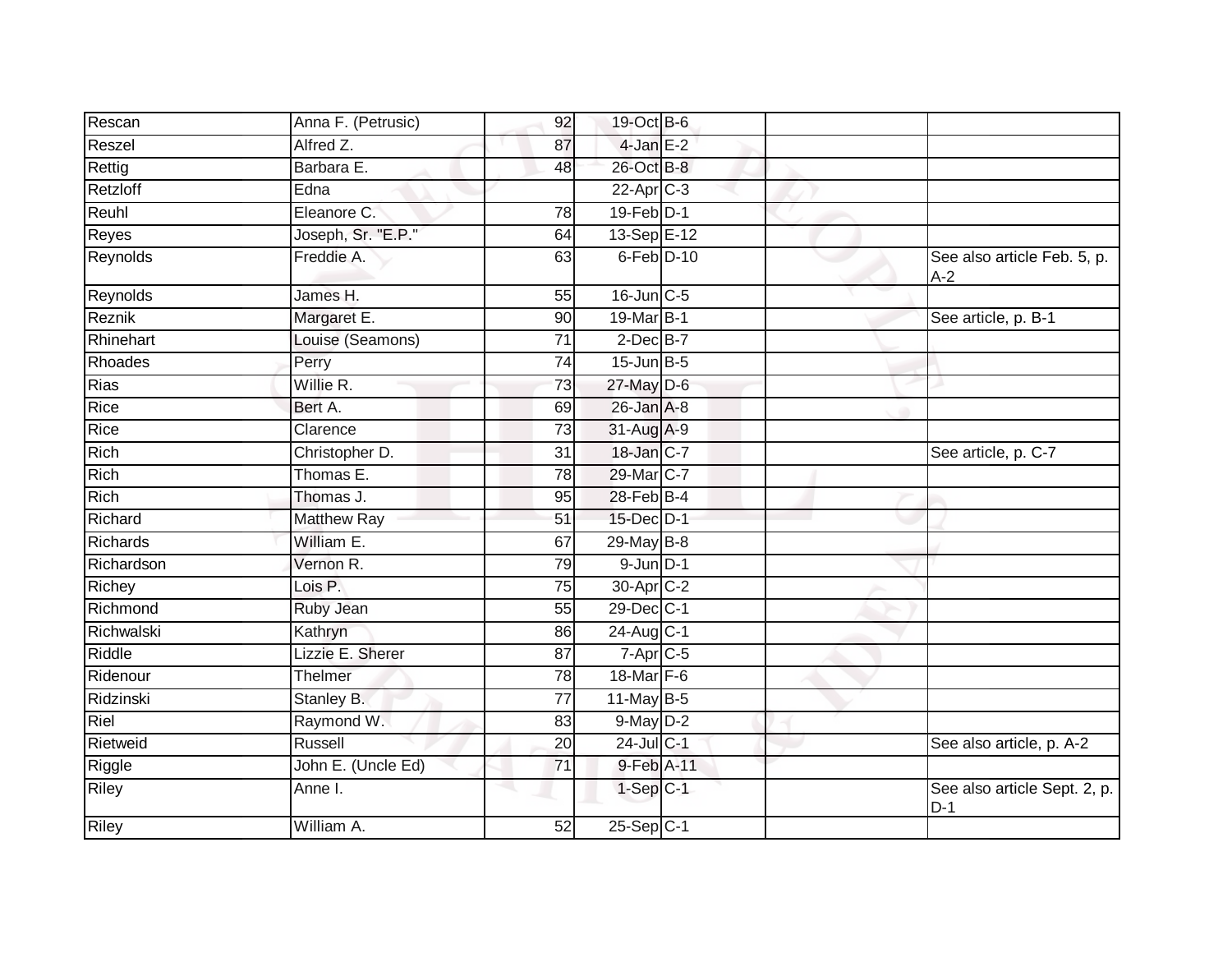| | | | | | | |
|---|---|---|---|---|---|---|
| Rescan | Anna F. (Petrusic) | 92 | 19-Oct | B-6 | | |
| Reszel | Alfred Z. | 87 | 4-Jan | E-2 | | |
| Rettig | Barbara E. | 48 | 26-Oct | B-8 | | |
| Retzloff | Edna | | 22-Apr | C-3 | | |
| Reuhl | Eleanore C. | 78 | 19-Feb | D-1 | | |
| Reyes | Joseph, Sr. "E.P." | 64 | 13-Sep | E-12 | | |
| Reynolds | Freddie A. | 63 | 6-Feb | D-10 | | See also article Feb. 5, p. A-2 |
| Reynolds | James H. | 55 | 16-Jun | C-5 | | |
| Reznik | Margaret E. | 90 | 19-Mar | B-1 | | See article, p. B-1 |
| Rhinehart | Louise (Seamons) | 71 | 2-Dec | B-7 | | |
| Rhoades | Perry | 74 | 15-Jun | B-5 | | |
| Rias | Willie R. | 73 | 27-May | D-6 | | |
| Rice | Bert A. | 69 | 26-Jan | A-8 | | |
| Rice | Clarence | 73 | 31-Aug | A-9 | | |
| Rich | Christopher D. | 31 | 18-Jan | C-7 | | See article, p. C-7 |
| Rich | Thomas E. | 78 | 29-Mar | C-7 | | |
| Rich | Thomas J. | 95 | 28-Feb | B-4 | | |
| Richard | Matthew Ray | 51 | 15-Dec | D-1 | | |
| Richards | William E. | 67 | 29-May | B-8 | | |
| Richardson | Vernon R. | 79 | 9-Jun | D-1 | | |
| Richey | Lois P. | 75 | 30-Apr | C-2 | | |
| Richmond | Ruby Jean | 55 | 29-Dec | C-1 | | |
| Richwalski | Kathryn | 86 | 24-Aug | C-1 | | |
| Riddle | Lizzie E. Sherer | 87 | 7-Apr | C-5 | | |
| Ridenour | Thelmer | 78 | 18-Mar | F-6 | | |
| Ridzinski | Stanley B. | 77 | 11-May | B-5 | | |
| Riel | Raymond W. | 83 | 9-May | D-2 | | |
| Rietweid | Russell | 20 | 24-Jul | C-1 | | See also article, p. A-2 |
| Riggle | John E. (Uncle Ed) | 71 | 9-Feb | A-11 | | |
| Riley | Anne I. | | 1-Sep | C-1 | | See also article Sept. 2, p. D-1 |
| Riley | William A. | 52 | 25-Sep | C-1 | | |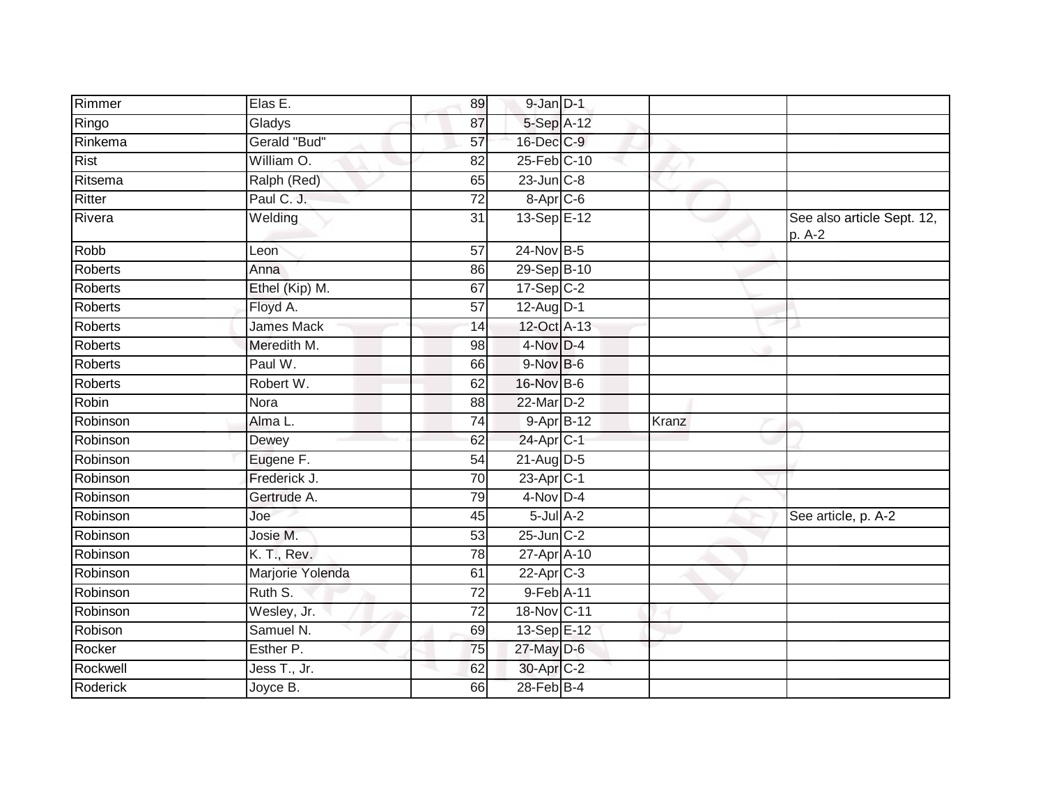| | | | | | | |
|---|---|---|---|---|---|---|
| Rimmer | Elas E. | 89 | 9-Jan | D-1 | | |
| Ringo | Gladys | 87 | 5-Sep | A-12 | | |
| Rinkema | Gerald "Bud" | 57 | 16-Dec | C-9 | | |
| Rist | William O. | 82 | 25-Feb | C-10 | | |
| Ritsema | Ralph (Red) | 65 | 23-Jun | C-8 | | |
| Ritter | Paul C. J. | 72 | 8-Apr | C-6 | | |
| Rivera | Welding | 31 | 13-Sep | E-12 | | See also article Sept. 12, p. A-2 |
| Robb | Leon | 57 | 24-Nov | B-5 | | |
| Roberts | Anna | 86 | 29-Sep | B-10 | | |
| Roberts | Ethel (Kip) M. | 67 | 17-Sep | C-2 | | |
| Roberts | Floyd A. | 57 | 12-Aug | D-1 | | |
| Roberts | James Mack | 14 | 12-Oct | A-13 | | |
| Roberts | Meredith M. | 98 | 4-Nov | D-4 | | |
| Roberts | Paul W. | 66 | 9-Nov | B-6 | | |
| Roberts | Robert W. | 62 | 16-Nov | B-6 | | |
| Robin | Nora | 88 | 22-Mar | D-2 | | |
| Robinson | Alma L. | 74 | 9-Apr | B-12 | Kranz | |
| Robinson | Dewey | 62 | 24-Apr | C-1 | | |
| Robinson | Eugene F. | 54 | 21-Aug | D-5 | | |
| Robinson | Frederick J. | 70 | 23-Apr | C-1 | | |
| Robinson | Gertrude A. | 79 | 4-Nov | D-4 | | |
| Robinson | Joe | 45 | 5-Jul | A-2 | | See article, p. A-2 |
| Robinson | Josie M. | 53 | 25-Jun | C-2 | | |
| Robinson | K. T., Rev. | 78 | 27-Apr | A-10 | | |
| Robinson | Marjorie Yolenda | 61 | 22-Apr | C-3 | | |
| Robinson | Ruth S. | 72 | 9-Feb | A-11 | | |
| Robinson | Wesley, Jr. | 72 | 18-Nov | C-11 | | |
| Robison | Samuel N. | 69 | 13-Sep | E-12 | | |
| Rocker | Esther P. | 75 | 27-May | D-6 | | |
| Rockwell | Jess T., Jr. | 62 | 30-Apr | C-2 | | |
| Roderick | Joyce B. | 66 | 28-Feb | B-4 | | |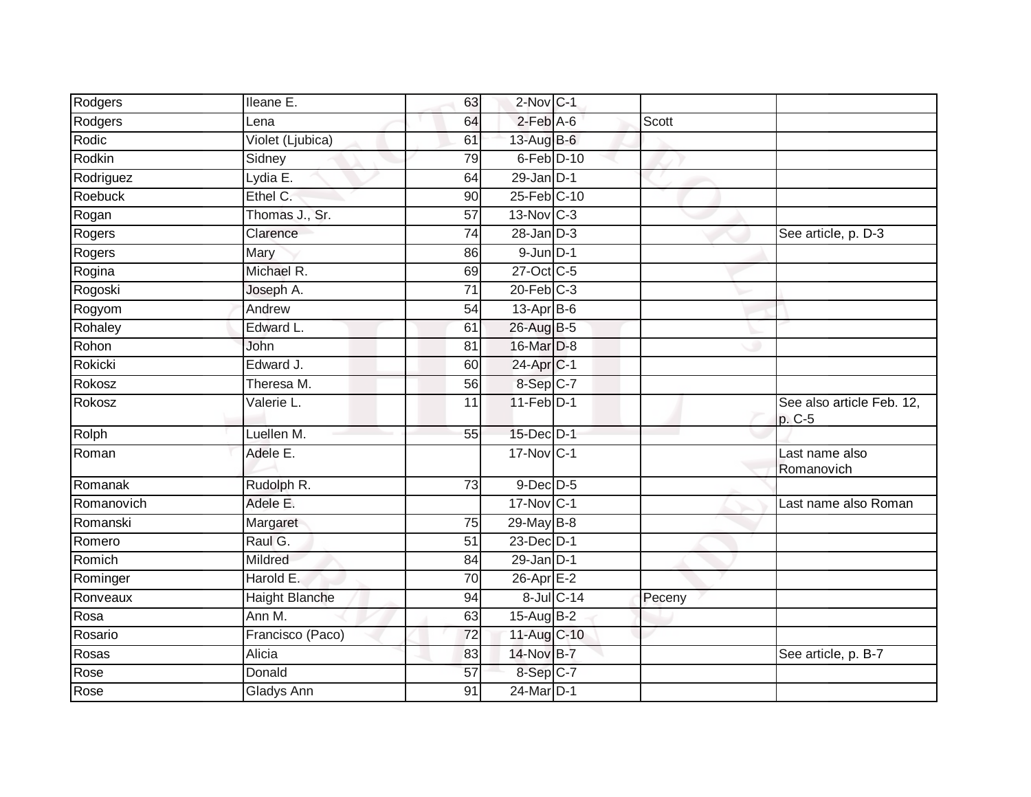| | | | | | | |
|---|---|---|---|---|---|---|
| Rodgers | Ileane E. | 63 | 2-Nov | C-1 | | |
| Rodgers | Lena | 64 | 2-Feb | A-6 | Scott | |
| Rodic | Violet (Ljubica) | 61 | 13-Aug | B-6 | | |
| Rodkin | Sidney | 79 | 6-Feb | D-10 | | |
| Rodriguez | Lydia E. | 64 | 29-Jan | D-1 | | |
| Roebuck | Ethel C. | 90 | 25-Feb | C-10 | | |
| Rogan | Thomas J., Sr. | 57 | 13-Nov | C-3 | | |
| Rogers | Clarence | 74 | 28-Jan | D-3 | | See article, p. D-3 |
| Rogers | Mary | 86 | 9-Jun | D-1 | | |
| Rogina | Michael R. | 69 | 27-Oct | C-5 | | |
| Rogoski | Joseph A. | 71 | 20-Feb | C-3 | | |
| Rogyom | Andrew | 54 | 13-Apr | B-6 | | |
| Rohaley | Edward L. | 61 | 26-Aug | B-5 | | |
| Rohon | John | 81 | 16-Mar | D-8 | | |
| Rokicki | Edward J. | 60 | 24-Apr | C-1 | | |
| Rokosz | Theresa M. | 56 | 8-Sep | C-7 | | |
| Rokosz | Valerie L. | 11 | 11-Feb | D-1 | | See also article Feb. 12, p. C-5 |
| Rolph | Luellen M. | 55 | 15-Dec | D-1 | | |
| Roman | Adele E. | | 17-Nov | C-1 | | Last name also Romanovich |
| Romanak | Rudolph R. | 73 | 9-Dec | D-5 | | |
| Romanovich | Adele E. | | 17-Nov | C-1 | | Last name also Roman |
| Romanski | Margaret | 75 | 29-May | B-8 | | |
| Romero | Raul G. | 51 | 23-Dec | D-1 | | |
| Romich | Mildred | 84 | 29-Jan | D-1 | | |
| Rominger | Harold E. | 70 | 26-Apr | E-2 | | |
| Ronveaux | Haight Blanche | 94 | 8-Jul | C-14 | Peceny | |
| Rosa | Ann M. | 63 | 15-Aug | B-2 | | |
| Rosario | Francisco (Paco) | 72 | 11-Aug | C-10 | | |
| Rosas | Alicia | 83 | 14-Nov | B-7 | | See article, p. B-7 |
| Rose | Donald | 57 | 8-Sep | C-7 | | |
| Rose | Gladys Ann | 91 | 24-Mar | D-1 | | |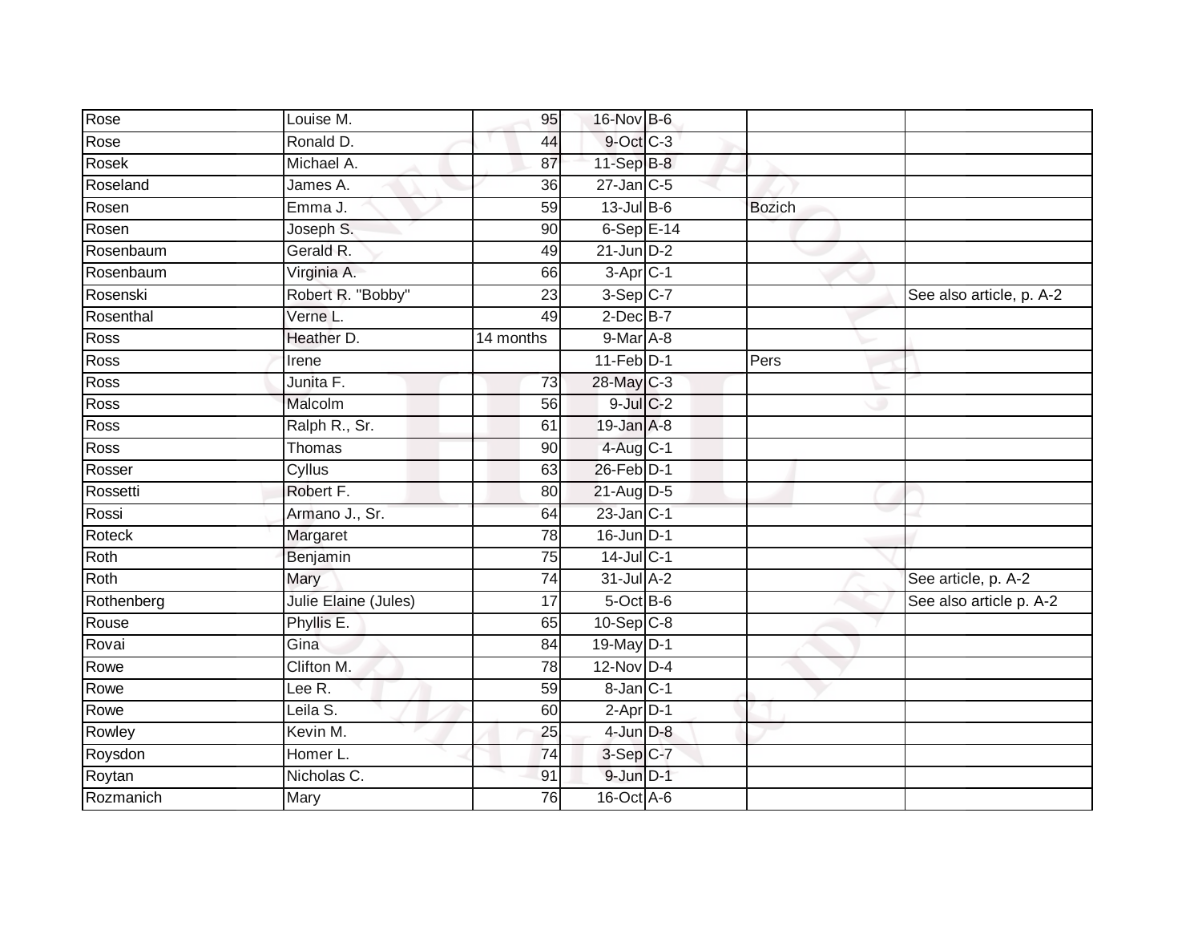| | | | | | | |
|---|---|---|---|---|---|---|
| Rose | Louise M. | 95 | 16-Nov | B-6 | | |
| Rose | Ronald D. | 44 | 9-Oct | C-3 | | |
| Rosek | Michael A. | 87 | 11-Sep | B-8 | | |
| Roseland | James A. | 36 | 27-Jan | C-5 | | |
| Rosen | Emma J. | 59 | 13-Jul | B-6 | Bozich | |
| Rosen | Joseph S. | 90 | 6-Sep | E-14 | | |
| Rosenbaum | Gerald R. | 49 | 21-Jun | D-2 | | |
| Rosenbaum | Virginia A. | 66 | 3-Apr | C-1 | | |
| Rosenski | Robert R. "Bobby" | 23 | 3-Sep | C-7 | | See also article, p. A-2 |
| Rosenthal | Verne L. | 49 | 2-Dec | B-7 | | |
| Ross | Heather D. | 14 months | 9-Mar | A-8 | | |
| Ross | Irene | | 11-Feb | D-1 | Pers | |
| Ross | Junita F. | 73 | 28-May | C-3 | | |
| Ross | Malcolm | 56 | 9-Jul | C-2 | | |
| Ross | Ralph R., Sr. | 61 | 19-Jan | A-8 | | |
| Ross | Thomas | 90 | 4-Aug | C-1 | | |
| Rosser | Cyllus | 63 | 26-Feb | D-1 | | |
| Rossetti | Robert F. | 80 | 21-Aug | D-5 | | |
| Rossi | Armano J., Sr. | 64 | 23-Jan | C-1 | | |
| Roteck | Margaret | 78 | 16-Jun | D-1 | | |
| Roth | Benjamin | 75 | 14-Jul | C-1 | | |
| Roth | Mary | 74 | 31-Jul | A-2 | | See article, p. A-2 |
| Rothenberg | Julie Elaine (Jules) | 17 | 5-Oct | B-6 | | See also article p. A-2 |
| Rouse | Phyllis E. | 65 | 10-Sep | C-8 | | |
| Rovai | Gina | 84 | 19-May | D-1 | | |
| Rowe | Clifton M. | 78 | 12-Nov | D-4 | | |
| Rowe | Lee R. | 59 | 8-Jan | C-1 | | |
| Rowe | Leila S. | 60 | 2-Apr | D-1 | | |
| Rowley | Kevin M. | 25 | 4-Jun | D-8 | | |
| Roysdon | Homer L. | 74 | 3-Sep | C-7 | | |
| Roytan | Nicholas C. | 91 | 9-Jun | D-1 | | |
| Rozmanich | Mary | 76 | 16-Oct | A-6 | | |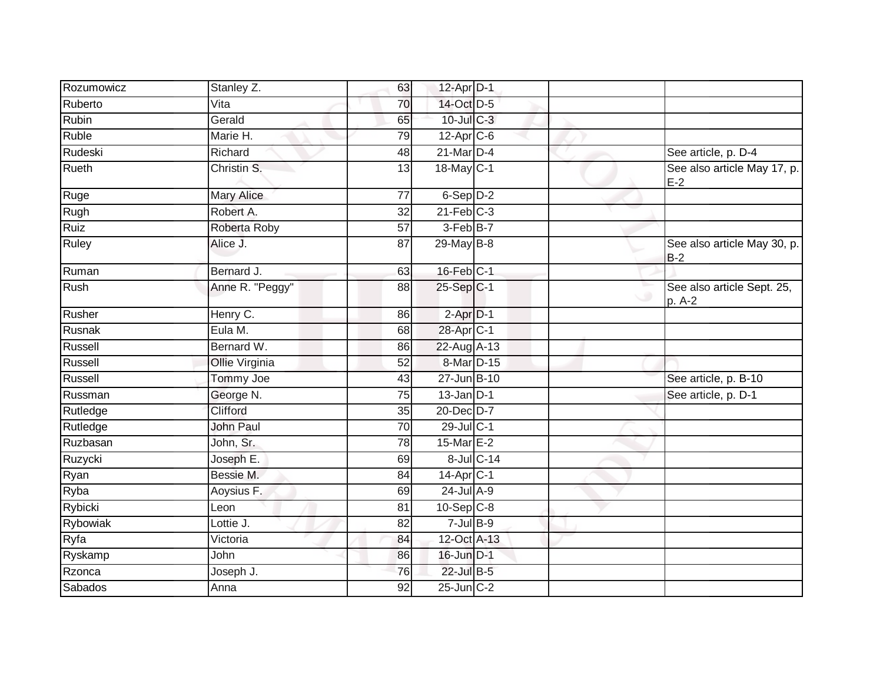| | | | | | | |
|---|---|---|---|---|---|---|
| Rozumowicz | Stanley Z. | 63 | 12-Apr | D-1 | | |
| Ruberto | Vita | 70 | 14-Oct | D-5 | | |
| Rubin | Gerald | 65 | 10-Jul | C-3 | | |
| Ruble | Marie H. | 79 | 12-Apr | C-6 | | |
| Rudeski | Richard | 48 | 21-Mar | D-4 | | See article, p. D-4 |
| Rueth | Christin S. | 13 | 18-May | C-1 | | See also article May 17, p. E-2 |
| Ruge | Mary Alice | 77 | 6-Sep | D-2 | | |
| Rugh | Robert A. | 32 | 21-Feb | C-3 | | |
| Ruiz | Roberta Roby | 57 | 3-Feb | B-7 | | |
| Ruley | Alice J. | 87 | 29-May | B-8 | | See also article May 30, p. B-2 |
| Ruman | Bernard J. | 63 | 16-Feb | C-1 | | |
| Rush | Anne R. "Peggy" | 88 | 25-Sep | C-1 | | See also article Sept. 25, p. A-2 |
| Rusher | Henry C. | 86 | 2-Apr | D-1 | | |
| Rusnak | Eula M. | 68 | 28-Apr | C-1 | | |
| Russell | Bernard W. | 86 | 22-Aug | A-13 | | |
| Russell | Ollie Virginia | 52 | 8-Mar | D-15 | | |
| Russell | Tommy Joe | 43 | 27-Jun | B-10 | | See article, p. B-10 |
| Russman | George N. | 75 | 13-Jan | D-1 | | See article, p. D-1 |
| Rutledge | Clifford | 35 | 20-Dec | D-7 | | |
| Rutledge | John Paul | 70 | 29-Jul | C-1 | | |
| Ruzbasan | John, Sr. | 78 | 15-Mar | E-2 | | |
| Ruzycki | Joseph E. | 69 | 8-Jul | C-14 | | |
| Ryan | Bessie M. | 84 | 14-Apr | C-1 | | |
| Ryba | Aoysius F. | 69 | 24-Jul | A-9 | | |
| Rybicki | Leon | 81 | 10-Sep | C-8 | | |
| Rybowiak | Lottie J. | 82 | 7-Jul | B-9 | | |
| Ryfa | Victoria | 84 | 12-Oct | A-13 | | |
| Ryskamp | John | 86 | 16-Jun | D-1 | | |
| Rzonca | Joseph J. | 76 | 22-Jul | B-5 | | |
| Sabados | Anna | 92 | 25-Jun | C-2 | | |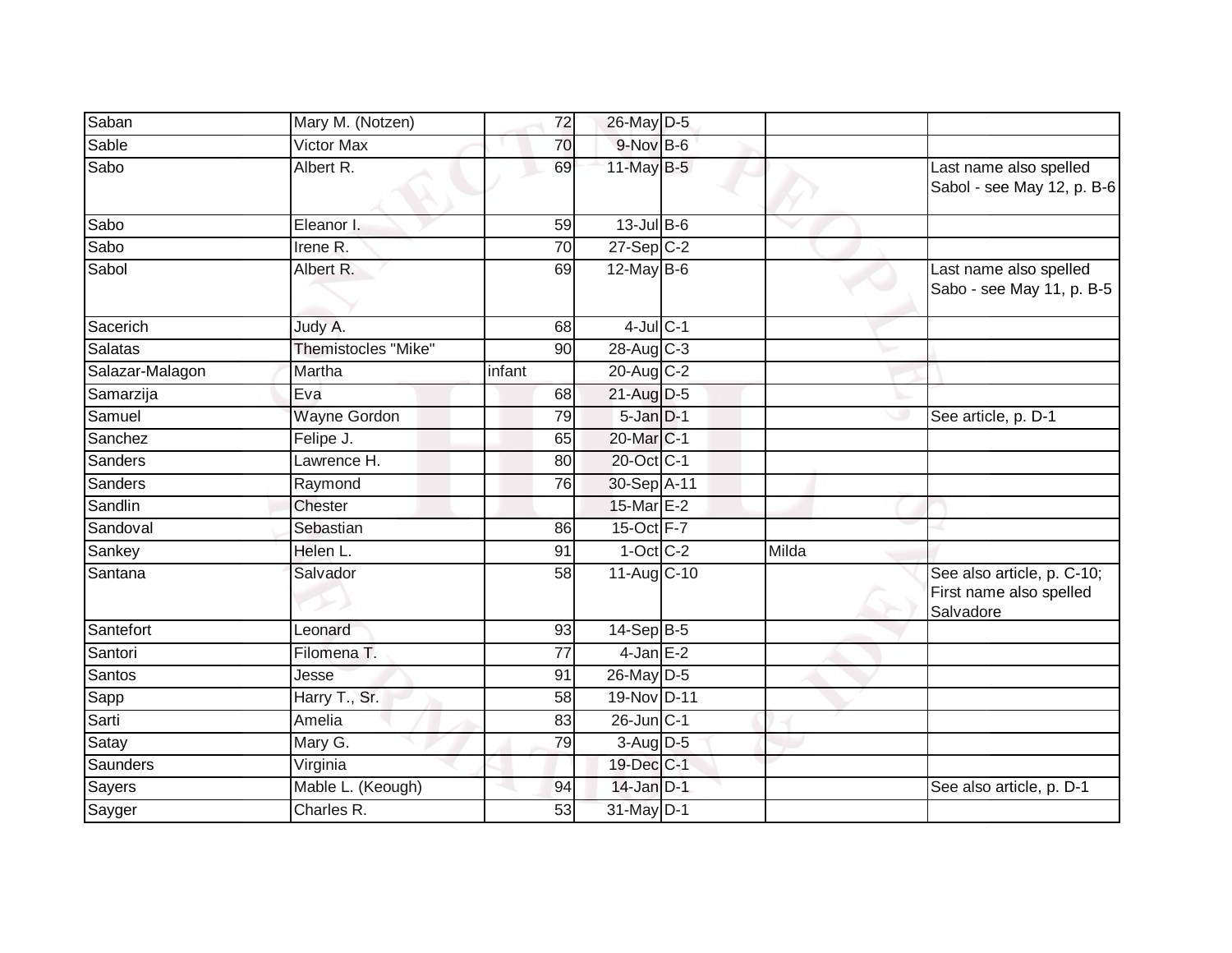| Saban | Mary M. (Notzen) | 72 | 26-May | D-5 | | |
|---|---|---|---|---|---|---|
| Sable | Victor Max | 70 | 9-Nov | B-6 | | |
| Sabo | Albert R. | 69 | 11-May | B-5 | | Last name also spelled Sabol - see May 12, p. B-6 |
| Sabo | Eleanor I. | 59 | 13-Jul | B-6 | | |
| Sabo | Irene R. | 70 | 27-Sep | C-2 | | |
| Sabol | Albert R. | 69 | 12-May | B-6 | | Last name also spelled Sabo - see May 11, p. B-5 |
| Sacerich | Judy A. | 68 | 4-Jul | C-1 | | |
| Salatas | Themistocles "Mike" | 90 | 28-Aug | C-3 | | |
| Salazar-Malagon | Martha | infant | 20-Aug | C-2 | | |
| Samarzija | Eva | 68 | 21-Aug | D-5 | | |
| Samuel | Wayne Gordon | 79 | 5-Jan | D-1 | | See article, p. D-1 |
| Sanchez | Felipe J. | 65 | 20-Mar | C-1 | | |
| Sanders | Lawrence H. | 80 | 20-Oct | C-1 | | |
| Sanders | Raymond | 76 | 30-Sep | A-11 | | |
| Sandlin | Chester | | 15-Mar | E-2 | | |
| Sandoval | Sebastian | 86 | 15-Oct | F-7 | | |
| Sankey | Helen L. | 91 | 1-Oct | C-2 | Milda | |
| Santana | Salvador | 58 | 11-Aug | C-10 | | See also article, p. C-10; First name also spelled Salvadore |
| Santefort | Leonard | 93 | 14-Sep | B-5 | | |
| Santori | Filomena T. | 77 | 4-Jan | E-2 | | |
| Santos | Jesse | 91 | 26-May | D-5 | | |
| Sapp | Harry T., Sr. | 58 | 19-Nov | D-11 | | |
| Sarti | Amelia | 83 | 26-Jun | C-1 | | |
| Satay | Mary G. | 79 | 3-Aug | D-5 | | |
| Saunders | Virginia | | 19-Dec | C-1 | | |
| Sayers | Mable L. (Keough) | 94 | 14-Jan | D-1 | | See also article, p. D-1 |
| Sayger | Charles R. | 53 | 31-May | D-1 | | |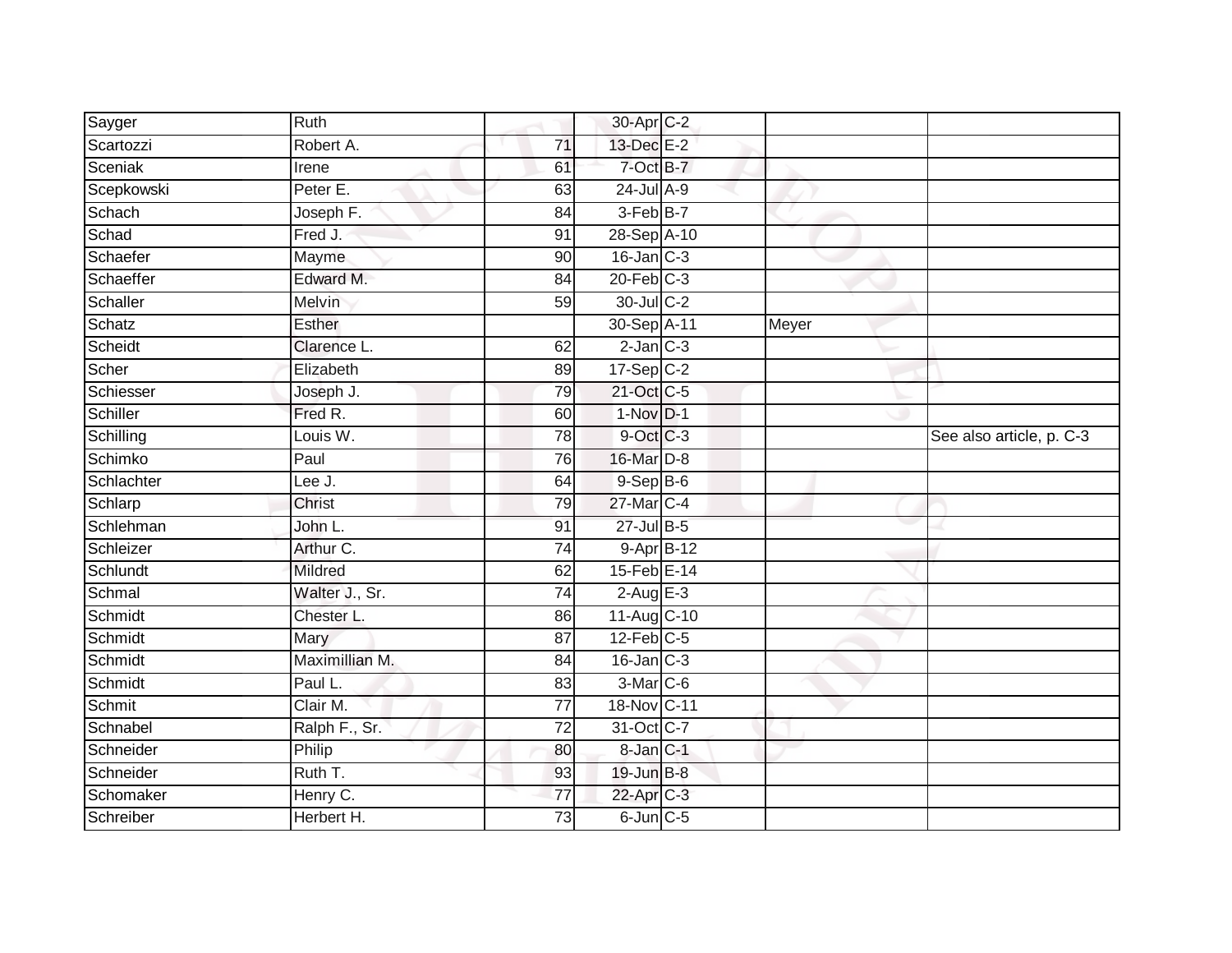| Sayger | Ruth | | 30-Apr | C-2 | | |
|---|---|---|---|---|---|---|
| Scartozzi | Robert A. | 71 | 13-Dec | E-2 | | |
| Sceniak | Irene | 61 | 7-Oct | B-7 | | |
| Scepkowski | Peter E. | 63 | 24-Jul | A-9 | | |
| Schach | Joseph F. | 84 | 3-Feb | B-7 | | |
| Schad | Fred J. | 91 | 28-Sep | A-10 | | |
| Schaefer | Mayme | 90 | 16-Jan | C-3 | | |
| Schaeffer | Edward M. | 84 | 20-Feb | C-3 | | |
| Schaller | Melvin | 59 | 30-Jul | C-2 | | |
| Schatz | Esther | | 30-Sep | A-11 | Meyer | |
| Scheidt | Clarence L. | 62 | 2-Jan | C-3 | | |
| Scher | Elizabeth | 89 | 17-Sep | C-2 | | |
| Schiesser | Joseph J. | 79 | 21-Oct | C-5 | | |
| Schiller | Fred R. | 60 | 1-Nov | D-1 | | |
| Schilling | Louis W. | 78 | 9-Oct | C-3 | | See also article, p. C-3 |
| Schimko | Paul | 76 | 16-Mar | D-8 | | |
| Schlachter | Lee J. | 64 | 9-Sep | B-6 | | |
| Schlarp | Christ | 79 | 27-Mar | C-4 | | |
| Schlehman | John L. | 91 | 27-Jul | B-5 | | |
| Schleizer | Arthur C. | 74 | 9-Apr | B-12 | | |
| Schlundt | Mildred | 62 | 15-Feb | E-14 | | |
| Schmal | Walter J., Sr. | 74 | 2-Aug | E-3 | | |
| Schmidt | Chester L. | 86 | 11-Aug | C-10 | | |
| Schmidt | Mary | 87 | 12-Feb | C-5 | | |
| Schmidt | Maximillian M. | 84 | 16-Jan | C-3 | | |
| Schmidt | Paul L. | 83 | 3-Mar | C-6 | | |
| Schmit | Clair M. | 77 | 18-Nov | C-11 | | |
| Schnabel | Ralph F., Sr. | 72 | 31-Oct | C-7 | | |
| Schneider | Philip | 80 | 8-Jan | C-1 | | |
| Schneider | Ruth T. | 93 | 19-Jun | B-8 | | |
| Schomaker | Henry C. | 77 | 22-Apr | C-3 | | |
| Schreiber | Herbert H. | 73 | 6-Jun | C-5 | | |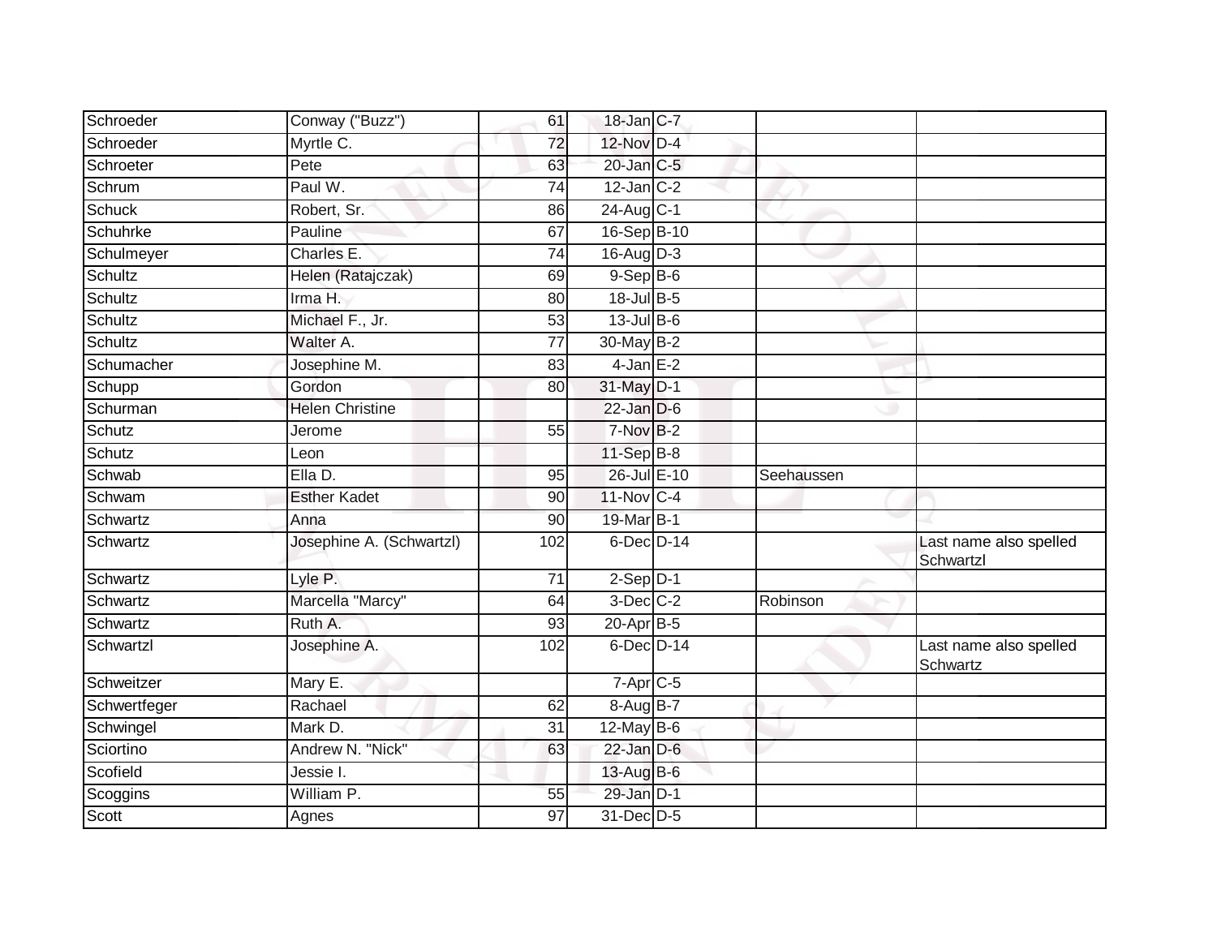| | | | | | | |
|---|---|---|---|---|---|---|
| Schroeder | Conway ("Buzz") | 61 | 18-Jan | C-7 | | |
| Schroeder | Myrtle C. | 72 | 12-Nov | D-4 | | |
| Schroeter | Pete | 63 | 20-Jan | C-5 | | |
| Schrum | Paul W. | 74 | 12-Jan | C-2 | | |
| Schuck | Robert, Sr. | 86 | 24-Aug | C-1 | | |
| Schuhrke | Pauline | 67 | 16-Sep | B-10 | | |
| Schulmeyer | Charles E. | 74 | 16-Aug | D-3 | | |
| Schultz | Helen (Ratajczak) | 69 | 9-Sep | B-6 | | |
| Schultz | Irma H. | 80 | 18-Jul | B-5 | | |
| Schultz | Michael F., Jr. | 53 | 13-Jul | B-6 | | |
| Schultz | Walter A. | 77 | 30-May | B-2 | | |
| Schumacher | Josephine M. | 83 | 4-Jan | E-2 | | |
| Schupp | Gordon | 80 | 31-May | D-1 | | |
| Schurman | Helen Christine | | 22-Jan | D-6 | | |
| Schutz | Jerome | 55 | 7-Nov | B-2 | | |
| Schutz | Leon | | 11-Sep | B-8 | | |
| Schwab | Ella D. | 95 | 26-Jul | E-10 | Seehaussen | |
| Schwam | Esther Kadet | 90 | 11-Nov | C-4 | | |
| Schwartz | Anna | 90 | 19-Mar | B-1 | | |
| Schwartz | Josephine A. (Schwartzl) | 102 | 6-Dec | D-14 | | Last name also spelled Schwartzl |
| Schwartz | Lyle P. | 71 | 2-Sep | D-1 | | |
| Schwartz | Marcella "Marcy" | 64 | 3-Dec | C-2 | Robinson | |
| Schwartz | Ruth A. | 93 | 20-Apr | B-5 | | |
| Schwartzl | Josephine A. | 102 | 6-Dec | D-14 | | Last name also spelled Schwartz |
| Schweitzer | Mary E. | | 7-Apr | C-5 | | |
| Schwertfeger | Rachael | 62 | 8-Aug | B-7 | | |
| Schwingel | Mark D. | 31 | 12-May | B-6 | | |
| Sciortino | Andrew N. "Nick" | 63 | 22-Jan | D-6 | | |
| Scofield | Jessie I. | | 13-Aug | B-6 | | |
| Scoggins | William P. | 55 | 29-Jan | D-1 | | |
| Scott | Agnes | 97 | 31-Dec | D-5 | | |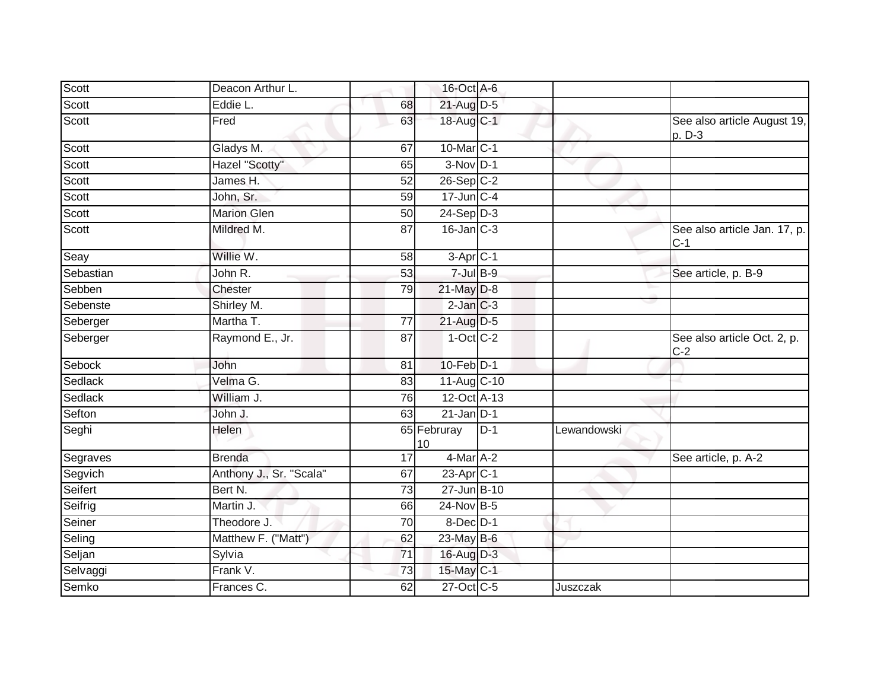| Scott | Deacon Arthur L. | | 16-Oct | A-6 | | |
|---|---|---|---|---|---|---|
| Scott | Eddie L. | 68 | 21-Aug | D-5 | | |
| Scott | Fred | 63 | 18-Aug | C-1 | | See also article August 19, p. D-3 |
| Scott | Gladys M. | 67 | 10-Mar | C-1 | | |
| Scott | Hazel "Scotty" | 65 | 3-Nov | D-1 | | |
| Scott | James H. | 52 | 26-Sep | C-2 | | |
| Scott | John, Sr. | 59 | 17-Jun | C-4 | | |
| Scott | Marion Glen | 50 | 24-Sep | D-3 | | |
| Scott | Mildred M. | 87 | 16-Jan | C-3 | | See also article Jan. 17, p. C-1 |
| Seay | Willie W. | 58 | 3-Apr | C-1 | | |
| Sebastian | John R. | 53 | 7-Jul | B-9 | | See article, p. B-9 |
| Sebben | Chester | 79 | 21-May | D-8 | | |
| Sebenste | Shirley M. | | 2-Jan | C-3 | | |
| Seberger | Martha T. | 77 | 21-Aug | D-5 | | |
| Seberger | Raymond E., Jr. | 87 | 1-Oct | C-2 | | See also article Oct. 2, p. C-2 |
| Sebock | John | 81 | 10-Feb | D-1 | | |
| Sedlack | Velma G. | 83 | 11-Aug | C-10 | | |
| Sedlack | William J. | 76 | 12-Oct | A-13 | | |
| Sefton | John J. | 63 | 21-Jan | D-1 | | |
| Seghi | Helen | 65 | Februray 10 | D-1 | Lewandowski | |
| Segraves | Brenda | 17 | 4-Mar | A-2 | | See article, p. A-2 |
| Segvich | Anthony J., Sr. "Scala" | 67 | 23-Apr | C-1 | | |
| Seifert | Bert N. | 73 | 27-Jun | B-10 | | |
| Seifrig | Martin J. | 66 | 24-Nov | B-5 | | |
| Seiner | Theodore J. | 70 | 8-Dec | D-1 | | |
| Seling | Matthew F. ("Matt") | 62 | 23-May | B-6 | | |
| Seljan | Sylvia | 71 | 16-Aug | D-3 | | |
| Selvaggi | Frank V. | 73 | 15-May | C-1 | | |
| Semko | Frances C. | 62 | 27-Oct | C-5 | Juszczak | |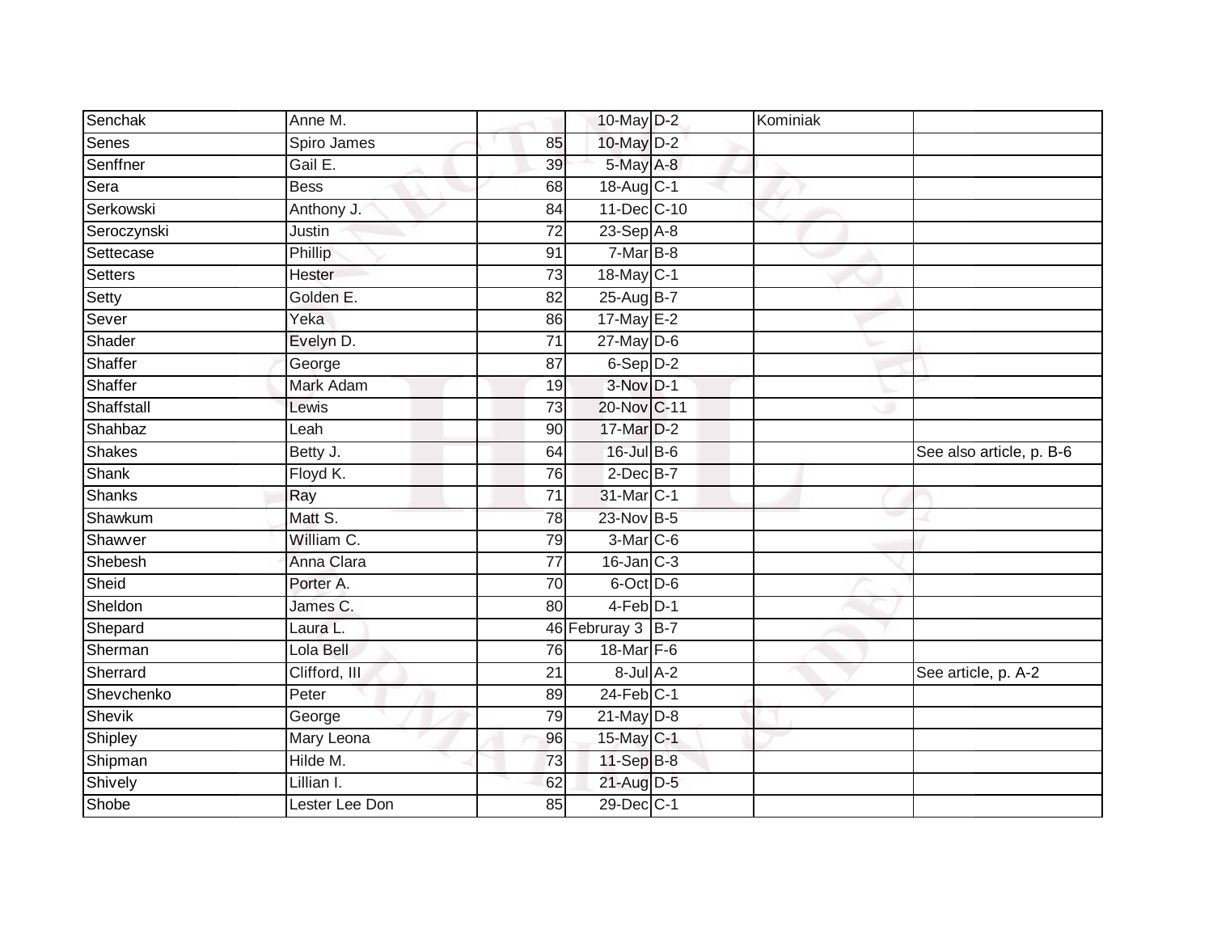| | | | | | | |
|---|---|---|---|---|---|---|
| Senchak | Anne M. | | 10-May | D-2 | Kominiak | |
| Senes | Spiro James | 85 | 10-May | D-2 | | |
| Senffner | Gail E. | 39 | 5-May | A-8 | | |
| Sera | Bess | 68 | 18-Aug | C-1 | | |
| Serkowski | Anthony J. | 84 | 11-Dec | C-10 | | |
| Seroczynski | Justin | 72 | 23-Sep | A-8 | | |
| Settecase | Phillip | 91 | 7-Mar | B-8 | | |
| Setters | Hester | 73 | 18-May | C-1 | | |
| Setty | Golden E. | 82 | 25-Aug | B-7 | | |
| Sever | Yeka | 86 | 17-May | E-2 | | |
| Shader | Evelyn D. | 71 | 27-May | D-6 | | |
| Shaffer | George | 87 | 6-Sep | D-2 | | |
| Shaffer | Mark Adam | 19 | 3-Nov | D-1 | | |
| Shaffstall | Lewis | 73 | 20-Nov | C-11 | | |
| Shahbaz | Leah | 90 | 17-Mar | D-2 | | |
| Shakes | Betty J. | 64 | 16-Jul | B-6 | | See also article, p. B-6 |
| Shank | Floyd K. | 76 | 2-Dec | B-7 | | |
| Shanks | Ray | 71 | 31-Mar | C-1 | | |
| Shawkum | Matt S. | 78 | 23-Nov | B-5 | | |
| Shawver | William C. | 79 | 3-Mar | C-6 | | |
| Shebesh | Anna Clara | 77 | 16-Jan | C-3 | | |
| Sheid | Porter A. | 70 | 6-Oct | D-6 | | |
| Sheldon | James C. | 80 | 4-Feb | D-1 | | |
| Shepard | Laura L. | 46 | Februray 3 | B-7 | | |
| Sherman | Lola Bell | 76 | 18-Mar | F-6 | | |
| Sherrard | Clifford, III | 21 | 8-Jul | A-2 | | See article, p. A-2 |
| Shevchenko | Peter | 89 | 24-Feb | C-1 | | |
| Shevik | George | 79 | 21-May | D-8 | | |
| Shipley | Mary Leona | 96 | 15-May | C-1 | | |
| Shipman | Hilde M. | 73 | 11-Sep | B-8 | | |
| Shively | Lillian I. | 62 | 21-Aug | D-5 | | |
| Shobe | Lester Lee Don | 85 | 29-Dec | C-1 | | |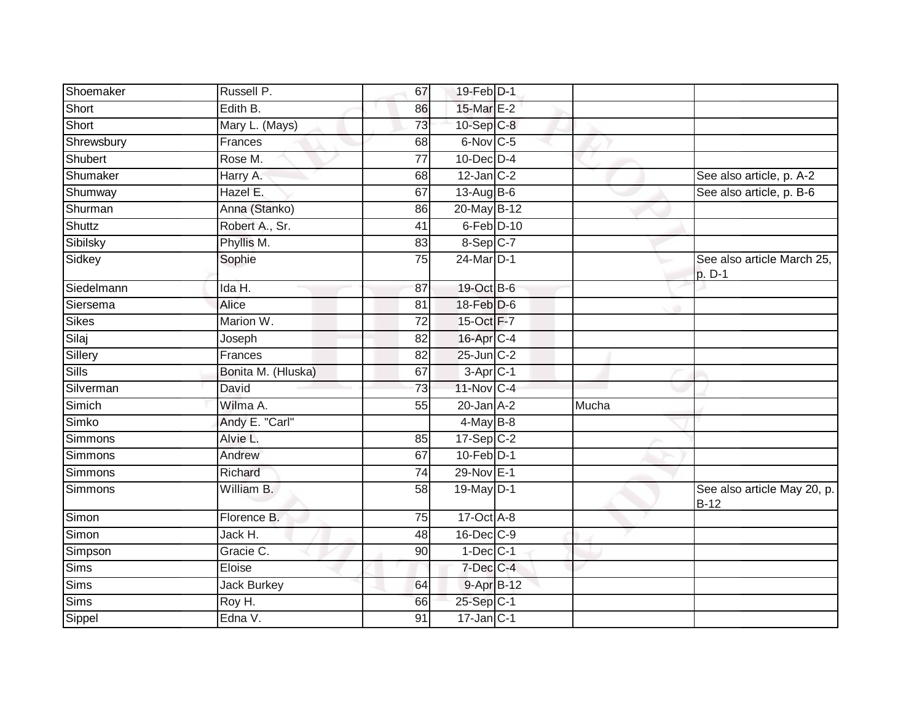| | | | | | | |
|---|---|---|---|---|---|---|
| Shoemaker | Russell P. | 67 | 19-Feb | D-1 | | |
| Short | Edith B. | 86 | 15-Mar | E-2 | | |
| Short | Mary L. (Mays) | 73 | 10-Sep | C-8 | | |
| Shrewsbury | Frances | 68 | 6-Nov | C-5 | | |
| Shubert | Rose M. | 77 | 10-Dec | D-4 | | |
| Shumaker | Harry A. | 68 | 12-Jan | C-2 | | See also article, p. A-2 |
| Shumway | Hazel E. | 67 | 13-Aug | B-6 | | See also article, p. B-6 |
| Shurman | Anna (Stanko) | 86 | 20-May | B-12 | | |
| Shuttz | Robert A., Sr. | 41 | 6-Feb | D-10 | | |
| Sibilsky | Phyllis M. | 83 | 8-Sep | C-7 | | |
| Sidkey | Sophie | 75 | 24-Mar | D-1 | | See also article March 25, p. D-1 |
| Siedelmann | Ida H. | 87 | 19-Oct | B-6 | | |
| Siersema | Alice | 81 | 18-Feb | D-6 | | |
| Sikes | Marion W. | 72 | 15-Oct | F-7 | | |
| Silaj | Joseph | 82 | 16-Apr | C-4 | | |
| Sillery | Frances | 82 | 25-Jun | C-2 | | |
| Sills | Bonita M. (Hluska) | 67 | 3-Apr | C-1 | | |
| Silverman | David | 73 | 11-Nov | C-4 | | |
| Simich | Wilma A. | 55 | 20-Jan | A-2 | Mucha | |
| Simko | Andy E. "Carl" | | 4-May | B-8 | | |
| Simmons | Alvie L. | 85 | 17-Sep | C-2 | | |
| Simmons | Andrew | 67 | 10-Feb | D-1 | | |
| Simmons | Richard | 74 | 29-Nov | E-1 | | |
| Simmons | William B. | 58 | 19-May | D-1 | | See also article May 20, p. B-12 |
| Simon | Florence B. | 75 | 17-Oct | A-8 | | |
| Simon | Jack H. | 48 | 16-Dec | C-9 | | |
| Simpson | Gracie C. | 90 | 1-Dec | C-1 | | |
| Sims | Eloise | | 7-Dec | C-4 | | |
| Sims | Jack Burkey | 64 | 9-Apr | B-12 | | |
| Sims | Roy H. | 66 | 25-Sep | C-1 | | |
| Sippel | Edna V. | 91 | 17-Jan | C-1 | | |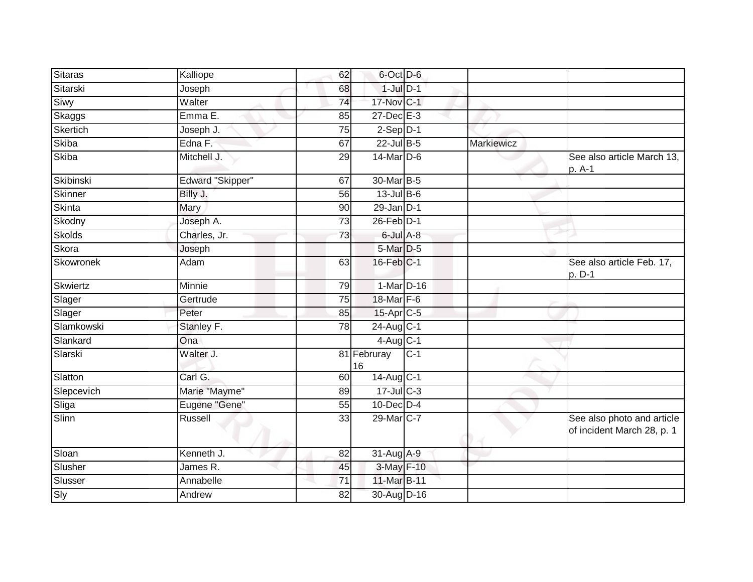| | | | | | | |
|---|---|---|---|---|---|---|
| Sitaras | Kalliope | 62 | 6-Oct | D-6 | | |
| Sitarski | Joseph | 68 | 1-Jul | D-1 | | |
| Siwy | Walter | 74 | 17-Nov | C-1 | | |
| Skaggs | Emma E. | 85 | 27-Dec | E-3 | | |
| Skertich | Joseph J. | 75 | 2-Sep | D-1 | | |
| Skiba | Edna F. | 67 | 22-Jul | B-5 | Markiewicz | |
| Skiba | Mitchell J. | 29 | 14-Mar | D-6 | | See also article March 13, p. A-1 |
| Skibinski | Edward "Skipper" | 67 | 30-Mar | B-5 | | |
| Skinner | Billy J. | 56 | 13-Jul | B-6 | | |
| Skinta | Mary | 90 | 29-Jan | D-1 | | |
| Skodny | Joseph A. | 73 | 26-Feb | D-1 | | |
| Skolds | Charles, Jr. | 73 | 6-Jul | A-8 | | |
| Skora | Joseph | | 5-Mar | D-5 | | |
| Skowronek | Adam | 63 | 16-Feb | C-1 | | See also article Feb. 17, p. D-1 |
| Skwiertz | Minnie | 79 | 1-Mar | D-16 | | |
| Slager | Gertrude | 75 | 18-Mar | F-6 | | |
| Slager | Peter | 85 | 15-Apr | C-5 | | |
| Slamkowski | Stanley F. | 78 | 24-Aug | C-1 | | |
| Slankard | Ona | | 4-Aug | C-1 | | |
| Slarski | Walter J. | 81 | Februray 16 | C-1 | | |
| Slatton | Carl G. | 60 | 14-Aug | C-1 | | |
| Slepcevich | Marie "Mayme" | 89 | 17-Jul | C-3 | | |
| Sliga | Eugene "Gene" | 55 | 10-Dec | D-4 | | |
| Slinn | Russell | 33 | 29-Mar | C-7 | | See also photo and article of incident March 28, p. 1 |
| Sloan | Kenneth J. | 82 | 31-Aug | A-9 | | |
| Slusher | James R. | 45 | 3-May | F-10 | | |
| Slusser | Annabelle | 71 | 11-Mar | B-11 | | |
| Sly | Andrew | 82 | 30-Aug | D-16 | | |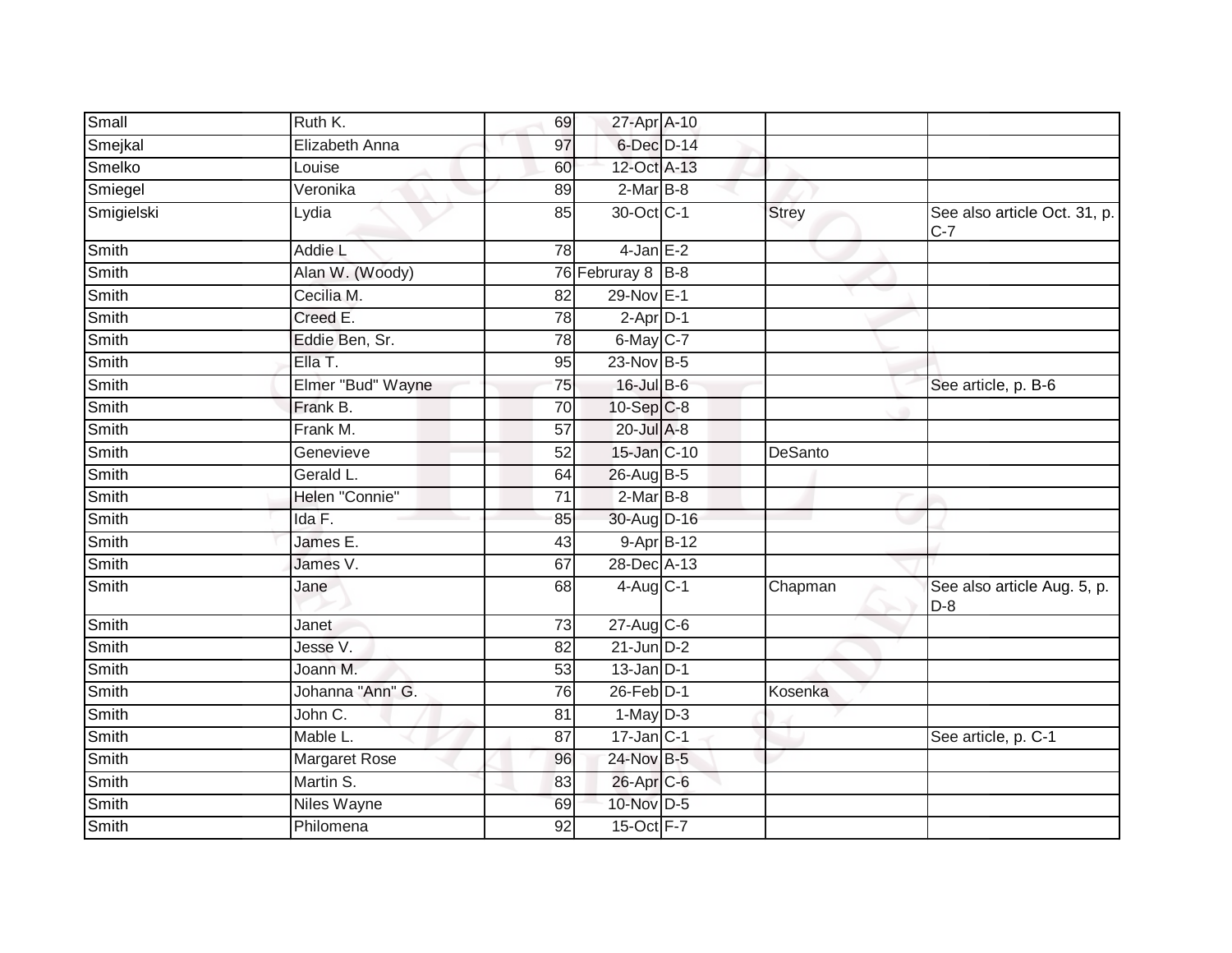| | | | | | | |
|---|---|---|---|---|---|---|
| Small | Ruth K. | 69 | 27-Apr | A-10 | | |
| Smejkal | Elizabeth Anna | 97 | 6-Dec | D-14 | | |
| Smelko | Louise | 60 | 12-Oct | A-13 | | |
| Smiegel | Veronika | 89 | 2-Mar | B-8 | | |
| Smigielski | Lydia | 85 | 30-Oct | C-1 | Strey | See also article Oct. 31, p. C-7 |
| Smith | Addie L | 78 | 4-Jan | E-2 | | |
| Smith | Alan W. (Woody) | 76 | Februray 8 | B-8 | | |
| Smith | Cecilia M. | 82 | 29-Nov | E-1 | | |
| Smith | Creed E. | 78 | 2-Apr | D-1 | | |
| Smith | Eddie Ben, Sr. | 78 | 6-May | C-7 | | |
| Smith | Ella T. | 95 | 23-Nov | B-5 | | |
| Smith | Elmer "Bud" Wayne | 75 | 16-Jul | B-6 | | See article, p. B-6 |
| Smith | Frank B. | 70 | 10-Sep | C-8 | | |
| Smith | Frank M. | 57 | 20-Jul | A-8 | | |
| Smith | Genevieve | 52 | 15-Jan | C-10 | DeSanto | |
| Smith | Gerald L. | 64 | 26-Aug | B-5 | | |
| Smith | Helen "Connie" | 71 | 2-Mar | B-8 | | |
| Smith | Ida F. | 85 | 30-Aug | D-16 | | |
| Smith | James E. | 43 | 9-Apr | B-12 | | |
| Smith | James V. | 67 | 28-Dec | A-13 | | |
| Smith | Jane | 68 | 4-Aug | C-1 | Chapman | See also article Aug. 5, p. D-8 |
| Smith | Janet | 73 | 27-Aug | C-6 | | |
| Smith | Jesse V. | 82 | 21-Jun | D-2 | | |
| Smith | Joann M. | 53 | 13-Jan | D-1 | | |
| Smith | Johanna "Ann" G. | 76 | 26-Feb | D-1 | Kosenka | |
| Smith | John C. | 81 | 1-May | D-3 | | |
| Smith | Mable L. | 87 | 17-Jan | C-1 | | See article, p. C-1 |
| Smith | Margaret Rose | 96 | 24-Nov | B-5 | | |
| Smith | Martin S. | 83 | 26-Apr | C-6 | | |
| Smith | Niles Wayne | 69 | 10-Nov | D-5 | | |
| Smith | Philomena | 92 | 15-Oct | F-7 | | |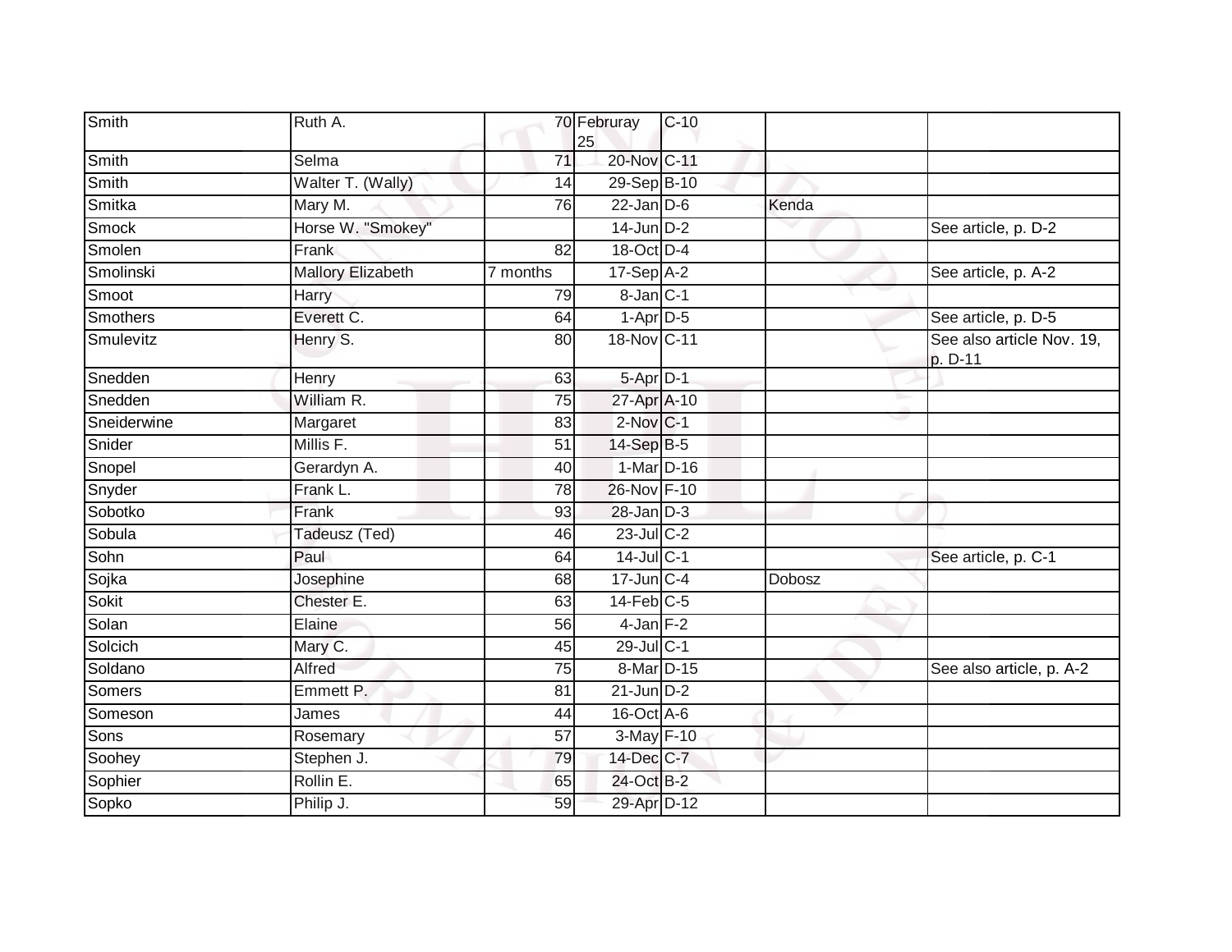| Smith | Ruth A. | 70 | Februray 25 | C-10 | | |
|---|---|---|---|---|---|---|
| Smith | Selma | 71 | 20-Nov | C-11 | | |
| Smith | Walter T. (Wally) | 14 | 29-Sep | B-10 | | |
| Smitka | Mary M. | 76 | 22-Jan | D-6 | Kenda | |
| Smock | Horse W. "Smokey" | | 14-Jun | D-2 | | See article, p. D-2 |
| Smolen | Frank | 82 | 18-Oct | D-4 | | |
| Smolinski | Mallory Elizabeth | 7 months | 17-Sep | A-2 | | See article, p. A-2 |
| Smoot | Harry | 79 | 8-Jan | C-1 | | |
| Smothers | Everett C. | 64 | 1-Apr | D-5 | | See article, p. D-5 |
| Smulevitz | Henry S. | 80 | 18-Nov | C-11 | | See also article Nov. 19, p. D-11 |
| Snedden | Henry | 63 | 5-Apr | D-1 | | |
| Snedden | William R. | 75 | 27-Apr | A-10 | | |
| Sneiderwine | Margaret | 83 | 2-Nov | C-1 | | |
| Snider | Millis F. | 51 | 14-Sep | B-5 | | |
| Snopel | Gerardyn A. | 40 | 1-Mar | D-16 | | |
| Snyder | Frank L. | 78 | 26-Nov | F-10 | | |
| Sobotko | Frank | 93 | 28-Jan | D-3 | | |
| Sobula | Tadeusz (Ted) | 46 | 23-Jul | C-2 | | |
| Sohn | Paul | 64 | 14-Jul | C-1 | | See article, p. C-1 |
| Sojka | Josephine | 68 | 17-Jun | C-4 | Dobosz | |
| Sokit | Chester E. | 63 | 14-Feb | C-5 | | |
| Solan | Elaine | 56 | 4-Jan | F-2 | | |
| Solcich | Mary C. | 45 | 29-Jul | C-1 | | |
| Soldano | Alfred | 75 | 8-Mar | D-15 | | See also article, p. A-2 |
| Somers | Emmett P. | 81 | 21-Jun | D-2 | | |
| Someson | James | 44 | 16-Oct | A-6 | | |
| Sons | Rosemary | 57 | 3-May | F-10 | | |
| Soohey | Stephen J. | 79 | 14-Dec | C-7 | | |
| Sophier | Rollin E. | 65 | 24-Oct | B-2 | | |
| Sopko | Philip J. | 59 | 29-Apr | D-12 | | |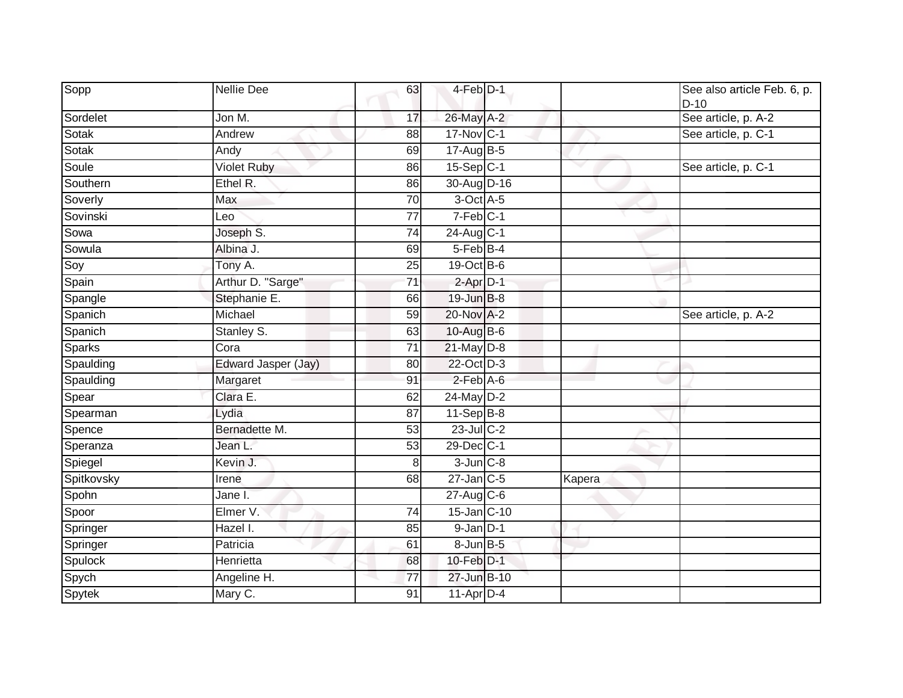| | | | | | | |
|---|---|---|---|---|---|---|
| Sopp | Nellie Dee | 63 | 4-Feb | D-1 | | See also article Feb. 6, p. D-10 |
| Sordelet | Jon M. | 17 | 26-May | A-2 | | See article, p. A-2 |
| Sotak | Andrew | 88 | 17-Nov | C-1 | | See article, p. C-1 |
| Sotak | Andy | 69 | 17-Aug | B-5 | | |
| Soule | Violet Ruby | 86 | 15-Sep | C-1 | | See article, p. C-1 |
| Southern | Ethel R. | 86 | 30-Aug | D-16 | | |
| Soverly | Max | 70 | 3-Oct | A-5 | | |
| Sovinski | Leo | 77 | 7-Feb | C-1 | | |
| Sowa | Joseph S. | 74 | 24-Aug | C-1 | | |
| Sowula | Albina J. | 69 | 5-Feb | B-4 | | |
| Soy | Tony A. | 25 | 19-Oct | B-6 | | |
| Spain | Arthur D. "Sarge" | 71 | 2-Apr | D-1 | | |
| Spangle | Stephanie E. | 66 | 19-Jun | B-8 | | |
| Spanich | Michael | 59 | 20-Nov | A-2 | | See article, p. A-2 |
| Spanich | Stanley S. | 63 | 10-Aug | B-6 | | |
| Sparks | Cora | 71 | 21-May | D-8 | | |
| Spaulding | Edward Jasper (Jay) | 80 | 22-Oct | D-3 | | |
| Spaulding | Margaret | 91 | 2-Feb | A-6 | | |
| Spear | Clara E. | 62 | 24-May | D-2 | | |
| Spearman | Lydia | 87 | 11-Sep | B-8 | | |
| Spence | Bernadette M. | 53 | 23-Jul | C-2 | | |
| Speranza | Jean L. | 53 | 29-Dec | C-1 | | |
| Spiegel | Kevin J. | 8 | 3-Jun | C-8 | | |
| Spitkovsky | Irene | 68 | 27-Jan | C-5 | Kapera | |
| Spohn | Jane I. | | 27-Aug | C-6 | | |
| Spoor | Elmer V. | 74 | 15-Jan | C-10 | | |
| Springer | Hazel I. | 85 | 9-Jan | D-1 | | |
| Springer | Patricia | 61 | 8-Jun | B-5 | | |
| Spulock | Henrietta | 68 | 10-Feb | D-1 | | |
| Spych | Angeline H. | 77 | 27-Jun | B-10 | | |
| Spytek | Mary C. | 91 | 11-Apr | D-4 | | |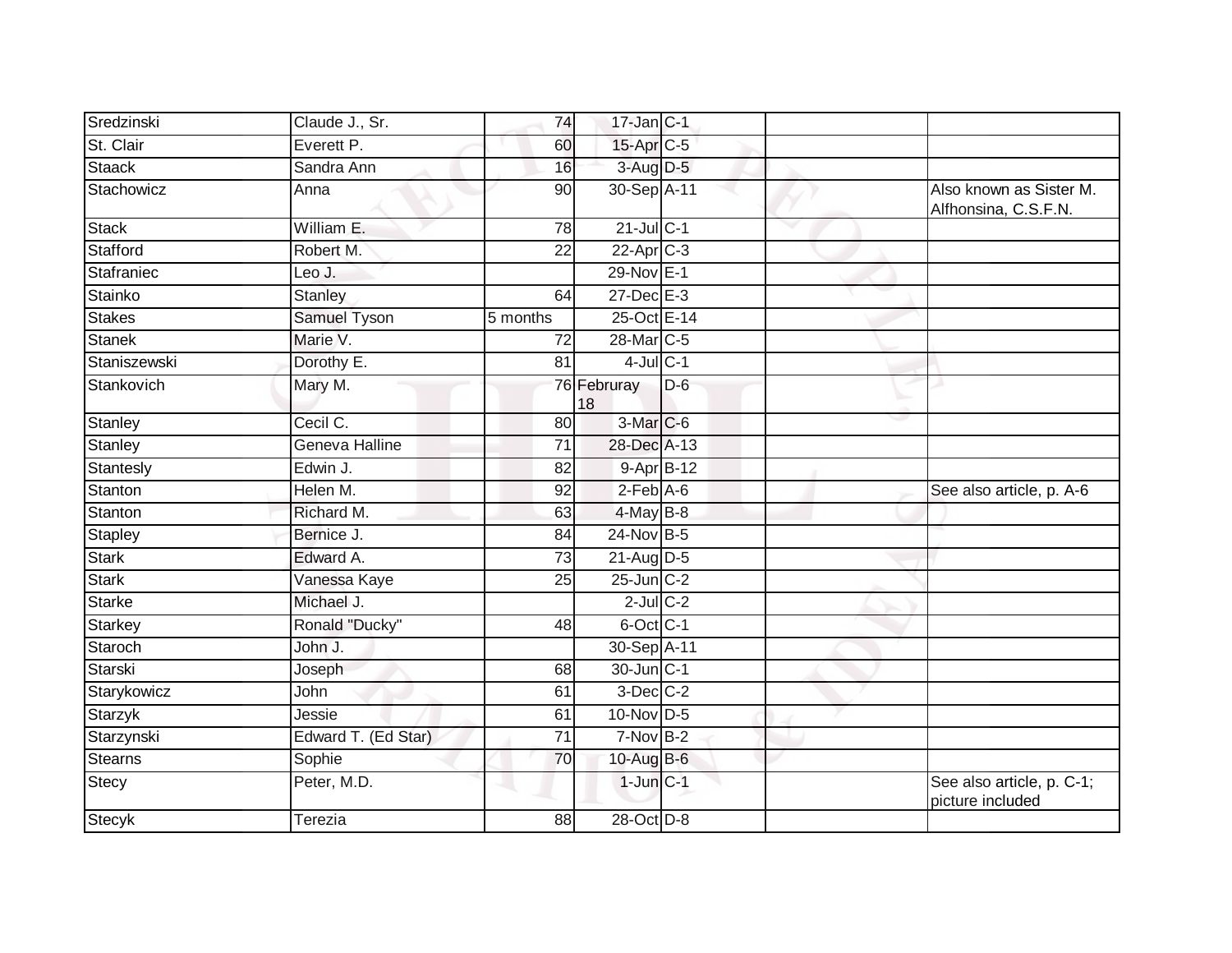| | | | | | | |
|---|---|---|---|---|---|---|
| Sredzinski | Claude J., Sr. | 74 | 17-Jan | C-1 | | |
| St. Clair | Everett P. | 60 | 15-Apr | C-5 | | |
| Staack | Sandra Ann | 16 | 3-Aug | D-5 | | |
| Stachowicz | Anna | 90 | 30-Sep | A-11 | | Also known as Sister M. Alfhonsina, C.S.F.N. |
| Stack | William E. | 78 | 21-Jul | C-1 | | |
| Stafford | Robert M. | 22 | 22-Apr | C-3 | | |
| Stafraniec | Leo J. | | 29-Nov | E-1 | | |
| Stainko | Stanley | 64 | 27-Dec | E-3 | | |
| Stakes | Samuel Tyson | 5 months | 25-Oct | E-14 | | |
| Stanek | Marie V. | 72 | 28-Mar | C-5 | | |
| Staniszewski | Dorothy E. | 81 | 4-Jul | C-1 | | |
| Stankovich | Mary M. | 76 | Februray 18 | D-6 | | |
| Stanley | Cecil C. | 80 | 3-Mar | C-6 | | |
| Stanley | Geneva Halline | 71 | 28-Dec | A-13 | | |
| Stantesly | Edwin J. | 82 | 9-Apr | B-12 | | |
| Stanton | Helen M. | 92 | 2-Feb | A-6 | | See also article, p. A-6 |
| Stanton | Richard M. | 63 | 4-May | B-8 | | |
| Stapley | Bernice J. | 84 | 24-Nov | B-5 | | |
| Stark | Edward A. | 73 | 21-Aug | D-5 | | |
| Stark | Vanessa Kaye | 25 | 25-Jun | C-2 | | |
| Starke | Michael J. | | 2-Jul | C-2 | | |
| Starkey | Ronald "Ducky" | 48 | 6-Oct | C-1 | | |
| Staroch | John J. | | 30-Sep | A-11 | | |
| Starski | Joseph | 68 | 30-Jun | C-1 | | |
| Starykowicz | John | 61 | 3-Dec | C-2 | | |
| Starzyk | Jessie | 61 | 10-Nov | D-5 | | |
| Starzynski | Edward T. (Ed Star) | 71 | 7-Nov | B-2 | | |
| Stearns | Sophie | 70 | 10-Aug | B-6 | | |
| Stecy | Peter, M.D. | | 1-Jun | C-1 | | See also article, p. C-1; picture included |
| Stecyk | Terezia | 88 | 28-Oct | D-8 | | |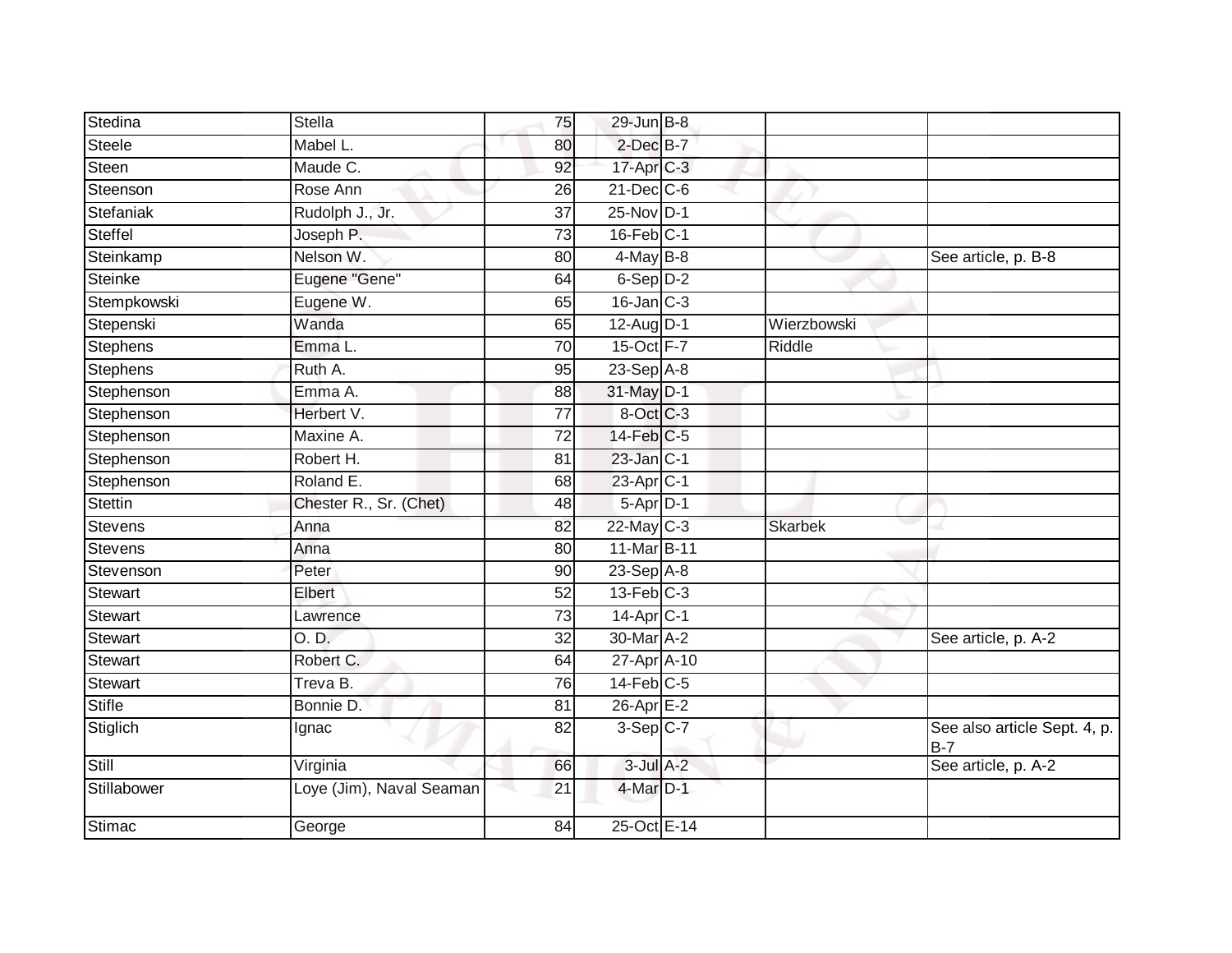| | | | | | | |
|---|---|---|---|---|---|---|
| Stedina | Stella | 75 | 29-Jun | B-8 | | |
| Steele | Mabel L. | 80 | 2-Dec | B-7 | | |
| Steen | Maude C. | 92 | 17-Apr | C-3 | | |
| Steenson | Rose Ann | 26 | 21-Dec | C-6 | | |
| Stefaniak | Rudolph J., Jr. | 37 | 25-Nov | D-1 | | |
| Steffel | Joseph P. | 73 | 16-Feb | C-1 | | |
| Steinkamp | Nelson W. | 80 | 4-May | B-8 | | See article, p. B-8 |
| Steinke | Eugene "Gene" | 64 | 6-Sep | D-2 | | |
| Stempkowski | Eugene W. | 65 | 16-Jan | C-3 | | |
| Stepenski | Wanda | 65 | 12-Aug | D-1 | Wierzbowski | |
| Stephens | Emma L. | 70 | 15-Oct | F-7 | Riddle | |
| Stephens | Ruth A. | 95 | 23-Sep | A-8 | | |
| Stephenson | Emma A. | 88 | 31-May | D-1 | | |
| Stephenson | Herbert V. | 77 | 8-Oct | C-3 | | |
| Stephenson | Maxine A. | 72 | 14-Feb | C-5 | | |
| Stephenson | Robert H. | 81 | 23-Jan | C-1 | | |
| Stephenson | Roland E. | 68 | 23-Apr | C-1 | | |
| Stettin | Chester R., Sr. (Chet) | 48 | 5-Apr | D-1 | | |
| Stevens | Anna | 82 | 22-May | C-3 | Skarbek | |
| Stevens | Anna | 80 | 11-Mar | B-11 | | |
| Stevenson | Peter | 90 | 23-Sep | A-8 | | |
| Stewart | Elbert | 52 | 13-Feb | C-3 | | |
| Stewart | Lawrence | 73 | 14-Apr | C-1 | | |
| Stewart | O. D. | 32 | 30-Mar | A-2 | | See article, p. A-2 |
| Stewart | Robert C. | 64 | 27-Apr | A-10 | | |
| Stewart | Treva B. | 76 | 14-Feb | C-5 | | |
| Stifle | Bonnie D. | 81 | 26-Apr | E-2 | | |
| Stiglich | Ignac | 82 | 3-Sep | C-7 | | See also article Sept. 4, p. B-7 |
| Still | Virginia | 66 | 3-Jul | A-2 | | See article, p. A-2 |
| Stillabower | Loye (Jim), Naval Seaman | 21 | 4-Mar | D-1 | | |
| Stimac | George | 84 | 25-Oct | E-14 | | |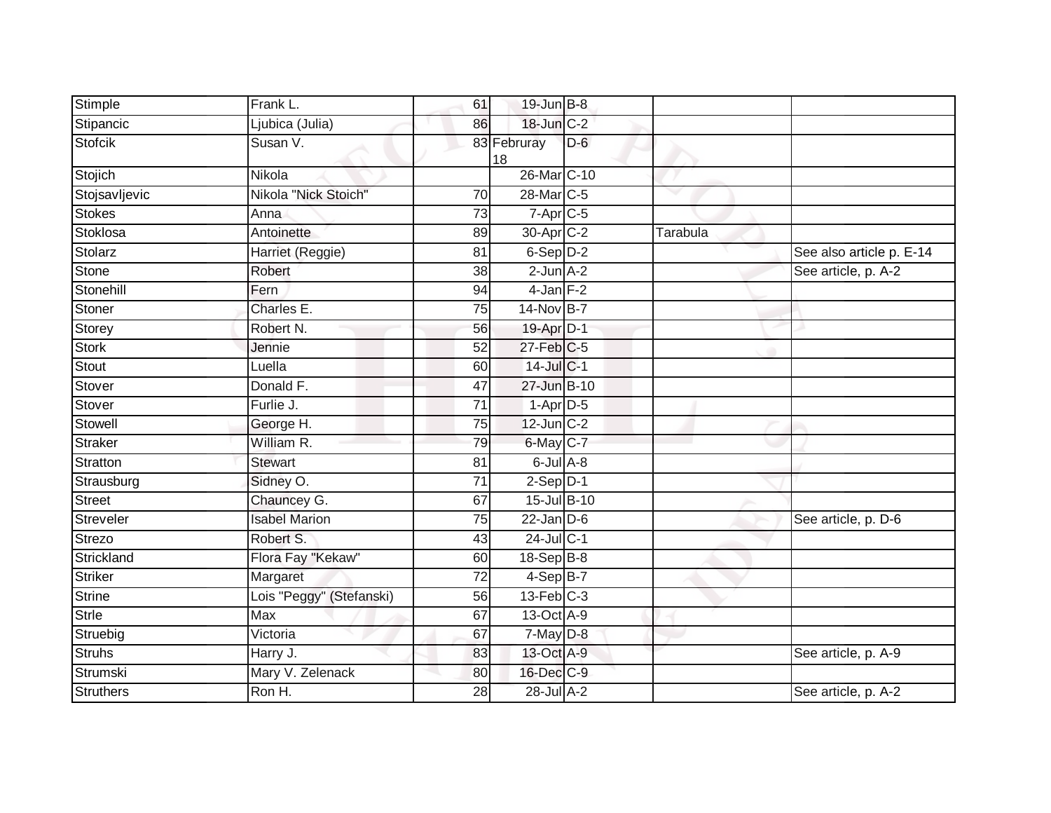| | | | | | | |
|---|---|---|---|---|---|---|
| Stimple | Frank L. | 61 | 19-Jun | B-8 | | |
| Stipancic | Ljubica (Julia) | 86 | 18-Jun | C-2 | | |
| Stofcik | Susan V. | 83 | Februray 18 | D-6 | | |
| Stojich | Nikola | | 26-Mar | C-10 | | |
| Stojsavljevic | Nikola "Nick Stoich" | 70 | 28-Mar | C-5 | | |
| Stokes | Anna | 73 | 7-Apr | C-5 | | |
| Stoklosa | Antoinette | 89 | 30-Apr | C-2 | Tarabula | |
| Stolarz | Harriet (Reggie) | 81 | 6-Sep | D-2 | | See also article p. E-14 |
| Stone | Robert | 38 | 2-Jun | A-2 | | See article, p. A-2 |
| Stonehill | Fern | 94 | 4-Jan | F-2 | | |
| Stoner | Charles E. | 75 | 14-Nov | B-7 | | |
| Storey | Robert N. | 56 | 19-Apr | D-1 | | |
| Stork | Jennie | 52 | 27-Feb | C-5 | | |
| Stout | Luella | 60 | 14-Jul | C-1 | | |
| Stover | Donald F. | 47 | 27-Jun | B-10 | | |
| Stover | Furlie J. | 71 | 1-Apr | D-5 | | |
| Stowell | George H. | 75 | 12-Jun | C-2 | | |
| Straker | William R. | 79 | 6-May | C-7 | | |
| Stratton | Stewart | 81 | 6-Jul | A-8 | | |
| Strausburg | Sidney O. | 71 | 2-Sep | D-1 | | |
| Street | Chauncey G. | 67 | 15-Jul | B-10 | | |
| Streveler | Isabel Marion | 75 | 22-Jan | D-6 | | See article, p. D-6 |
| Strezo | Robert S. | 43 | 24-Jul | C-1 | | |
| Strickland | Flora Fay "Kekaw" | 60 | 18-Sep | B-8 | | |
| Striker | Margaret | 72 | 4-Sep | B-7 | | |
| Strine | Lois "Peggy" (Stefanski) | 56 | 13-Feb | C-3 | | |
| Strle | Max | 67 | 13-Oct | A-9 | | |
| Struebig | Victoria | 67 | 7-May | D-8 | | |
| Struhs | Harry J. | 83 | 13-Oct | A-9 | | See article, p. A-9 |
| Strumski | Mary V. Zelenack | 80 | 16-Dec | C-9 | | |
| Struthers | Ron H. | 28 | 28-Jul | A-2 | | See article, p. A-2 |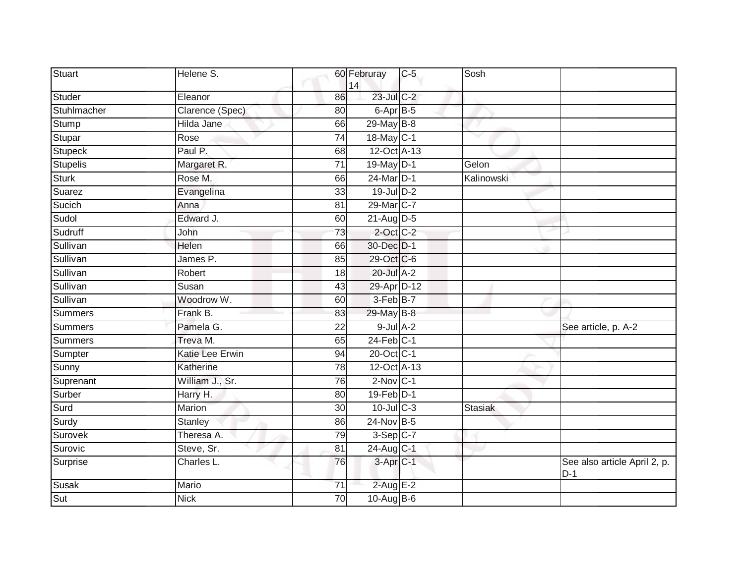| Stuart | Helene S. | 60 | Februray 14 | C-5 | Sosh | |
|---|---|---|---|---|---|---|
| Studer | Eleanor | 86 | 23-Jul | C-2 | | |
| Stuhlmacher | Clarence (Spec) | 80 | 6-Apr | B-5 | | |
| Stump | Hilda Jane | 66 | 29-May | B-8 | | |
| Stupar | Rose | 74 | 18-May | C-1 | | |
| Stupeck | Paul P. | 68 | 12-Oct | A-13 | | |
| Stupelis | Margaret R. | 71 | 19-May | D-1 | Gelon | |
| Sturk | Rose M. | 66 | 24-Mar | D-1 | Kalinowski | |
| Suarez | Evangelina | 33 | 19-Jul | D-2 | | |
| Sucich | Anna | 81 | 29-Mar | C-7 | | |
| Sudol | Edward J. | 60 | 21-Aug | D-5 | | |
| Sudruff | John | 73 | 2-Oct | C-2 | | |
| Sullivan | Helen | 66 | 30-Dec | D-1 | | |
| Sullivan | James P. | 85 | 29-Oct | C-6 | | |
| Sullivan | Robert | 18 | 20-Jul | A-2 | | |
| Sullivan | Susan | 43 | 29-Apr | D-12 | | |
| Sullivan | Woodrow W. | 60 | 3-Feb | B-7 | | |
| Summers | Frank B. | 83 | 29-May | B-8 | | |
| Summers | Pamela G. | 22 | 9-Jul | A-2 | | See article, p. A-2 |
| Summers | Treva M. | 65 | 24-Feb | C-1 | | |
| Sumpter | Katie Lee Erwin | 94 | 20-Oct | C-1 | | |
| Sunny | Katherine | 78 | 12-Oct | A-13 | | |
| Suprenant | William J., Sr. | 76 | 2-Nov | C-1 | | |
| Surber | Harry H. | 80 | 19-Feb | D-1 | | |
| Surd | Marion | 30 | 10-Jul | C-3 | Stasiak | |
| Surdy | Stanley | 86 | 24-Nov | B-5 | | |
| Surovek | Theresa A. | 79 | 3-Sep | C-7 | | |
| Surovic | Steve, Sr. | 81 | 24-Aug | C-1 | | |
| Surprise | Charles L. | 76 | 3-Apr | C-1 | | See also article April 2, p. D-1 |
| Susak | Mario | 71 | 2-Aug | E-2 | | |
| Sut | Nick | 70 | 10-Aug | B-6 | | |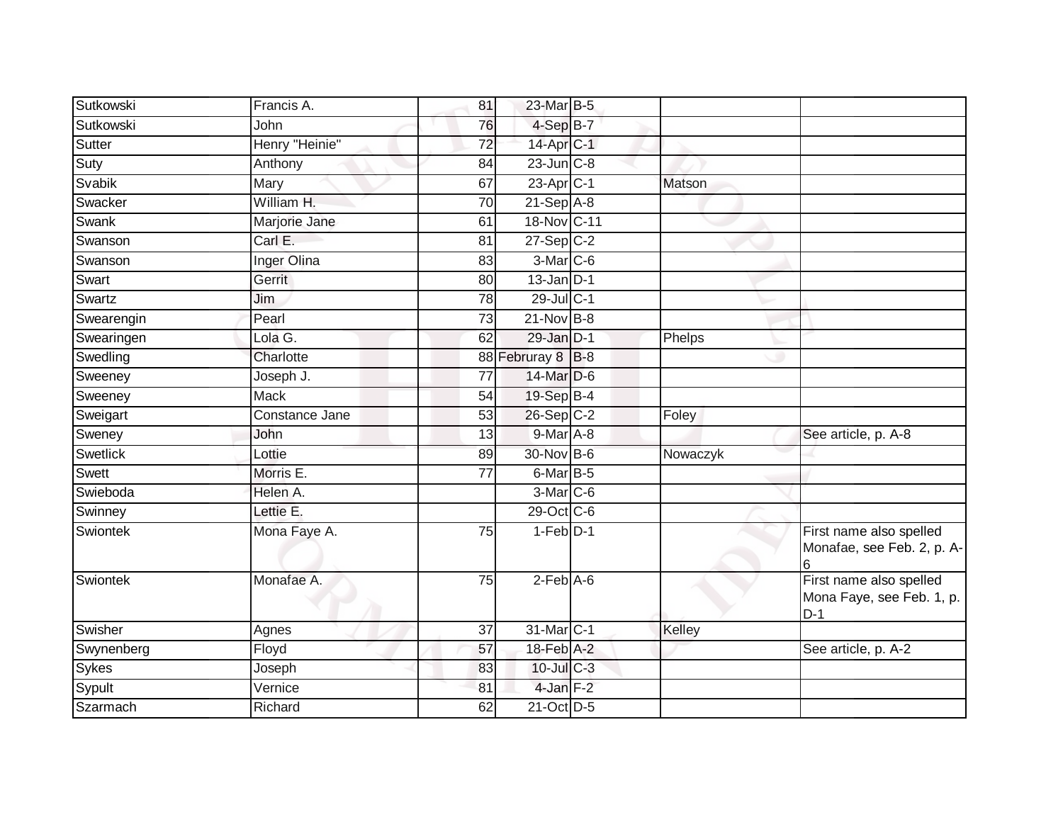| | | | | | | |
|---|---|---|---|---|---|---|
| Sutkowski | Francis A. | 81 | 23-Mar | B-5 | | |
| Sutkowski | John | 76 | 4-Sep | B-7 | | |
| Sutter | Henry "Heinie" | 72 | 14-Apr | C-1 | | |
| Suty | Anthony | 84 | 23-Jun | C-8 | | |
| Svabik | Mary | 67 | 23-Apr | C-1 | Matson | |
| Swacker | William H. | 70 | 21-Sep | A-8 | | |
| Swank | Marjorie Jane | 61 | 18-Nov | C-11 | | |
| Swanson | Carl E. | 81 | 27-Sep | C-2 | | |
| Swanson | Inger Olina | 83 | 3-Mar | C-6 | | |
| Swart | Gerrit | 80 | 13-Jan | D-1 | | |
| Swartz | Jim | 78 | 29-Jul | C-1 | | |
| Swearengin | Pearl | 73 | 21-Nov | B-8 | | |
| Swearingen | Lola G. | 62 | 29-Jan | D-1 | Phelps | |
| Swedling | Charlotte | 88 | Februray 8 | B-8 | | |
| Sweeney | Joseph J. | 77 | 14-Mar | D-6 | | |
| Sweeney | Mack | 54 | 19-Sep | B-4 | | |
| Sweigart | Constance Jane | 53 | 26-Sep | C-2 | Foley | |
| Sweney | John | 13 | 9-Mar | A-8 | | See article, p. A-8 |
| Swetlick | Lottie | 89 | 30-Nov | B-6 | Nowaczyk | |
| Swett | Morris E. | 77 | 6-Mar | B-5 | | |
| Swieboda | Helen A. | | 3-Mar | C-6 | | |
| Swinney | Lettie E. | | 29-Oct | C-6 | | |
| Swiontek | Mona Faye A. | 75 | 1-Feb | D-1 | | First name also spelled Monafae, see Feb. 2, p. A-6 |
| Swiontek | Monafae A. | 75 | 2-Feb | A-6 | | First name also spelled Mona Faye, see Feb. 1, p. D-1 |
| Swisher | Agnes | 37 | 31-Mar | C-1 | Kelley | |
| Swynenberg | Floyd | 57 | 18-Feb | A-2 | | See article, p. A-2 |
| Sykes | Joseph | 83 | 10-Jul | C-3 | | |
| Sypult | Vernice | 81 | 4-Jan | F-2 | | |
| Szarmach | Richard | 62 | 21-Oct | D-5 | | |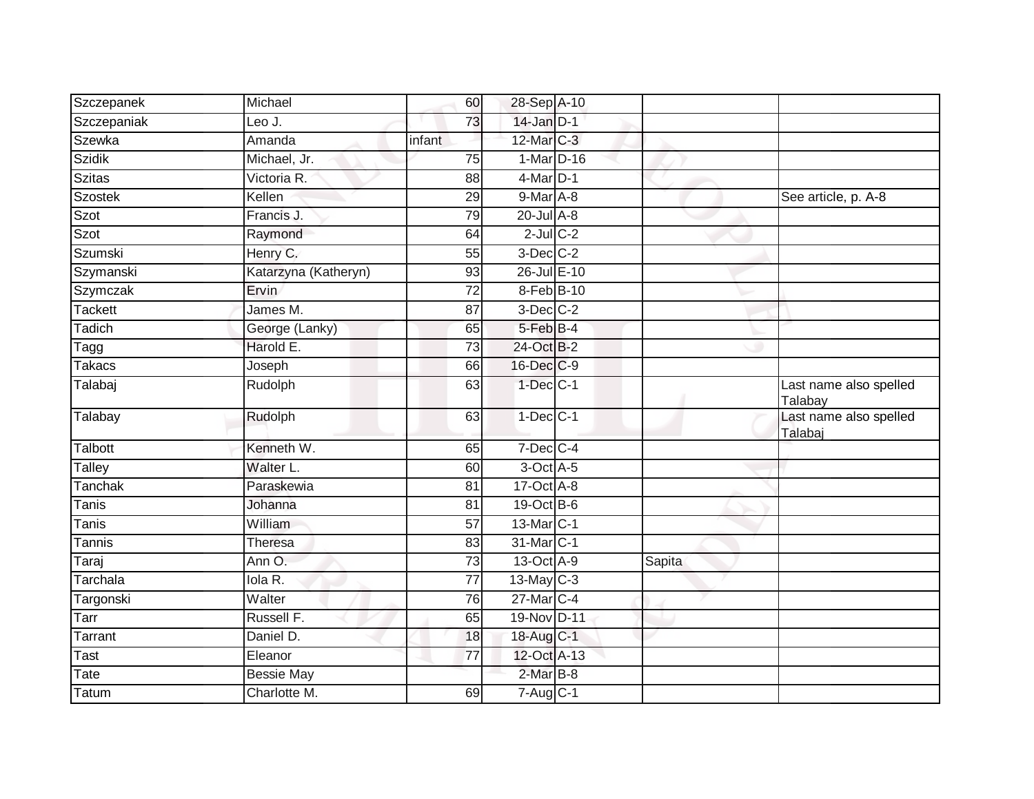| | | | | | | |
|---|---|---|---|---|---|---|
| Szczepanek | Michael | 60 | 28-Sep | A-10 | | |
| Szczepaniak | Leo J. | 73 | 14-Jan | D-1 | | |
| Szewka | Amanda | infant | 12-Mar | C-3 | | |
| Szidik | Michael, Jr. | 75 | 1-Mar | D-16 | | |
| Szitas | Victoria R. | 88 | 4-Mar | D-1 | | |
| Szostek | Kellen | 29 | 9-Mar | A-8 | | See article, p. A-8 |
| Szot | Francis J. | 79 | 20-Jul | A-8 | | |
| Szot | Raymond | 64 | 2-Jul | C-2 | | |
| Szumski | Henry C. | 55 | 3-Dec | C-2 | | |
| Szymanski | Katarzyna (Katheryn) | 93 | 26-Jul | E-10 | | |
| Szymczak | Ervin | 72 | 8-Feb | B-10 | | |
| Tackett | James M. | 87 | 3-Dec | C-2 | | |
| Tadich | George (Lanky) | 65 | 5-Feb | B-4 | | |
| Tagg | Harold E. | 73 | 24-Oct | B-2 | | |
| Takacs | Joseph | 66 | 16-Dec | C-9 | | |
| Talabaj | Rudolph | 63 | 1-Dec | C-1 | | Last name also spelled Talabay |
| Talabay | Rudolph | 63 | 1-Dec | C-1 | | Last name also spelled Talabaj |
| Talbott | Kenneth W. | 65 | 7-Dec | C-4 | | |
| Talley | Walter L. | 60 | 3-Oct | A-5 | | |
| Tanchak | Paraskewia | 81 | 17-Oct | A-8 | | |
| Tanis | Johanna | 81 | 19-Oct | B-6 | | |
| Tanis | William | 57 | 13-Mar | C-1 | | |
| Tannis | Theresa | 83 | 31-Mar | C-1 | | |
| Taraj | Ann O. | 73 | 13-Oct | A-9 | Sapita | |
| Tarchala | Iola R. | 77 | 13-May | C-3 | | |
| Targonski | Walter | 76 | 27-Mar | C-4 | | |
| Tarr | Russell F. | 65 | 19-Nov | D-11 | | |
| Tarrant | Daniel D. | 18 | 18-Aug | C-1 | | |
| Tast | Eleanor | 77 | 12-Oct | A-13 | | |
| Tate | Bessie May | | 2-Mar | B-8 | | |
| Tatum | Charlotte M. | 69 | 7-Aug | C-1 | | |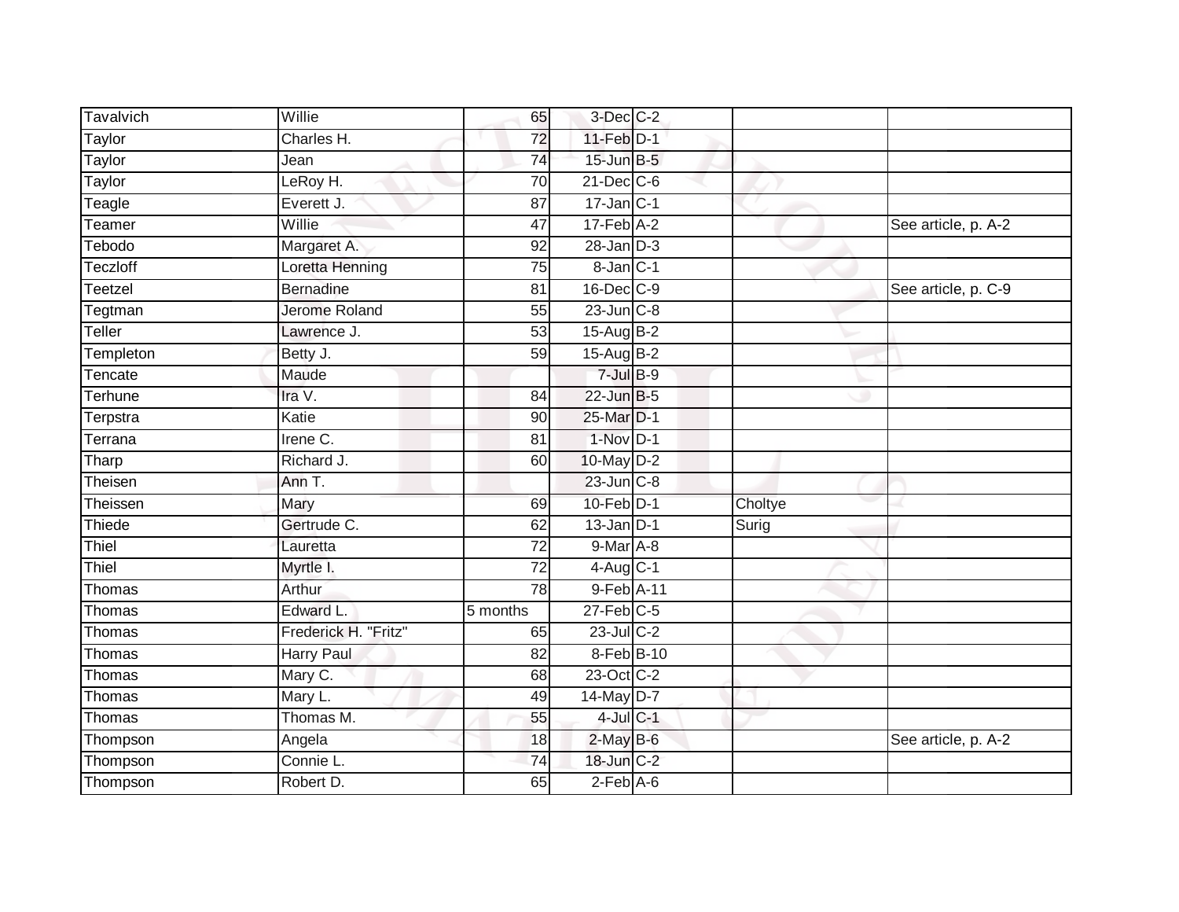| | | | | | | |
|---|---|---|---|---|---|---|
| Tavalvich | Willie | 65 | 3-Dec | C-2 | | |
| Taylor | Charles H. | 72 | 11-Feb | D-1 | | |
| Taylor | Jean | 74 | 15-Jun | B-5 | | |
| Taylor | LeRoy H. | 70 | 21-Dec | C-6 | | |
| Teagle | Everett J. | 87 | 17-Jan | C-1 | | |
| Teamer | Willie | 47 | 17-Feb | A-2 | | See article, p. A-2 |
| Tebodo | Margaret A. | 92 | 28-Jan | D-3 | | |
| Teczloff | Loretta Henning | 75 | 8-Jan | C-1 | | |
| Teetzel | Bernadine | 81 | 16-Dec | C-9 | | See article, p. C-9 |
| Tegtman | Jerome Roland | 55 | 23-Jun | C-8 | | |
| Teller | Lawrence J. | 53 | 15-Aug | B-2 | | |
| Templeton | Betty J. | 59 | 15-Aug | B-2 | | |
| Tencate | Maude | | 7-Jul | B-9 | | |
| Terhune | Ira V. | 84 | 22-Jun | B-5 | | |
| Terpstra | Katie | 90 | 25-Mar | D-1 | | |
| Terrana | Irene C. | 81 | 1-Nov | D-1 | | |
| Tharp | Richard J. | 60 | 10-May | D-2 | | |
| Theisen | Ann T. | | 23-Jun | C-8 | | |
| Theissen | Mary | 69 | 10-Feb | D-1 | Choltye | |
| Thiede | Gertrude C. | 62 | 13-Jan | D-1 | Surig | |
| Thiel | Lauretta | 72 | 9-Mar | A-8 | | |
| Thiel | Myrtle I. | 72 | 4-Aug | C-1 | | |
| Thomas | Arthur | 78 | 9-Feb | A-11 | | |
| Thomas | Edward L. | 5 months | 27-Feb | C-5 | | |
| Thomas | Frederick H. "Fritz" | 65 | 23-Jul | C-2 | | |
| Thomas | Harry Paul | 82 | 8-Feb | B-10 | | |
| Thomas | Mary C. | 68 | 23-Oct | C-2 | | |
| Thomas | Mary L. | 49 | 14-May | D-7 | | |
| Thomas | Thomas M. | 55 | 4-Jul | C-1 | | |
| Thompson | Angela | 18 | 2-May | B-6 | | See article, p. A-2 |
| Thompson | Connie L. | 74 | 18-Jun | C-2 | | |
| Thompson | Robert D. | 65 | 2-Feb | A-6 | | |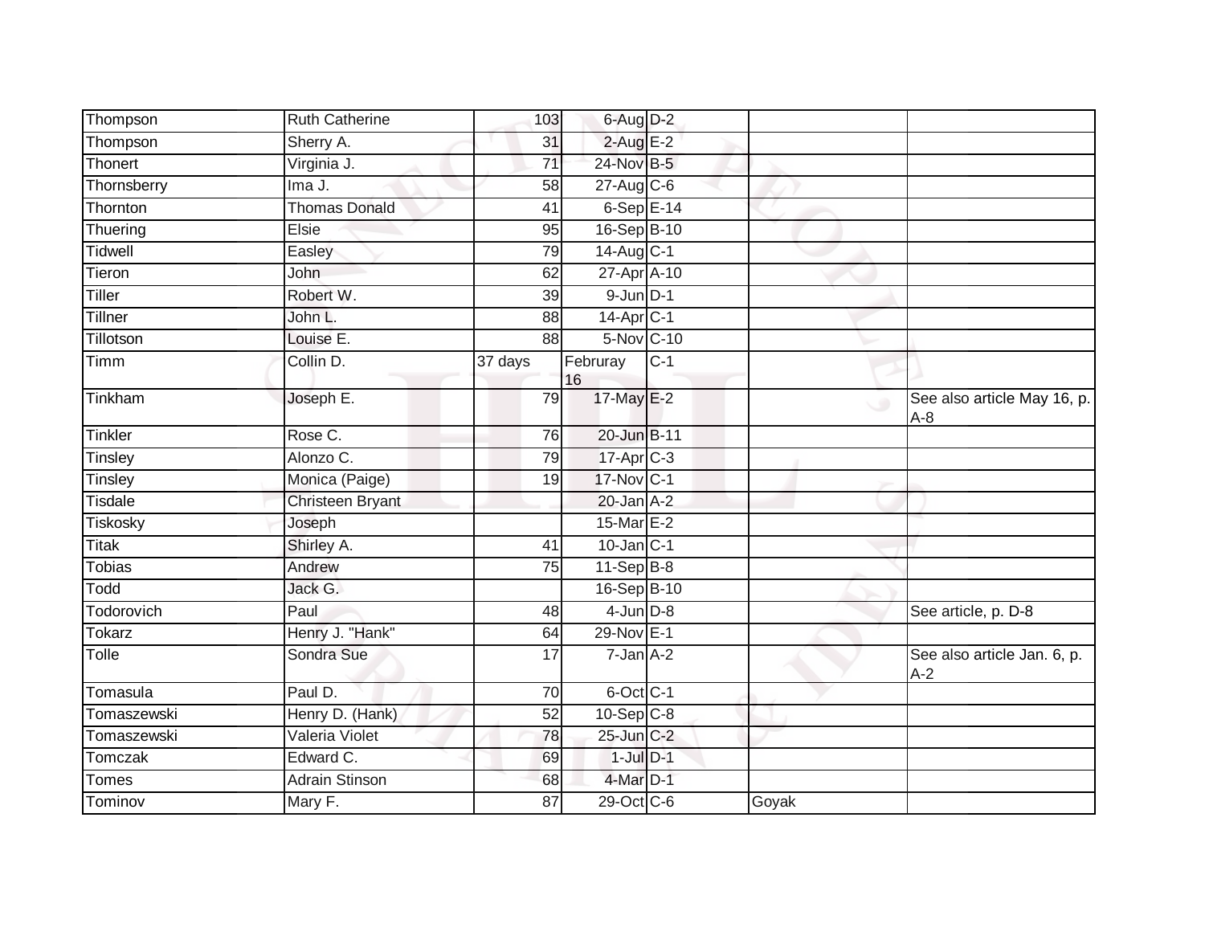| Thompson | Ruth Catherine | 103 | 6-Aug | D-2 | | |
|---|---|---|---|---|---|---|
| Thompson | Sherry A. | 31 | 2-Aug | E-2 | | |
| Thonert | Virginia J. | 71 | 24-Nov | B-5 | | |
| Thornsberry | Ima J. | 58 | 27-Aug | C-6 | | |
| Thornton | Thomas Donald | 41 | 6-Sep | E-14 | | |
| Thuering | Elsie | 95 | 16-Sep | B-10 | | |
| Tidwell | Easley | 79 | 14-Aug | C-1 | | |
| Tieron | John | 62 | 27-Apr | A-10 | | |
| Tiller | Robert W. | 39 | 9-Jun | D-1 | | |
| Tillner | John L. | 88 | 14-Apr | C-1 | | |
| Tillotson | Louise E. | 88 | 5-Nov | C-10 | | |
| Timm | Collin D. | 37 days | Februray 16 | C-1 | | |
| Tinkham | Joseph E. | 79 | 17-May | E-2 | | See also article May 16, p. A-8 |
| Tinkler | Rose C. | 76 | 20-Jun | B-11 | | |
| Tinsley | Alonzo C. | 79 | 17-Apr | C-3 | | |
| Tinsley | Monica (Paige) | 19 | 17-Nov | C-1 | | |
| Tisdale | Christeen Bryant | | 20-Jan | A-2 | | |
| Tiskosky | Joseph | | 15-Mar | E-2 | | |
| Titak | Shirley A. | 41 | 10-Jan | C-1 | | |
| Tobias | Andrew | 75 | 11-Sep | B-8 | | |
| Todd | Jack G. | | 16-Sep | B-10 | | |
| Todorovich | Paul | 48 | 4-Jun | D-8 | | See article, p. D-8 |
| Tokarz | Henry J. "Hank" | 64 | 29-Nov | E-1 | | |
| Tolle | Sondra Sue | 17 | 7-Jan | A-2 | | See also article Jan. 6, p. A-2 |
| Tomasula | Paul D. | 70 | 6-Oct | C-1 | | |
| Tomaszewski | Henry D. (Hank) | 52 | 10-Sep | C-8 | | |
| Tomaszewski | Valeria Violet | 78 | 25-Jun | C-2 | | |
| Tomczak | Edward C. | 69 | 1-Jul | D-1 | | |
| Tomes | Adrain Stinson | 68 | 4-Mar | D-1 | | |
| Tominov | Mary F. | 87 | 29-Oct | C-6 | Goyak | |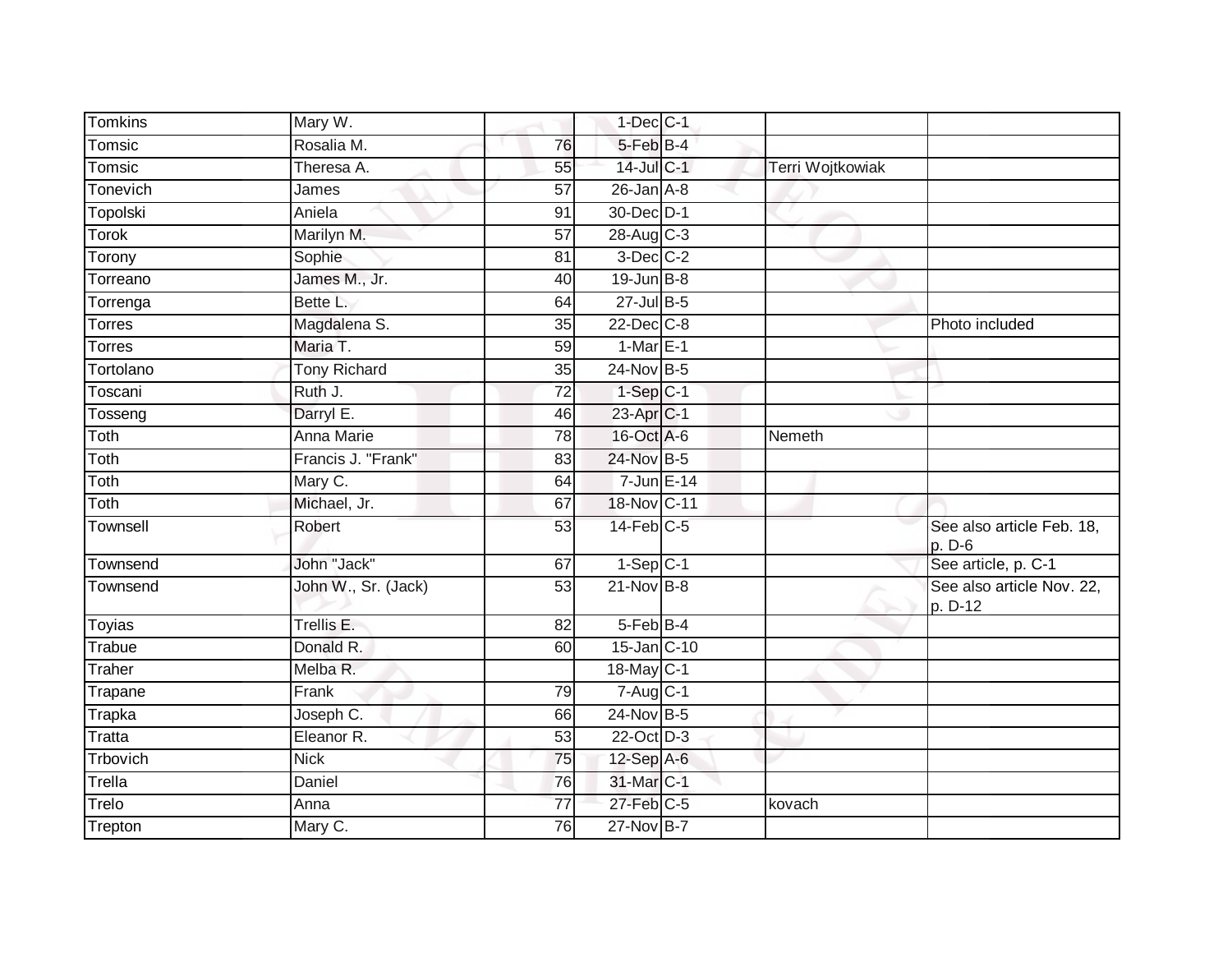| Tomkins | Mary W. | | 1-Dec | C-1 | | |
|---|---|---|---|---|---|---|
| Tomsic | Rosalia M. | 76 | 5-Feb | B-4 | | |
| Tomsic | Theresa A. | 55 | 14-Jul | C-1 | Terri Wojtkowiak | |
| Tonevich | James | 57 | 26-Jan | A-8 | | |
| Topolski | Aniela | 91 | 30-Dec | D-1 | | |
| Torok | Marilyn M. | 57 | 28-Aug | C-3 | | |
| Torony | Sophie | 81 | 3-Dec | C-2 | | |
| Torreano | James M., Jr. | 40 | 19-Jun | B-8 | | |
| Torrenga | Bette L. | 64 | 27-Jul | B-5 | | |
| Torres | Magdalena S. | 35 | 22-Dec | C-8 | | Photo included |
| Torres | Maria T. | 59 | 1-Mar | E-1 | | |
| Tortolano | Tony Richard | 35 | 24-Nov | B-5 | | |
| Toscani | Ruth J. | 72 | 1-Sep | C-1 | | |
| Tosseng | Darryl E. | 46 | 23-Apr | C-1 | | |
| Toth | Anna Marie | 78 | 16-Oct | A-6 | Nemeth | |
| Toth | Francis J. "Frank" | 83 | 24-Nov | B-5 | | |
| Toth | Mary C. | 64 | 7-Jun | E-14 | | |
| Toth | Michael, Jr. | 67 | 18-Nov | C-11 | | |
| Townsell | Robert | 53 | 14-Feb | C-5 | | See also article Feb. 18, p. D-6 |
| Townsend | John "Jack" | 67 | 1-Sep | C-1 | | See article, p. C-1 |
| Townsend | John W., Sr. (Jack) | 53 | 21-Nov | B-8 | | See also article Nov. 22, p. D-12 |
| Toyias | Trellis E. | 82 | 5-Feb | B-4 | | |
| Trabue | Donald R. | 60 | 15-Jan | C-10 | | |
| Traher | Melba R. | | 18-May | C-1 | | |
| Trapane | Frank | 79 | 7-Aug | C-1 | | |
| Trapka | Joseph C. | 66 | 24-Nov | B-5 | | |
| Tratta | Eleanor R. | 53 | 22-Oct | D-3 | | |
| Trbovich | Nick | 75 | 12-Sep | A-6 | | |
| Trella | Daniel | 76 | 31-Mar | C-1 | | |
| Trelo | Anna | 77 | 27-Feb | C-5 | kovach | |
| Trepton | Mary C. | 76 | 27-Nov | B-7 | | |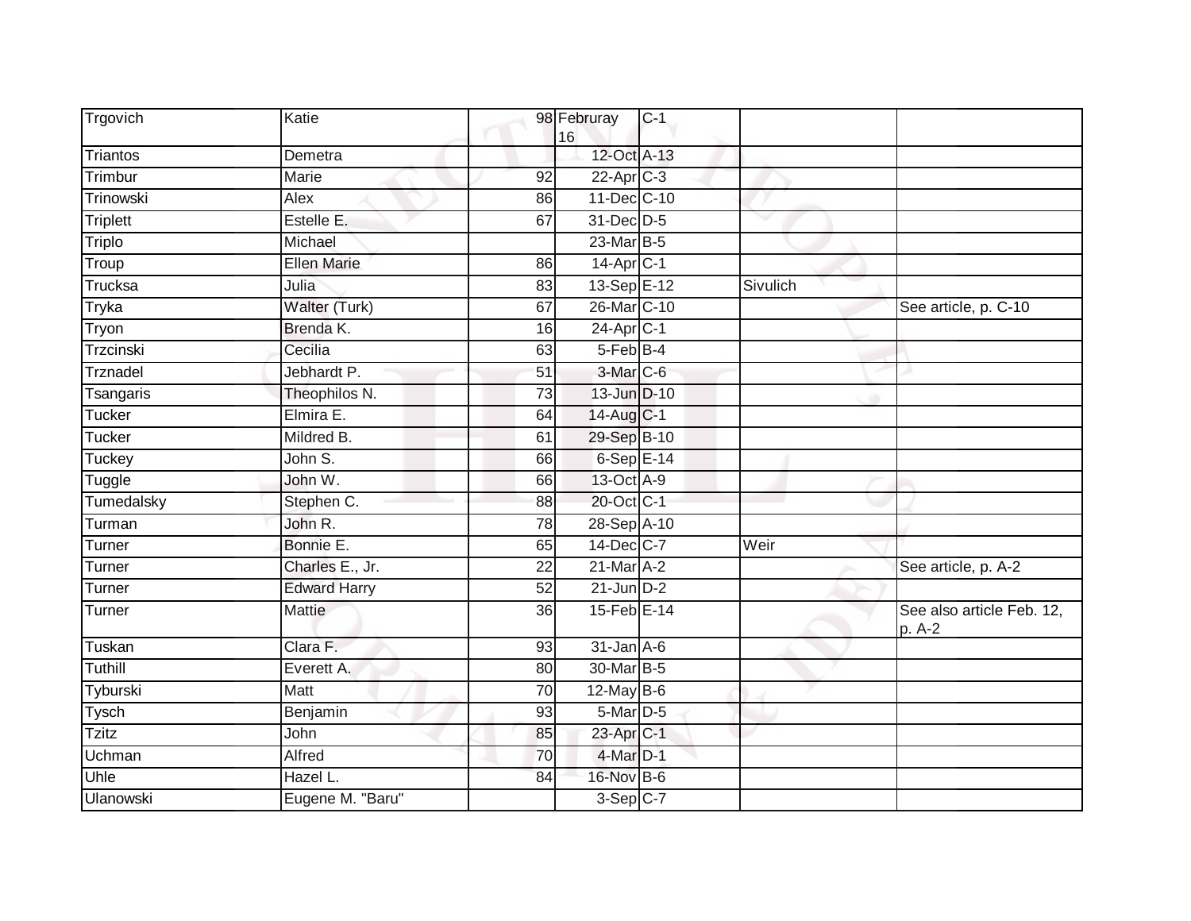| | | | | | | |
|---|---|---|---|---|---|---|
| Trgovich | Katie | 98 | Februray 16 | C-1 | | |
| Triantos | Demetra | | 12-Oct | A-13 | | |
| Trimbur | Marie | 92 | 22-Apr | C-3 | | |
| Trinowski | Alex | 86 | 11-Dec | C-10 | | |
| Triplett | Estelle E. | 67 | 31-Dec | D-5 | | |
| Triplo | Michael | | 23-Mar | B-5 | | |
| Troup | Ellen Marie | 86 | 14-Apr | C-1 | | |
| Trucksa | Julia | 83 | 13-Sep | E-12 | Sivulich | |
| Tryka | Walter (Turk) | 67 | 26-Mar | C-10 | | See article, p. C-10 |
| Tryon | Brenda K. | 16 | 24-Apr | C-1 | | |
| Trzcinski | Cecilia | 63 | 5-Feb | B-4 | | |
| Trznadel | Jebhardt P. | 51 | 3-Mar | C-6 | | |
| Tsangaris | Theophilos N. | 73 | 13-Jun | D-10 | | |
| Tucker | Elmira E. | 64 | 14-Aug | C-1 | | |
| Tucker | Mildred B. | 61 | 29-Sep | B-10 | | |
| Tuckey | John S. | 66 | 6-Sep | E-14 | | |
| Tuggle | John W. | 66 | 13-Oct | A-9 | | |
| Tumedalsky | Stephen C. | 88 | 20-Oct | C-1 | | |
| Turman | John R. | 78 | 28-Sep | A-10 | | |
| Turner | Bonnie E. | 65 | 14-Dec | C-7 | Weir | |
| Turner | Charles E., Jr. | 22 | 21-Mar | A-2 | | See article, p. A-2 |
| Turner | Edward Harry | 52 | 21-Jun | D-2 | | |
| Turner | Mattie | 36 | 15-Feb | E-14 | | See also article Feb. 12, p. A-2 |
| Tuskan | Clara F. | 93 | 31-Jan | A-6 | | |
| Tuthill | Everett A. | 80 | 30-Mar | B-5 | | |
| Tyburski | Matt | 70 | 12-May | B-6 | | |
| Tysch | Benjamin | 93 | 5-Mar | D-5 | | |
| Tzitz | John | 85 | 23-Apr | C-1 | | |
| Uchman | Alfred | 70 | 4-Mar | D-1 | | |
| Uhle | Hazel L. | 84 | 16-Nov | B-6 | | |
| Ulanowski | Eugene M. "Baru" | | 3-Sep | C-7 | | |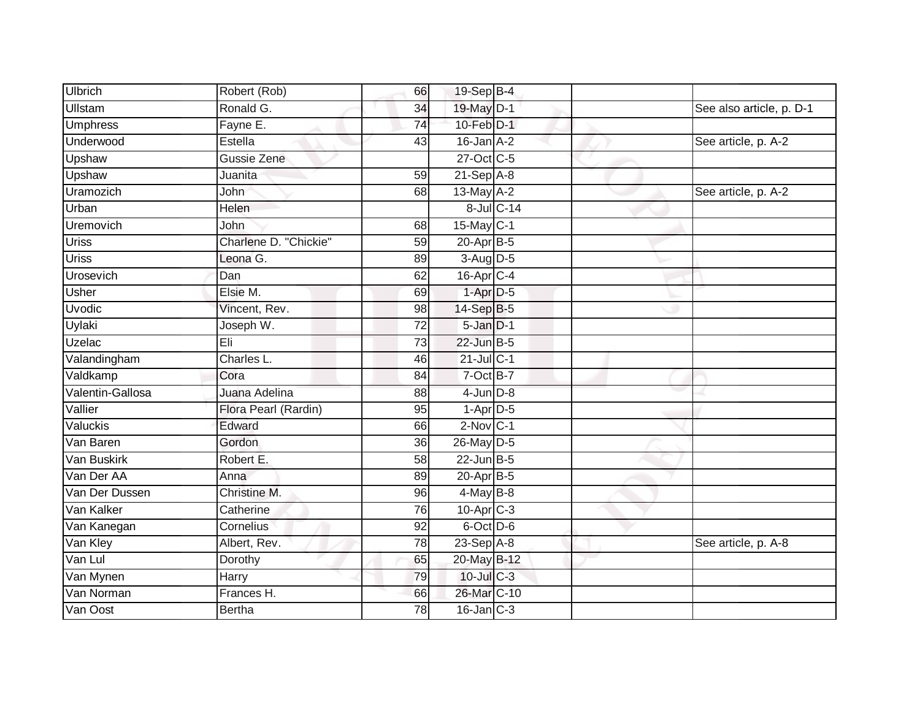| Ulbrich | Robert (Rob) | 66 | 19-Sep | B-4 | | |
|---|---|---|---|---|---|---|
| Ullstam | Ronald G. | 34 | 19-May | D-1 | | See also article, p. D-1 |
| Umphress | Fayne E. | 74 | 10-Feb | D-1 | | |
| Underwood | Estella | 43 | 16-Jan | A-2 | | See article, p. A-2 |
| Upshaw | Gussie Zene | | 27-Oct | C-5 | | |
| Upshaw | Juanita | 59 | 21-Sep | A-8 | | |
| Uramozich | John | 68 | 13-May | A-2 | | See article, p. A-2 |
| Urban | Helen | | 8-Jul | C-14 | | |
| Uremovich | John | 68 | 15-May | C-1 | | |
| Uriss | Charlene D. "Chickie" | 59 | 20-Apr | B-5 | | |
| Uriss | Leona G. | 89 | 3-Aug | D-5 | | |
| Urosevich | Dan | 62 | 16-Apr | C-4 | | |
| Usher | Elsie M. | 69 | 1-Apr | D-5 | | |
| Uvodic | Vincent, Rev. | 98 | 14-Sep | B-5 | | |
| Uylaki | Joseph W. | 72 | 5-Jan | D-1 | | |
| Uzelac | Eli | 73 | 22-Jun | B-5 | | |
| Valandingham | Charles L. | 46 | 21-Jul | C-1 | | |
| Valdkamp | Cora | 84 | 7-Oct | B-7 | | |
| Valentin-Gallosa | Juana Adelina | 88 | 4-Jun | D-8 | | |
| Vallier | Flora Pearl (Rardin) | 95 | 1-Apr | D-5 | | |
| Valuckis | Edward | 66 | 2-Nov | C-1 | | |
| Van Baren | Gordon | 36 | 26-May | D-5 | | |
| Van Buskirk | Robert E. | 58 | 22-Jun | B-5 | | |
| Van Der AA | Anna | 89 | 20-Apr | B-5 | | |
| Van Der Dussen | Christine M. | 96 | 4-May | B-8 | | |
| Van Kalker | Catherine | 76 | 10-Apr | C-3 | | |
| Van Kanegan | Cornelius | 92 | 6-Oct | D-6 | | |
| Van Kley | Albert, Rev. | 78 | 23-Sep | A-8 | | See article, p. A-8 |
| Van Lul | Dorothy | 65 | 20-May | B-12 | | |
| Van Mynen | Harry | 79 | 10-Jul | C-3 | | |
| Van Norman | Frances H. | 66 | 26-Mar | C-10 | | |
| Van Oost | Bertha | 78 | 16-Jan | C-3 | | |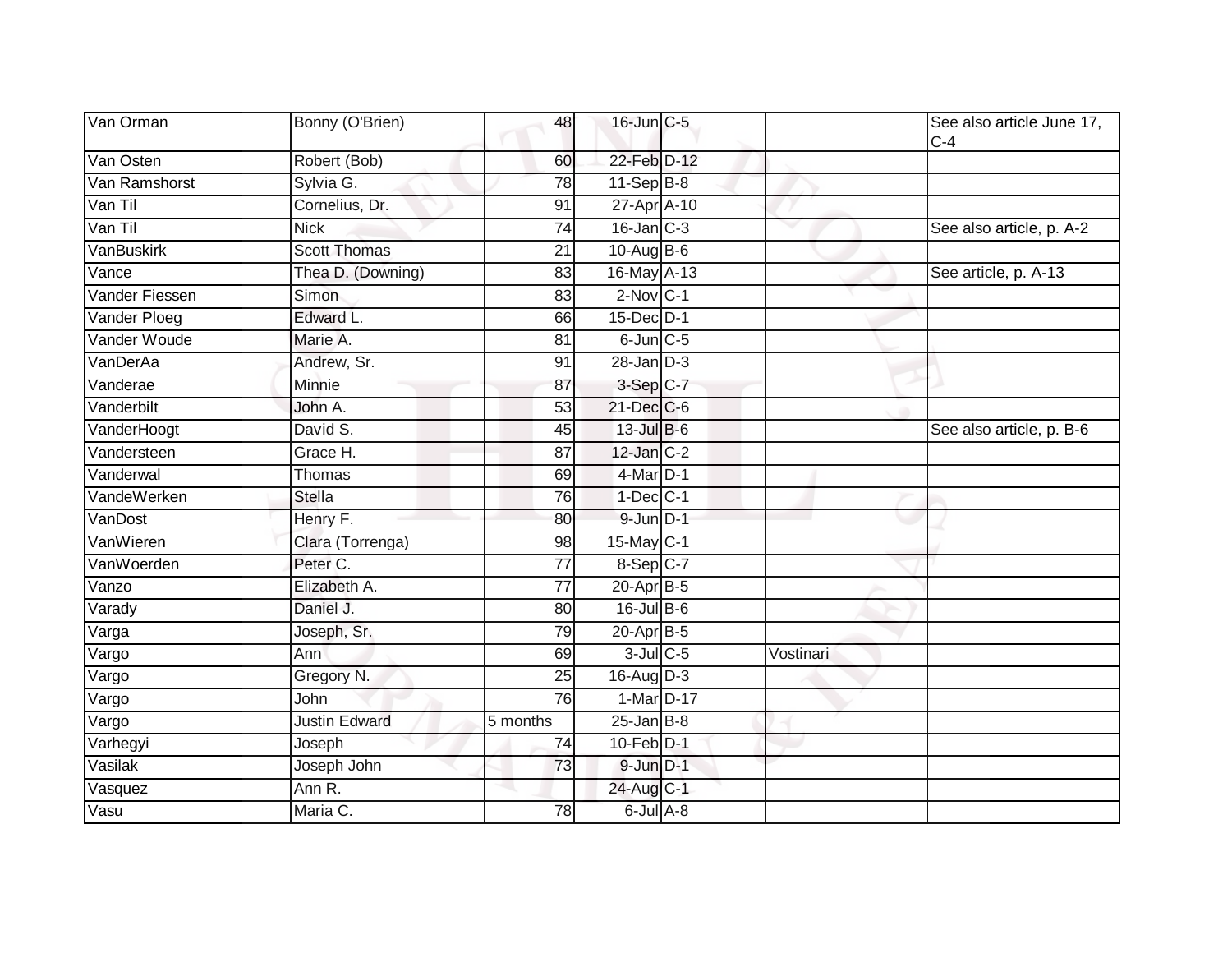| | | | | | | |
|---|---|---|---|---|---|---|
| Van Orman | Bonny (O'Brien) | 48 | 16-Jun | C-5 | | See also article June 17, C-4 |
| Van Osten | Robert (Bob) | 60 | 22-Feb | D-12 | | |
| Van Ramshorst | Sylvia G. | 78 | 11-Sep | B-8 | | |
| Van Til | Cornelius, Dr. | 91 | 27-Apr | A-10 | | |
| Van Til | Nick | 74 | 16-Jan | C-3 | | See also article, p. A-2 |
| VanBuskirk | Scott Thomas | 21 | 10-Aug | B-6 | | |
| Vance | Thea D. (Downing) | 83 | 16-May | A-13 | | See article, p. A-13 |
| Vander Fiessen | Simon | 83 | 2-Nov | C-1 | | |
| Vander Ploeg | Edward L. | 66 | 15-Dec | D-1 | | |
| Vander Woude | Marie A. | 81 | 6-Jun | C-5 | | |
| VanDerAa | Andrew, Sr. | 91 | 28-Jan | D-3 | | |
| Vanderae | Minnie | 87 | 3-Sep | C-7 | | |
| Vanderbilt | John A. | 53 | 21-Dec | C-6 | | |
| VanderHoogt | David S. | 45 | 13-Jul | B-6 | | See also article, p. B-6 |
| Vandersteen | Grace H. | 87 | 12-Jan | C-2 | | |
| Vanderwal | Thomas | 69 | 4-Mar | D-1 | | |
| VandeWerken | Stella | 76 | 1-Dec | C-1 | | |
| VanDost | Henry F. | 80 | 9-Jun | D-1 | | |
| VanWieren | Clara (Torrenga) | 98 | 15-May | C-1 | | |
| VanWoerden | Peter C. | 77 | 8-Sep | C-7 | | |
| Vanzo | Elizabeth A. | 77 | 20-Apr | B-5 | | |
| Varady | Daniel J. | 80 | 16-Jul | B-6 | | |
| Varga | Joseph, Sr. | 79 | 20-Apr | B-5 | | |
| Vargo | Ann | 69 | 3-Jul | C-5 | Vostinari | |
| Vargo | Gregory N. | 25 | 16-Aug | D-3 | | |
| Vargo | John | 76 | 1-Mar | D-17 | | |
| Vargo | Justin Edward | 5 months | 25-Jan | B-8 | | |
| Varhegyi | Joseph | 74 | 10-Feb | D-1 | | |
| Vasilak | Joseph John | 73 | 9-Jun | D-1 | | |
| Vasquez | Ann R. | | 24-Aug | C-1 | | |
| Vasu | Maria C. | 78 | 6-Jul | A-8 | | |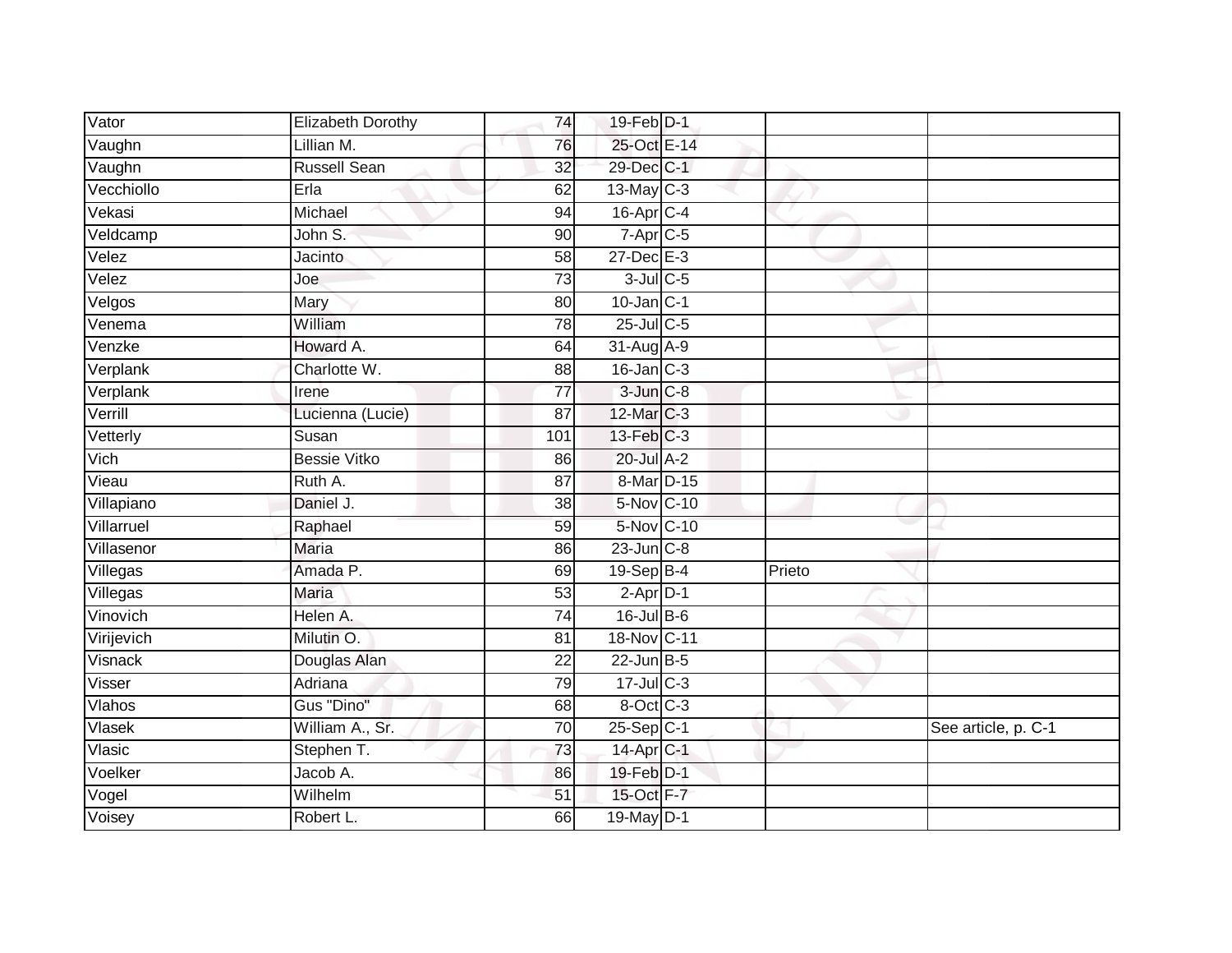| | | | | | | |
|---|---|---|---|---|---|---|
| Vator | Elizabeth Dorothy | 74 | 19-Feb | D-1 | | |
| Vaughn | Lillian M. | 76 | 25-Oct | E-14 | | |
| Vaughn | Russell Sean | 32 | 29-Dec | C-1 | | |
| Vecchiollo | Erla | 62 | 13-May | C-3 | | |
| Vekasi | Michael | 94 | 16-Apr | C-4 | | |
| Veldcamp | John S. | 90 | 7-Apr | C-5 | | |
| Velez | Jacinto | 58 | 27-Dec | E-3 | | |
| Velez | Joe | 73 | 3-Jul | C-5 | | |
| Velgos | Mary | 80 | 10-Jan | C-1 | | |
| Venema | William | 78 | 25-Jul | C-5 | | |
| Venzke | Howard A. | 64 | 31-Aug | A-9 | | |
| Verplank | Charlotte W. | 88 | 16-Jan | C-3 | | |
| Verplank | Irene | 77 | 3-Jun | C-8 | | |
| Verrill | Lucienna (Lucie) | 87 | 12-Mar | C-3 | | |
| Vetterly | Susan | 101 | 13-Feb | C-3 | | |
| Vich | Bessie Vitko | 86 | 20-Jul | A-2 | | |
| Vieau | Ruth A. | 87 | 8-Mar | D-15 | | |
| Villapiano | Daniel J. | 38 | 5-Nov | C-10 | | |
| Villarruel | Raphael | 59 | 5-Nov | C-10 | | |
| Villasenor | Maria | 86 | 23-Jun | C-8 | | |
| Villegas | Amada P. | 69 | 19-Sep | B-4 | Prieto | |
| Villegas | Maria | 53 | 2-Apr | D-1 | | |
| Vinovich | Helen A. | 74 | 16-Jul | B-6 | | |
| Virijevich | Milutin O. | 81 | 18-Nov | C-11 | | |
| Visnack | Douglas Alan | 22 | 22-Jun | B-5 | | |
| Visser | Adriana | 79 | 17-Jul | C-3 | | |
| Vlahos | Gus "Dino" | 68 | 8-Oct | C-3 | | |
| Vlasek | William A., Sr. | 70 | 25-Sep | C-1 | | See article, p. C-1 |
| Vlasic | Stephen T. | 73 | 14-Apr | C-1 | | |
| Voelker | Jacob A. | 86 | 19-Feb | D-1 | | |
| Vogel | Wilhelm | 51 | 15-Oct | F-7 | | |
| Voisey | Robert L. | 66 | 19-May | D-1 | | |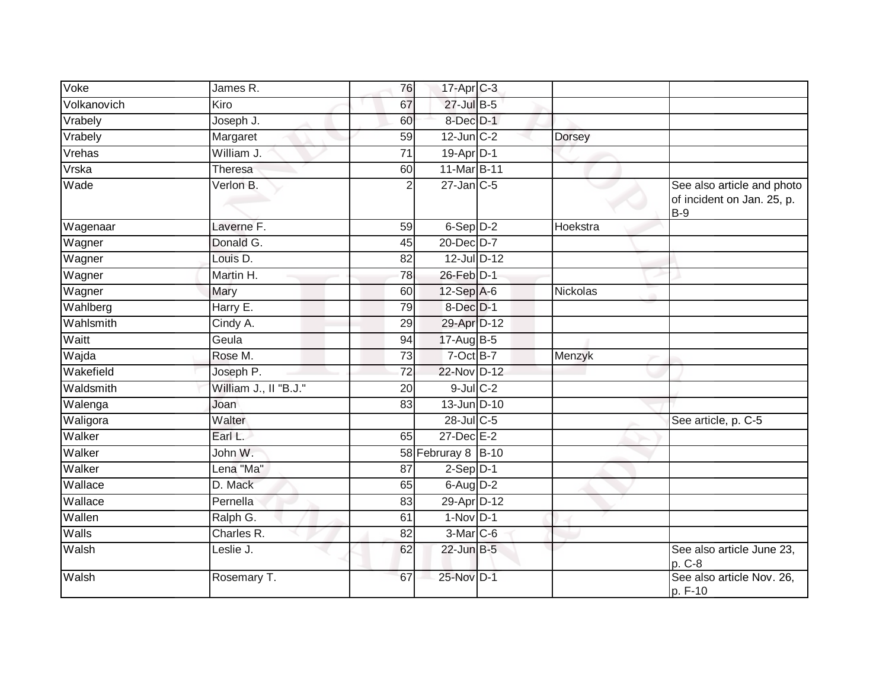| | | | | | | |
|---|---|---|---|---|---|---|
| Voke | James R. | 76 | 17-Apr | C-3 | | |
| Volkanovich | Kiro | 67 | 27-Jul | B-5 | | |
| Vrabely | Joseph J. | 60 | 8-Dec | D-1 | | |
| Vrabely | Margaret | 59 | 12-Jun | C-2 | Dorsey | |
| Vrehas | William J. | 71 | 19-Apr | D-1 | | |
| Vrska | Theresa | 60 | 11-Mar | B-11 | | |
| Wade | Verlon B. | 2 | 27-Jan | C-5 | | See also article and photo of incident on Jan. 25, p. B-9 |
| Wagenaar | Laverne F. | 59 | 6-Sep | D-2 | Hoekstra | |
| Wagner | Donald G. | 45 | 20-Dec | D-7 | | |
| Wagner | Louis D. | 82 | 12-Jul | D-12 | | |
| Wagner | Martin H. | 78 | 26-Feb | D-1 | | |
| Wagner | Mary | 60 | 12-Sep | A-6 | Nickolas | |
| Wahlberg | Harry E. | 79 | 8-Dec | D-1 | | |
| Wahlsmith | Cindy A. | 29 | 29-Apr | D-12 | | |
| Waitt | Geula | 94 | 17-Aug | B-5 | | |
| Wajda | Rose M. | 73 | 7-Oct | B-7 | Menzyk | |
| Wakefield | Joseph P. | 72 | 22-Nov | D-12 | | |
| Waldsmith | William J., II "B.J." | 20 | 9-Jul | C-2 | | |
| Walenga | Joan | 83 | 13-Jun | D-10 | | |
| Waligora | Walter | | 28-Jul | C-5 | | See article, p. C-5 |
| Walker | Earl L. | 65 | 27-Dec | E-2 | | |
| Walker | John W. | 58 | Februray 8 | B-10 | | |
| Walker | Lena "Ma" | 87 | 2-Sep | D-1 | | |
| Wallace | D. Mack | 65 | 6-Aug | D-2 | | |
| Wallace | Pernella | 83 | 29-Apr | D-12 | | |
| Wallen | Ralph G. | 61 | 1-Nov | D-1 | | |
| Walls | Charles R. | 82 | 3-Mar | C-6 | | |
| Walsh | Leslie J. | 62 | 22-Jun | B-5 | | See also article June 23, p. C-8 |
| Walsh | Rosemary T. | 67 | 25-Nov | D-1 | | See also article Nov. 26, p. F-10 |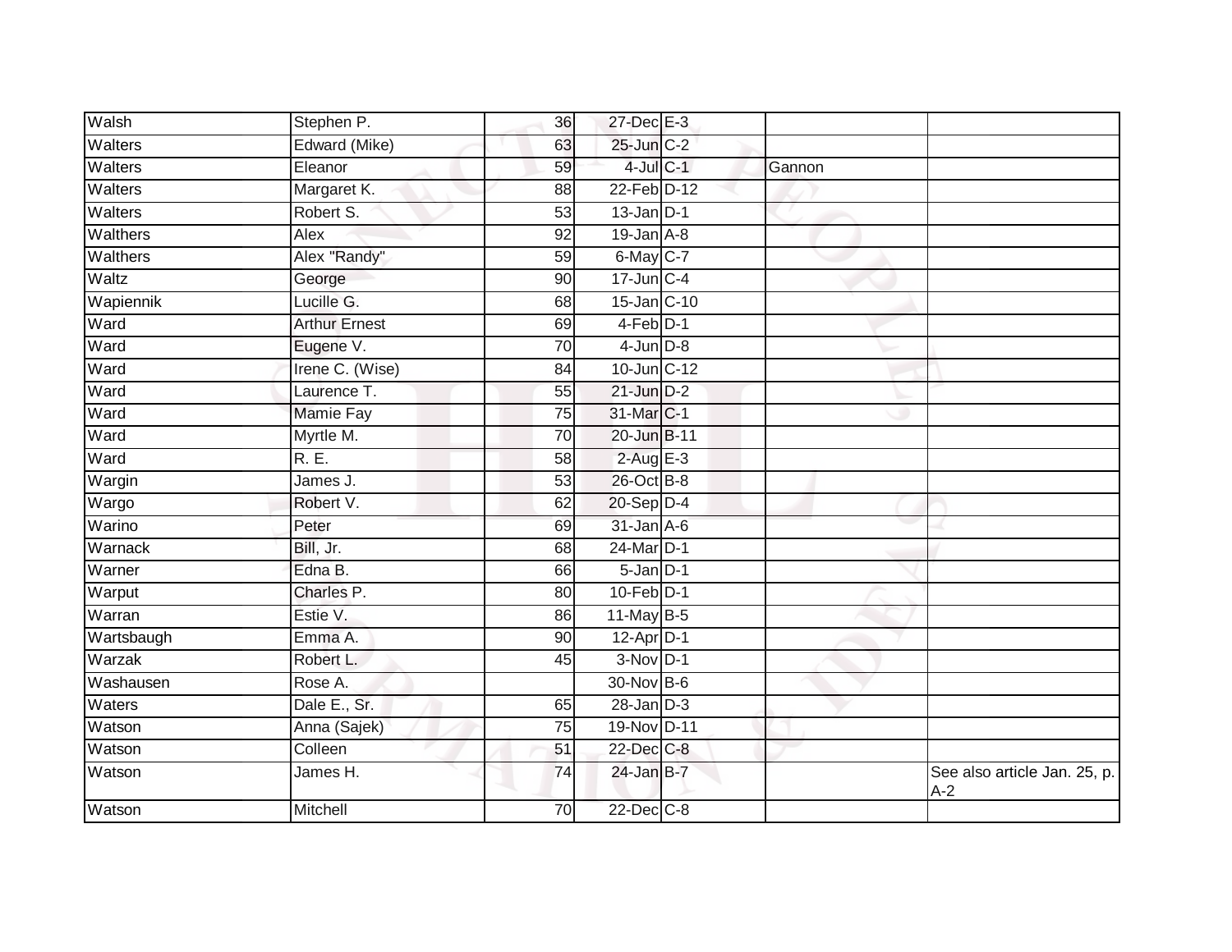| Walsh | Stephen P. | 36 | 27-Dec | E-3 | | |
|---|---|---|---|---|---|---|
| Walters | Edward (Mike) | 63 | 25-Jun | C-2 | | |
| Walters | Eleanor | 59 | 4-Jul | C-1 | Gannon | |
| Walters | Margaret K. | 88 | 22-Feb | D-12 | | |
| Walters | Robert S. | 53 | 13-Jan | D-1 | | |
| Walthers | Alex | 92 | 19-Jan | A-8 | | |
| Walthers | Alex "Randy" | 59 | 6-May | C-7 | | |
| Waltz | George | 90 | 17-Jun | C-4 | | |
| Wapiennik | Lucille G. | 68 | 15-Jan | C-10 | | |
| Ward | Arthur Ernest | 69 | 4-Feb | D-1 | | |
| Ward | Eugene V. | 70 | 4-Jun | D-8 | | |
| Ward | Irene C. (Wise) | 84 | 10-Jun | C-12 | | |
| Ward | Laurence T. | 55 | 21-Jun | D-2 | | |
| Ward | Mamie Fay | 75 | 31-Mar | C-1 | | |
| Ward | Myrtle M. | 70 | 20-Jun | B-11 | | |
| Ward | R. E. | 58 | 2-Aug | E-3 | | |
| Wargin | James J. | 53 | 26-Oct | B-8 | | |
| Wargo | Robert V. | 62 | 20-Sep | D-4 | | |
| Warino | Peter | 69 | 31-Jan | A-6 | | |
| Warnack | Bill, Jr. | 68 | 24-Mar | D-1 | | |
| Warner | Edna B. | 66 | 5-Jan | D-1 | | |
| Warput | Charles P. | 80 | 10-Feb | D-1 | | |
| Warran | Estie V. | 86 | 11-May | B-5 | | |
| Wartsbaugh | Emma A. | 90 | 12-Apr | D-1 | | |
| Warzak | Robert L. | 45 | 3-Nov | D-1 | | |
| Washausen | Rose A. | | 30-Nov | B-6 | | |
| Waters | Dale E., Sr. | 65 | 28-Jan | D-3 | | |
| Watson | Anna (Sajek) | 75 | 19-Nov | D-11 | | |
| Watson | Colleen | 51 | 22-Dec | C-8 | | |
| Watson | James H. | 74 | 24-Jan | B-7 | | See also article Jan. 25, p. A-2 |
| Watson | Mitchell | 70 | 22-Dec | C-8 | | |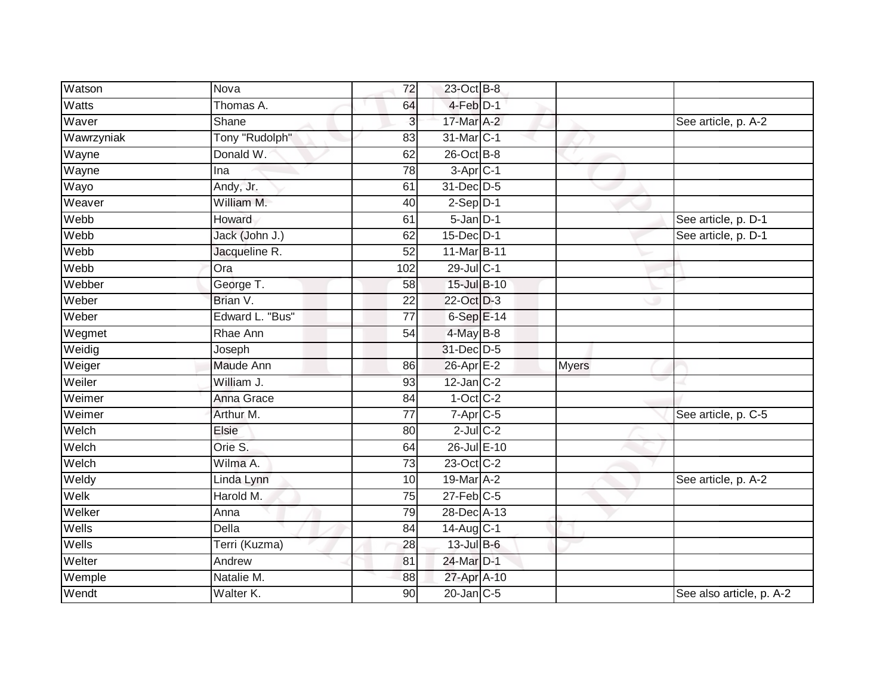| Watson | Nova | 72 | 23-Oct | B-8 | | |
|---|---|---|---|---|---|---|
| Watts | Thomas A. | 64 | 4-Feb | D-1 | | |
| Waver | Shane | 3 | 17-Mar | A-2 | | See article, p. A-2 |
| Wawrzyniak | Tony "Rudolph" | 83 | 31-Mar | C-1 | | |
| Wayne | Donald W. | 62 | 26-Oct | B-8 | | |
| Wayne | Ina | 78 | 3-Apr | C-1 | | |
| Wayo | Andy, Jr. | 61 | 31-Dec | D-5 | | |
| Weaver | William M. | 40 | 2-Sep | D-1 | | |
| Webb | Howard | 61 | 5-Jan | D-1 | | See article, p. D-1 |
| Webb | Jack (John J.) | 62 | 15-Dec | D-1 | | See article, p. D-1 |
| Webb | Jacqueline R. | 52 | 11-Mar | B-11 | | |
| Webb | Ora | 102 | 29-Jul | C-1 | | |
| Webber | George T. | 58 | 15-Jul | B-10 | | |
| Weber | Brian V. | 22 | 22-Oct | D-3 | | |
| Weber | Edward L. "Bus" | 77 | 6-Sep | E-14 | | |
| Wegmet | Rhae Ann | 54 | 4-May | B-8 | | |
| Weidig | Joseph | | 31-Dec | D-5 | | |
| Weiger | Maude Ann | 86 | 26-Apr | E-2 | Myers | |
| Weiler | William J. | 93 | 12-Jan | C-2 | | |
| Weimer | Anna Grace | 84 | 1-Oct | C-2 | | |
| Weimer | Arthur M. | 77 | 7-Apr | C-5 | | See article, p. C-5 |
| Welch | Elsie | 80 | 2-Jul | C-2 | | |
| Welch | Orie S. | 64 | 26-Jul | E-10 | | |
| Welch | Wilma A. | 73 | 23-Oct | C-2 | | |
| Weldy | Linda Lynn | 10 | 19-Mar | A-2 | | See article, p. A-2 |
| Welk | Harold M. | 75 | 27-Feb | C-5 | | |
| Welker | Anna | 79 | 28-Dec | A-13 | | |
| Wells | Della | 84 | 14-Aug | C-1 | | |
| Wells | Terri (Kuzma) | 28 | 13-Jul | B-6 | | |
| Welter | Andrew | 81 | 24-Mar | D-1 | | |
| Wemple | Natalie M. | 88 | 27-Apr | A-10 | | |
| Wendt | Walter K. | 90 | 20-Jan | C-5 | | See also article, p. A-2 |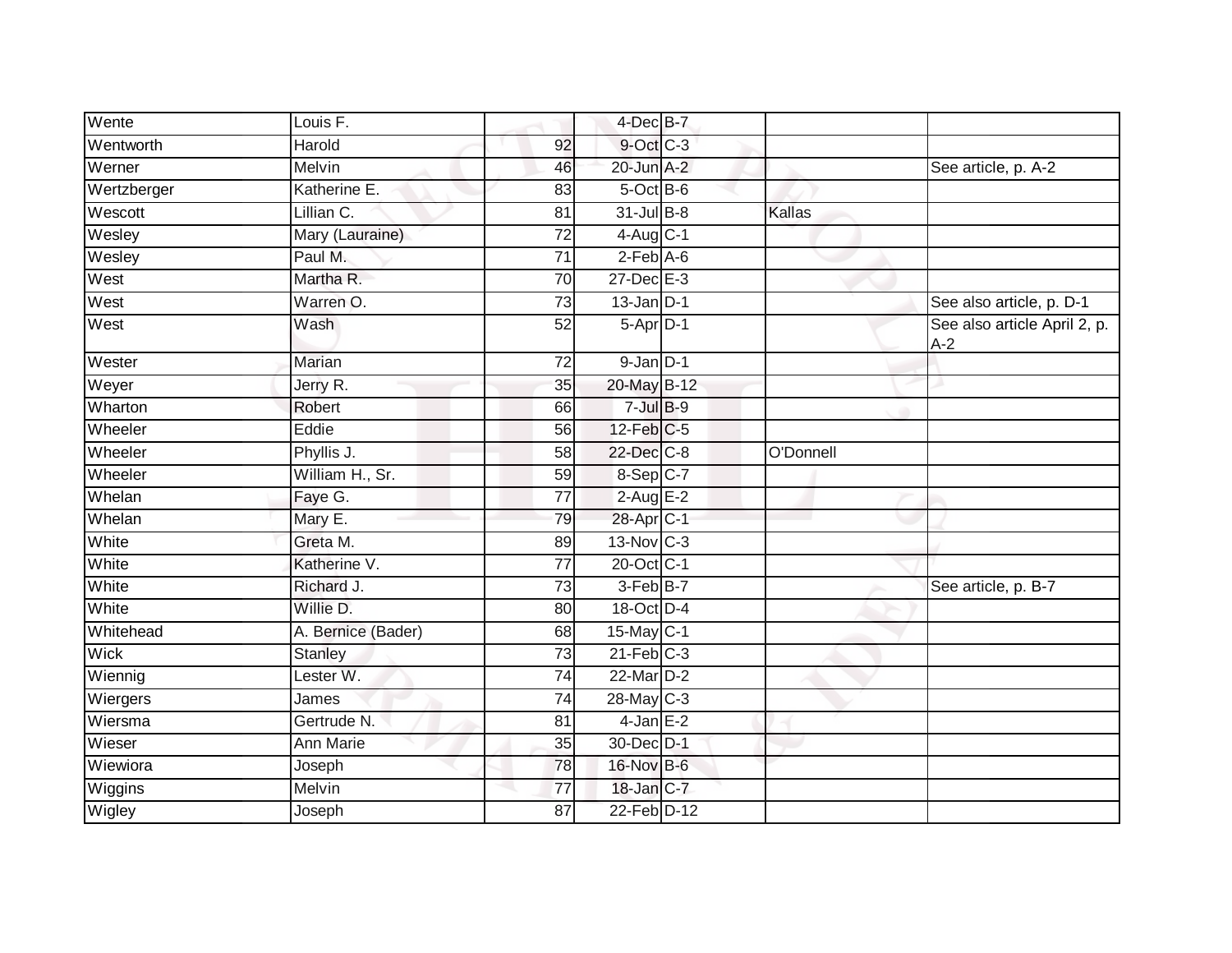| | | | | | | |
|---|---|---|---|---|---|---|
| Wente | Louis F. | | 4-Dec | B-7 | | |
| Wentworth | Harold | 92 | 9-Oct | C-3 | | |
| Werner | Melvin | 46 | 20-Jun | A-2 | | See article, p. A-2 |
| Wertzberger | Katherine E. | 83 | 5-Oct | B-6 | | |
| Wescott | Lillian C. | 81 | 31-Jul | B-8 | Kallas | |
| Wesley | Mary (Lauraine) | 72 | 4-Aug | C-1 | | |
| Wesley | Paul M. | 71 | 2-Feb | A-6 | | |
| West | Martha R. | 70 | 27-Dec | E-3 | | |
| West | Warren O. | 73 | 13-Jan | D-1 | | See also article, p. D-1 |
| West | Wash | 52 | 5-Apr | D-1 | | See also article April 2, p. A-2 |
| Wester | Marian | 72 | 9-Jan | D-1 | | |
| Weyer | Jerry R. | 35 | 20-May | B-12 | | |
| Wharton | Robert | 66 | 7-Jul | B-9 | | |
| Wheeler | Eddie | 56 | 12-Feb | C-5 | | |
| Wheeler | Phyllis J. | 58 | 22-Dec | C-8 | O'Donnell | |
| Wheeler | William H., Sr. | 59 | 8-Sep | C-7 | | |
| Whelan | Faye G. | 77 | 2-Aug | E-2 | | |
| Whelan | Mary E. | 79 | 28-Apr | C-1 | | |
| White | Greta M. | 89 | 13-Nov | C-3 | | |
| White | Katherine V. | 77 | 20-Oct | C-1 | | |
| White | Richard J. | 73 | 3-Feb | B-7 | | See article, p. B-7 |
| White | Willie D. | 80 | 18-Oct | D-4 | | |
| Whitehead | A. Bernice (Bader) | 68 | 15-May | C-1 | | |
| Wick | Stanley | 73 | 21-Feb | C-3 | | |
| Wiennig | Lester W. | 74 | 22-Mar | D-2 | | |
| Wiergers | James | 74 | 28-May | C-3 | | |
| Wiersma | Gertrude N. | 81 | 4-Jan | E-2 | | |
| Wieser | Ann Marie | 35 | 30-Dec | D-1 | | |
| Wiewiora | Joseph | 78 | 16-Nov | B-6 | | |
| Wiggins | Melvin | 77 | 18-Jan | C-7 | | |
| Wigley | Joseph | 87 | 22-Feb | D-12 | | |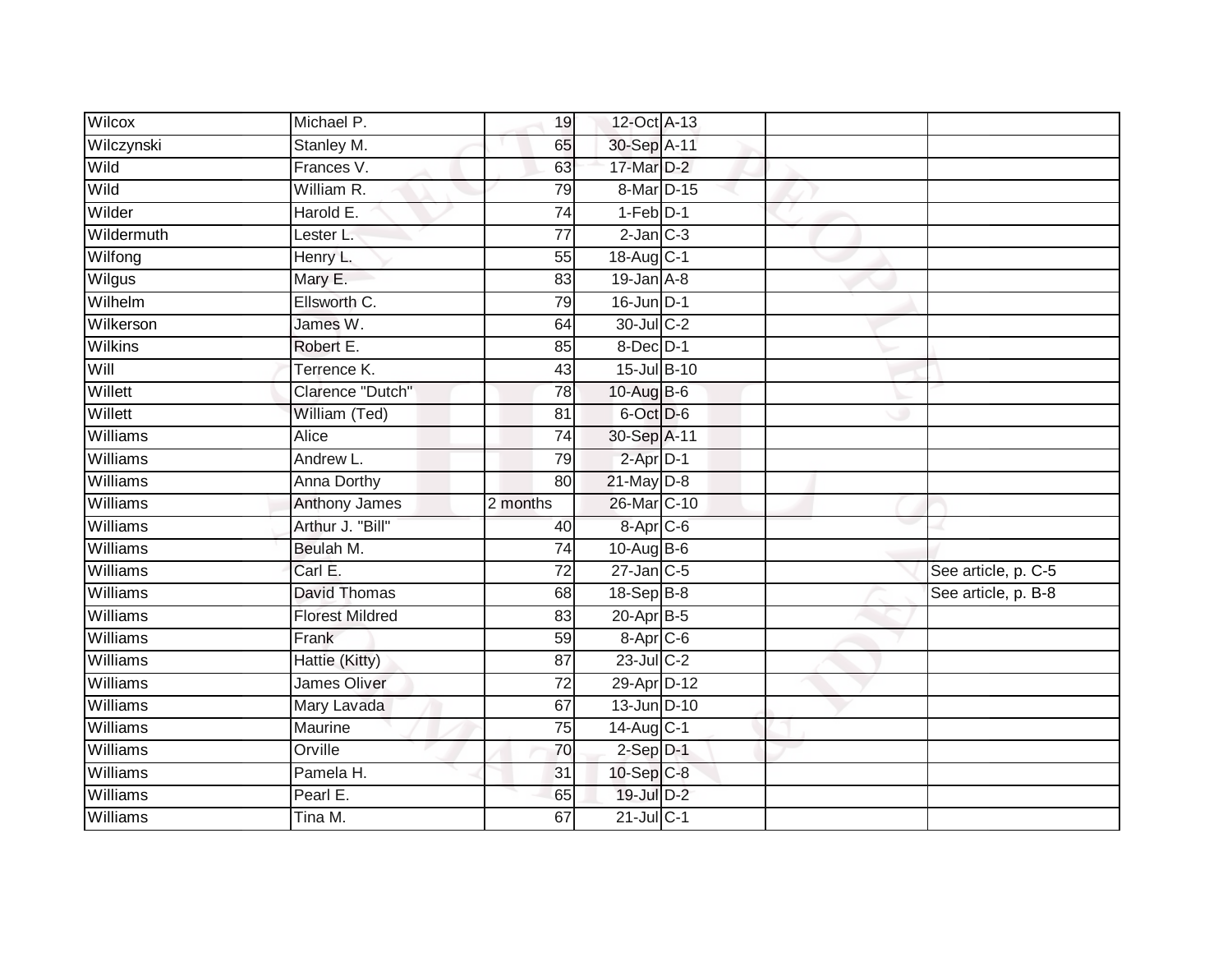| | | | | | | |
|---|---|---|---|---|---|---|
| Wilcox | Michael P. | 19 | 12-Oct | A-13 | | |
| Wilczynski | Stanley M. | 65 | 30-Sep | A-11 | | |
| Wild | Frances V. | 63 | 17-Mar | D-2 | | |
| Wild | William R. | 79 | 8-Mar | D-15 | | |
| Wilder | Harold E. | 74 | 1-Feb | D-1 | | |
| Wildermuth | Lester L. | 77 | 2-Jan | C-3 | | |
| Wilfong | Henry L. | 55 | 18-Aug | C-1 | | |
| Wilgus | Mary E. | 83 | 19-Jan | A-8 | | |
| Wilhelm | Ellsworth C. | 79 | 16-Jun | D-1 | | |
| Wilkerson | James W. | 64 | 30-Jul | C-2 | | |
| Wilkins | Robert E. | 85 | 8-Dec | D-1 | | |
| Will | Terrence K. | 43 | 15-Jul | B-10 | | |
| Willett | Clarence "Dutch" | 78 | 10-Aug | B-6 | | |
| Willett | William (Ted) | 81 | 6-Oct | D-6 | | |
| Williams | Alice | 74 | 30-Sep | A-11 | | |
| Williams | Andrew L. | 79 | 2-Apr | D-1 | | |
| Williams | Anna Dorthy | 80 | 21-May | D-8 | | |
| Williams | Anthony James | 2 months | 26-Mar | C-10 | | |
| Williams | Arthur J. "Bill" | 40 | 8-Apr | C-6 | | |
| Williams | Beulah M. | 74 | 10-Aug | B-6 | | |
| Williams | Carl E. | 72 | 27-Jan | C-5 | | See article, p. C-5 |
| Williams | David Thomas | 68 | 18-Sep | B-8 | | See article, p. B-8 |
| Williams | Florest Mildred | 83 | 20-Apr | B-5 | | |
| Williams | Frank | 59 | 8-Apr | C-6 | | |
| Williams | Hattie (Kitty) | 87 | 23-Jul | C-2 | | |
| Williams | James Oliver | 72 | 29-Apr | D-12 | | |
| Williams | Mary Lavada | 67 | 13-Jun | D-10 | | |
| Williams | Maurine | 75 | 14-Aug | C-1 | | |
| Williams | Orville | 70 | 2-Sep | D-1 | | |
| Williams | Pamela H. | 31 | 10-Sep | C-8 | | |
| Williams | Pearl E. | 65 | 19-Jul | D-2 | | |
| Williams | Tina M. | 67 | 21-Jul | C-1 | | |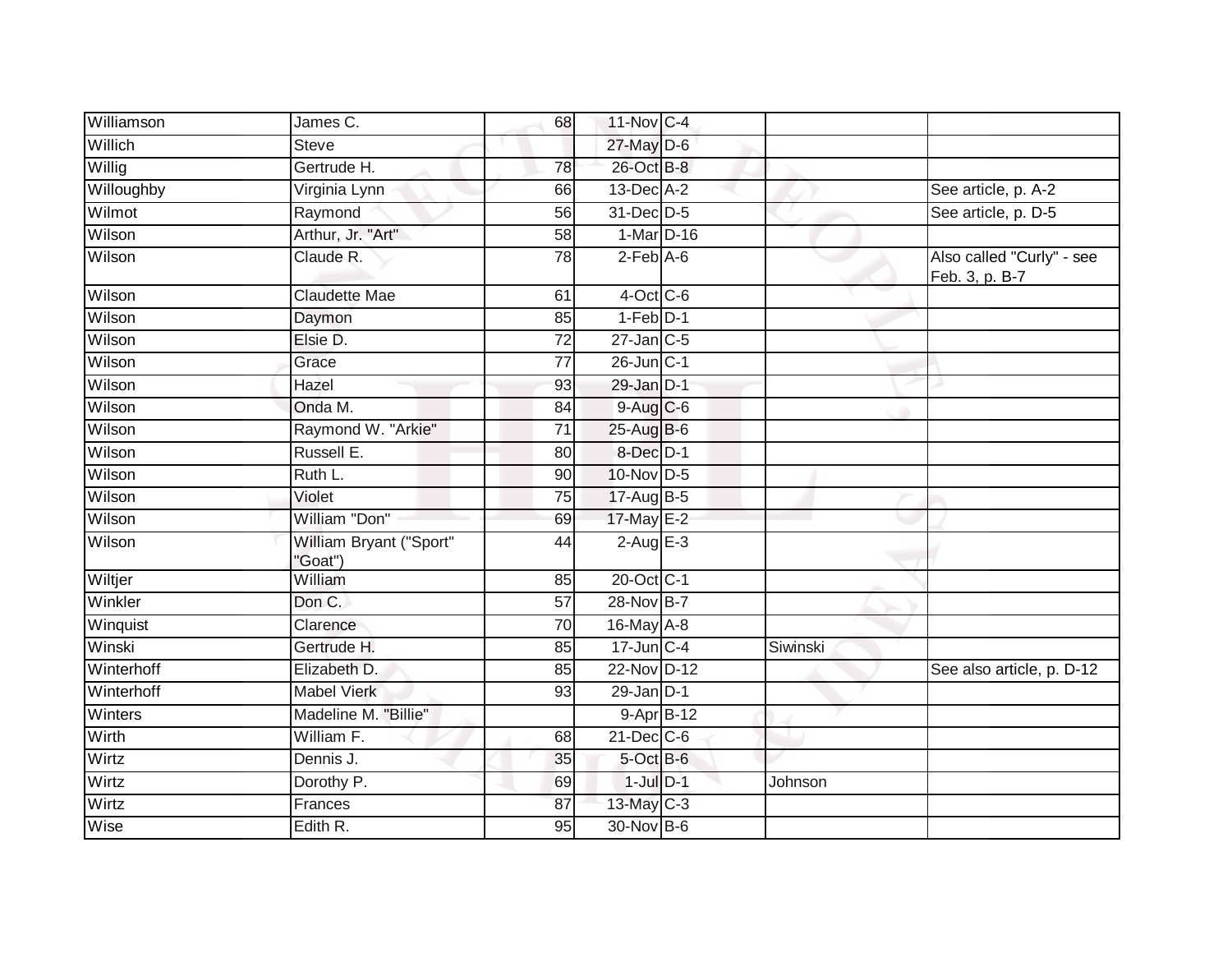| | | | | | | |
|---|---|---|---|---|---|---|
| Williamson | James C. | 68 | 11-Nov | C-4 | | |
| Willich | Steve | | 27-May | D-6 | | |
| Willig | Gertrude H. | 78 | 26-Oct | B-8 | | |
| Willoughby | Virginia Lynn | 66 | 13-Dec | A-2 | | See article, p. A-2 |
| Wilmot | Raymond | 56 | 31-Dec | D-5 | | See article, p. D-5 |
| Wilson | Arthur, Jr. "Art" | 58 | 1-Mar | D-16 | | |
| Wilson | Claude R. | 78 | 2-Feb | A-6 | | Also called "Curly" - see Feb. 3, p. B-7 |
| Wilson | Claudette Mae | 61 | 4-Oct | C-6 | | |
| Wilson | Daymon | 85 | 1-Feb | D-1 | | |
| Wilson | Elsie D. | 72 | 27-Jan | C-5 | | |
| Wilson | Grace | 77 | 26-Jun | C-1 | | |
| Wilson | Hazel | 93 | 29-Jan | D-1 | | |
| Wilson | Onda M. | 84 | 9-Aug | C-6 | | |
| Wilson | Raymond W. "Arkie" | 71 | 25-Aug | B-6 | | |
| Wilson | Russell E. | 80 | 8-Dec | D-1 | | |
| Wilson | Ruth L. | 90 | 10-Nov | D-5 | | |
| Wilson | Violet | 75 | 17-Aug | B-5 | | |
| Wilson | William "Don" | 69 | 17-May | E-2 | | |
| Wilson | William Bryant ("Sport" "Goat") | 44 | 2-Aug | E-3 | | |
| Wiltjer | William | 85 | 20-Oct | C-1 | | |
| Winkler | Don C. | 57 | 28-Nov | B-7 | | |
| Winquist | Clarence | 70 | 16-May | A-8 | | |
| Winski | Gertrude H. | 85 | 17-Jun | C-4 | Siwinski | |
| Winterhoff | Elizabeth D. | 85 | 22-Nov | D-12 | | See also article, p. D-12 |
| Winterhoff | Mabel Vierk | 93 | 29-Jan | D-1 | | |
| Winters | Madeline M. "Billie" | | 9-Apr | B-12 | | |
| Wirth | William F. | 68 | 21-Dec | C-6 | | |
| Wirtz | Dennis J. | 35 | 5-Oct | B-6 | | |
| Wirtz | Dorothy P. | 69 | 1-Jul | D-1 | Johnson | |
| Wirtz | Frances | 87 | 13-May | C-3 | | |
| Wise | Edith R. | 95 | 30-Nov | B-6 | | |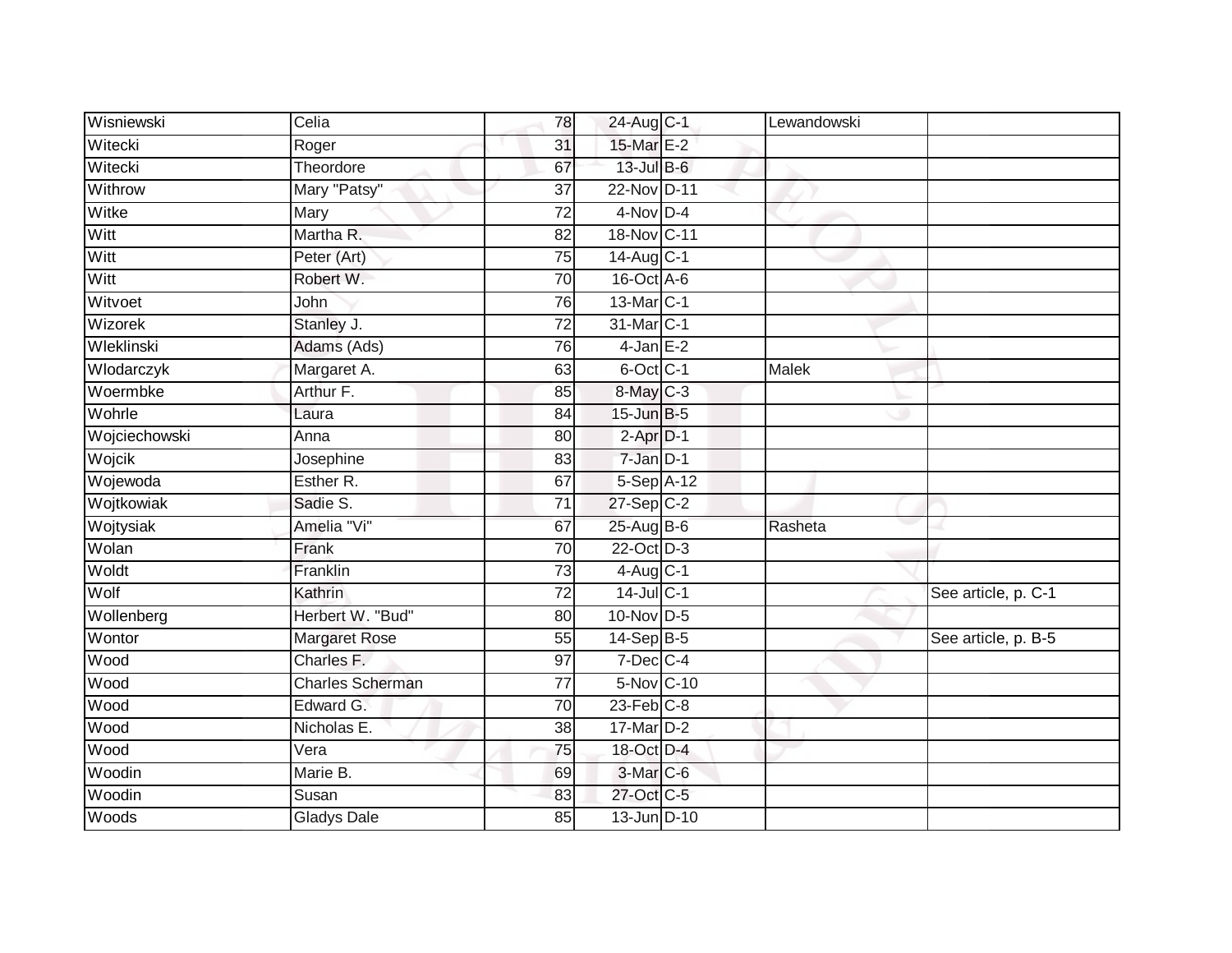| | | | | | | |
|---|---|---|---|---|---|---|
| Wisniewski | Celia | 78 | 24-Aug | C-1 | Lewandowski | |
| Witecki | Roger | 31 | 15-Mar | E-2 | | |
| Witecki | Theordore | 67 | 13-Jul | B-6 | | |
| Withrow | Mary "Patsy" | 37 | 22-Nov | D-11 | | |
| Witke | Mary | 72 | 4-Nov | D-4 | | |
| Witt | Martha R. | 82 | 18-Nov | C-11 | | |
| Witt | Peter (Art) | 75 | 14-Aug | C-1 | | |
| Witt | Robert W. | 70 | 16-Oct | A-6 | | |
| Witvoet | John | 76 | 13-Mar | C-1 | | |
| Wizorek | Stanley J. | 72 | 31-Mar | C-1 | | |
| Wleklinski | Adams (Ads) | 76 | 4-Jan | E-2 | | |
| Wlodarczyk | Margaret A. | 63 | 6-Oct | C-1 | Malek | |
| Woermbke | Arthur F. | 85 | 8-May | C-3 | | |
| Wohrle | Laura | 84 | 15-Jun | B-5 | | |
| Wojciechowski | Anna | 80 | 2-Apr | D-1 | | |
| Wojcik | Josephine | 83 | 7-Jan | D-1 | | |
| Wojewoda | Esther R. | 67 | 5-Sep | A-12 | | |
| Wojtkowiak | Sadie S. | 71 | 27-Sep | C-2 | | |
| Wojtysiak | Amelia "Vi" | 67 | 25-Aug | B-6 | Rasheta | |
| Wolan | Frank | 70 | 22-Oct | D-3 | | |
| Woldt | Franklin | 73 | 4-Aug | C-1 | | |
| Wolf | Kathrin | 72 | 14-Jul | C-1 | | See article, p. C-1 |
| Wollenberg | Herbert W. "Bud" | 80 | 10-Nov | D-5 | | |
| Wontor | Margaret Rose | 55 | 14-Sep | B-5 | | See article, p. B-5 |
| Wood | Charles F. | 97 | 7-Dec | C-4 | | |
| Wood | Charles Scherman | 77 | 5-Nov | C-10 | | |
| Wood | Edward G. | 70 | 23-Feb | C-8 | | |
| Wood | Nicholas E. | 38 | 17-Mar | D-2 | | |
| Wood | Vera | 75 | 18-Oct | D-4 | | |
| Woodin | Marie B. | 69 | 3-Mar | C-6 | | |
| Woodin | Susan | 83 | 27-Oct | C-5 | | |
| Woods | Gladys Dale | 85 | 13-Jun | D-10 | | |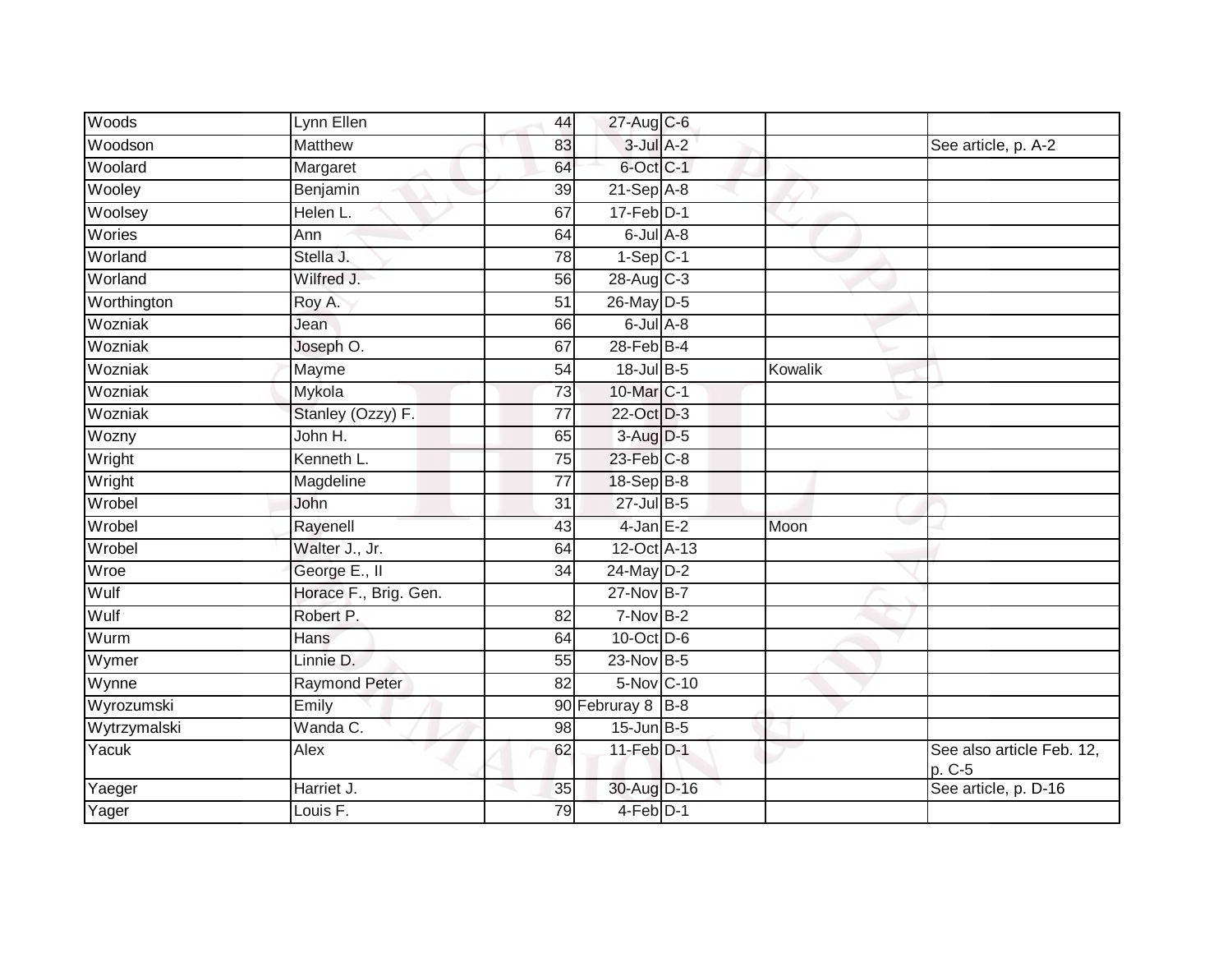| Woods | Lynn Ellen | 44 | 27-Aug | C-6 | | |
|---|---|---|---|---|---|---|
| Woodson | Matthew | 83 | 3-Jul | A-2 | | See article, p. A-2 |
| Woolard | Margaret | 64 | 6-Oct | C-1 | | |
| Wooley | Benjamin | 39 | 21-Sep | A-8 | | |
| Woolsey | Helen L. | 67 | 17-Feb | D-1 | | |
| Wories | Ann | 64 | 6-Jul | A-8 | | |
| Worland | Stella J. | 78 | 1-Sep | C-1 | | |
| Worland | Wilfred J. | 56 | 28-Aug | C-3 | | |
| Worthington | Roy A. | 51 | 26-May | D-5 | | |
| Wozniak | Jean | 66 | 6-Jul | A-8 | | |
| Wozniak | Joseph O. | 67 | 28-Feb | B-4 | | |
| Wozniak | Mayme | 54 | 18-Jul | B-5 | Kowalik | |
| Wozniak | Mykola | 73 | 10-Mar | C-1 | | |
| Wozniak | Stanley (Ozzy) F. | 77 | 22-Oct | D-3 | | |
| Wozny | John H. | 65 | 3-Aug | D-5 | | |
| Wright | Kenneth L. | 75 | 23-Feb | C-8 | | |
| Wright | Magdeline | 77 | 18-Sep | B-8 | | |
| Wrobel | John | 31 | 27-Jul | B-5 | | |
| Wrobel | Rayenell | 43 | 4-Jan | E-2 | Moon | |
| Wrobel | Walter J., Jr. | 64 | 12-Oct | A-13 | | |
| Wroe | George E., II | 34 | 24-May | D-2 | | |
| Wulf | Horace F., Brig. Gen. | | 27-Nov | B-7 | | |
| Wulf | Robert P. | 82 | 7-Nov | B-2 | | |
| Wurm | Hans | 64 | 10-Oct | D-6 | | |
| Wymer | Linnie D. | 55 | 23-Nov | B-5 | | |
| Wynne | Raymond Peter | 82 | 5-Nov | C-10 | | |
| Wyrozumski | Emily | 90 | Februray 8 | B-8 | | |
| Wytrzymalski | Wanda C. | 98 | 15-Jun | B-5 | | |
| Yacuk | Alex | 62 | 11-Feb | D-1 | | See also article Feb. 12, p. C-5 |
| Yaeger | Harriet J. | 35 | 30-Aug | D-16 | | See article, p. D-16 |
| Yager | Louis F. | 79 | 4-Feb | D-1 | | |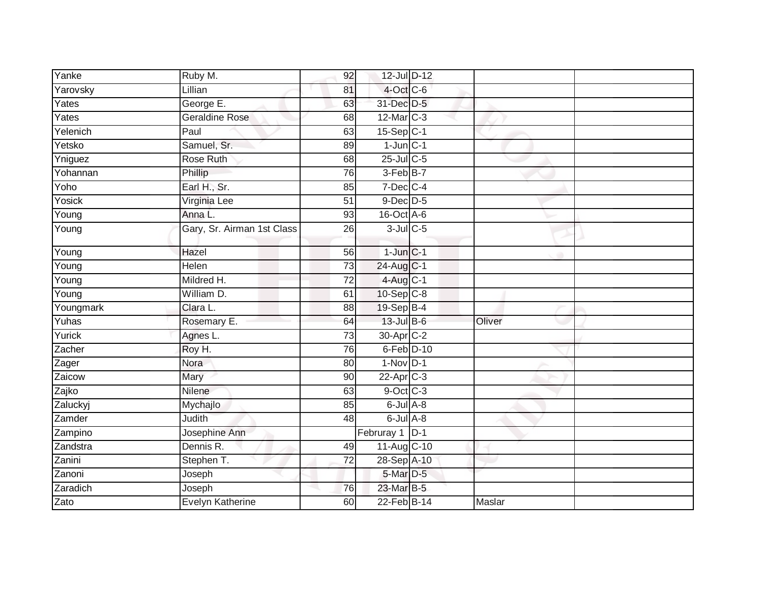| | | | | | | |
|---|---|---|---|---|---|---|
| Yanke | Ruby M. | 92 | 12-Jul | D-12 | | |
| Yarovsky | Lillian | 81 | 4-Oct | C-6 | | |
| Yates | George E. | 63 | 31-Dec | D-5 | | |
| Yates | Geraldine Rose | 68 | 12-Mar | C-3 | | |
| Yelenich | Paul | 63 | 15-Sep | C-1 | | |
| Yetsko | Samuel, Sr. | 89 | 1-Jun | C-1 | | |
| Yniguez | Rose Ruth | 68 | 25-Jul | C-5 | | |
| Yohannan | Phillip | 76 | 3-Feb | B-7 | | |
| Yoho | Earl H., Sr. | 85 | 7-Dec | C-4 | | |
| Yosick | Virginia Lee | 51 | 9-Dec | D-5 | | |
| Young | Anna L. | 93 | 16-Oct | A-6 | | |
| Young | Gary, Sr. Airman 1st Class | 26 | 3-Jul | C-5 | | |
| Young | Hazel | 56 | 1-Jun | C-1 | | |
| Young | Helen | 73 | 24-Aug | C-1 | | |
| Young | Mildred H. | 72 | 4-Aug | C-1 | | |
| Young | William D. | 61 | 10-Sep | C-8 | | |
| Youngmark | Clara L. | 88 | 19-Sep | B-4 | | |
| Yuhas | Rosemary E. | 64 | 13-Jul | B-6 | Oliver | |
| Yurick | Agnes L. | 73 | 30-Apr | C-2 | | |
| Zacher | Roy H. | 76 | 6-Feb | D-10 | | |
| Zager | Nora | 80 | 1-Nov | D-1 | | |
| Zaicow | Mary | 90 | 22-Apr | C-3 | | |
| Zajko | Nilene | 63 | 9-Oct | C-3 | | |
| Zaluckyj | Mychajlo | 85 | 6-Jul | A-8 | | |
| Zamder | Judith | 48 | 6-Jul | A-8 | | |
| Zampino | Josephine Ann | | Februray 1 | D-1 | | |
| Zandstra | Dennis R. | 49 | 11-Aug | C-10 | | |
| Zanini | Stephen T. | 72 | 28-Sep | A-10 | | |
| Zanoni | Joseph | | 5-Mar | D-5 | | |
| Zaradich | Joseph | 76 | 23-Mar | B-5 | | |
| Zato | Evelyn Katherine | 60 | 22-Feb | B-14 | Maslar | |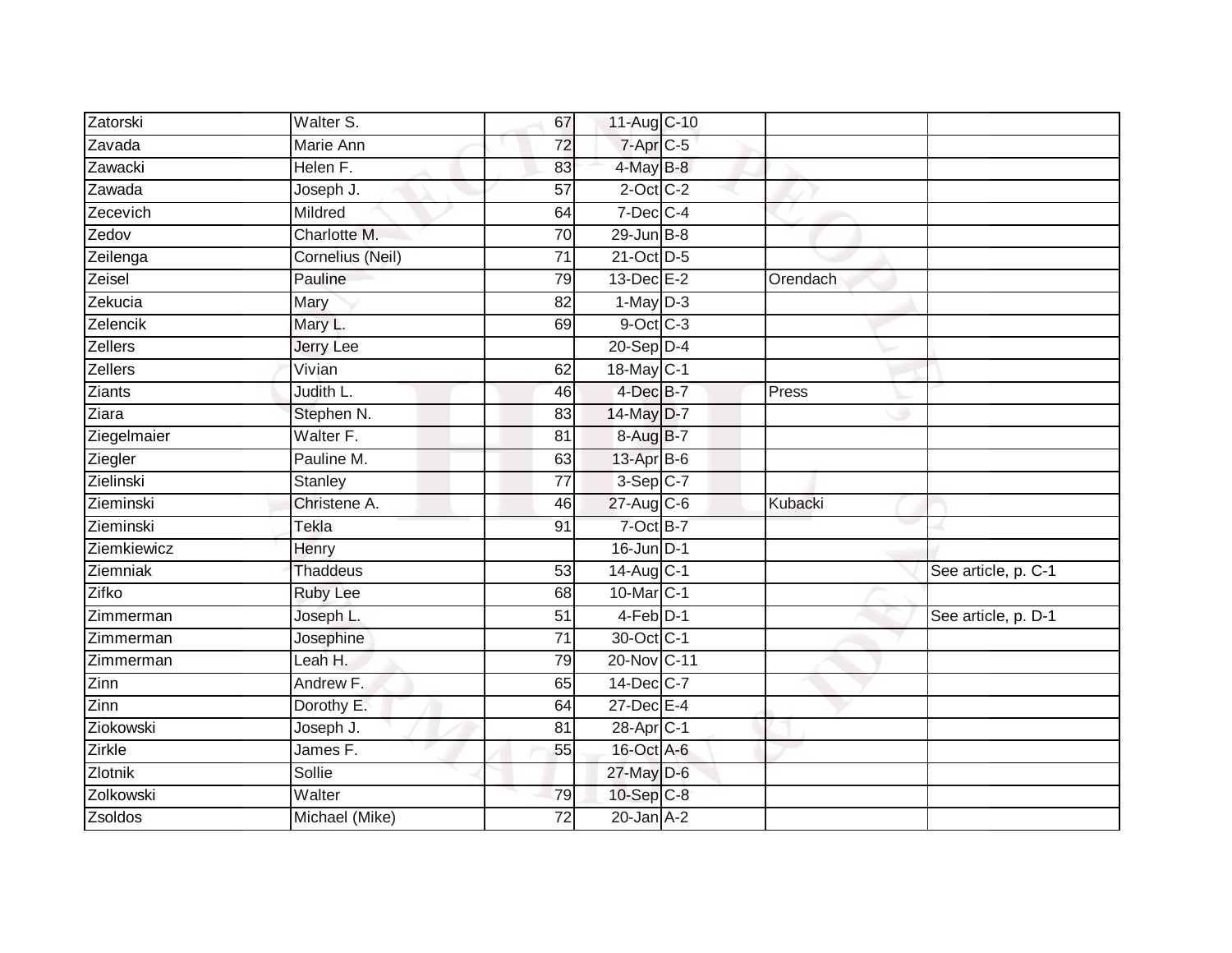| | | | | | | |
|---|---|---|---|---|---|---|
| Zatorski | Walter S. | 67 | 11-Aug | C-10 | | |
| Zavada | Marie Ann | 72 | 7-Apr | C-5 | | |
| Zawacki | Helen F. | 83 | 4-May | B-8 | | |
| Zawada | Joseph J. | 57 | 2-Oct | C-2 | | |
| Zecevich | Mildred | 64 | 7-Dec | C-4 | | |
| Zedov | Charlotte M. | 70 | 29-Jun | B-8 | | |
| Zeilenga | Cornelius (Neil) | 71 | 21-Oct | D-5 | | |
| Zeisel | Pauline | 79 | 13-Dec | E-2 | Orendach | |
| Zekucia | Mary | 82 | 1-May | D-3 | | |
| Zelencik | Mary L. | 69 | 9-Oct | C-3 | | |
| Zellers | Jerry Lee | | 20-Sep | D-4 | | |
| Zellers | Vivian | 62 | 18-May | C-1 | | |
| Ziants | Judith L. | 46 | 4-Dec | B-7 | Press | |
| Ziara | Stephen N. | 83 | 14-May | D-7 | | |
| Ziegelmaier | Walter F. | 81 | 8-Aug | B-7 | | |
| Ziegler | Pauline M. | 63 | 13-Apr | B-6 | | |
| Zielinski | Stanley | 77 | 3-Sep | C-7 | | |
| Zieminski | Christene A. | 46 | 27-Aug | C-6 | Kubacki | |
| Zieminski | Tekla | 91 | 7-Oct | B-7 | | |
| Ziemkiewicz | Henry | | 16-Jun | D-1 | | |
| Ziemniak | Thaddeus | 53 | 14-Aug | C-1 | | See article, p. C-1 |
| Zifko | Ruby Lee | 68 | 10-Mar | C-1 | | |
| Zimmerman | Joseph L. | 51 | 4-Feb | D-1 | | See article, p. D-1 |
| Zimmerman | Josephine | 71 | 30-Oct | C-1 | | |
| Zimmerman | Leah H. | 79 | 20-Nov | C-11 | | |
| Zinn | Andrew F. | 65 | 14-Dec | C-7 | | |
| Zinn | Dorothy E. | 64 | 27-Dec | E-4 | | |
| Ziokowski | Joseph J. | 81 | 28-Apr | C-1 | | |
| Zirkle | James F. | 55 | 16-Oct | A-6 | | |
| Zlotnik | Sollie | | 27-May | D-6 | | |
| Zolkowski | Walter | 79 | 10-Sep | C-8 | | |
| Zsoldos | Michael (Mike) | 72 | 20-Jan | A-2 | | |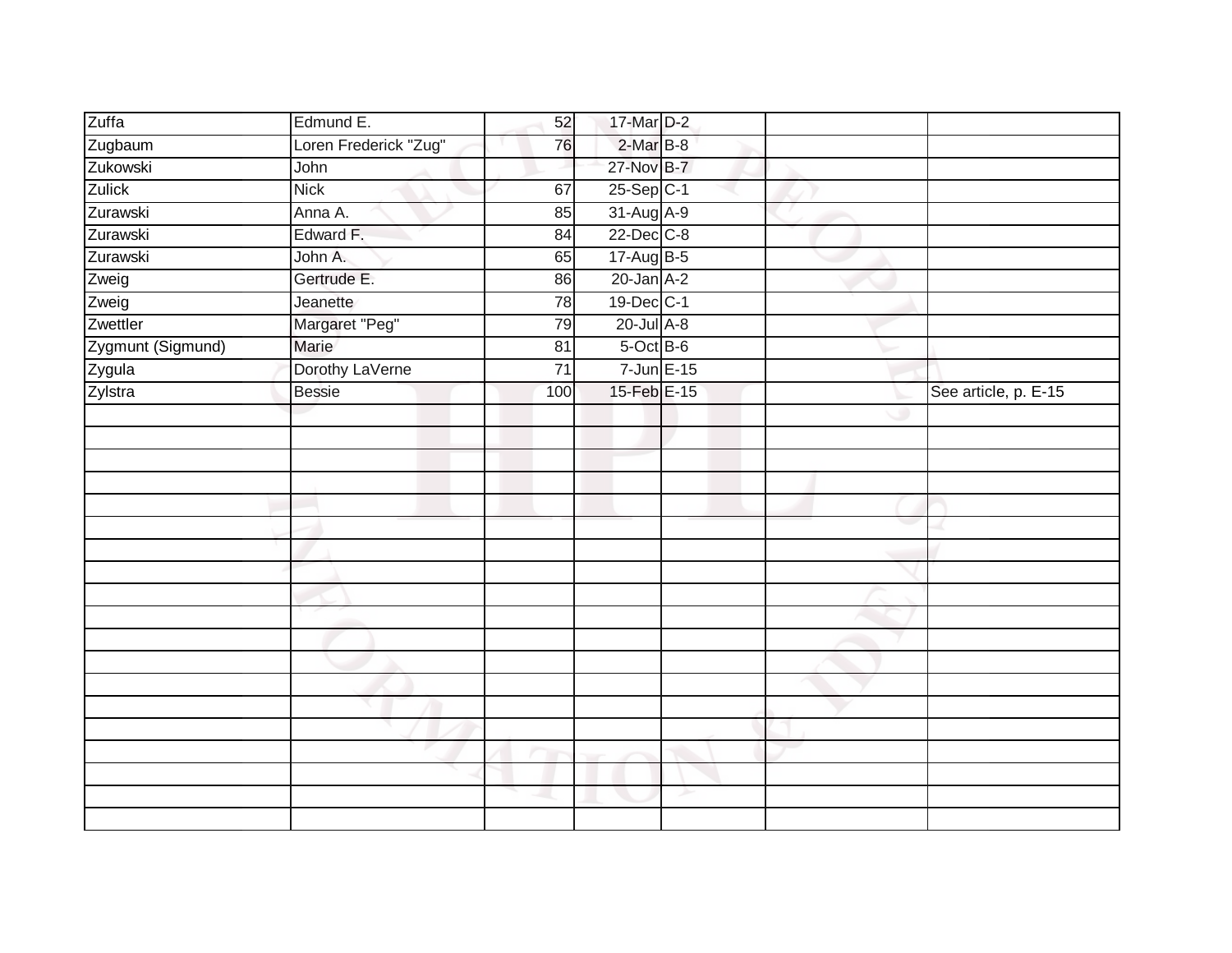| | | | | | | |
|---|---|---|---|---|---|---|
| Zuffa | Edmund E. | 52 | 17-Mar | D-2 | | |
| Zugbaum | Loren Frederick "Zug" | 76 | 2-Mar | B-8 | | |
| Zukowski | John | | 27-Nov | B-7 | | |
| Zulick | Nick | 67 | 25-Sep | C-1 | | |
| Zurawski | Anna A. | 85 | 31-Aug | A-9 | | |
| Zurawski | Edward F. | 84 | 22-Dec | C-8 | | |
| Zurawski | John A. | 65 | 17-Aug | B-5 | | |
| Zweig | Gertrude E. | 86 | 20-Jan | A-2 | | |
| Zweig | Jeanette | 78 | 19-Dec | C-1 | | |
| Zwettler | Margaret "Peg" | 79 | 20-Jul | A-8 | | |
| Zygmunt (Sigmund) | Marie | 81 | 5-Oct | B-6 | | |
| Zygula | Dorothy LaVerne | 71 | 7-Jun | E-15 | | |
| Zylstra | Bessie | 100 | 15-Feb | E-15 | | See article, p. E-15 |